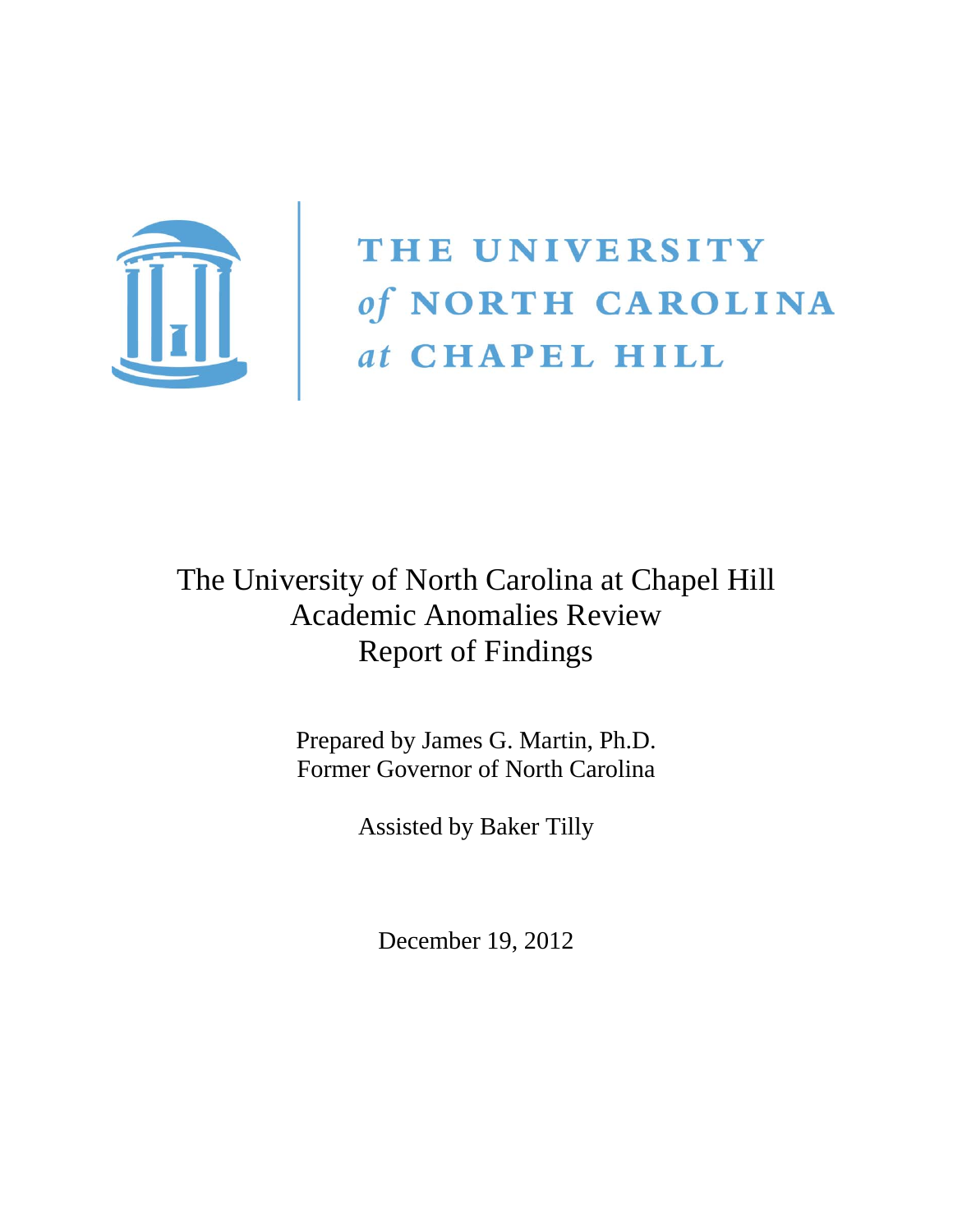THE UNIVERSITY *of* NORTH CAROLINA *at* CHAPEL HILL

# The University of North Carolina at Chapel Hill Academic Anomalies Review Report of Findings

Prepared by James G. Martin, Ph.D.
Former Governor of North Carolina

Assisted by Baker Tilly

December 19, 2012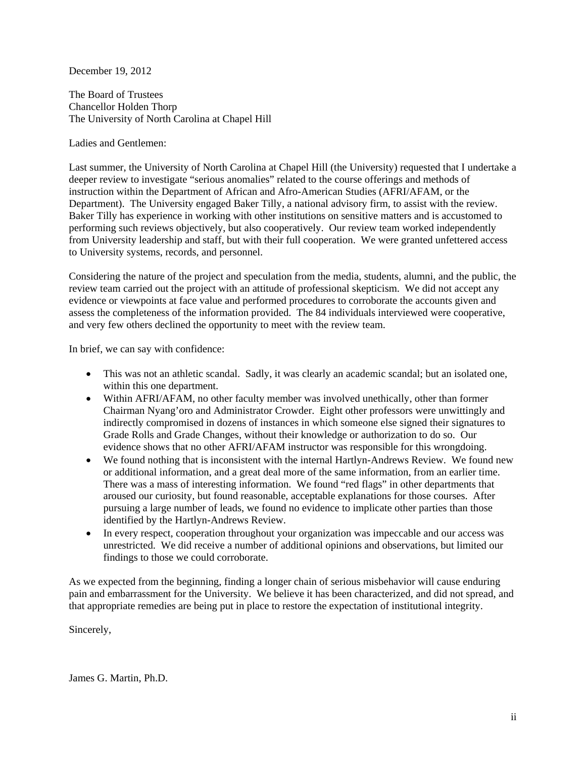December 19, 2012

The Board of Trustees
Chancellor Holden Thorp
The University of North Carolina at Chapel Hill

Ladies and Gentlemen:

Last summer, the University of North Carolina at Chapel Hill (the University) requested that I undertake a deeper review to investigate "serious anomalies" related to the course offerings and methods of instruction within the Department of African and Afro-American Studies (AFRI/AFAM, or the Department). The University engaged Baker Tilly, a national advisory firm, to assist with the review. Baker Tilly has experience in working with other institutions on sensitive matters and is accustomed to performing such reviews objectively, but also cooperatively. Our review team worked independently from University leadership and staff, but with their full cooperation. We were granted unfettered access to University systems, records, and personnel.

Considering the nature of the project and speculation from the media, students, alumni, and the public, the review team carried out the project with an attitude of professional skepticism. We did not accept any evidence or viewpoints at face value and performed procedures to corroborate the accounts given and assess the completeness of the information provided. The 84 individuals interviewed were cooperative, and very few others declined the opportunity to meet with the review team.

In brief, we can say with confidence:

- This was not an athletic scandal. Sadly, it was clearly an academic scandal; but an isolated one, within this one department.
- Within AFRI/AFAM, no other faculty member was involved unethically, other than former Chairman Nyang'oro and Administrator Crowder. Eight other professors were unwittingly and indirectly compromised in dozens of instances in which someone else signed their signatures to Grade Rolls and Grade Changes, without their knowledge or authorization to do so. Our evidence shows that no other AFRI/AFAM instructor was responsible for this wrongdoing.
- We found nothing that is inconsistent with the internal Hartlyn-Andrews Review. We found new or additional information, and a great deal more of the same information, from an earlier time. There was a mass of interesting information. We found "red flags" in other departments that aroused our curiosity, but found reasonable, acceptable explanations for those courses. After pursuing a large number of leads, we found no evidence to implicate other parties than those identified by the Hartlyn-Andrews Review.
- In every respect, cooperation throughout your organization was impeccable and our access was unrestricted. We did receive a number of additional opinions and observations, but limited our findings to those we could corroborate.

As we expected from the beginning, finding a longer chain of serious misbehavior will cause enduring pain and embarrassment for the University. We believe it has been characterized, and did not spread, and that appropriate remedies are being put in place to restore the expectation of institutional integrity.

Sincerely,

James G. Martin, Ph.D.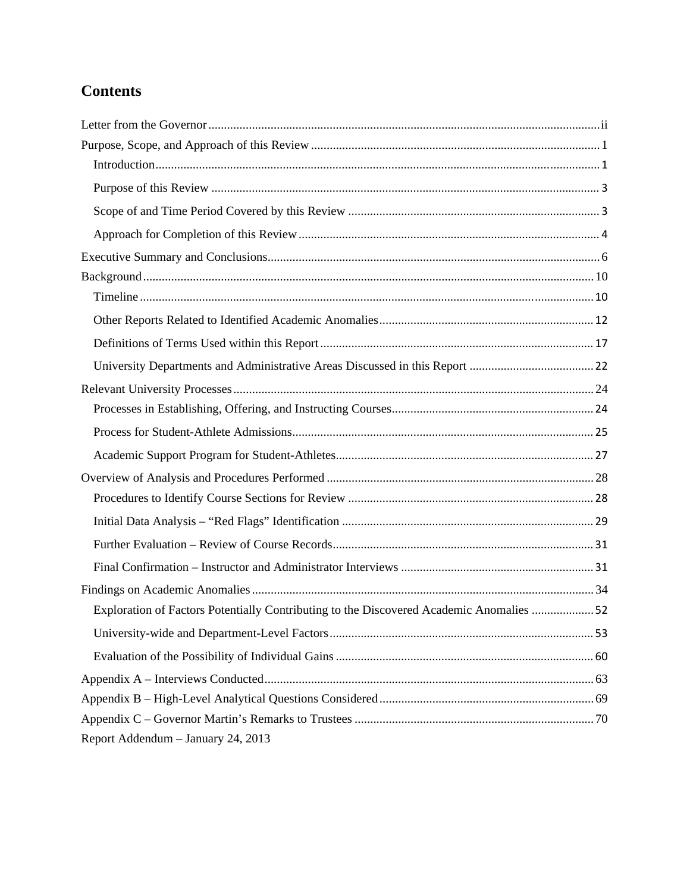# Contents

Letter from the Governor ............................................................ ii

Purpose, Scope, and Approach of this Review ............................................................ 1

- Introduction ............................................................ 1
- Purpose of this Review ............................................................ 3
- Scope of and Time Period Covered by this Review ............................................................ 3
- Approach for Completion of this Review ............................................................ 4

Executive Summary and Conclusions ............................................................ 6

Background ............................................................ 10

- Timeline ............................................................ 10
- Other Reports Related to Identified Academic Anomalies ............................................................ 12
- Definitions of Terms Used within this Report ............................................................ 17
- University Departments and Administrative Areas Discussed in this Report ............................................................ 22

Relevant University Processes ............................................................ 24

- Processes in Establishing, Offering, and Instructing Courses ............................................................ 24
- Process for Student-Athlete Admissions ............................................................ 25
- Academic Support Program for Student-Athletes ............................................................ 27

Overview of Analysis and Procedures Performed ............................................................ 28

- Procedures to Identify Course Sections for Review ............................................................ 28
- Initial Data Analysis – "Red Flags" Identification ............................................................ 29
- Further Evaluation – Review of Course Records ............................................................ 31
- Final Confirmation – Instructor and Administrator Interviews ............................................................ 31

Findings on Academic Anomalies ............................................................ 34

- Exploration of Factors Potentially Contributing to the Discovered Academic Anomalies ............................................................ 52
- University-wide and Department-Level Factors ............................................................ 53
- Evaluation of the Possibility of Individual Gains ............................................................ 60

Appendix A – Interviews Conducted ............................................................ 63

Appendix B – High-Level Analytical Questions Considered ............................................................ 69

Appendix C – Governor Martin's Remarks to Trustees ............................................................ 70

Report Addendum – January 24, 2013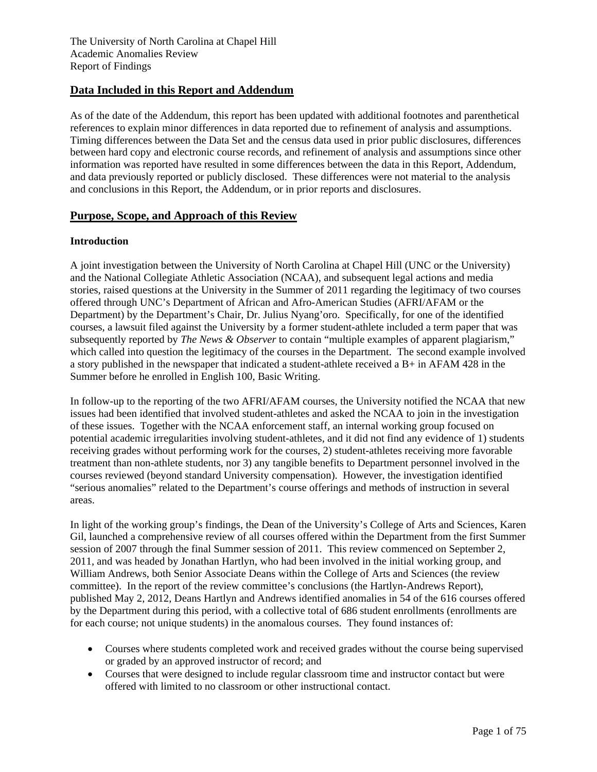## Data Included in this Report and Addendum

As of the date of the Addendum, this report has been updated with additional footnotes and parenthetical references to explain minor differences in data reported due to refinement of analysis and assumptions. Timing differences between the Data Set and the census data used in prior public disclosures, differences between hard copy and electronic course records, and refinement of analysis and assumptions since other information was reported have resulted in some differences between the data in this Report, Addendum, and data previously reported or publicly disclosed. These differences were not material to the analysis and conclusions in this Report, the Addendum, or in prior reports and disclosures.

## Purpose, Scope, and Approach of this Review

### Introduction

A joint investigation between the University of North Carolina at Chapel Hill (UNC or the University) and the National Collegiate Athletic Association (NCAA), and subsequent legal actions and media stories, raised questions at the University in the Summer of 2011 regarding the legitimacy of two courses offered through UNC's Department of African and Afro-American Studies (AFRI/AFAM or the Department) by the Department's Chair, Dr. Julius Nyang'oro. Specifically, for one of the identified courses, a lawsuit filed against the University by a former student-athlete included a term paper that was subsequently reported by *The News & Observer* to contain "multiple examples of apparent plagiarism," which called into question the legitimacy of the courses in the Department. The second example involved a story published in the newspaper that indicated a student-athlete received a B+ in AFAM 428 in the Summer before he enrolled in English 100, Basic Writing.

In follow-up to the reporting of the two AFRI/AFAM courses, the University notified the NCAA that new issues had been identified that involved student-athletes and asked the NCAA to join in the investigation of these issues. Together with the NCAA enforcement staff, an internal working group focused on potential academic irregularities involving student-athletes, and it did not find any evidence of 1) students receiving grades without performing work for the courses, 2) student-athletes receiving more favorable treatment than non-athlete students, nor 3) any tangible benefits to Department personnel involved in the courses reviewed (beyond standard University compensation). However, the investigation identified "serious anomalies" related to the Department's course offerings and methods of instruction in several areas.

In light of the working group's findings, the Dean of the University's College of Arts and Sciences, Karen Gil, launched a comprehensive review of all courses offered within the Department from the first Summer session of 2007 through the final Summer session of 2011. This review commenced on September 2, 2011, and was headed by Jonathan Hartlyn, who had been involved in the initial working group, and William Andrews, both Senior Associate Deans within the College of Arts and Sciences (the review committee). In the report of the review committee's conclusions (the Hartlyn-Andrews Report), published May 2, 2012, Deans Hartlyn and Andrews identified anomalies in 54 of the 616 courses offered by the Department during this period, with a collective total of 686 student enrollments (enrollments are for each course; not unique students) in the anomalous courses. They found instances of:

- Courses where students completed work and received grades without the course being supervised or graded by an approved instructor of record; and
- Courses that were designed to include regular classroom time and instructor contact but were offered with limited to no classroom or other instructional contact.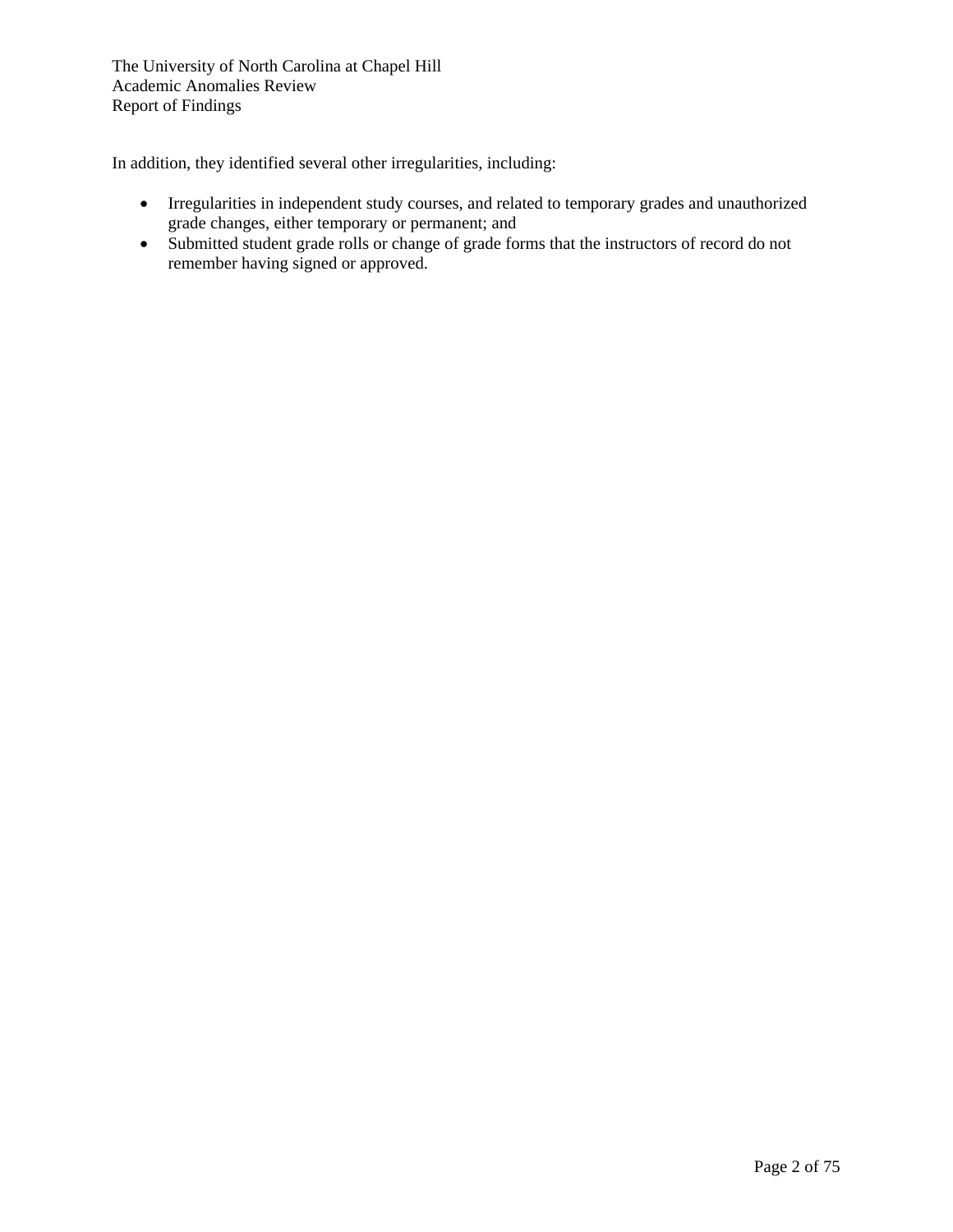In addition, they identified several other irregularities, including:

- Irregularities in independent study courses, and related to temporary grades and unauthorized grade changes, either temporary or permanent; and
- Submitted student grade rolls or change of grade forms that the instructors of record do not remember having signed or approved.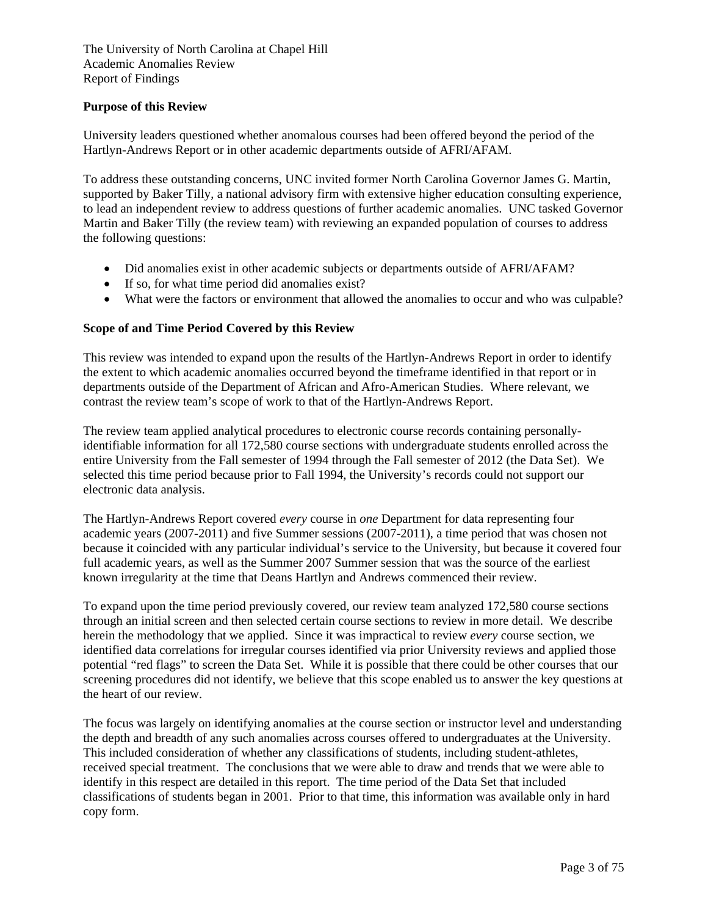The University of North Carolina at Chapel Hill
Academic Anomalies Review
Report of Findings

**Purpose of this Review**

University leaders questioned whether anomalous courses had been offered beyond the period of the Hartlyn-Andrews Report or in other academic departments outside of AFRI/AFAM.

To address these outstanding concerns, UNC invited former North Carolina Governor James G. Martin, supported by Baker Tilly, a national advisory firm with extensive higher education consulting experience, to lead an independent review to address questions of further academic anomalies. UNC tasked Governor Martin and Baker Tilly (the review team) with reviewing an expanded population of courses to address the following questions:

- Did anomalies exist in other academic subjects or departments outside of AFRI/AFAM?
- If so, for what time period did anomalies exist?
- What were the factors or environment that allowed the anomalies to occur and who was culpable?

**Scope of and Time Period Covered by this Review**

This review was intended to expand upon the results of the Hartlyn-Andrews Report in order to identify the extent to which academic anomalies occurred beyond the timeframe identified in that report or in departments outside of the Department of African and Afro-American Studies. Where relevant, we contrast the review team's scope of work to that of the Hartlyn-Andrews Report.

The review team applied analytical procedures to electronic course records containing personally-identifiable information for all 172,580 course sections with undergraduate students enrolled across the entire University from the Fall semester of 1994 through the Fall semester of 2012 (the Data Set). We selected this time period because prior to Fall 1994, the University's records could not support our electronic data analysis.

The Hartlyn-Andrews Report covered *every* course in *one* Department for data representing four academic years (2007-2011) and five Summer sessions (2007-2011), a time period that was chosen not because it coincided with any particular individual's service to the University, but because it covered four full academic years, as well as the Summer 2007 Summer session that was the source of the earliest known irregularity at the time that Deans Hartlyn and Andrews commenced their review.

To expand upon the time period previously covered, our review team analyzed 172,580 course sections through an initial screen and then selected certain course sections to review in more detail. We describe herein the methodology that we applied. Since it was impractical to review *every* course section, we identified data correlations for irregular courses identified via prior University reviews and applied those potential "red flags" to screen the Data Set. While it is possible that there could be other courses that our screening procedures did not identify, we believe that this scope enabled us to answer the key questions at the heart of our review.

The focus was largely on identifying anomalies at the course section or instructor level and understanding the depth and breadth of any such anomalies across courses offered to undergraduates at the University. This included consideration of whether any classifications of students, including student-athletes, received special treatment. The conclusions that we were able to draw and trends that we were able to identify in this respect are detailed in this report. The time period of the Data Set that included classifications of students began in 2001. Prior to that time, this information was available only in hard copy form.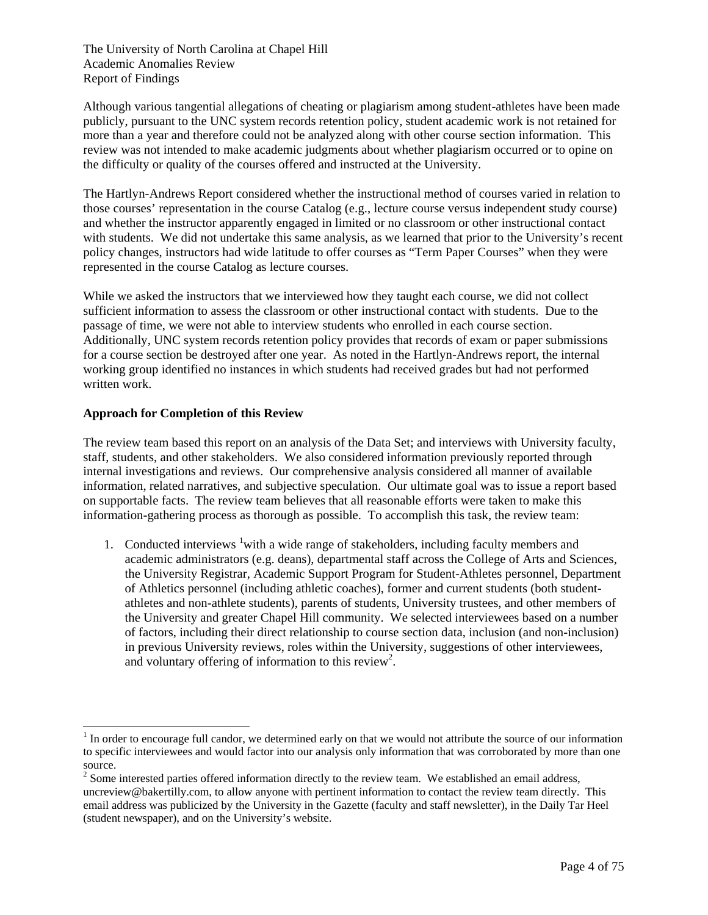Although various tangential allegations of cheating or plagiarism among student-athletes have been made publicly, pursuant to the UNC system records retention policy, student academic work is not retained for more than a year and therefore could not be analyzed along with other course section information. This review was not intended to make academic judgments about whether plagiarism occurred or to opine on the difficulty or quality of the courses offered and instructed at the University.

The Hartlyn-Andrews Report considered whether the instructional method of courses varied in relation to those courses' representation in the course Catalog (e.g., lecture course versus independent study course) and whether the instructor apparently engaged in limited or no classroom or other instructional contact with students. We did not undertake this same analysis, as we learned that prior to the University's recent policy changes, instructors had wide latitude to offer courses as "Term Paper Courses" when they were represented in the course Catalog as lecture courses.

While we asked the instructors that we interviewed how they taught each course, we did not collect sufficient information to assess the classroom or other instructional contact with students. Due to the passage of time, we were not able to interview students who enrolled in each course section. Additionally, UNC system records retention policy provides that records of exam or paper submissions for a course section be destroyed after one year. As noted in the Hartlyn-Andrews report, the internal working group identified no instances in which students had received grades but had not performed written work.

**Approach for Completion of this Review**

The review team based this report on an analysis of the Data Set; and interviews with University faculty, staff, students, and other stakeholders. We also considered information previously reported through internal investigations and reviews. Our comprehensive analysis considered all manner of available information, related narratives, and subjective speculation. Our ultimate goal was to issue a report based on supportable facts. The review team believes that all reasonable efforts were taken to make this information-gathering process as thorough as possible. To accomplish this task, the review team:

1. Conducted interviews [1] with a wide range of stakeholders, including faculty members and academic administrators (e.g. deans), departmental staff across the College of Arts and Sciences, the University Registrar, Academic Support Program for Student-Athletes personnel, Department of Athletics personnel (including athletic coaches), former and current students (both student-athletes and non-athlete students), parents of students, University trustees, and other members of the University and greater Chapel Hill community. We selected interviewees based on a number of factors, including their direct relationship to course section data, inclusion (and non-inclusion) in previous University reviews, roles within the University, suggestions of other interviewees, and voluntary offering of information to this review [2].

---

[1] In order to encourage full candor, we determined early on that we would not attribute the source of our information to specific interviewees and would factor into our analysis only information that was corroborated by more than one source.

[2] Some interested parties offered information directly to the review team. We established an email address, uncreview@bakertilly.com, to allow anyone with pertinent information to contact the review team directly. This email address was publicized by the University in the Gazette (faculty and staff newsletter), in the Daily Tar Heel (student newspaper), and on the University's website.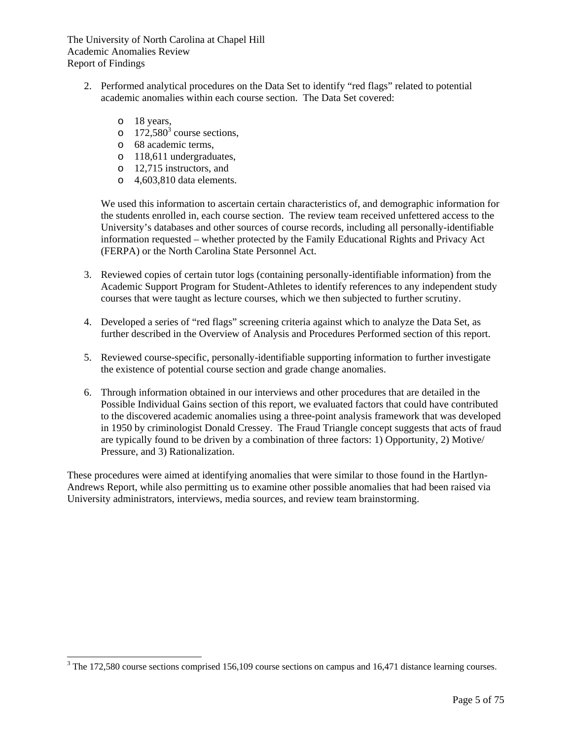2. Performed analytical procedures on the Data Set to identify "red flags" related to potential academic anomalies within each course section. The Data Set covered:

   - 18 years,
   - 172,580[3] course sections,
   - 68 academic terms,
   - 118,611 undergraduates,
   - 12,715 instructors, and
   - 4,603,810 data elements.

   We used this information to ascertain certain characteristics of, and demographic information for the students enrolled in, each course section. The review team received unfettered access to the University's databases and other sources of course records, including all personally-identifiable information requested – whether protected by the Family Educational Rights and Privacy Act (FERPA) or the North Carolina State Personnel Act.

3. Reviewed copies of certain tutor logs (containing personally-identifiable information) from the Academic Support Program for Student-Athletes to identify references to any independent study courses that were taught as lecture courses, which we then subjected to further scrutiny.

4. Developed a series of "red flags" screening criteria against which to analyze the Data Set, as further described in the Overview of Analysis and Procedures Performed section of this report.

5. Reviewed course-specific, personally-identifiable supporting information to further investigate the existence of potential course section and grade change anomalies.

6. Through information obtained in our interviews and other procedures that are detailed in the Possible Individual Gains section of this report, we evaluated factors that could have contributed to the discovered academic anomalies using a three-point analysis framework that was developed in 1950 by criminologist Donald Cressey. The Fraud Triangle concept suggests that acts of fraud are typically found to be driven by a combination of three factors: 1) Opportunity, 2) Motive/ Pressure, and 3) Rationalization.

These procedures were aimed at identifying anomalies that were similar to those found in the Hartlyn-Andrews Report, while also permitting us to examine other possible anomalies that had been raised via University administrators, interviews, media sources, and review team brainstorming.

[3] The 172,580 course sections comprised 156,109 course sections on campus and 16,471 distance learning courses.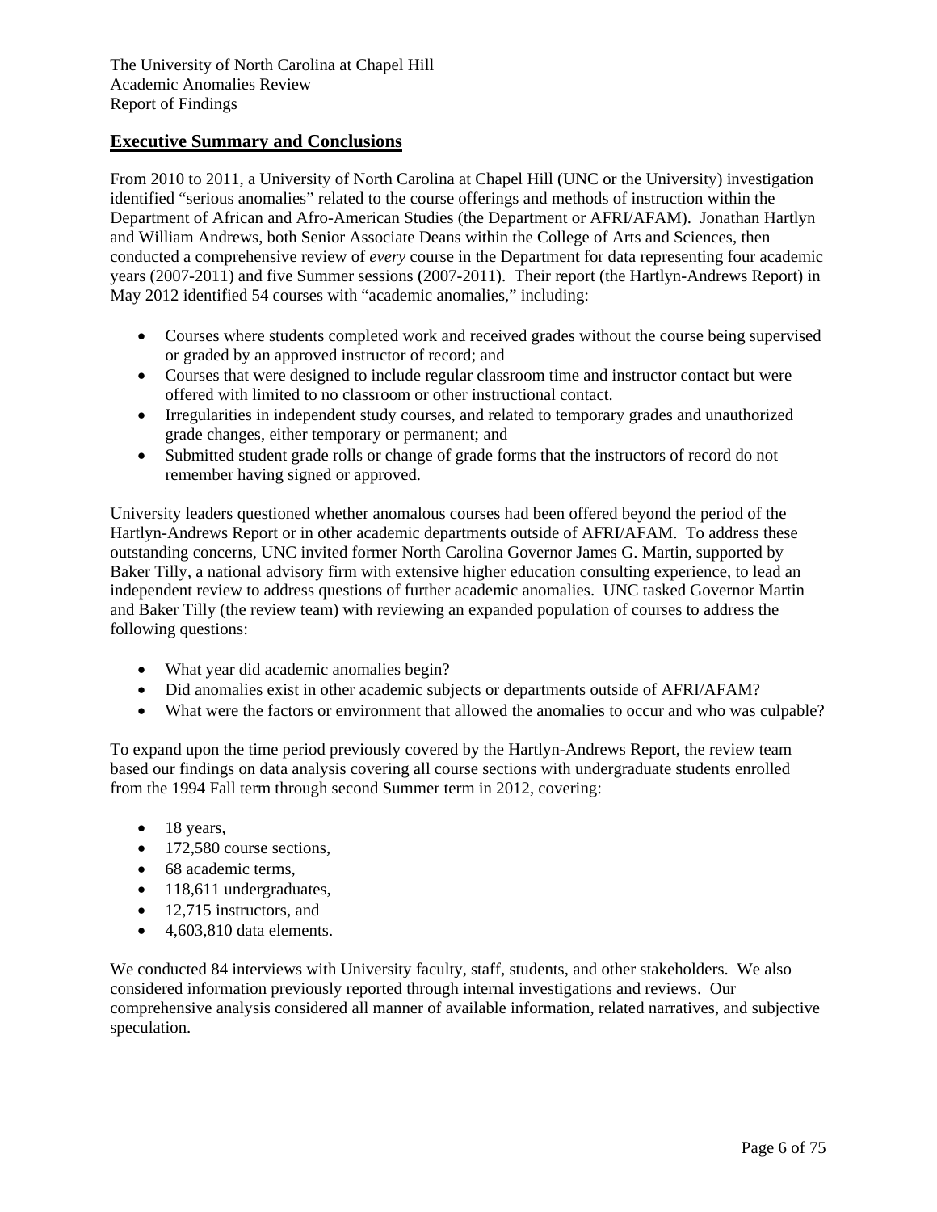The University of North Carolina at Chapel Hill
Academic Anomalies Review
Report of Findings

## Executive Summary and Conclusions

From 2010 to 2011, a University of North Carolina at Chapel Hill (UNC or the University) investigation identified "serious anomalies" related to the course offerings and methods of instruction within the Department of African and Afro-American Studies (the Department or AFRI/AFAM). Jonathan Hartlyn and William Andrews, both Senior Associate Deans within the College of Arts and Sciences, then conducted a comprehensive review of *every* course in the Department for data representing four academic years (2007-2011) and five Summer sessions (2007-2011). Their report (the Hartlyn-Andrews Report) in May 2012 identified 54 courses with "academic anomalies," including:

- Courses where students completed work and received grades without the course being supervised or graded by an approved instructor of record; and
- Courses that were designed to include regular classroom time and instructor contact but were offered with limited to no classroom or other instructional contact.
- Irregularities in independent study courses, and related to temporary grades and unauthorized grade changes, either temporary or permanent; and
- Submitted student grade rolls or change of grade forms that the instructors of record do not remember having signed or approved.

University leaders questioned whether anomalous courses had been offered beyond the period of the Hartlyn-Andrews Report or in other academic departments outside of AFRI/AFAM. To address these outstanding concerns, UNC invited former North Carolina Governor James G. Martin, supported by Baker Tilly, a national advisory firm with extensive higher education consulting experience, to lead an independent review to address questions of further academic anomalies. UNC tasked Governor Martin and Baker Tilly (the review team) with reviewing an expanded population of courses to address the following questions:

- What year did academic anomalies begin?
- Did anomalies exist in other academic subjects or departments outside of AFRI/AFAM?
- What were the factors or environment that allowed the anomalies to occur and who was culpable?

To expand upon the time period previously covered by the Hartlyn-Andrews Report, the review team based our findings on data analysis covering all course sections with undergraduate students enrolled from the 1994 Fall term through second Summer term in 2012, covering:

- 18 years,
- 172,580 course sections,
- 68 academic terms,
- 118,611 undergraduates,
- 12,715 instructors, and
- 4,603,810 data elements.

We conducted 84 interviews with University faculty, staff, students, and other stakeholders. We also considered information previously reported through internal investigations and reviews. Our comprehensive analysis considered all manner of available information, related narratives, and subjective speculation.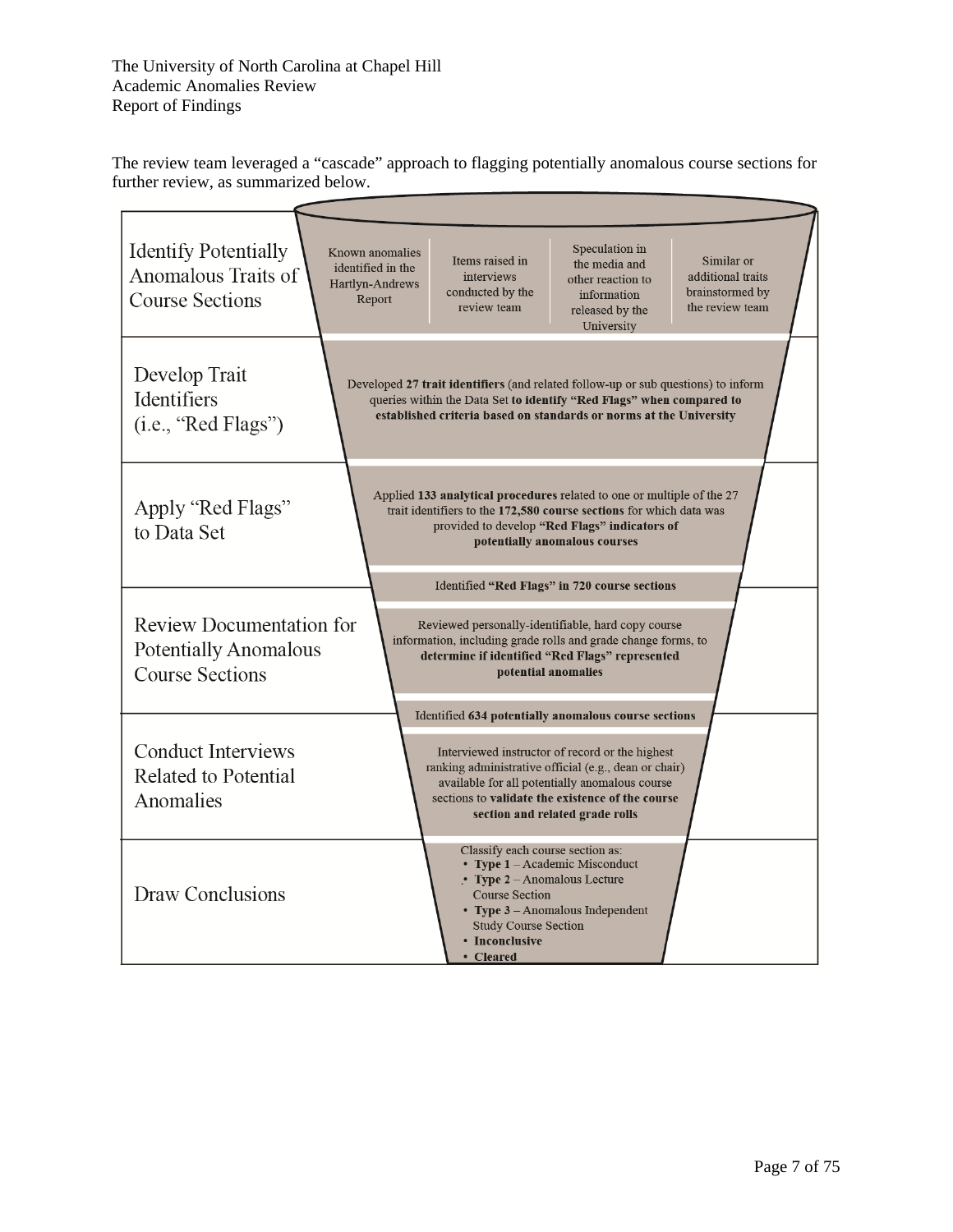The review team leveraged a "cascade" approach to flagging potentially anomalous course sections for further review, as summarized below.

| Step | Description |
| --- | --- |
| Identify Potentially Anomalous Traits of Course Sections | Known anomalies identified in the Hartlyn-Andrews Report; Items raised in interviews conducted by the review team; Speculation in the media and other reaction to information released by the University; Similar or additional traits brainstormed by the review team |
| Develop Trait Identifiers (i.e., "Red Flags") | Developed **27 trait identifiers** (and related follow-up or sub questions) to inform queries within the Data Set **to identify "Red Flags" when compared to established criteria based on standards or norms at the University** |
| Apply "Red Flags" to Data Set | Applied **133 analytical procedures** related to one or multiple of the 27 trait identifiers to the **172,580 course sections** for which data was provided to develop **"Red Flags" indicators of potentially anomalous courses**<br><br>Identified **"Red Flags" in 720 course sections** |
| Review Documentation for Potentially Anomalous Course Sections | Reviewed personally-identifiable, hard copy course information, including grade rolls and grade change forms, to **determine if identified "Red Flags" represented potential anomalies**<br><br>Identified **634 potentially anomalous course sections** |
| Conduct Interviews Related to Potential Anomalies | Interviewed instructor of record or the highest ranking administrative official (e.g., dean or chair) available for all potentially anomalous course sections to **validate the existence of the course section and related grade rolls** |
| Draw Conclusions | Classify each course section as:<br>• **Type 1** – Academic Misconduct<br>• **Type 2** – Anomalous Lecture Course Section<br>• **Type 3** – Anomalous Independent Study Course Section<br>• **Inconclusive**<br>• **Cleared** |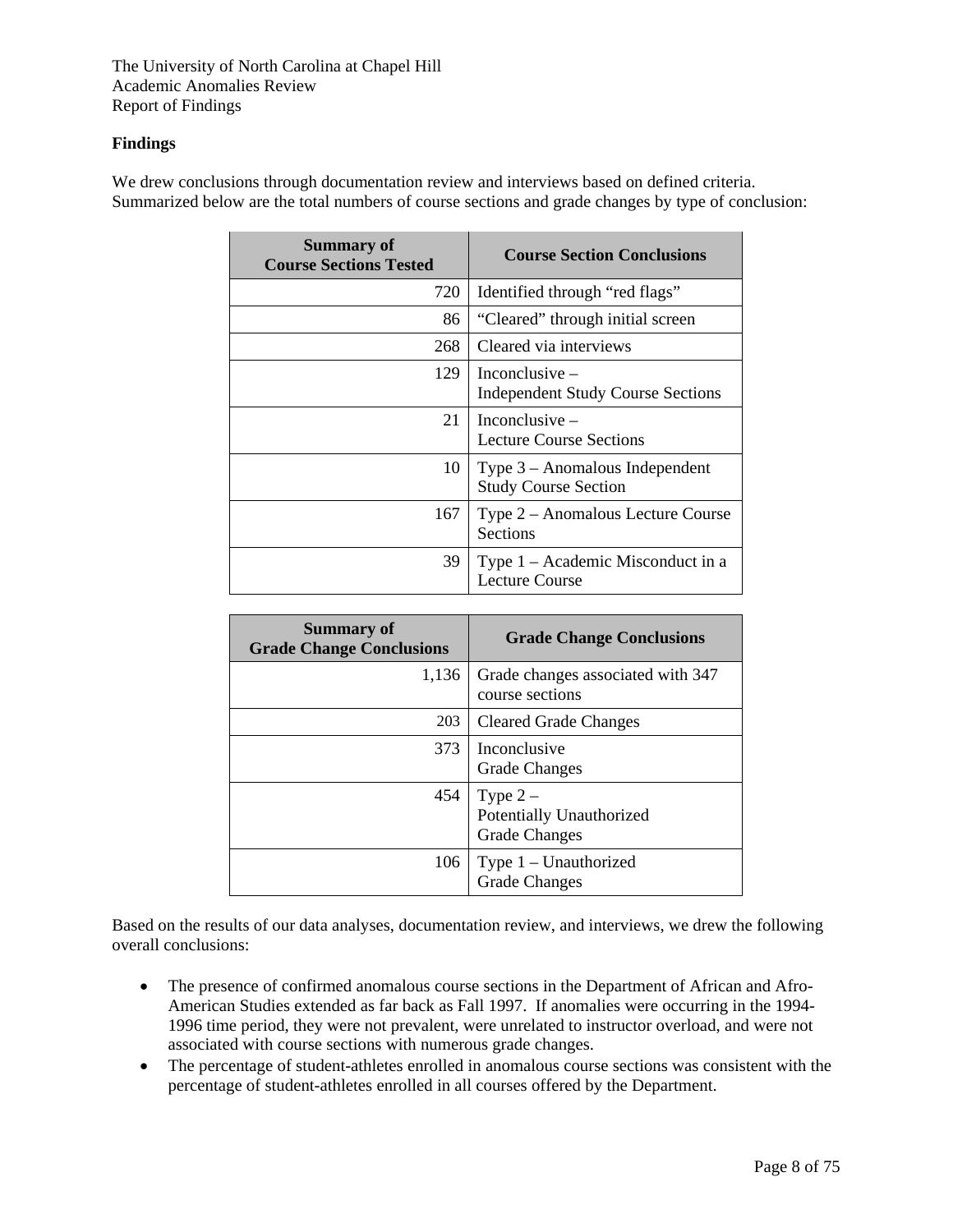## Findings

We drew conclusions through documentation review and interviews based on defined criteria. Summarized below are the total numbers of course sections and grade changes by type of conclusion:

| Summary of Course Sections Tested | Course Section Conclusions |
|---:|---|
| 720 | Identified through "red flags" |
| 86 | "Cleared" through initial screen |
| 268 | Cleared via interviews |
| 129 | Inconclusive – Independent Study Course Sections |
| 21 | Inconclusive – Lecture Course Sections |
| 10 | Type 3 – Anomalous Independent Study Course Section |
| 167 | Type 2 – Anomalous Lecture Course Sections |
| 39 | Type 1 – Academic Misconduct in a Lecture Course |

| Summary of Grade Change Conclusions | Grade Change Conclusions |
|---:|---|
| 1,136 | Grade changes associated with 347 course sections |
| 203 | Cleared Grade Changes |
| 373 | Inconclusive Grade Changes |
| 454 | Type 2 – Potentially Unauthorized Grade Changes |
| 106 | Type 1 – Unauthorized Grade Changes |

Based on the results of our data analyses, documentation review, and interviews, we drew the following overall conclusions:

- The presence of confirmed anomalous course sections in the Department of African and Afro-American Studies extended as far back as Fall 1997. If anomalies were occurring in the 1994-1996 time period, they were not prevalent, were unrelated to instructor overload, and were not associated with course sections with numerous grade changes.
- The percentage of student-athletes enrolled in anomalous course sections was consistent with the percentage of student-athletes enrolled in all courses offered by the Department.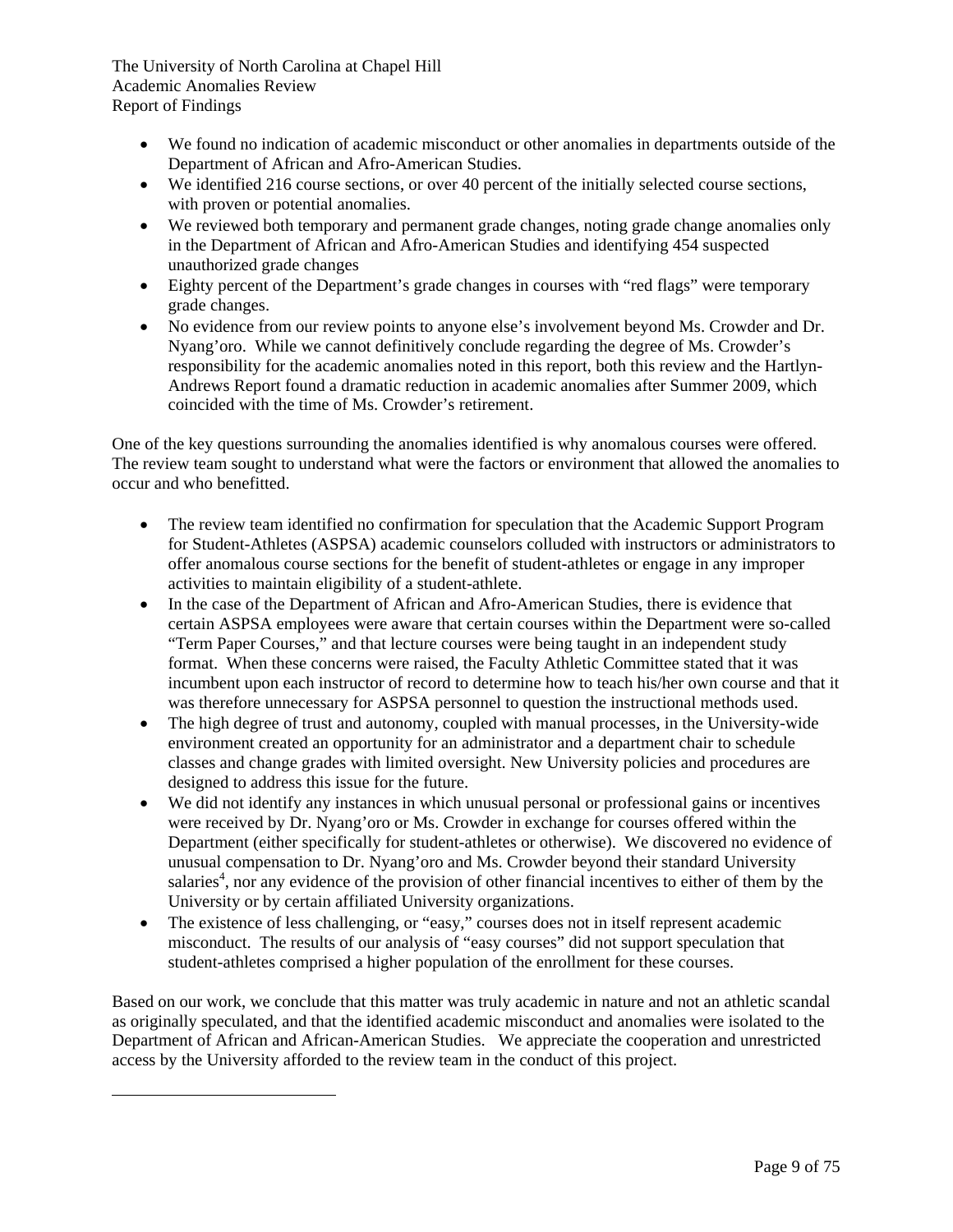- We found no indication of academic misconduct or other anomalies in departments outside of the Department of African and Afro-American Studies.
- We identified 216 course sections, or over 40 percent of the initially selected course sections, with proven or potential anomalies.
- We reviewed both temporary and permanent grade changes, noting grade change anomalies only in the Department of African and Afro-American Studies and identifying 454 suspected unauthorized grade changes
- Eighty percent of the Department's grade changes in courses with "red flags" were temporary grade changes.
- No evidence from our review points to anyone else's involvement beyond Ms. Crowder and Dr. Nyang'oro. While we cannot definitively conclude regarding the degree of Ms. Crowder's responsibility for the academic anomalies noted in this report, both this review and the Hartlyn-Andrews Report found a dramatic reduction in academic anomalies after Summer 2009, which coincided with the time of Ms. Crowder's retirement.

One of the key questions surrounding the anomalies identified is why anomalous courses were offered. The review team sought to understand what were the factors or environment that allowed the anomalies to occur and who benefitted.

- The review team identified no confirmation for speculation that the Academic Support Program for Student-Athletes (ASPSA) academic counselors colluded with instructors or administrators to offer anomalous course sections for the benefit of student-athletes or engage in any improper activities to maintain eligibility of a student-athlete.
- In the case of the Department of African and Afro-American Studies, there is evidence that certain ASPSA employees were aware that certain courses within the Department were so-called "Term Paper Courses," and that lecture courses were being taught in an independent study format. When these concerns were raised, the Faculty Athletic Committee stated that it was incumbent upon each instructor of record to determine how to teach his/her own course and that it was therefore unnecessary for ASPSA personnel to question the instructional methods used.
- The high degree of trust and autonomy, coupled with manual processes, in the University-wide environment created an opportunity for an administrator and a department chair to schedule classes and change grades with limited oversight. New University policies and procedures are designed to address this issue for the future.
- We did not identify any instances in which unusual personal or professional gains or incentives were received by Dr. Nyang'oro or Ms. Crowder in exchange for courses offered within the Department (either specifically for student-athletes or otherwise). We discovered no evidence of unusual compensation to Dr. Nyang'oro and Ms. Crowder beyond their standard University salaries[4], nor any evidence of the provision of other financial incentives to either of them by the University or by certain affiliated University organizations.
- The existence of less challenging, or "easy," courses does not in itself represent academic misconduct. The results of our analysis of "easy courses" did not support speculation that student-athletes comprised a higher population of the enrollment for these courses.

Based on our work, we conclude that this matter was truly academic in nature and not an athletic scandal as originally speculated, and that the identified academic misconduct and anomalies were isolated to the Department of African and African-American Studies. We appreciate the cooperation and unrestricted access by the University afforded to the review team in the conduct of this project.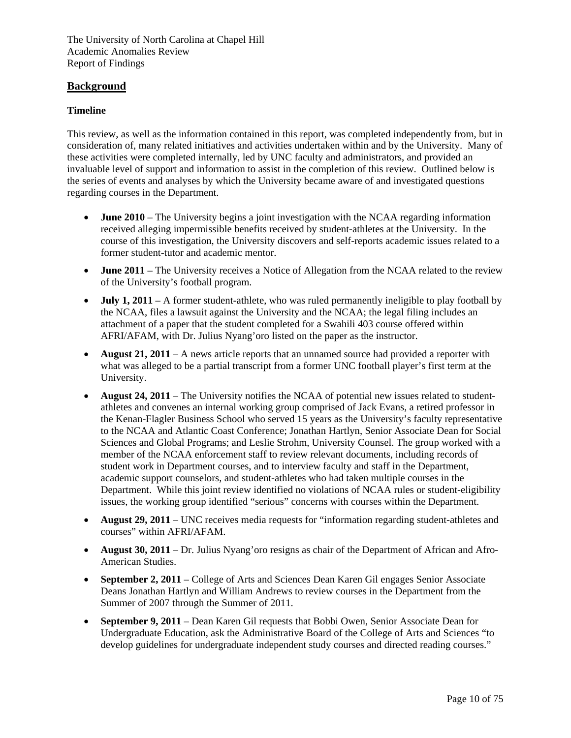## Background

### Timeline

This review, as well as the information contained in this report, was completed independently from, but in consideration of, many related initiatives and activities undertaken within and by the University. Many of these activities were completed internally, led by UNC faculty and administrators, and provided an invaluable level of support and information to assist in the completion of this review. Outlined below is the series of events and analyses by which the University became aware of and investigated questions regarding courses in the Department.

- **June 2010** – The University begins a joint investigation with the NCAA regarding information received alleging impermissible benefits received by student-athletes at the University. In the course of this investigation, the University discovers and self-reports academic issues related to a former student-tutor and academic mentor.
- **June 2011** – The University receives a Notice of Allegation from the NCAA related to the review of the University's football program.
- **July 1, 2011** – A former student-athlete, who was ruled permanently ineligible to play football by the NCAA, files a lawsuit against the University and the NCAA; the legal filing includes an attachment of a paper that the student completed for a Swahili 403 course offered within AFRI/AFAM, with Dr. Julius Nyang'oro listed on the paper as the instructor.
- **August 21, 2011** – A news article reports that an unnamed source had provided a reporter with what was alleged to be a partial transcript from a former UNC football player's first term at the University.
- **August 24, 2011** – The University notifies the NCAA of potential new issues related to student-athletes and convenes an internal working group comprised of Jack Evans, a retired professor in the Kenan-Flagler Business School who served 15 years as the University's faculty representative to the NCAA and Atlantic Coast Conference; Jonathan Hartlyn, Senior Associate Dean for Social Sciences and Global Programs; and Leslie Strohm, University Counsel. The group worked with a member of the NCAA enforcement staff to review relevant documents, including records of student work in Department courses, and to interview faculty and staff in the Department, academic support counselors, and student-athletes who had taken multiple courses in the Department. While this joint review identified no violations of NCAA rules or student-eligibility issues, the working group identified "serious" concerns with courses within the Department.
- **August 29, 2011** – UNC receives media requests for "information regarding student-athletes and courses" within AFRI/AFAM.
- **August 30, 2011** – Dr. Julius Nyang'oro resigns as chair of the Department of African and Afro-American Studies.
- **September 2, 2011** – College of Arts and Sciences Dean Karen Gil engages Senior Associate Deans Jonathan Hartlyn and William Andrews to review courses in the Department from the Summer of 2007 through the Summer of 2011.
- **September 9, 2011** – Dean Karen Gil requests that Bobbi Owen, Senior Associate Dean for Undergraduate Education, ask the Administrative Board of the College of Arts and Sciences "to develop guidelines for undergraduate independent study courses and directed reading courses."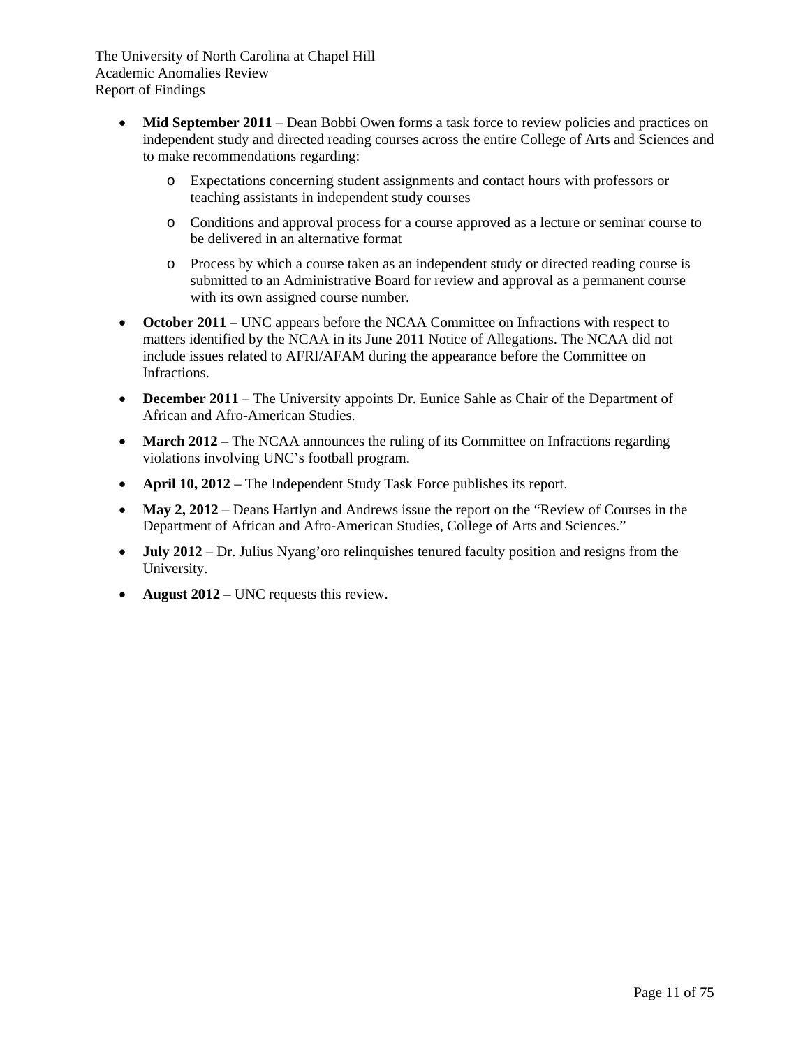- **Mid September 2011** – Dean Bobbi Owen forms a task force to review policies and practices on independent study and directed reading courses across the entire College of Arts and Sciences and to make recommendations regarding:
  - Expectations concerning student assignments and contact hours with professors or teaching assistants in independent study courses
  - Conditions and approval process for a course approved as a lecture or seminar course to be delivered in an alternative format
  - Process by which a course taken as an independent study or directed reading course is submitted to an Administrative Board for review and approval as a permanent course with its own assigned course number.
- **October 2011** – UNC appears before the NCAA Committee on Infractions with respect to matters identified by the NCAA in its June 2011 Notice of Allegations. The NCAA did not include issues related to AFRI/AFAM during the appearance before the Committee on Infractions.
- **December 2011** – The University appoints Dr. Eunice Sahle as Chair of the Department of African and Afro-American Studies.
- **March 2012** – The NCAA announces the ruling of its Committee on Infractions regarding violations involving UNC's football program.
- **April 10, 2012** – The Independent Study Task Force publishes its report.
- **May 2, 2012** – Deans Hartlyn and Andrews issue the report on the "Review of Courses in the Department of African and Afro-American Studies, College of Arts and Sciences."
- **July 2012** – Dr. Julius Nyang'oro relinquishes tenured faculty position and resigns from the University.
- **August 2012** – UNC requests this review.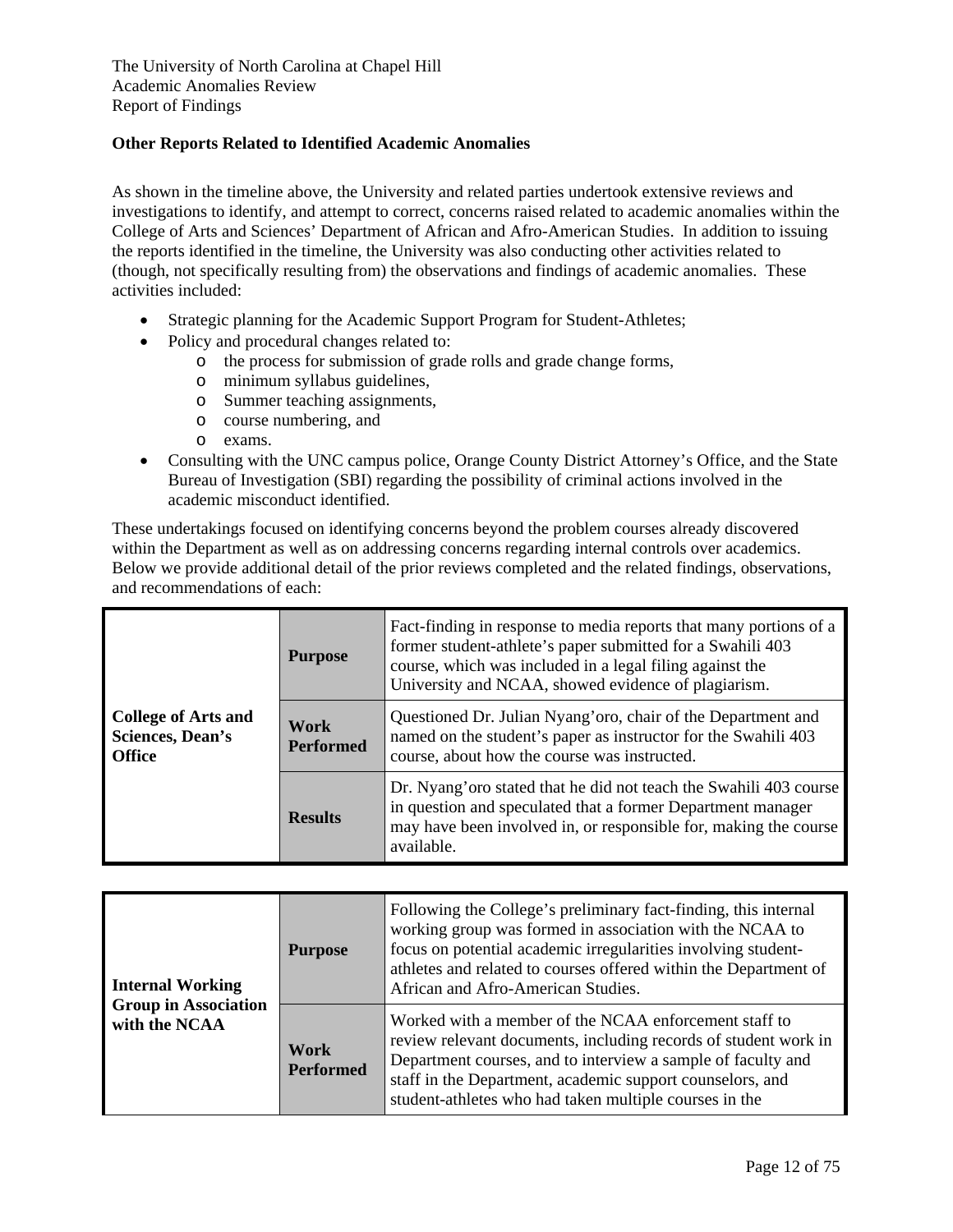**Other Reports Related to Identified Academic Anomalies**

As shown in the timeline above, the University and related parties undertook extensive reviews and investigations to identify, and attempt to correct, concerns raised related to academic anomalies within the College of Arts and Sciences' Department of African and Afro-American Studies. In addition to issuing the reports identified in the timeline, the University was also conducting other activities related to (though, not specifically resulting from) the observations and findings of academic anomalies. These activities included:

- Strategic planning for the Academic Support Program for Student-Athletes;
- Policy and procedural changes related to:
  - the process for submission of grade rolls and grade change forms,
  - minimum syllabus guidelines,
  - Summer teaching assignments,
  - course numbering, and
  - exams.
- Consulting with the UNC campus police, Orange County District Attorney's Office, and the State Bureau of Investigation (SBI) regarding the possibility of criminal actions involved in the academic misconduct identified.

These undertakings focused on identifying concerns beyond the problem courses already discovered within the Department as well as on addressing concerns regarding internal controls over academics. Below we provide additional detail of the prior reviews completed and the related findings, observations, and recommendations of each:

| | | |
|---|---|---|
| **College of Arts and Sciences, Dean's Office** | **Purpose** | Fact-finding in response to media reports that many portions of a former student-athlete's paper submitted for a Swahili 403 course, which was included in a legal filing against the University and NCAA, showed evidence of plagiarism. |
| | **Work Performed** | Questioned Dr. Julian Nyang'oro, chair of the Department and named on the student's paper as instructor for the Swahili 403 course, about how the course was instructed. |
| | **Results** | Dr. Nyang'oro stated that he did not teach the Swahili 403 course in question and speculated that a former Department manager may have been involved in, or responsible for, making the course available. |

| | | |
|---|---|---|
| **Internal Working Group in Association with the NCAA** | **Purpose** | Following the College's preliminary fact-finding, this internal working group was formed in association with the NCAA to focus on potential academic irregularities involving student-athletes and related to courses offered within the Department of African and Afro-American Studies. |
| | **Work Performed** | Worked with a member of the NCAA enforcement staff to review relevant documents, including records of student work in Department courses, and to interview a sample of faculty and staff in the Department, academic support counselors, and student-athletes who had taken multiple courses in the |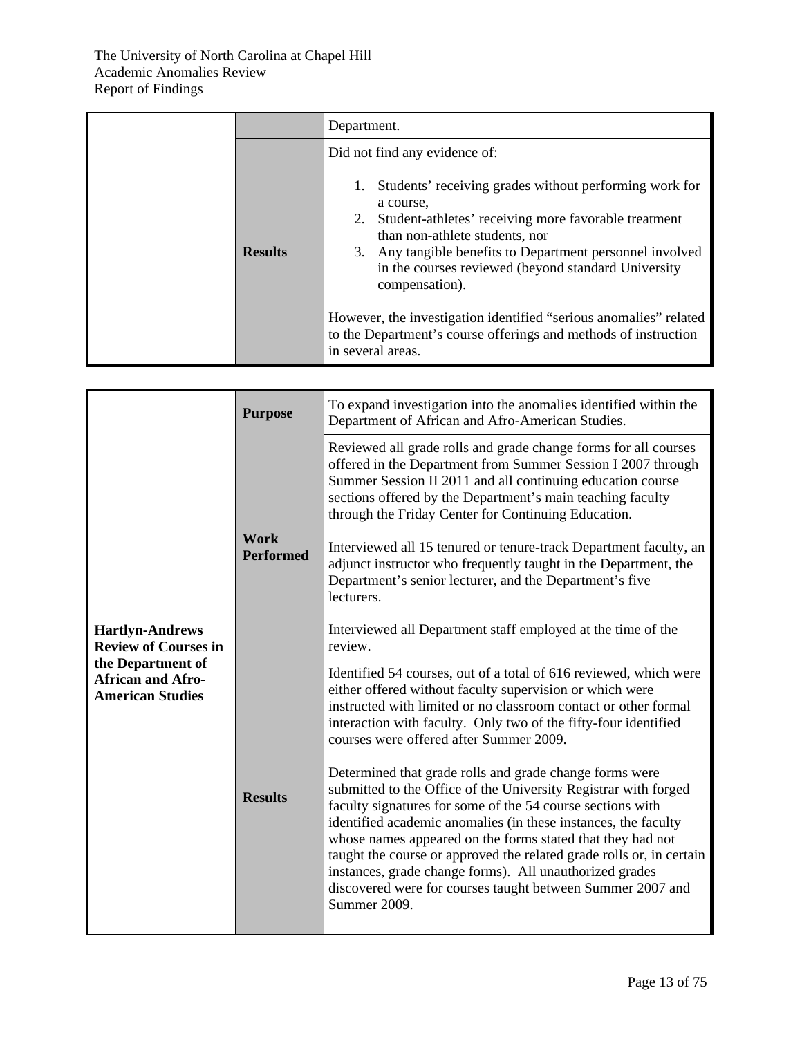| | | |
|---|---|---|
| | | Department. |
| | **Results** | Did not find any evidence of:<br><br>1. Students' receiving grades without performing work for a course,<br>2. Student-athletes' receiving more favorable treatment than non-athlete students, nor<br>3. Any tangible benefits to Department personnel involved in the courses reviewed (beyond standard University compensation).<br><br>However, the investigation identified "serious anomalies" related to the Department's course offerings and methods of instruction in several areas. |

| | | |
|---|---|---|
| **Hartlyn-Andrews Review of Courses in the Department of African and Afro-American Studies** | **Purpose** | To expand investigation into the anomalies identified within the Department of African and Afro-American Studies. |
| | **Work Performed** | Reviewed all grade rolls and grade change forms for all courses offered in the Department from Summer Session I 2007 through Summer Session II 2011 and all continuing education course sections offered by the Department's main teaching faculty through the Friday Center for Continuing Education.<br><br>Interviewed all 15 tenured or tenure-track Department faculty, an adjunct instructor who frequently taught in the Department, the Department's senior lecturer, and the Department's five lecturers.<br><br>Interviewed all Department staff employed at the time of the review. |
| | **Results** | Identified 54 courses, out of a total of 616 reviewed, which were either offered without faculty supervision or which were instructed with limited or no classroom contact or other formal interaction with faculty. Only two of the fifty-four identified courses were offered after Summer 2009.<br><br>Determined that grade rolls and grade change forms were submitted to the Office of the University Registrar with forged faculty signatures for some of the 54 course sections with identified academic anomalies (in these instances, the faculty whose names appeared on the forms stated that they had not taught the course or approved the related grade rolls or, in certain instances, grade change forms). All unauthorized grades discovered were for courses taught between Summer 2007 and Summer 2009. |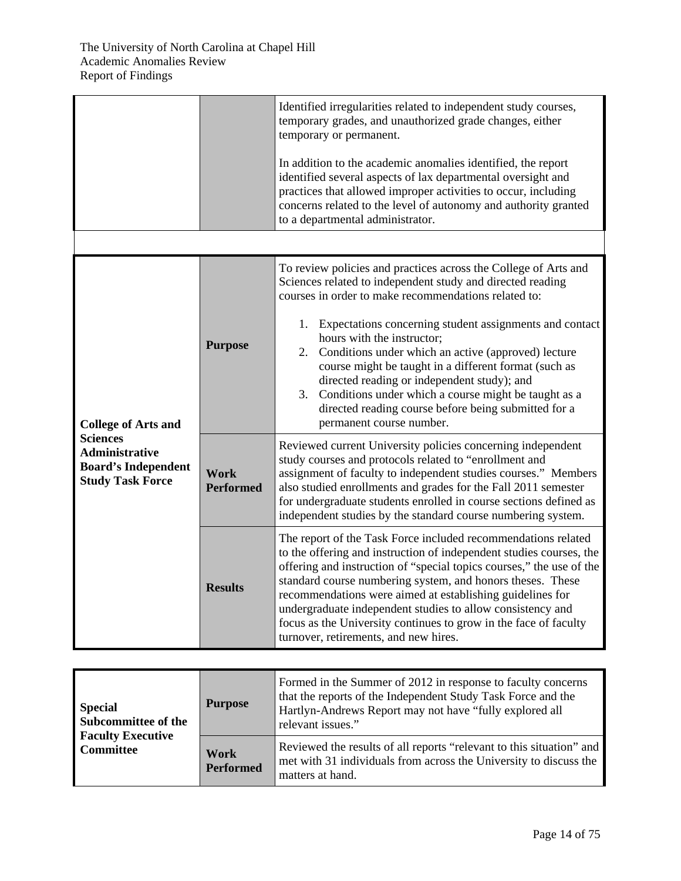| | | |
|---|---|---|
| | | Identified irregularities related to independent study courses, temporary grades, and unauthorized grade changes, either temporary or permanent.<br><br>In addition to the academic anomalies identified, the report identified several aspects of lax departmental oversight and practices that allowed improper activities to occur, including concerns related to the level of autonomy and authority granted to a departmental administrator. |

| | | |
|---|---|---|
| **College of Arts and Sciences Administrative Board's Independent Study Task Force** | **Purpose** | To review policies and practices across the College of Arts and Sciences related to independent study and directed reading courses in order to make recommendations related to:<br><br>1. Expectations concerning student assignments and contact hours with the instructor;<br>2. Conditions under which an active (approved) lecture course might be taught in a different format (such as directed reading or independent study); and<br>3. Conditions under which a course might be taught as a directed reading course before being submitted for a permanent course number. |
| | **Work Performed** | Reviewed current University policies concerning independent study courses and protocols related to "enrollment and assignment of faculty to independent studies courses." Members also studied enrollments and grades for the Fall 2011 semester for undergraduate students enrolled in course sections defined as independent studies by the standard course numbering system. |
| | **Results** | The report of the Task Force included recommendations related to the offering and instruction of independent studies courses, the offering and instruction of "special topics courses," the use of the standard course numbering system, and honors theses. These recommendations were aimed at establishing guidelines for undergraduate independent studies to allow consistency and focus as the University continues to grow in the face of faculty turnover, retirements, and new hires. |

| | | |
|---|---|---|
| **Special Subcommittee of the Faculty Executive Committee** | **Purpose** | Formed in the Summer of 2012 in response to faculty concerns that the reports of the Independent Study Task Force and the Hartlyn-Andrews Report may not have "fully explored all relevant issues." |
| | **Work Performed** | Reviewed the results of all reports "relevant to this situation" and met with 31 individuals from across the University to discuss the matters at hand. |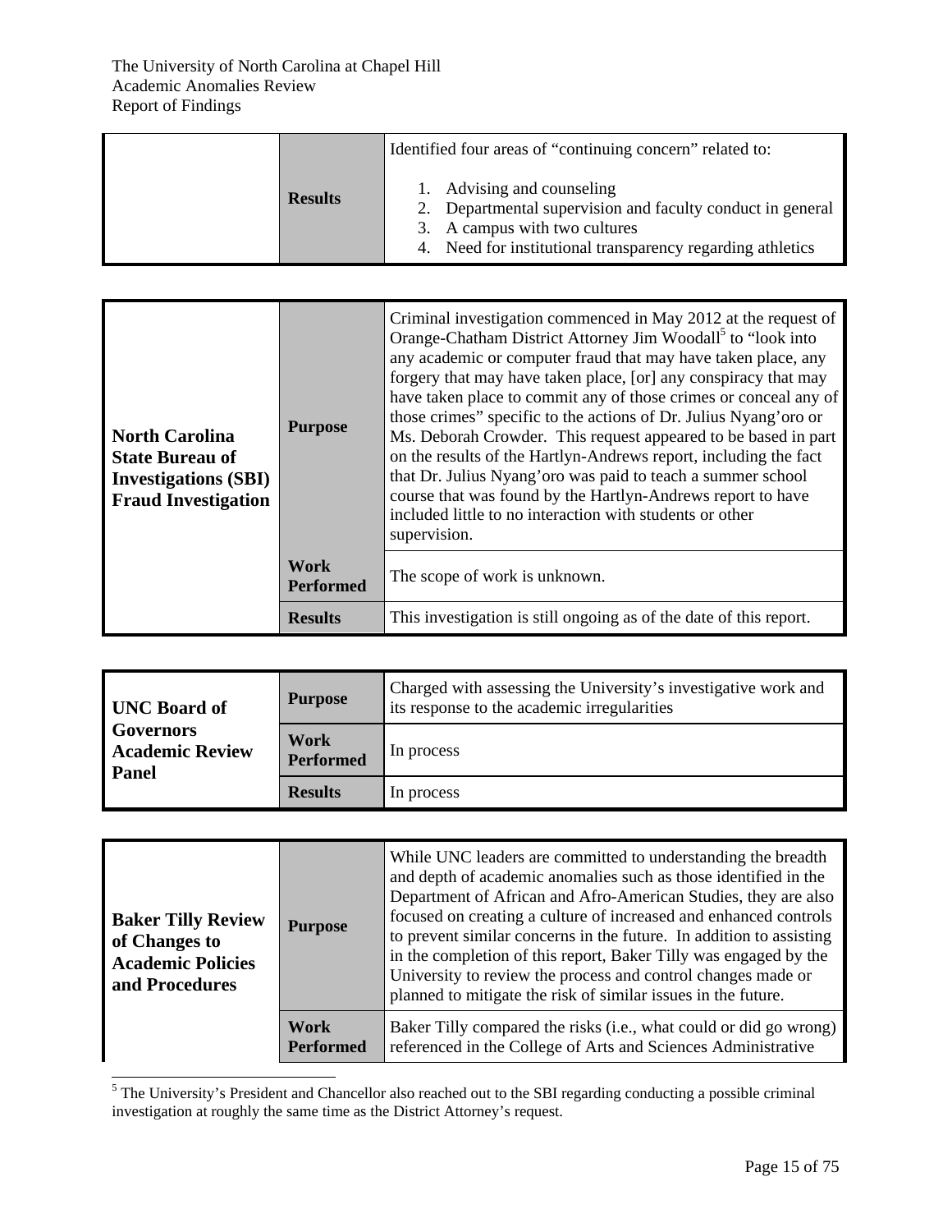| | | |
|---|---|---|
| | **Results** | Identified four areas of "continuing concern" related to:<br><br>1. Advising and counseling<br>2. Departmental supervision and faculty conduct in general<br>3. A campus with two cultures<br>4. Need for institutional transparency regarding athletics |

| | | |
|---|---|---|
| **North Carolina State Bureau of Investigations (SBI) Fraud Investigation** | **Purpose** | Criminal investigation commenced in May 2012 at the request of Orange-Chatham District Attorney Jim Woodall[5] to "look into any academic or computer fraud that may have taken place, any forgery that may have taken place, [or] any conspiracy that may have taken place to commit any of those crimes or conceal any of those crimes" specific to the actions of Dr. Julius Nyang'oro or Ms. Deborah Crowder. This request appeared to be based in part on the results of the Hartlyn-Andrews report, including the fact that Dr. Julius Nyang'oro was paid to teach a summer school course that was found by the Hartlyn-Andrews report to have included little to no interaction with students or other supervision. |
| | **Work Performed** | The scope of work is unknown. |
| | **Results** | This investigation is still ongoing as of the date of this report. |

| | | |
|---|---|---|
| **UNC Board of Governors Academic Review Panel** | **Purpose** | Charged with assessing the University's investigative work and its response to the academic irregularities |
| | **Work Performed** | In process |
| | **Results** | In process |

| | | |
|---|---|---|
| **Baker Tilly Review of Changes to Academic Policies and Procedures** | **Purpose** | While UNC leaders are committed to understanding the breadth and depth of academic anomalies such as those identified in the Department of African and Afro-American Studies, they are also focused on creating a culture of increased and enhanced controls to prevent similar concerns in the future. In addition to assisting in the completion of this report, Baker Tilly was engaged by the University to review the process and control changes made or planned to mitigate the risk of similar issues in the future. |
| | **Work Performed** | Baker Tilly compared the risks (i.e., what could or did go wrong) referenced in the College of Arts and Sciences Administrative |

[5] The University's President and Chancellor also reached out to the SBI regarding conducting a possible criminal investigation at roughly the same time as the District Attorney's request.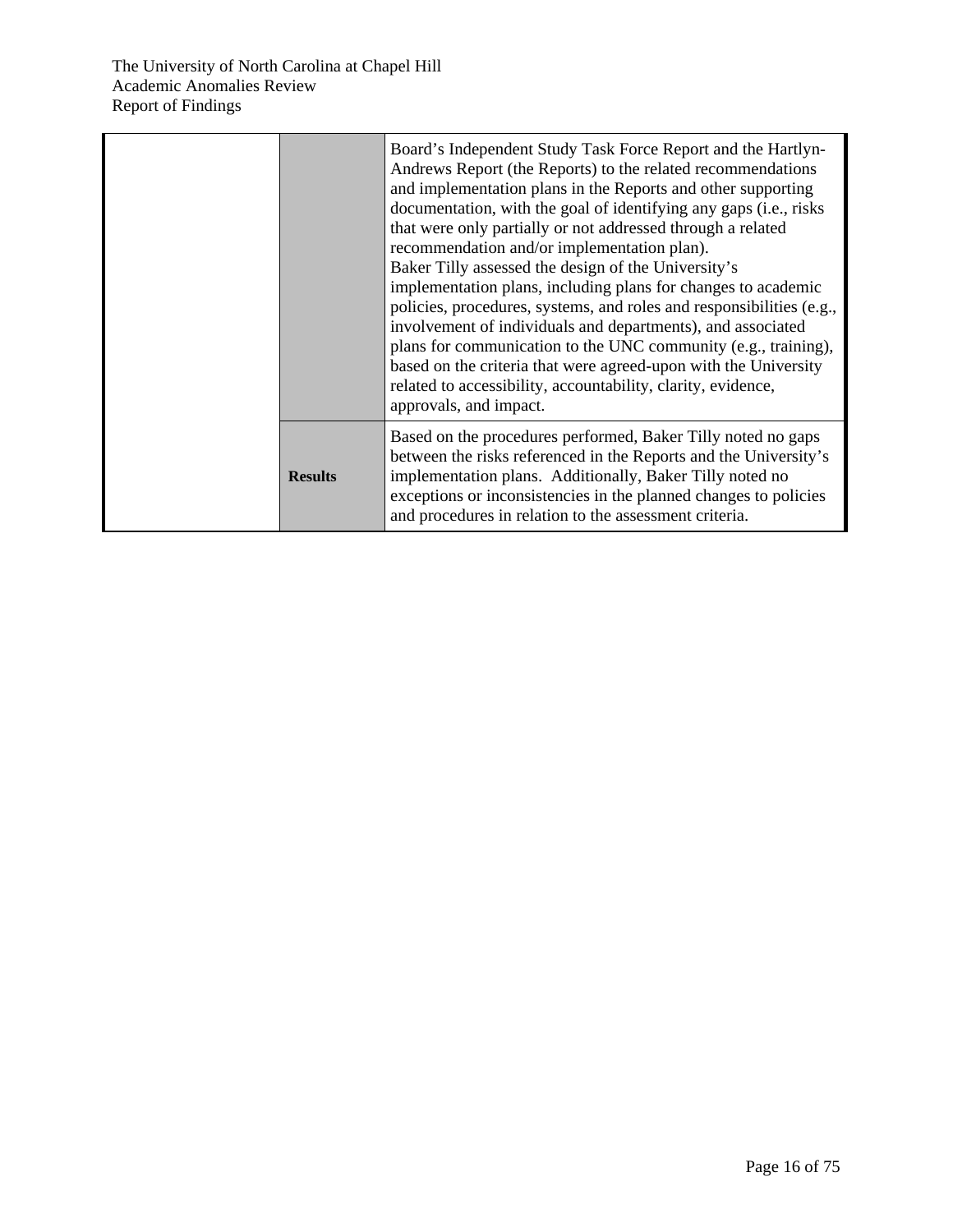| | | |
|---|---|---|
| | | Board's Independent Study Task Force Report and the Hartlyn-Andrews Report (the Reports) to the related recommendations and implementation plans in the Reports and other supporting documentation, with the goal of identifying any gaps (i.e., risks that were only partially or not addressed through a related recommendation and/or implementation plan). Baker Tilly assessed the design of the University's implementation plans, including plans for changes to academic policies, procedures, systems, and roles and responsibilities (e.g., involvement of individuals and departments), and associated plans for communication to the UNC community (e.g., training), based on the criteria that were agreed-upon with the University related to accessibility, accountability, clarity, evidence, approvals, and impact. |
| | **Results** | Based on the procedures performed, Baker Tilly noted no gaps between the risks referenced in the Reports and the University's implementation plans. Additionally, Baker Tilly noted no exceptions or inconsistencies in the planned changes to policies and procedures in relation to the assessment criteria. |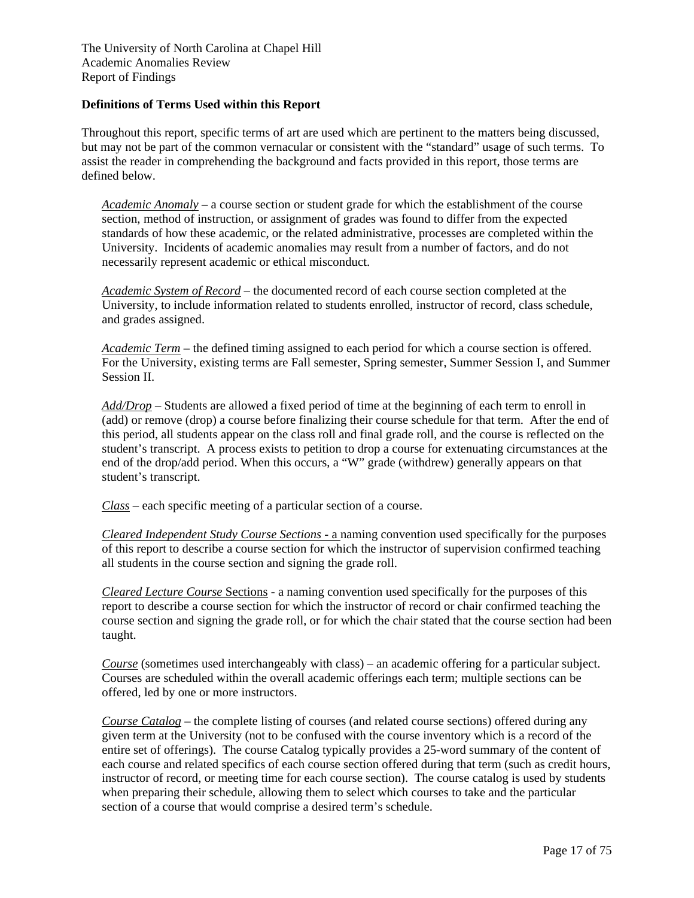### Definitions of Terms Used within this Report

Throughout this report, specific terms of art are used which are pertinent to the matters being discussed, but may not be part of the common vernacular or consistent with the "standard" usage of such terms. To assist the reader in comprehending the background and facts provided in this report, those terms are defined below.

*Academic Anomaly* – a course section or student grade for which the establishment of the course section, method of instruction, or assignment of grades was found to differ from the expected standards of how these academic, or the related administrative, processes are completed within the University. Incidents of academic anomalies may result from a number of factors, and do not necessarily represent academic or ethical misconduct.

*Academic System of Record* – the documented record of each course section completed at the University, to include information related to students enrolled, instructor of record, class schedule, and grades assigned.

*Academic Term* – the defined timing assigned to each period for which a course section is offered. For the University, existing terms are Fall semester, Spring semester, Summer Session I, and Summer Session II.

*Add/Drop* – Students are allowed a fixed period of time at the beginning of each term to enroll in (add) or remove (drop) a course before finalizing their course schedule for that term. After the end of this period, all students appear on the class roll and final grade roll, and the course is reflected on the student's transcript. A process exists to petition to drop a course for extenuating circumstances at the end of the drop/add period. When this occurs, a "W" grade (withdrew) generally appears on that student's transcript.

*Class* – each specific meeting of a particular section of a course.

*Cleared Independent Study Course Sections* - a naming convention used specifically for the purposes of this report to describe a course section for which the instructor of supervision confirmed teaching all students in the course section and signing the grade roll.

*Cleared Lecture Course Sections* - a naming convention used specifically for the purposes of this report to describe a course section for which the instructor of record or chair confirmed teaching the course section and signing the grade roll, or for which the chair stated that the course section had been taught.

*Course* (sometimes used interchangeably with class) – an academic offering for a particular subject. Courses are scheduled within the overall academic offerings each term; multiple sections can be offered, led by one or more instructors.

*Course Catalog* – the complete listing of courses (and related course sections) offered during any given term at the University (not to be confused with the course inventory which is a record of the entire set of offerings). The course Catalog typically provides a 25-word summary of the content of each course and related specifics of each course section offered during that term (such as credit hours, instructor of record, or meeting time for each course section). The course catalog is used by students when preparing their schedule, allowing them to select which courses to take and the particular section of a course that would comprise a desired term's schedule.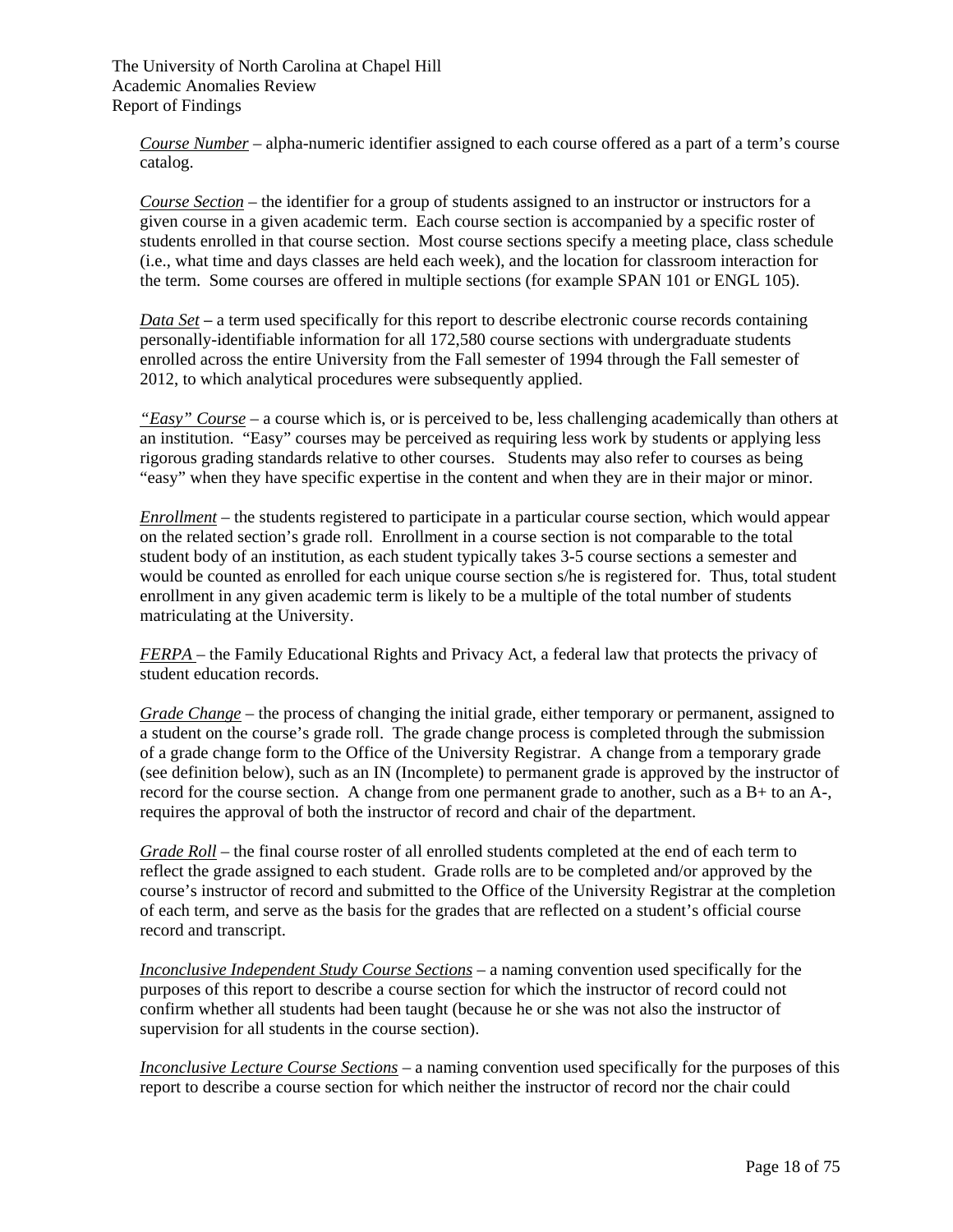*Course Number* – alpha-numeric identifier assigned to each course offered as a part of a term's course catalog.

*Course Section* – the identifier for a group of students assigned to an instructor or instructors for a given course in a given academic term. Each course section is accompanied by a specific roster of students enrolled in that course section. Most course sections specify a meeting place, class schedule (i.e., what time and days classes are held each week), and the location for classroom interaction for the term. Some courses are offered in multiple sections (for example SPAN 101 or ENGL 105).

*Data Set* – a term used specifically for this report to describe electronic course records containing personally-identifiable information for all 172,580 course sections with undergraduate students enrolled across the entire University from the Fall semester of 1994 through the Fall semester of 2012, to which analytical procedures were subsequently applied.

*"Easy" Course* – a course which is, or is perceived to be, less challenging academically than others at an institution. "Easy" courses may be perceived as requiring less work by students or applying less rigorous grading standards relative to other courses. Students may also refer to courses as being "easy" when they have specific expertise in the content and when they are in their major or minor.

*Enrollment* – the students registered to participate in a particular course section, which would appear on the related section's grade roll. Enrollment in a course section is not comparable to the total student body of an institution, as each student typically takes 3-5 course sections a semester and would be counted as enrolled for each unique course section s/he is registered for. Thus, total student enrollment in any given academic term is likely to be a multiple of the total number of students matriculating at the University.

*FERPA* – the Family Educational Rights and Privacy Act, a federal law that protects the privacy of student education records.

*Grade Change* – the process of changing the initial grade, either temporary or permanent, assigned to a student on the course's grade roll. The grade change process is completed through the submission of a grade change form to the Office of the University Registrar. A change from a temporary grade (see definition below), such as an IN (Incomplete) to permanent grade is approved by the instructor of record for the course section. A change from one permanent grade to another, such as a B+ to an A-, requires the approval of both the instructor of record and chair of the department.

*Grade Roll* – the final course roster of all enrolled students completed at the end of each term to reflect the grade assigned to each student. Grade rolls are to be completed and/or approved by the course's instructor of record and submitted to the Office of the University Registrar at the completion of each term, and serve as the basis for the grades that are reflected on a student's official course record and transcript.

*Inconclusive Independent Study Course Sections* – a naming convention used specifically for the purposes of this report to describe a course section for which the instructor of record could not confirm whether all students had been taught (because he or she was not also the instructor of supervision for all students in the course section).

*Inconclusive Lecture Course Sections* – a naming convention used specifically for the purposes of this report to describe a course section for which neither the instructor of record nor the chair could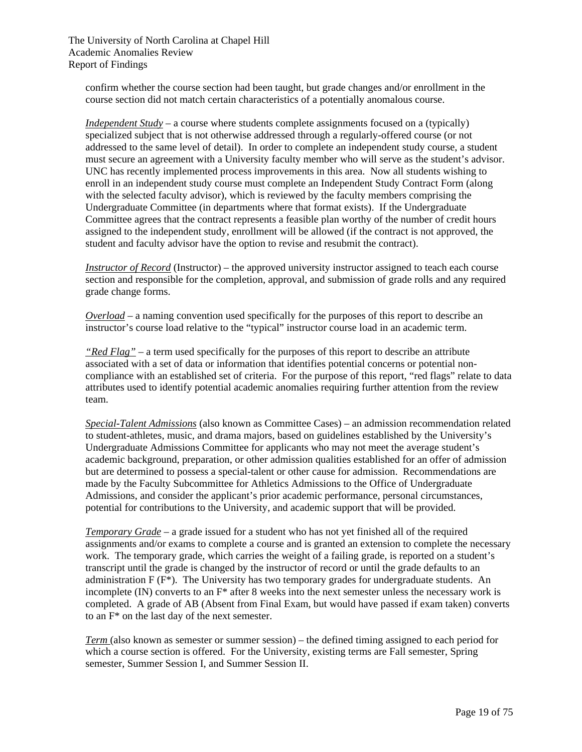confirm whether the course section had been taught, but grade changes and/or enrollment in the course section did not match certain characteristics of a potentially anomalous course.

*Independent Study* – a course where students complete assignments focused on a (typically) specialized subject that is not otherwise addressed through a regularly-offered course (or not addressed to the same level of detail). In order to complete an independent study course, a student must secure an agreement with a University faculty member who will serve as the student's advisor. UNC has recently implemented process improvements in this area. Now all students wishing to enroll in an independent study course must complete an Independent Study Contract Form (along with the selected faculty advisor), which is reviewed by the faculty members comprising the Undergraduate Committee (in departments where that format exists). If the Undergraduate Committee agrees that the contract represents a feasible plan worthy of the number of credit hours assigned to the independent study, enrollment will be allowed (if the contract is not approved, the student and faculty advisor have the option to revise and resubmit the contract).

*Instructor of Record* (Instructor) – the approved university instructor assigned to teach each course section and responsible for the completion, approval, and submission of grade rolls and any required grade change forms.

*Overload* – a naming convention used specifically for the purposes of this report to describe an instructor's course load relative to the "typical" instructor course load in an academic term.

*"Red Flag"* – a term used specifically for the purposes of this report to describe an attribute associated with a set of data or information that identifies potential concerns or potential non-compliance with an established set of criteria. For the purpose of this report, "red flags" relate to data attributes used to identify potential academic anomalies requiring further attention from the review team.

*Special-Talent Admissions* (also known as Committee Cases) – an admission recommendation related to student-athletes, music, and drama majors, based on guidelines established by the University's Undergraduate Admissions Committee for applicants who may not meet the average student's academic background, preparation, or other admission qualities established for an offer of admission but are determined to possess a special-talent or other cause for admission. Recommendations are made by the Faculty Subcommittee for Athletics Admissions to the Office of Undergraduate Admissions, and consider the applicant's prior academic performance, personal circumstances, potential for contributions to the University, and academic support that will be provided.

*Temporary Grade* – a grade issued for a student who has not yet finished all of the required assignments and/or exams to complete a course and is granted an extension to complete the necessary work. The temporary grade, which carries the weight of a failing grade, is reported on a student's transcript until the grade is changed by the instructor of record or until the grade defaults to an administration F (F*). The University has two temporary grades for undergraduate students. An incomplete (IN) converts to an F* after 8 weeks into the next semester unless the necessary work is completed. A grade of AB (Absent from Final Exam, but would have passed if exam taken) converts to an F* on the last day of the next semester.

*Term* (also known as semester or summer session) – the defined timing assigned to each period for which a course section is offered. For the University, existing terms are Fall semester, Spring semester, Summer Session I, and Summer Session II.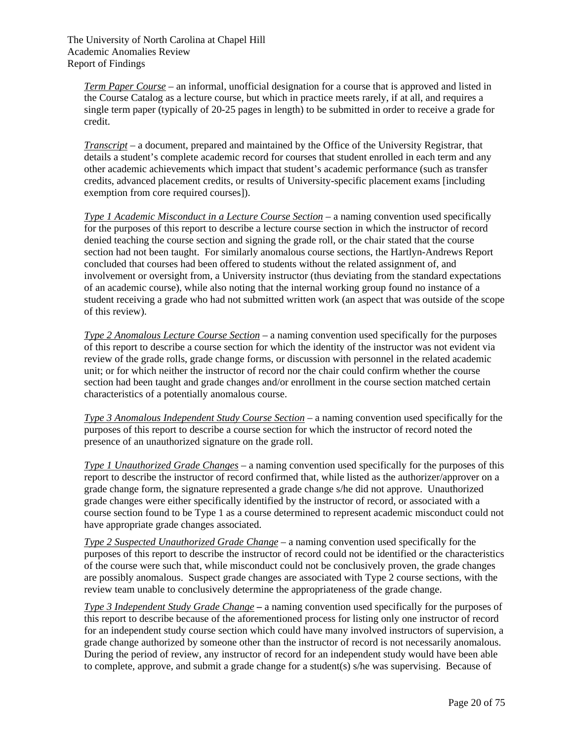*Term Paper Course* – an informal, unofficial designation for a course that is approved and listed in the Course Catalog as a lecture course, but which in practice meets rarely, if at all, and requires a single term paper (typically of 20-25 pages in length) to be submitted in order to receive a grade for credit.

*Transcript* – a document, prepared and maintained by the Office of the University Registrar, that details a student's complete academic record for courses that student enrolled in each term and any other academic achievements which impact that student's academic performance (such as transfer credits, advanced placement credits, or results of University-specific placement exams [including exemption from core required courses]).

*Type 1 Academic Misconduct in a Lecture Course Section* – a naming convention used specifically for the purposes of this report to describe a lecture course section in which the instructor of record denied teaching the course section and signing the grade roll, or the chair stated that the course section had not been taught. For similarly anomalous course sections, the Hartlyn-Andrews Report concluded that courses had been offered to students without the related assignment of, and involvement or oversight from, a University instructor (thus deviating from the standard expectations of an academic course), while also noting that the internal working group found no instance of a student receiving a grade who had not submitted written work (an aspect that was outside of the scope of this review).

*Type 2 Anomalous Lecture Course Section* – a naming convention used specifically for the purposes of this report to describe a course section for which the identity of the instructor was not evident via review of the grade rolls, grade change forms, or discussion with personnel in the related academic unit; or for which neither the instructor of record nor the chair could confirm whether the course section had been taught and grade changes and/or enrollment in the course section matched certain characteristics of a potentially anomalous course.

*Type 3 Anomalous Independent Study Course Section* – a naming convention used specifically for the purposes of this report to describe a course section for which the instructor of record noted the presence of an unauthorized signature on the grade roll.

*Type 1 Unauthorized Grade Changes* – a naming convention used specifically for the purposes of this report to describe the instructor of record confirmed that, while listed as the authorizer/approver on a grade change form, the signature represented a grade change s/he did not approve. Unauthorized grade changes were either specifically identified by the instructor of record, or associated with a course section found to be Type 1 as a course determined to represent academic misconduct could not have appropriate grade changes associated.

*Type 2 Suspected Unauthorized Grade Change* – a naming convention used specifically for the purposes of this report to describe the instructor of record could not be identified or the characteristics of the course were such that, while misconduct could not be conclusively proven, the grade changes are possibly anomalous. Suspect grade changes are associated with Type 2 course sections, with the review team unable to conclusively determine the appropriateness of the grade change.

*Type 3 Independent Study Grade Change* **–** a naming convention used specifically for the purposes of this report to describe because of the aforementioned process for listing only one instructor of record for an independent study course section which could have many involved instructors of supervision, a grade change authorized by someone other than the instructor of record is not necessarily anomalous. During the period of review, any instructor of record for an independent study would have been able to complete, approve, and submit a grade change for a student(s) s/he was supervising. Because of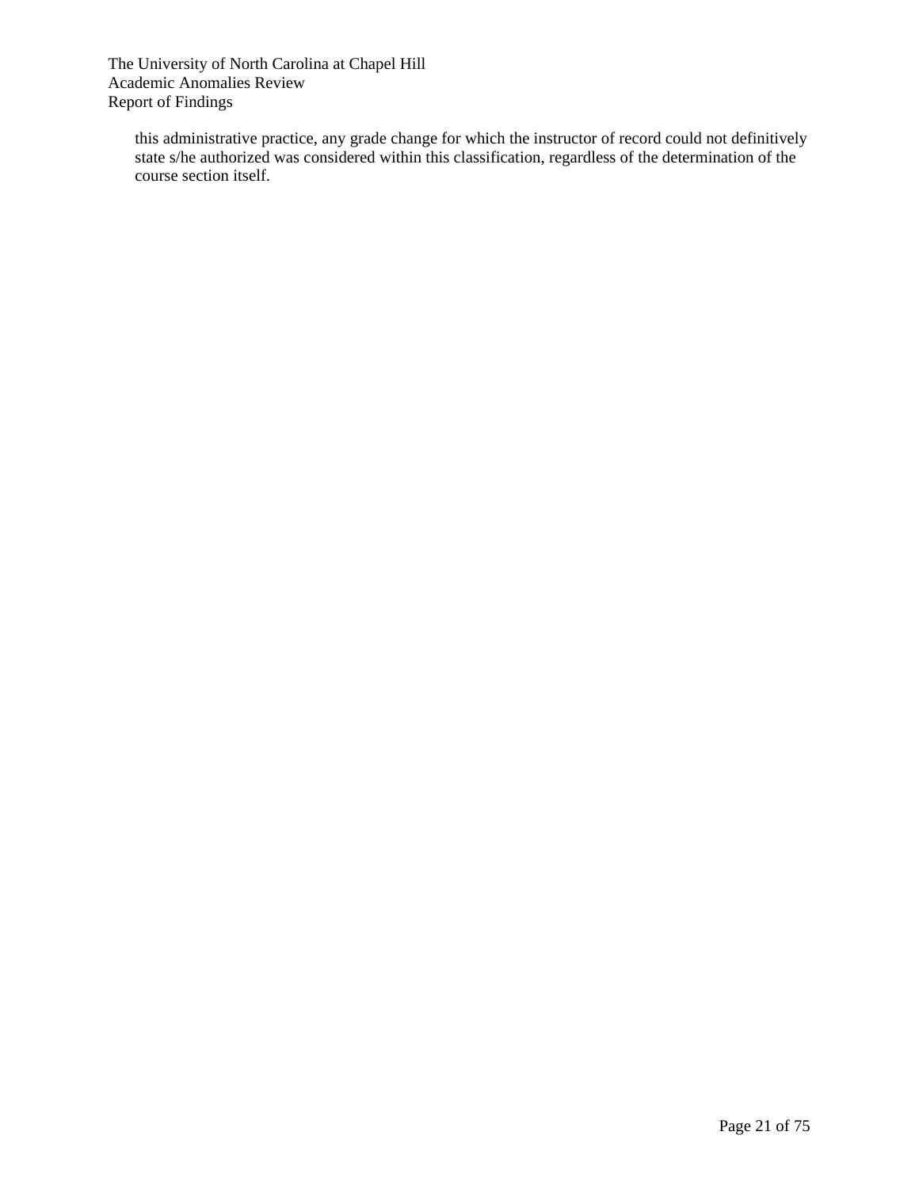this administrative practice, any grade change for which the instructor of record could not definitively state s/he authorized was considered within this classification, regardless of the determination of the course section itself.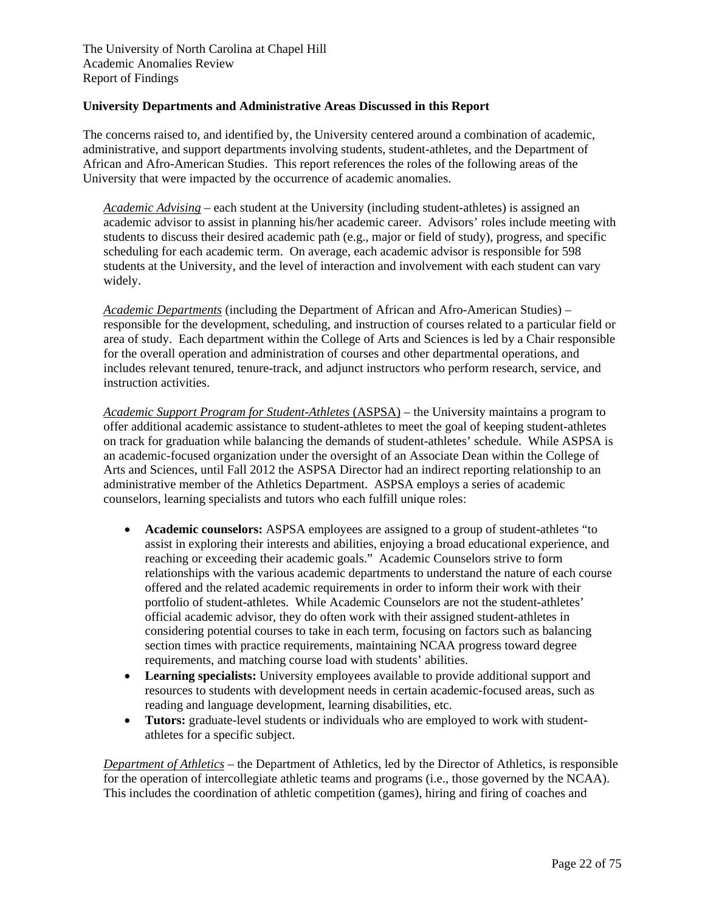### University Departments and Administrative Areas Discussed in this Report

The concerns raised to, and identified by, the University centered around a combination of academic, administrative, and support departments involving students, student-athletes, and the Department of African and Afro-American Studies. This report references the roles of the following areas of the University that were impacted by the occurrence of academic anomalies.

*Academic Advising* – each student at the University (including student-athletes) is assigned an academic advisor to assist in planning his/her academic career. Advisors' roles include meeting with students to discuss their desired academic path (e.g., major or field of study), progress, and specific scheduling for each academic term. On average, each academic advisor is responsible for 598 students at the University, and the level of interaction and involvement with each student can vary widely.

*Academic Departments* (including the Department of African and Afro-American Studies) – responsible for the development, scheduling, and instruction of courses related to a particular field or area of study. Each department within the College of Arts and Sciences is led by a Chair responsible for the overall operation and administration of courses and other departmental operations, and includes relevant tenured, tenure-track, and adjunct instructors who perform research, service, and instruction activities.

*Academic Support Program for Student-Athletes* (ASPSA) – the University maintains a program to offer additional academic assistance to student-athletes to meet the goal of keeping student-athletes on track for graduation while balancing the demands of student-athletes' schedule. While ASPSA is an academic-focused organization under the oversight of an Associate Dean within the College of Arts and Sciences, until Fall 2012 the ASPSA Director had an indirect reporting relationship to an administrative member of the Athletics Department. ASPSA employs a series of academic counselors, learning specialists and tutors who each fulfill unique roles:

- **Academic counselors:** ASPSA employees are assigned to a group of student-athletes "to assist in exploring their interests and abilities, enjoying a broad educational experience, and reaching or exceeding their academic goals." Academic Counselors strive to form relationships with the various academic departments to understand the nature of each course offered and the related academic requirements in order to inform their work with their portfolio of student-athletes. While Academic Counselors are not the student-athletes' official academic advisor, they do often work with their assigned student-athletes in considering potential courses to take in each term, focusing on factors such as balancing section times with practice requirements, maintaining NCAA progress toward degree requirements, and matching course load with students' abilities.
- **Learning specialists:** University employees available to provide additional support and resources to students with development needs in certain academic-focused areas, such as reading and language development, learning disabilities, etc.
- **Tutors:** graduate-level students or individuals who are employed to work with student-athletes for a specific subject.

*Department of Athletics* – the Department of Athletics, led by the Director of Athletics, is responsible for the operation of intercollegiate athletic teams and programs (i.e., those governed by the NCAA). This includes the coordination of athletic competition (games), hiring and firing of coaches and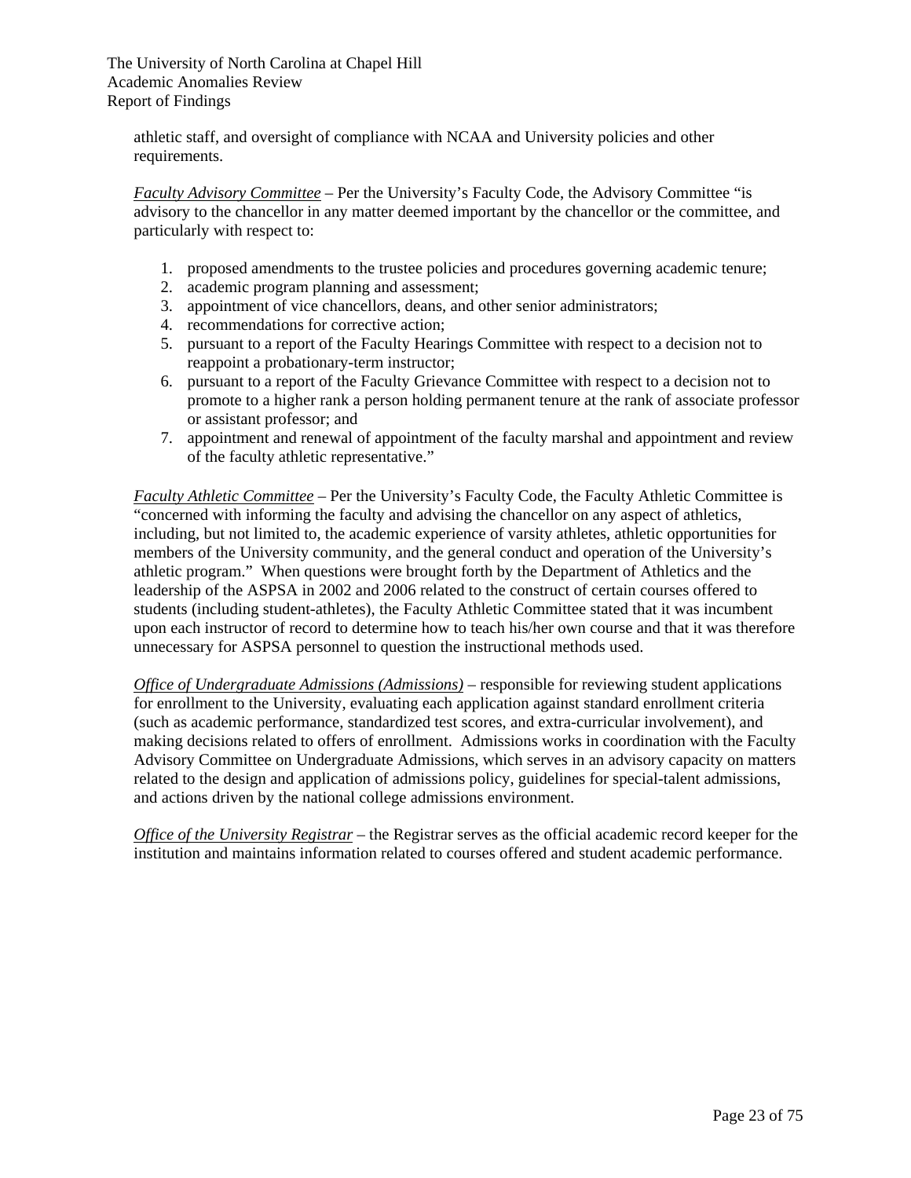athletic staff, and oversight of compliance with NCAA and University policies and other requirements.

_Faculty Advisory Committee_ – Per the University's Faculty Code, the Advisory Committee "is advisory to the chancellor in any matter deemed important by the chancellor or the committee, and particularly with respect to:

1. proposed amendments to the trustee policies and procedures governing academic tenure;
2. academic program planning and assessment;
3. appointment of vice chancellors, deans, and other senior administrators;
4. recommendations for corrective action;
5. pursuant to a report of the Faculty Hearings Committee with respect to a decision not to reappoint a probationary-term instructor;
6. pursuant to a report of the Faculty Grievance Committee with respect to a decision not to promote to a higher rank a person holding permanent tenure at the rank of associate professor or assistant professor; and
7. appointment and renewal of appointment of the faculty marshal and appointment and review of the faculty athletic representative."

_Faculty Athletic Committee_ – Per the University's Faculty Code, the Faculty Athletic Committee is "concerned with informing the faculty and advising the chancellor on any aspect of athletics, including, but not limited to, the academic experience of varsity athletes, athletic opportunities for members of the University community, and the general conduct and operation of the University's athletic program." When questions were brought forth by the Department of Athletics and the leadership of the ASPSA in 2002 and 2006 related to the construct of certain courses offered to students (including student-athletes), the Faculty Athletic Committee stated that it was incumbent upon each instructor of record to determine how to teach his/her own course and that it was therefore unnecessary for ASPSA personnel to question the instructional methods used.

_Office of Undergraduate Admissions (Admissions)_ – responsible for reviewing student applications for enrollment to the University, evaluating each application against standard enrollment criteria (such as academic performance, standardized test scores, and extra-curricular involvement), and making decisions related to offers of enrollment. Admissions works in coordination with the Faculty Advisory Committee on Undergraduate Admissions, which serves in an advisory capacity on matters related to the design and application of admissions policy, guidelines for special-talent admissions, and actions driven by the national college admissions environment.

_Office of the University Registrar_ – the Registrar serves as the official academic record keeper for the institution and maintains information related to courses offered and student academic performance.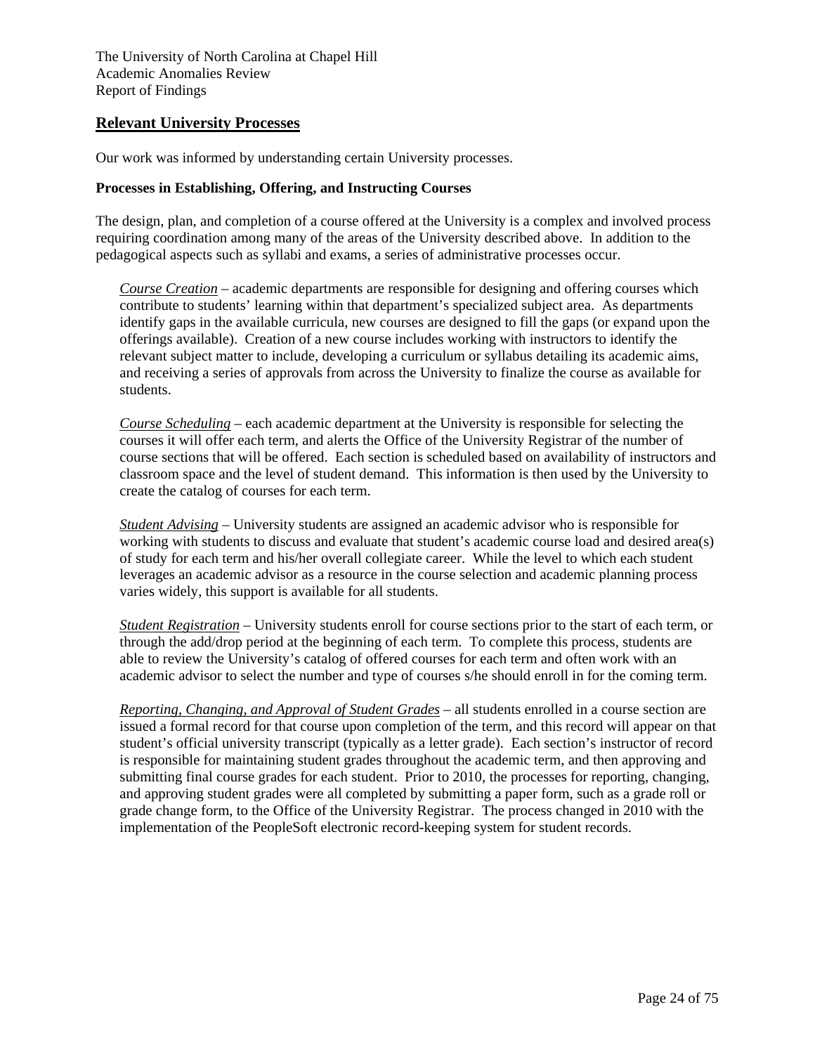## Relevant University Processes

Our work was informed by understanding certain University processes.

### Processes in Establishing, Offering, and Instructing Courses

The design, plan, and completion of a course offered at the University is a complex and involved process requiring coordination among many of the areas of the University described above. In addition to the pedagogical aspects such as syllabi and exams, a series of administrative processes occur.

*Course Creation* – academic departments are responsible for designing and offering courses which contribute to students' learning within that department's specialized subject area. As departments identify gaps in the available curricula, new courses are designed to fill the gaps (or expand upon the offerings available). Creation of a new course includes working with instructors to identify the relevant subject matter to include, developing a curriculum or syllabus detailing its academic aims, and receiving a series of approvals from across the University to finalize the course as available for students.

*Course Scheduling* – each academic department at the University is responsible for selecting the courses it will offer each term, and alerts the Office of the University Registrar of the number of course sections that will be offered. Each section is scheduled based on availability of instructors and classroom space and the level of student demand. This information is then used by the University to create the catalog of courses for each term.

*Student Advising* – University students are assigned an academic advisor who is responsible for working with students to discuss and evaluate that student's academic course load and desired area(s) of study for each term and his/her overall collegiate career. While the level to which each student leverages an academic advisor as a resource in the course selection and academic planning process varies widely, this support is available for all students.

*Student Registration* – University students enroll for course sections prior to the start of each term, or through the add/drop period at the beginning of each term. To complete this process, students are able to review the University's catalog of offered courses for each term and often work with an academic advisor to select the number and type of courses s/he should enroll in for the coming term.

*Reporting, Changing, and Approval of Student Grades* – all students enrolled in a course section are issued a formal record for that course upon completion of the term, and this record will appear on that student's official university transcript (typically as a letter grade). Each section's instructor of record is responsible for maintaining student grades throughout the academic term, and then approving and submitting final course grades for each student. Prior to 2010, the processes for reporting, changing, and approving student grades were all completed by submitting a paper form, such as a grade roll or grade change form, to the Office of the University Registrar. The process changed in 2010 with the implementation of the PeopleSoft electronic record-keeping system for student records.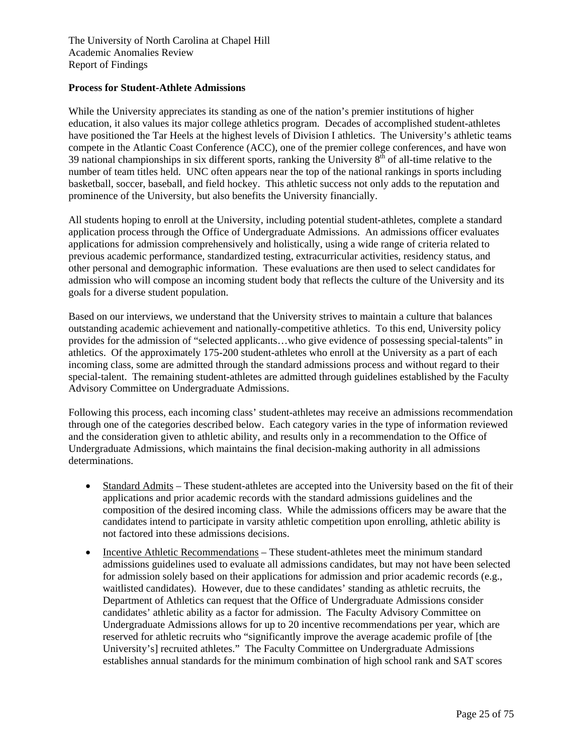### Process for Student-Athlete Admissions

While the University appreciates its standing as one of the nation's premier institutions of higher education, it also values its major college athletics program. Decades of accomplished student-athletes have positioned the Tar Heels at the highest levels of Division I athletics. The University's athletic teams compete in the Atlantic Coast Conference (ACC), one of the premier college conferences, and have won 39 national championships in six different sports, ranking the University 8th of all-time relative to the number of team titles held. UNC often appears near the top of the national rankings in sports including basketball, soccer, baseball, and field hockey. This athletic success not only adds to the reputation and prominence of the University, but also benefits the University financially.

All students hoping to enroll at the University, including potential student-athletes, complete a standard application process through the Office of Undergraduate Admissions. An admissions officer evaluates applications for admission comprehensively and holistically, using a wide range of criteria related to previous academic performance, standardized testing, extracurricular activities, residency status, and other personal and demographic information. These evaluations are then used to select candidates for admission who will compose an incoming student body that reflects the culture of the University and its goals for a diverse student population.

Based on our interviews, we understand that the University strives to maintain a culture that balances outstanding academic achievement and nationally-competitive athletics. To this end, University policy provides for the admission of "selected applicants…who give evidence of possessing special-talents" in athletics. Of the approximately 175-200 student-athletes who enroll at the University as a part of each incoming class, some are admitted through the standard admissions process and without regard to their special-talent. The remaining student-athletes are admitted through guidelines established by the Faculty Advisory Committee on Undergraduate Admissions.

Following this process, each incoming class' student-athletes may receive an admissions recommendation through one of the categories described below. Each category varies in the type of information reviewed and the consideration given to athletic ability, and results only in a recommendation to the Office of Undergraduate Admissions, which maintains the final decision-making authority in all admissions determinations.

- Standard Admits – These student-athletes are accepted into the University based on the fit of their applications and prior academic records with the standard admissions guidelines and the composition of the desired incoming class. While the admissions officers may be aware that the candidates intend to participate in varsity athletic competition upon enrolling, athletic ability is not factored into these admissions decisions.
- Incentive Athletic Recommendations – These student-athletes meet the minimum standard admissions guidelines used to evaluate all admissions candidates, but may not have been selected for admission solely based on their applications for admission and prior academic records (e.g., waitlisted candidates). However, due to these candidates' standing as athletic recruits, the Department of Athletics can request that the Office of Undergraduate Admissions consider candidates' athletic ability as a factor for admission. The Faculty Advisory Committee on Undergraduate Admissions allows for up to 20 incentive recommendations per year, which are reserved for athletic recruits who "significantly improve the average academic profile of [the University's] recruited athletes." The Faculty Committee on Undergraduate Admissions establishes annual standards for the minimum combination of high school rank and SAT scores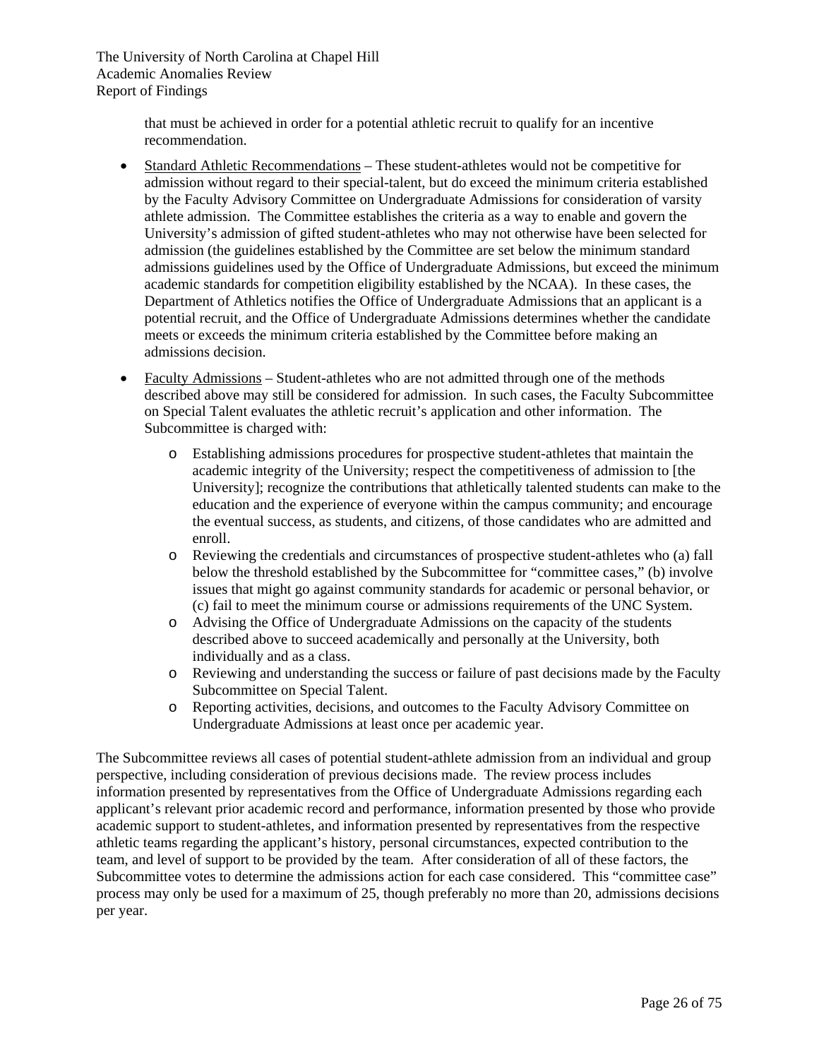that must be achieved in order for a potential athletic recruit to qualify for an incentive recommendation.

- Standard Athletic Recommendations – These student-athletes would not be competitive for admission without regard to their special-talent, but do exceed the minimum criteria established by the Faculty Advisory Committee on Undergraduate Admissions for consideration of varsity athlete admission. The Committee establishes the criteria as a way to enable and govern the University's admission of gifted student-athletes who may not otherwise have been selected for admission (the guidelines established by the Committee are set below the minimum standard admissions guidelines used by the Office of Undergraduate Admissions, but exceed the minimum academic standards for competition eligibility established by the NCAA). In these cases, the Department of Athletics notifies the Office of Undergraduate Admissions that an applicant is a potential recruit, and the Office of Undergraduate Admissions determines whether the candidate meets or exceeds the minimum criteria established by the Committee before making an admissions decision.

- Faculty Admissions – Student-athletes who are not admitted through one of the methods described above may still be considered for admission. In such cases, the Faculty Subcommittee on Special Talent evaluates the athletic recruit's application and other information. The Subcommittee is charged with:
  - Establishing admissions procedures for prospective student-athletes that maintain the academic integrity of the University; respect the competitiveness of admission to [the University]; recognize the contributions that athletically talented students can make to the education and the experience of everyone within the campus community; and encourage the eventual success, as students, and citizens, of those candidates who are admitted and enroll.
  - Reviewing the credentials and circumstances of prospective student-athletes who (a) fall below the threshold established by the Subcommittee for "committee cases," (b) involve issues that might go against community standards for academic or personal behavior, or (c) fail to meet the minimum course or admissions requirements of the UNC System.
  - Advising the Office of Undergraduate Admissions on the capacity of the students described above to succeed academically and personally at the University, both individually and as a class.
  - Reviewing and understanding the success or failure of past decisions made by the Faculty Subcommittee on Special Talent.
  - Reporting activities, decisions, and outcomes to the Faculty Advisory Committee on Undergraduate Admissions at least once per academic year.

The Subcommittee reviews all cases of potential student-athlete admission from an individual and group perspective, including consideration of previous decisions made. The review process includes information presented by representatives from the Office of Undergraduate Admissions regarding each applicant's relevant prior academic record and performance, information presented by those who provide academic support to student-athletes, and information presented by representatives from the respective athletic teams regarding the applicant's history, personal circumstances, expected contribution to the team, and level of support to be provided by the team. After consideration of all of these factors, the Subcommittee votes to determine the admissions action for each case considered. This "committee case" process may only be used for a maximum of 25, though preferably no more than 20, admissions decisions per year.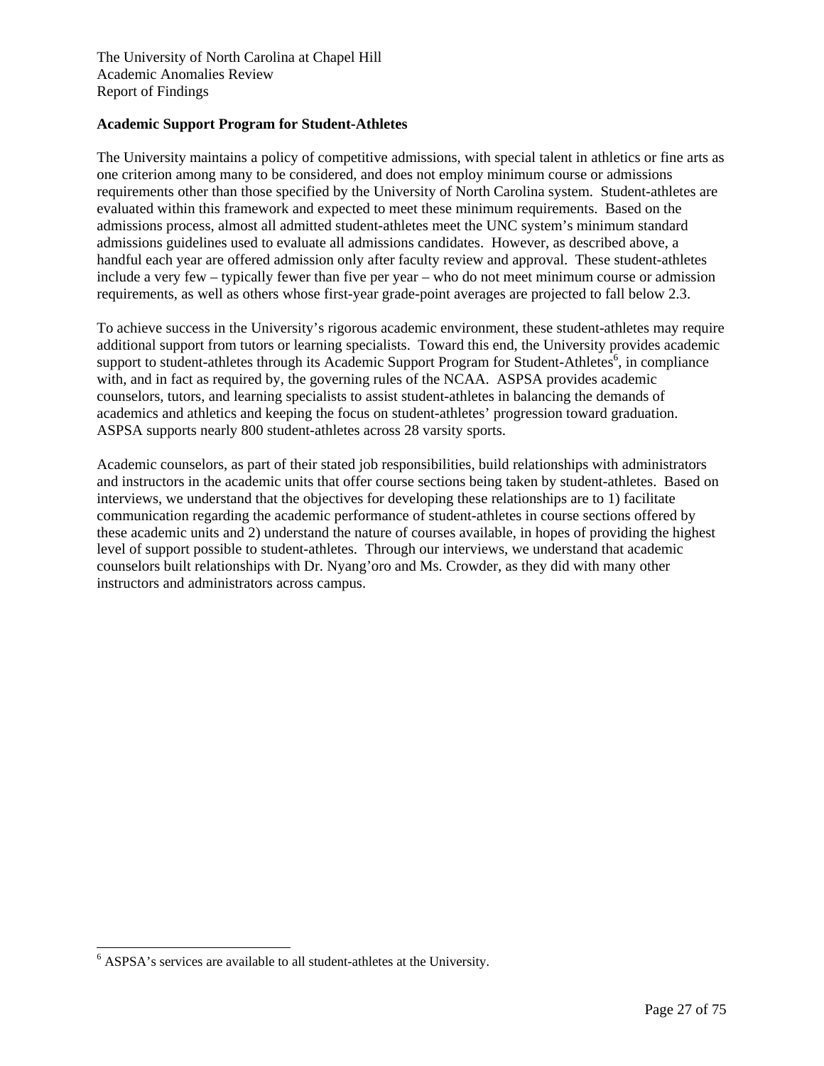## Academic Support Program for Student-Athletes

The University maintains a policy of competitive admissions, with special talent in athletics or fine arts as one criterion among many to be considered, and does not employ minimum course or admissions requirements other than those specified by the University of North Carolina system. Student-athletes are evaluated within this framework and expected to meet these minimum requirements. Based on the admissions process, almost all admitted student-athletes meet the UNC system's minimum standard admissions guidelines used to evaluate all admissions candidates. However, as described above, a handful each year are offered admission only after faculty review and approval. These student-athletes include a very few – typically fewer than five per year – who do not meet minimum course or admission requirements, as well as others whose first-year grade-point averages are projected to fall below 2.3.

To achieve success in the University's rigorous academic environment, these student-athletes may require additional support from tutors or learning specialists. Toward this end, the University provides academic support to student-athletes through its Academic Support Program for Student-Athletes[6], in compliance with, and in fact as required by, the governing rules of the NCAA. ASPSA provides academic counselors, tutors, and learning specialists to assist student-athletes in balancing the demands of academics and athletics and keeping the focus on student-athletes' progression toward graduation. ASPSA supports nearly 800 student-athletes across 28 varsity sports.

Academic counselors, as part of their stated job responsibilities, build relationships with administrators and instructors in the academic units that offer course sections being taken by student-athletes. Based on interviews, we understand that the objectives for developing these relationships are to 1) facilitate communication regarding the academic performance of student-athletes in course sections offered by these academic units and 2) understand the nature of courses available, in hopes of providing the highest level of support possible to student-athletes. Through our interviews, we understand that academic counselors built relationships with Dr. Nyang'oro and Ms. Crowder, as they did with many other instructors and administrators across campus.

[6] ASPSA's services are available to all student-athletes at the University.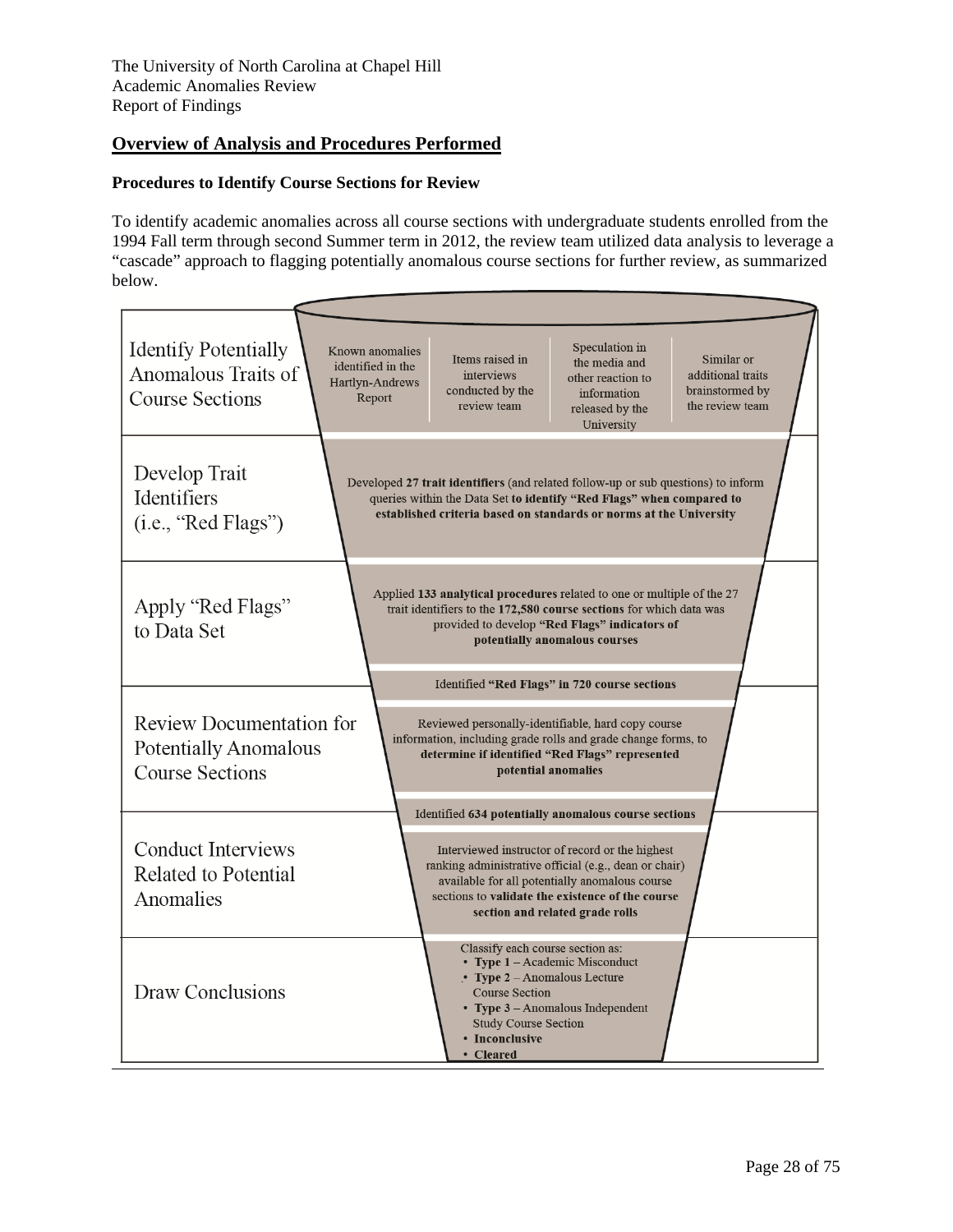## Overview of Analysis and Procedures Performed

### Procedures to Identify Course Sections for Review

To identify academic anomalies across all course sections with undergraduate students enrolled from the 1994 Fall term through second Summer term in 2012, the review team utilized data analysis to leverage a "cascade" approach to flagging potentially anomalous course sections for further review, as summarized below.

| Stage | Description |
|---|---|
| Identify Potentially Anomalous Traits of Course Sections | Known anomalies identified in the Hartlyn-Andrews Report; Items raised in interviews conducted by the review team; Speculation in the media and other reaction to information released by the University; Similar or additional traits brainstormed by the review team |
| Develop Trait Identifiers (i.e., "Red Flags") | Developed **27 trait identifiers** (and related follow-up or sub questions) to inform queries within the Data Set **to identify "Red Flags" when compared to established criteria based on standards or norms at the University** |
| Apply "Red Flags" to Data Set | Applied **133 analytical procedures** related to one or multiple of the 27 trait identifiers to the **172,580 course sections** for which data was provided to develop **"Red Flags" indicators of potentially anomalous courses**<br>Identified **"Red Flags" in 720 course sections** |
| Review Documentation for Potentially Anomalous Course Sections | Reviewed personally-identifiable, hard copy course information, including grade rolls and grade change forms, to **determine if identified "Red Flags" represented potential anomalies**<br>Identified **634 potentially anomalous course sections** |
| Conduct Interviews Related to Potential Anomalies | Interviewed instructor of record or the highest ranking administrative official (e.g., dean or chair) available for all potentially anomalous course sections to **validate the existence of the course section and related grade rolls** |
| Draw Conclusions | Classify each course section as:<br>• **Type 1** – Academic Misconduct<br>• **Type 2** – Anomalous Lecture Course Section<br>• **Type 3** – Anomalous Independent Study Course Section<br>• **Inconclusive**<br>• **Cleared** |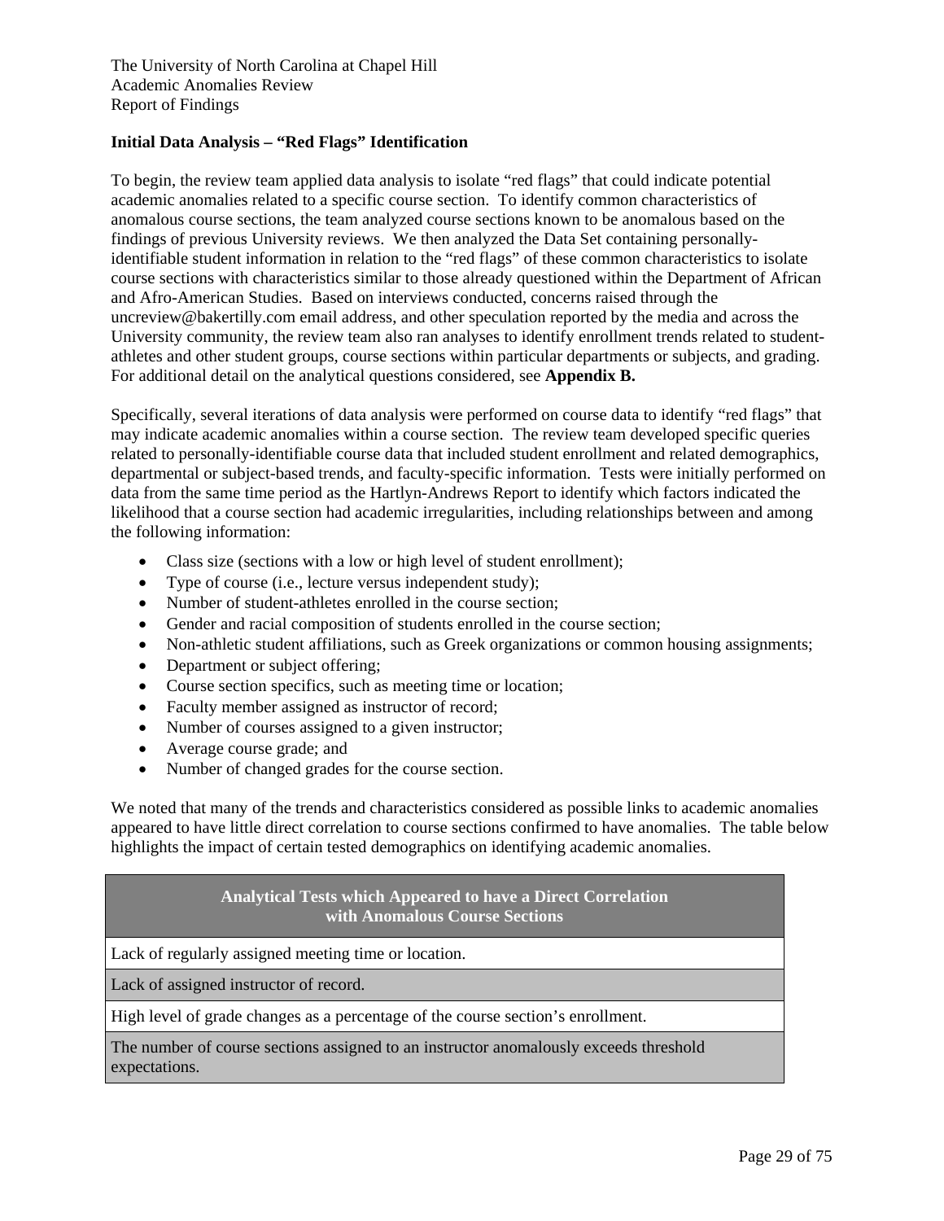**Initial Data Analysis – "Red Flags" Identification**

To begin, the review team applied data analysis to isolate "red flags" that could indicate potential academic anomalies related to a specific course section. To identify common characteristics of anomalous course sections, the team analyzed course sections known to be anomalous based on the findings of previous University reviews. We then analyzed the Data Set containing personally-identifiable student information in relation to the "red flags" of these common characteristics to isolate course sections with characteristics similar to those already questioned within the Department of African and Afro-American Studies. Based on interviews conducted, concerns raised through the uncreview@bakertilly.com email address, and other speculation reported by the media and across the University community, the review team also ran analyses to identify enrollment trends related to student-athletes and other student groups, course sections within particular departments or subjects, and grading. For additional detail on the analytical questions considered, see **Appendix B.**

Specifically, several iterations of data analysis were performed on course data to identify "red flags" that may indicate academic anomalies within a course section. The review team developed specific queries related to personally-identifiable course data that included student enrollment and related demographics, departmental or subject-based trends, and faculty-specific information. Tests were initially performed on data from the same time period as the Hartlyn-Andrews Report to identify which factors indicated the likelihood that a course section had academic irregularities, including relationships between and among the following information:

- Class size (sections with a low or high level of student enrollment);
- Type of course (i.e., lecture versus independent study);
- Number of student-athletes enrolled in the course section;
- Gender and racial composition of students enrolled in the course section;
- Non-athletic student affiliations, such as Greek organizations or common housing assignments;
- Department or subject offering;
- Course section specifics, such as meeting time or location;
- Faculty member assigned as instructor of record;
- Number of courses assigned to a given instructor;
- Average course grade; and
- Number of changed grades for the course section.

We noted that many of the trends and characteristics considered as possible links to academic anomalies appeared to have little direct correlation to course sections confirmed to have anomalies. The table below highlights the impact of certain tested demographics on identifying academic anomalies.

| Analytical Tests which Appeared to have a Direct Correlation with Anomalous Course Sections |
|---|
| Lack of regularly assigned meeting time or location. |
| Lack of assigned instructor of record. |
| High level of grade changes as a percentage of the course section's enrollment. |
| The number of course sections assigned to an instructor anomalously exceeds threshold expectations. |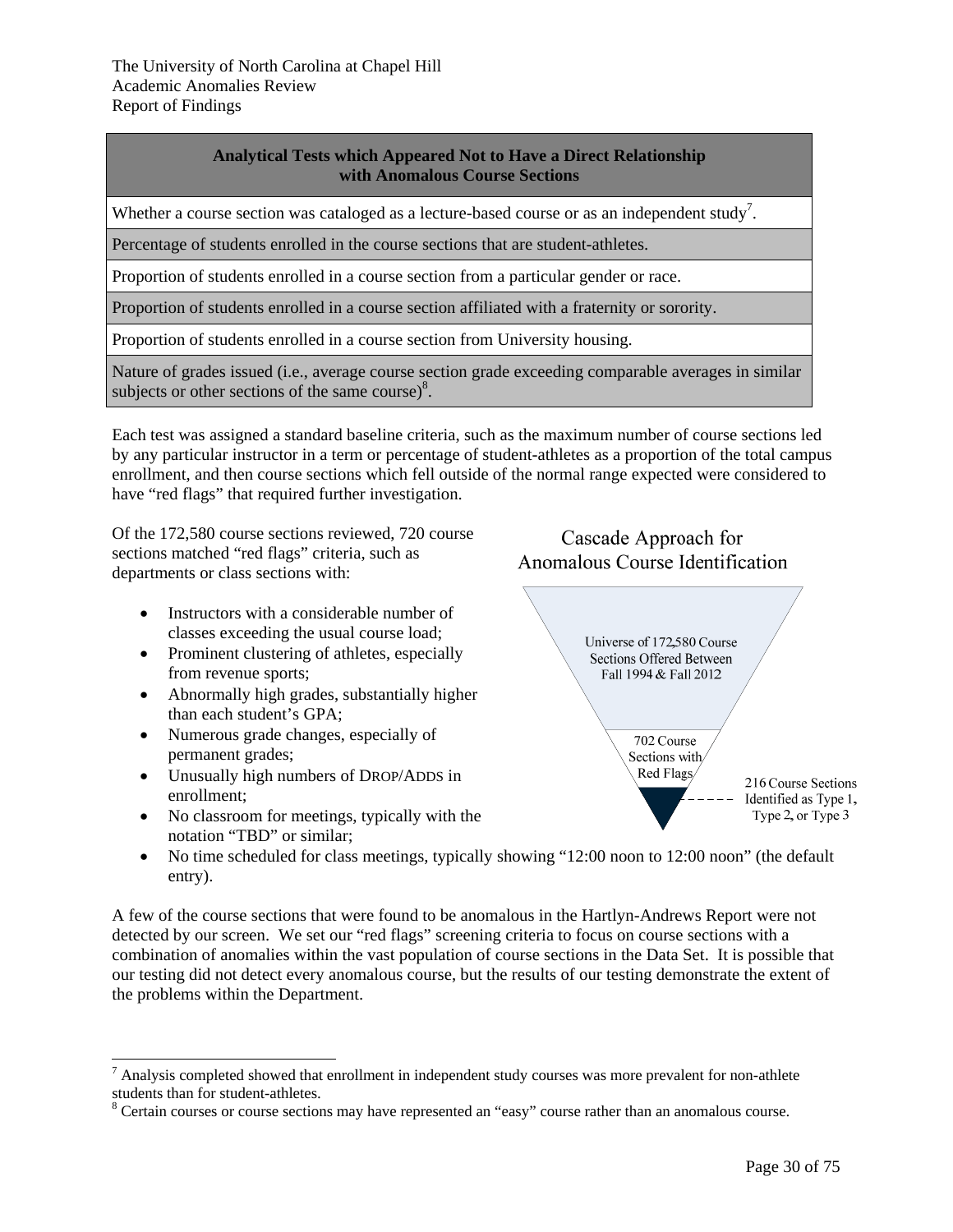| Analytical Tests which Appeared Not to Have a Direct Relationship with Anomalous Course Sections |
|---|
| Whether a course section was cataloged as a lecture-based course or as an independent study[7]. |
| Percentage of students enrolled in the course sections that are student-athletes. |
| Proportion of students enrolled in a course section from a particular gender or race. |
| Proportion of students enrolled in a course section affiliated with a fraternity or sorority. |
| Proportion of students enrolled in a course section from University housing. |
| Nature of grades issued (i.e., average course section grade exceeding comparable averages in similar subjects or other sections of the same course)[8]. |

Each test was assigned a standard baseline criteria, such as the maximum number of course sections led by any particular instructor in a term or percentage of student-athletes as a proportion of the total campus enrollment, and then course sections which fell outside of the normal range expected were considered to have "red flags" that required further investigation.

Of the 172,580 course sections reviewed, 720 course sections matched "red flags" criteria, such as departments or class sections with:

- Instructors with a considerable number of classes exceeding the usual course load;
- Prominent clustering of athletes, especially from revenue sports;
- Abnormally high grades, substantially higher than each student's GPA;
- Numerous grade changes, especially of permanent grades;
- Unusually high numbers of DROP/ADDS in enrollment;
- No classroom for meetings, typically with the notation "TBD" or similar;
- No time scheduled for class meetings, typically showing "12:00 noon to 12:00 noon" (the default entry).

Cascade Approach for Anomalous Course Identification

Universe of 172,580 Course Sections Offered Between Fall 1994 & Fall 2012

702 Course Sections with Red Flags

216 Course Sections Identified as Type 1, Type 2, or Type 3

A few of the course sections that were found to be anomalous in the Hartlyn-Andrews Report were not detected by our screen. We set our "red flags" screening criteria to focus on course sections with a combination of anomalies within the vast population of course sections in the Data Set. It is possible that our testing did not detect every anomalous course, but the results of our testing demonstrate the extent of the problems within the Department.

[7] Analysis completed showed that enrollment in independent study courses was more prevalent for non-athlete students than for student-athletes.

[8] Certain courses or course sections may have represented an "easy" course rather than an anomalous course.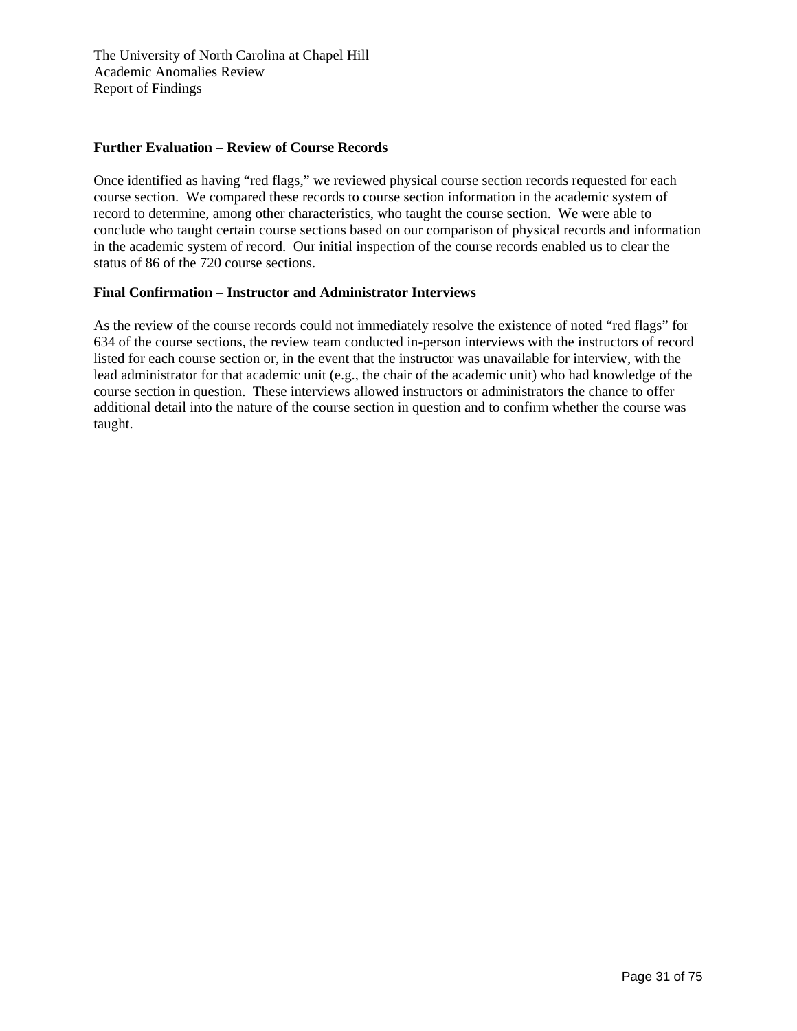**Further Evaluation – Review of Course Records**

Once identified as having "red flags," we reviewed physical course section records requested for each course section. We compared these records to course section information in the academic system of record to determine, among other characteristics, who taught the course section. We were able to conclude who taught certain course sections based on our comparison of physical records and information in the academic system of record. Our initial inspection of the course records enabled us to clear the status of 86 of the 720 course sections.

**Final Confirmation – Instructor and Administrator Interviews**

As the review of the course records could not immediately resolve the existence of noted "red flags" for 634 of the course sections, the review team conducted in-person interviews with the instructors of record listed for each course section or, in the event that the instructor was unavailable for interview, with the lead administrator for that academic unit (e.g., the chair of the academic unit) who had knowledge of the course section in question. These interviews allowed instructors or administrators the chance to offer additional detail into the nature of the course section in question and to confirm whether the course was taught.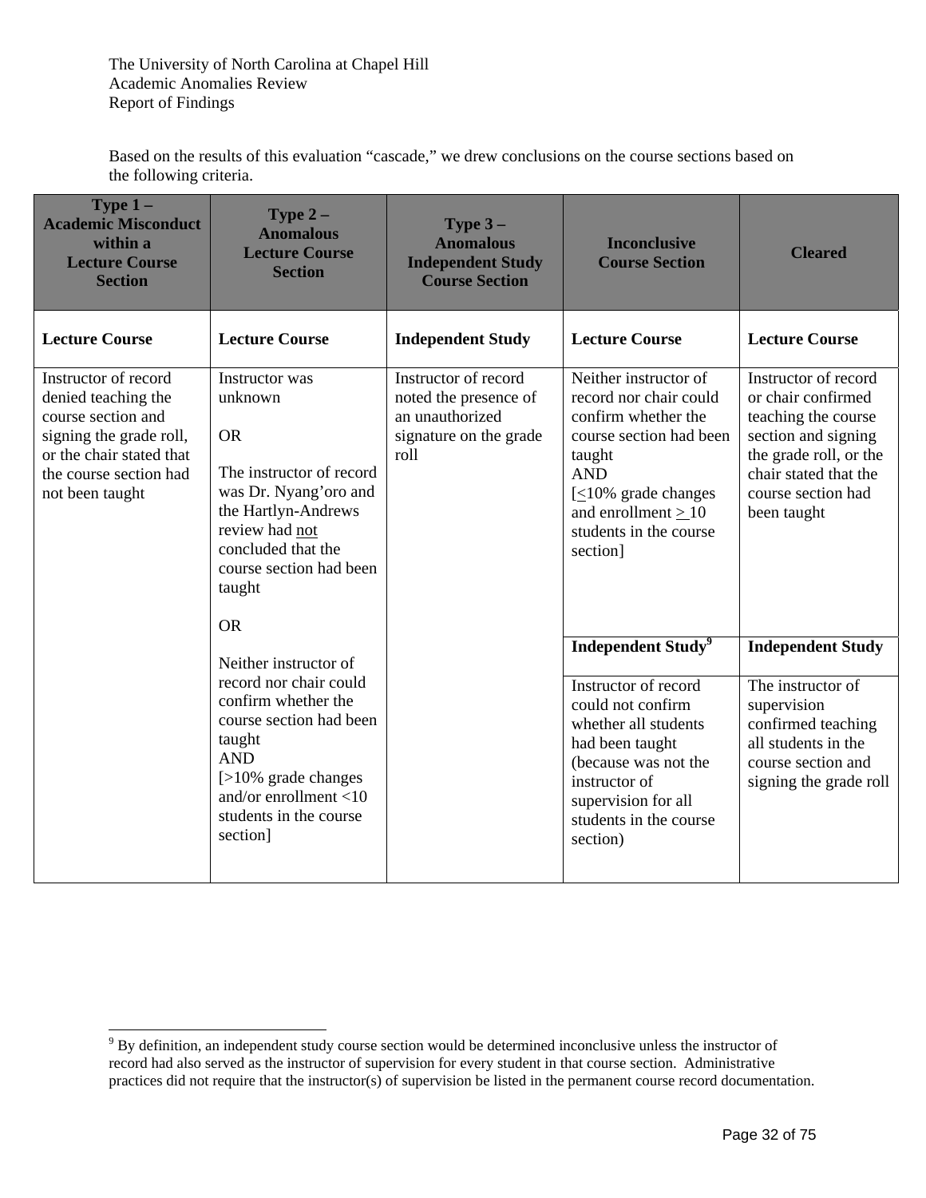Based on the results of this evaluation "cascade," we drew conclusions on the course sections based on the following criteria.

| Type 1 – Academic Misconduct within a Lecture Course Section | Type 2 – Anomalous Lecture Course Section | Type 3 – Anomalous Independent Study Course Section | Inconclusive Course Section | Cleared |
|---|---|---|---|---|
| **Lecture Course** | **Lecture Course** | **Independent Study** | **Lecture Course** | **Lecture Course** |
| Instructor of record denied teaching the course section and signing the grade roll, or the chair stated that the course section had not been taught | Instructor was unknown<br><br>OR<br><br>The instructor of record was Dr. Nyang'oro and the Hartlyn-Andrews review had <u>not</u> concluded that the course section had been taught<br><br>OR<br><br>Neither instructor of record nor chair could confirm whether the course section had been taught<br>AND<br>[>10% grade changes and/or enrollment <10 students in the course section] | Instructor of record noted the presence of an unauthorized signature on the grade roll | Neither instructor of record nor chair could confirm whether the course section had been taught<br>AND<br>[≤10% grade changes and enrollment ≥ 10 students in the course section] | Instructor of record or chair confirmed teaching the course section and signing the grade roll, or the chair stated that the course section had been taught |
| | | | **Independent Study**[9] | **Independent Study** |
| | | | Instructor of record could not confirm whether all students had been taught (because was not the instructor of supervision for all students in the course section) | The instructor of supervision confirmed teaching all students in the course section and signing the grade roll |

[9] By definition, an independent study course section would be determined inconclusive unless the instructor of record had also served as the instructor of supervision for every student in that course section. Administrative practices did not require that the instructor(s) of supervision be listed in the permanent course record documentation.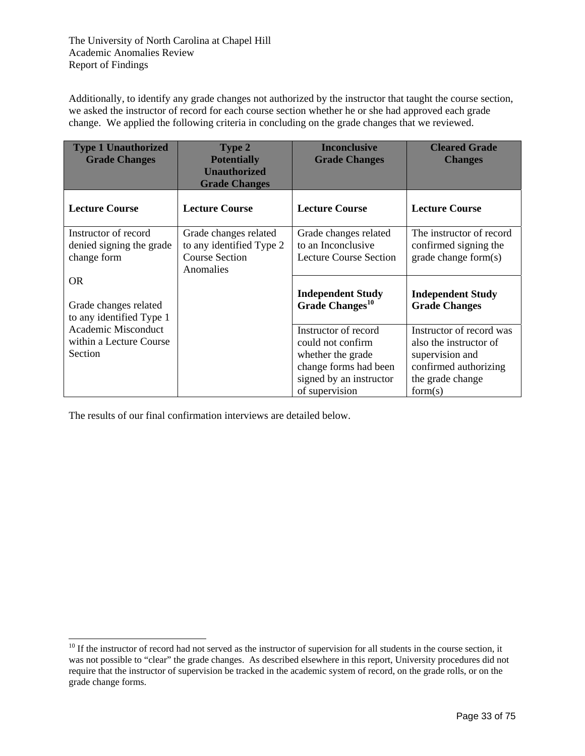Additionally, to identify any grade changes not authorized by the instructor that taught the course section, we asked the instructor of record for each course section whether he or she had approved each grade change. We applied the following criteria in concluding on the grade changes that we reviewed.

| Type 1 Unauthorized Grade Changes | Type 2 Potentially Unauthorized Grade Changes | Inconclusive Grade Changes | Cleared Grade Changes |
|---|---|---|---|
| **Lecture Course** | **Lecture Course** | **Lecture Course** | **Lecture Course** |
| Instructor of record denied signing the grade change form<br><br>OR<br><br>Grade changes related to any identified Type 1 Academic Misconduct within a Lecture Course Section | Grade changes related to any identified Type 2 Course Section Anomalies | Grade changes related to an Inconclusive Lecture Course Section | The instructor of record confirmed signing the grade change form(s) |
| | | **Independent Study Grade Changes**[10] | **Independent Study Grade Changes** |
| | | Instructor of record could not confirm whether the grade change forms had been signed by an instructor of supervision | Instructor of record was also the instructor of supervision and confirmed authorizing the grade change form(s) |

The results of our final confirmation interviews are detailed below.

[10] If the instructor of record had not served as the instructor of supervision for all students in the course section, it was not possible to "clear" the grade changes. As described elsewhere in this report, University procedures did not require that the instructor of supervision be tracked in the academic system of record, on the grade rolls, or on the grade change forms.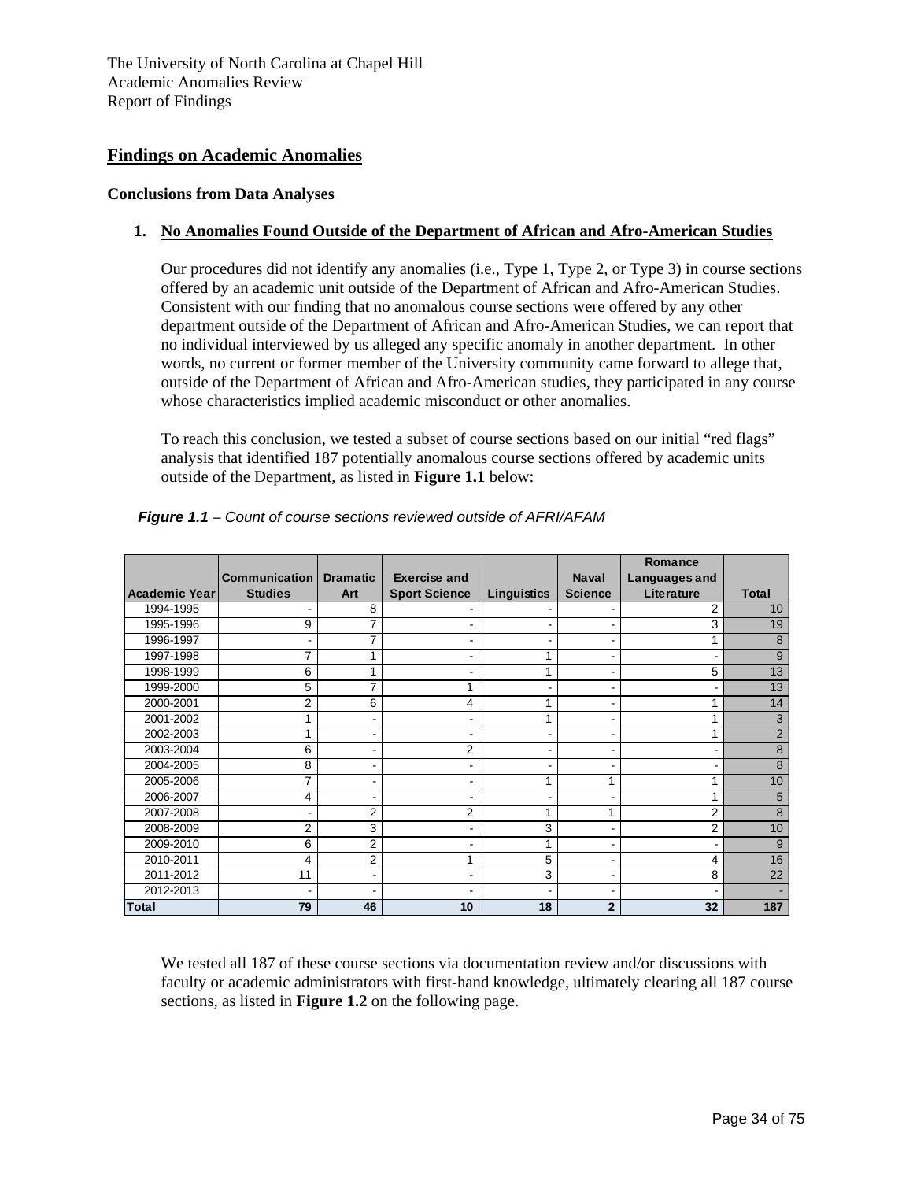## Findings on Academic Anomalies

### Conclusions from Data Analyses

1. **No Anomalies Found Outside of the Department of African and Afro-American Studies**

   Our procedures did not identify any anomalies (i.e., Type 1, Type 2, or Type 3) in course sections offered by an academic unit outside of the Department of African and Afro-American Studies. Consistent with our finding that no anomalous course sections were offered by any other department outside of the Department of African and Afro-American Studies, we can report that no individual interviewed by us alleged any specific anomaly in another department. In other words, no current or former member of the University community came forward to allege that, outside of the Department of African and Afro-American studies, they participated in any course whose characteristics implied academic misconduct or other anomalies.

   To reach this conclusion, we tested a subset of course sections based on our initial "red flags" analysis that identified 187 potentially anomalous course sections offered by academic units outside of the Department, as listed in **Figure 1.1** below:

***Figure 1.1** – Count of course sections reviewed outside of AFRI/AFAM*

| Academic Year | Communication Studies | Dramatic Art | Exercise and Sport Science | Linguistics | Naval Science | Romance Languages and Literature | Total |
|---|---|---|---|---|---|---|---|
| 1994-1995 | - | 8 | - | - | - | 2 | 10 |
| 1995-1996 | 9 | 7 | - | - | - | 3 | 19 |
| 1996-1997 | - | 7 | - | - | - | 1 | 8 |
| 1997-1998 | 7 | 1 | - | 1 | - | - | 9 |
| 1998-1999 | 6 | 1 | - | 1 | - | 5 | 13 |
| 1999-2000 | 5 | 7 | 1 | - | - | - | 13 |
| 2000-2001 | 2 | 6 | 4 | 1 | - | 1 | 14 |
| 2001-2002 | 1 | - | - | 1 | - | 1 | 3 |
| 2002-2003 | 1 | - | - | - | - | 1 | 2 |
| 2003-2004 | 6 | - | 2 | - | - | - | 8 |
| 2004-2005 | 8 | - | - | - | - | - | 8 |
| 2005-2006 | 7 | - | - | 1 | 1 | 1 | 10 |
| 2006-2007 | 4 | - | - | - | - | 1 | 5 |
| 2007-2008 | - | 2 | 2 | 1 | 1 | 2 | 8 |
| 2008-2009 | 2 | 3 | - | 3 | - | 2 | 10 |
| 2009-2010 | 6 | 2 | - | 1 | - | - | 9 |
| 2010-2011 | 4 | 2 | 1 | 5 | - | 4 | 16 |
| 2011-2012 | 11 | - | - | 3 | - | 8 | 22 |
| 2012-2013 | - | - | - | - | - | - | - |
| **Total** | **79** | **46** | **10** | **18** | **2** | **32** | **187** |

We tested all 187 of these course sections via documentation review and/or discussions with faculty or academic administrators with first-hand knowledge, ultimately clearing all 187 course sections, as listed in **Figure 1.2** on the following page.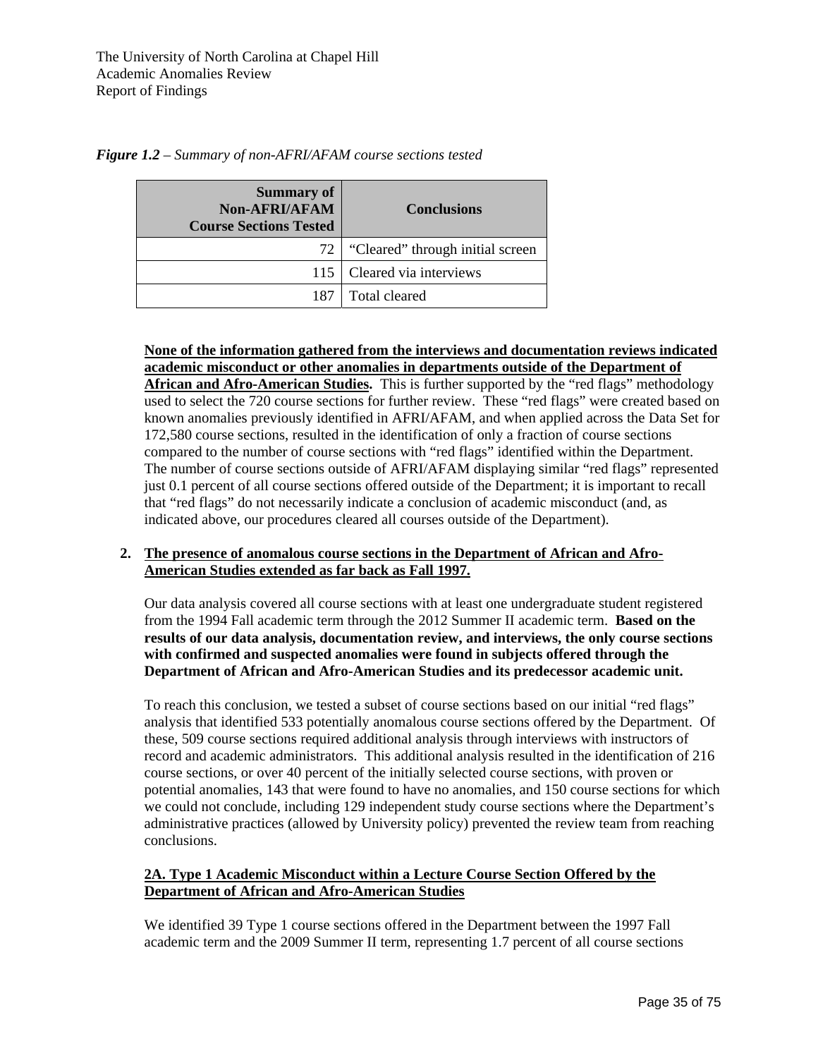***Figure 1.2*** *– Summary of non-AFRI/AFAM course sections tested*

| Summary of Non-AFRI/AFAM Course Sections Tested | Conclusions |
|---:|---|
| 72 | "Cleared" through initial screen |
| 115 | Cleared via interviews |
| 187 | Total cleared |

**None of the information gathered from the interviews and documentation reviews indicated academic misconduct or other anomalies in departments outside of the Department of African and Afro-American Studies.** This is further supported by the "red flags" methodology used to select the 720 course sections for further review. These "red flags" were created based on known anomalies previously identified in AFRI/AFAM, and when applied across the Data Set for 172,580 course sections, resulted in the identification of only a fraction of course sections compared to the number of course sections with "red flags" identified within the Department. The number of course sections outside of AFRI/AFAM displaying similar "red flags" represented just 0.1 percent of all course sections offered outside of the Department; it is important to recall that "red flags" do not necessarily indicate a conclusion of academic misconduct (and, as indicated above, our procedures cleared all courses outside of the Department).

2. **The presence of anomalous course sections in the Department of African and Afro-American Studies extended as far back as Fall 1997.**

Our data analysis covered all course sections with at least one undergraduate student registered from the 1994 Fall academic term through the 2012 Summer II academic term. **Based on the results of our data analysis, documentation review, and interviews, the only course sections with confirmed and suspected anomalies were found in subjects offered through the Department of African and Afro-American Studies and its predecessor academic unit.**

To reach this conclusion, we tested a subset of course sections based on our initial "red flags" analysis that identified 533 potentially anomalous course sections offered by the Department. Of these, 509 course sections required additional analysis through interviews with instructors of record and academic administrators. This additional analysis resulted in the identification of 216 course sections, or over 40 percent of the initially selected course sections, with proven or potential anomalies, 143 that were found to have no anomalies, and 150 course sections for which we could not conclude, including 129 independent study course sections where the Department's administrative practices (allowed by University policy) prevented the review team from reaching conclusions.

**2A. Type 1 Academic Misconduct within a Lecture Course Section Offered by the Department of African and Afro-American Studies**

We identified 39 Type 1 course sections offered in the Department between the 1997 Fall academic term and the 2009 Summer II term, representing 1.7 percent of all course sections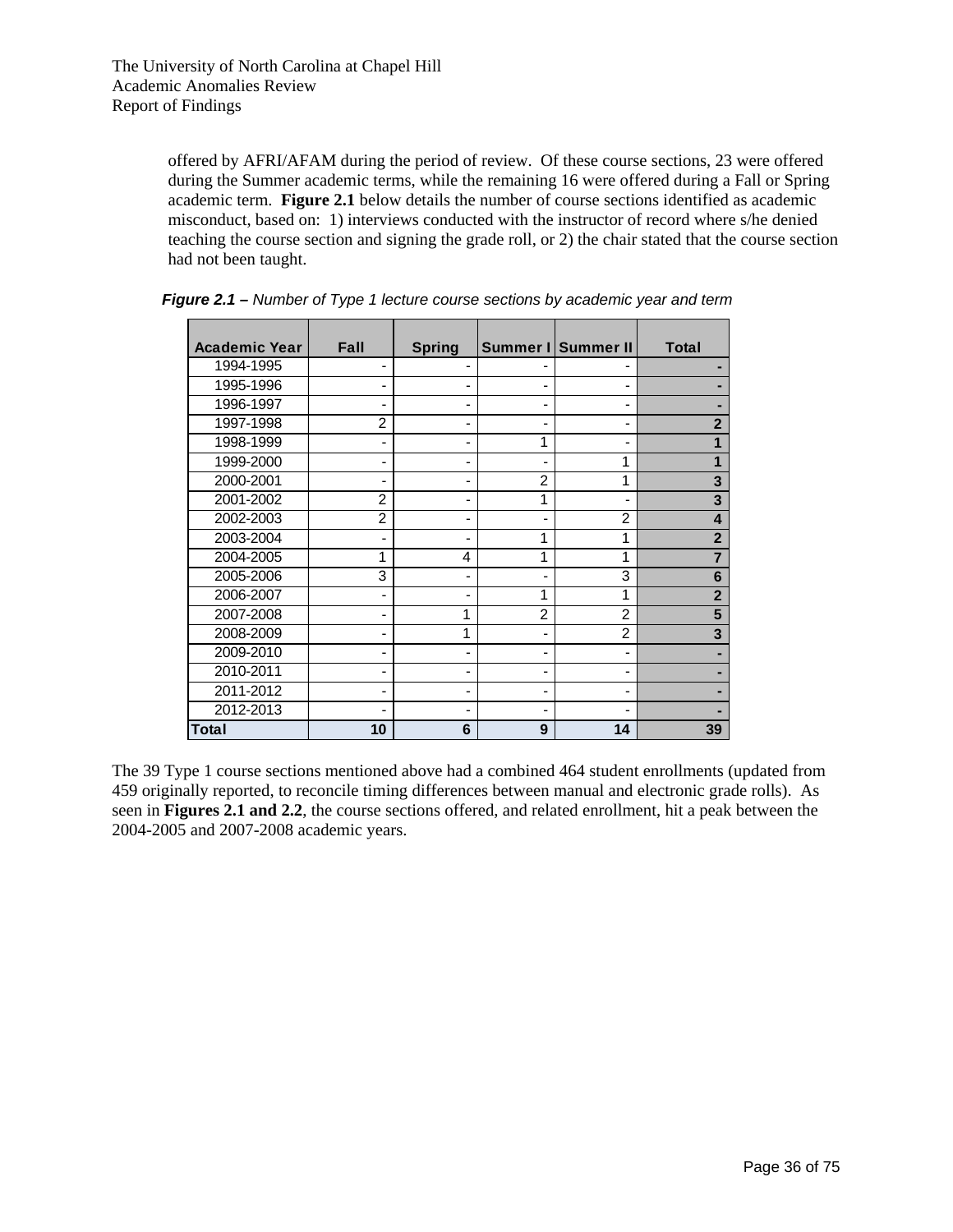offered by AFRI/AFAM during the period of review. Of these course sections, 23 were offered during the Summer academic terms, while the remaining 16 were offered during a Fall or Spring academic term. **Figure 2.1** below details the number of course sections identified as academic misconduct, based on: 1) interviews conducted with the instructor of record where s/he denied teaching the course section and signing the grade roll, or 2) the chair stated that the course section had not been taught.

***Figure 2.1*** *– Number of Type 1 lecture course sections by academic year and term*

| Academic Year | Fall | Spring | Summer I | Summer II | Total |
|---|---|---|---|---|---|
| 1994-1995 | - | - | - | - | - |
| 1995-1996 | - | - | - | - | - |
| 1996-1997 | - | - | - | - | - |
| 1997-1998 | 2 | - | - | - | 2 |
| 1998-1999 | - | - | 1 | - | 1 |
| 1999-2000 | - | - | - | 1 | 1 |
| 2000-2001 | - | - | 2 | 1 | 3 |
| 2001-2002 | 2 | - | 1 | - | 3 |
| 2002-2003 | 2 | - | - | 2 | 4 |
| 2003-2004 | - | - | 1 | 1 | 2 |
| 2004-2005 | 1 | 4 | 1 | 1 | 7 |
| 2005-2006 | 3 | - | - | 3 | 6 |
| 2006-2007 | - | - | 1 | 1 | 2 |
| 2007-2008 | - | 1 | 2 | 2 | 5 |
| 2008-2009 | - | 1 | - | 2 | 3 |
| 2009-2010 | - | - | - | - | - |
| 2010-2011 | - | - | - | - | - |
| 2011-2012 | - | - | - | - | - |
| 2012-2013 | - | - | - | - | - |
| **Total** | **10** | **6** | **9** | **14** | **39** |

The 39 Type 1 course sections mentioned above had a combined 464 student enrollments (updated from 459 originally reported, to reconcile timing differences between manual and electronic grade rolls). As seen in **Figures 2.1 and 2.2**, the course sections offered, and related enrollment, hit a peak between the 2004-2005 and 2007-2008 academic years.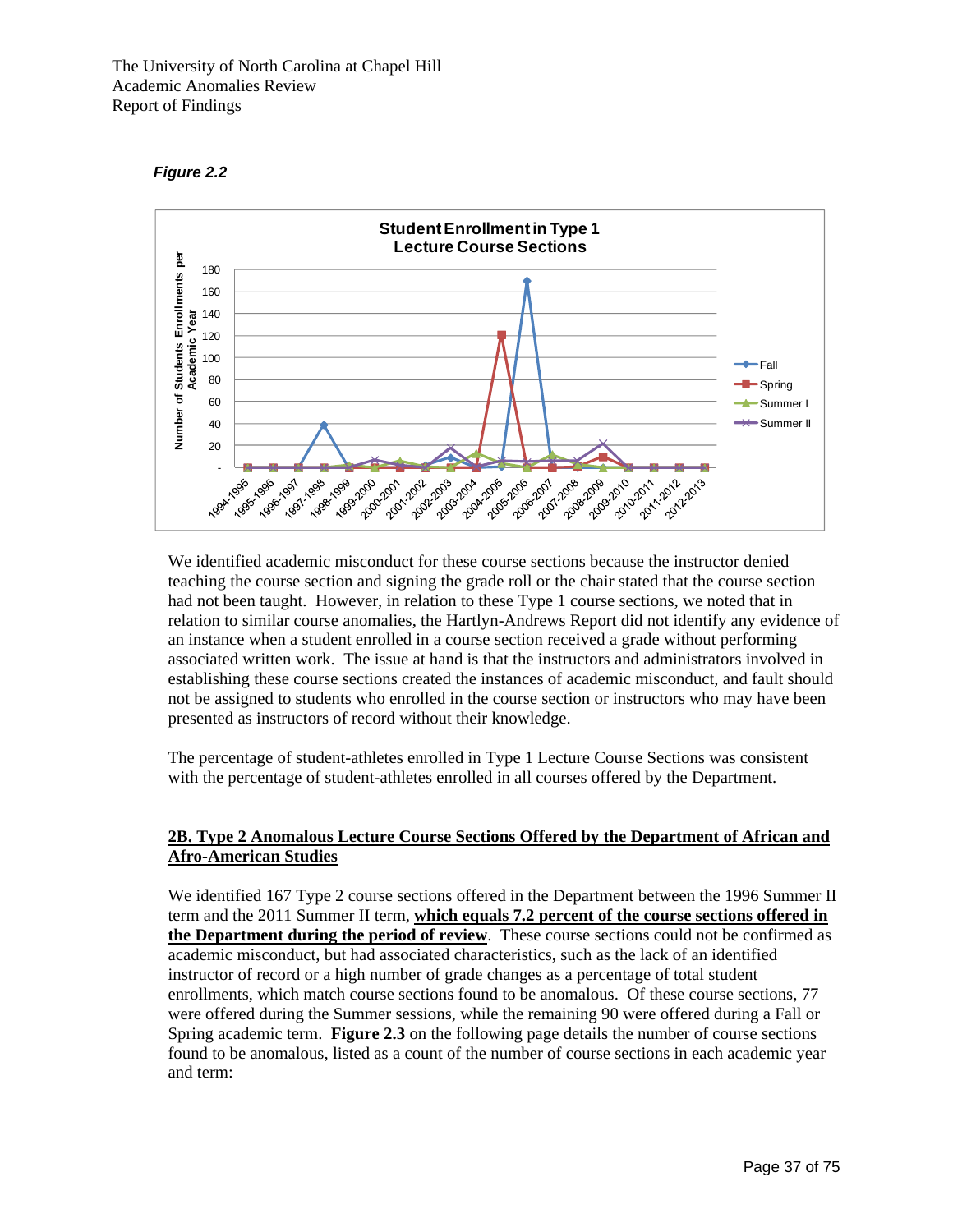*Figure 2.2*

We identified academic misconduct for these course sections because the instructor denied teaching the course section and signing the grade roll or the chair stated that the course section had not been taught. However, in relation to these Type 1 course sections, we noted that in relation to similar course anomalies, the Hartlyn-Andrews Report did not identify any evidence of an instance when a student enrolled in a course section received a grade without performing associated written work. The issue at hand is that the instructors and administrators involved in establishing these course sections created the instances of academic misconduct, and fault should not be assigned to students who enrolled in the course section or instructors who may have been presented as instructors of record without their knowledge.

The percentage of student-athletes enrolled in Type 1 Lecture Course Sections was consistent with the percentage of student-athletes enrolled in all courses offered by the Department.

## 2B. Type 2 Anomalous Lecture Course Sections Offered by the Department of African and Afro-American Studies

We identified 167 Type 2 course sections offered in the Department between the 1996 Summer II term and the 2011 Summer II term, **which equals 7.2 percent of the course sections offered in the Department during the period of review**. These course sections could not be confirmed as academic misconduct, but had associated characteristics, such as the lack of an identified instructor of record or a high number of grade changes as a percentage of total student enrollments, which match course sections found to be anomalous. Of these course sections, 77 were offered during the Summer sessions, while the remaining 90 were offered during a Fall or Spring academic term. **Figure 2.3** on the following page details the number of course sections found to be anomalous, listed as a count of the number of course sections in each academic year and term: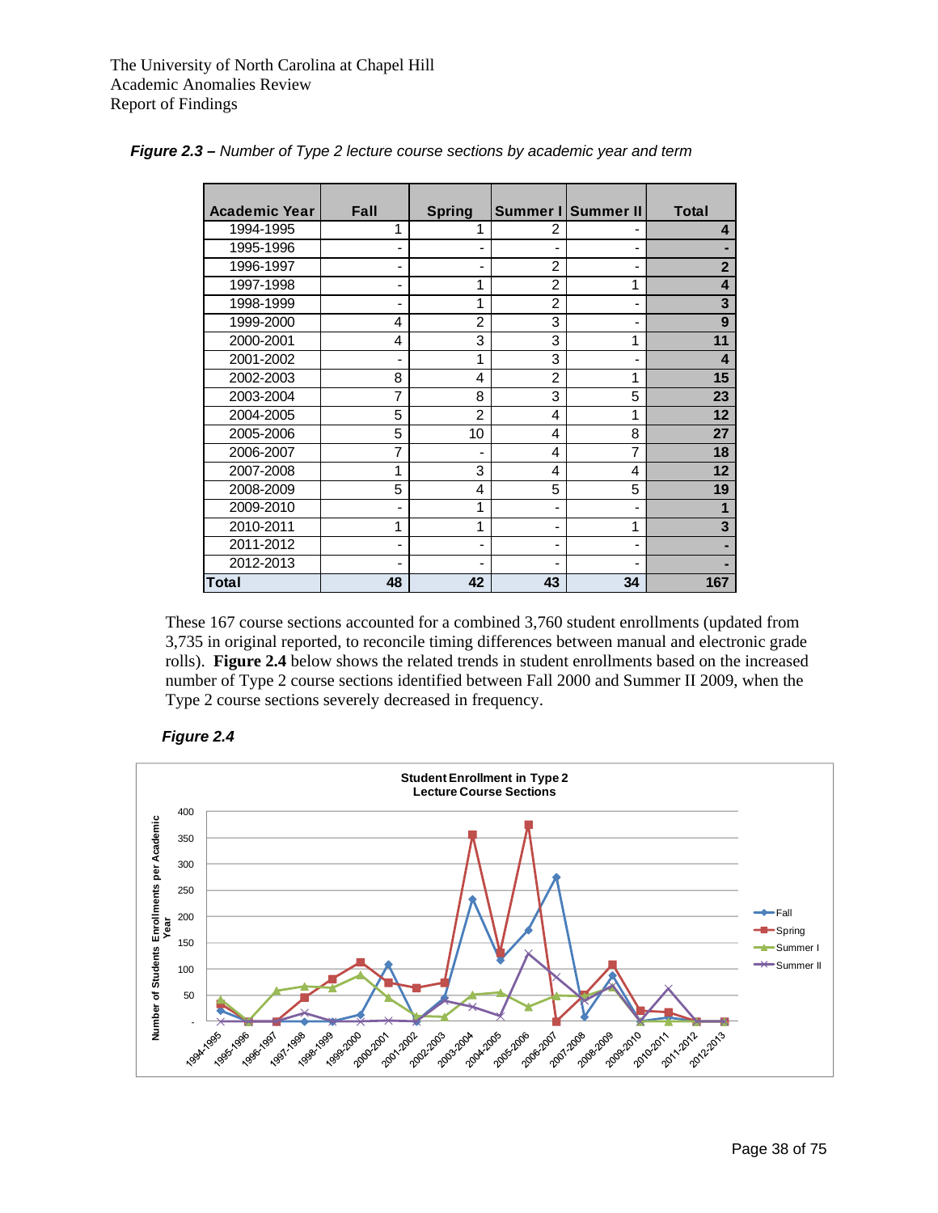***Figure 2.3 –** Number of Type 2 lecture course sections by academic year and term*

| Academic Year | Fall | Spring | Summer I | Summer II | Total |
|---|---|---|---|---|---|
| 1994-1995 | 1 | 1 | 2 | - | **4** |
| 1995-1996 | - | - | - | - | **-** |
| 1996-1997 | - | - | 2 | - | **2** |
| 1997-1998 | - | 1 | 2 | 1 | **4** |
| 1998-1999 | - | 1 | 2 | - | **3** |
| 1999-2000 | 4 | 2 | 3 | - | **9** |
| 2000-2001 | 4 | 3 | 3 | 1 | **11** |
| 2001-2002 | - | 1 | 3 | - | **4** |
| 2002-2003 | 8 | 4 | 2 | 1 | **15** |
| 2003-2004 | 7 | 8 | 3 | 5 | **23** |
| 2004-2005 | 5 | 2 | 4 | 1 | **12** |
| 2005-2006 | 5 | 10 | 4 | 8 | **27** |
| 2006-2007 | 7 | - | 4 | 7 | **18** |
| 2007-2008 | 1 | 3 | 4 | 4 | **12** |
| 2008-2009 | 5 | 4 | 5 | 5 | **19** |
| 2009-2010 | - | 1 | - | - | **1** |
| 2010-2011 | 1 | 1 | - | 1 | **3** |
| 2011-2012 | - | - | - | - | **-** |
| 2012-2013 | - | - | - | - | **-** |
| **Total** | **48** | **42** | **43** | **34** | **167** |

These 167 course sections accounted for a combined 3,760 student enrollments (updated from 3,735 in original reported, to reconcile timing differences between manual and electronic grade rolls). **Figure 2.4** below shows the related trends in student enrollments based on the increased number of Type 2 course sections identified between Fall 2000 and Summer II 2009, when the Type 2 course sections severely decreased in frequency.

***Figure 2.4***

**Student Enrollment in Type 2 Lecture Course Sections**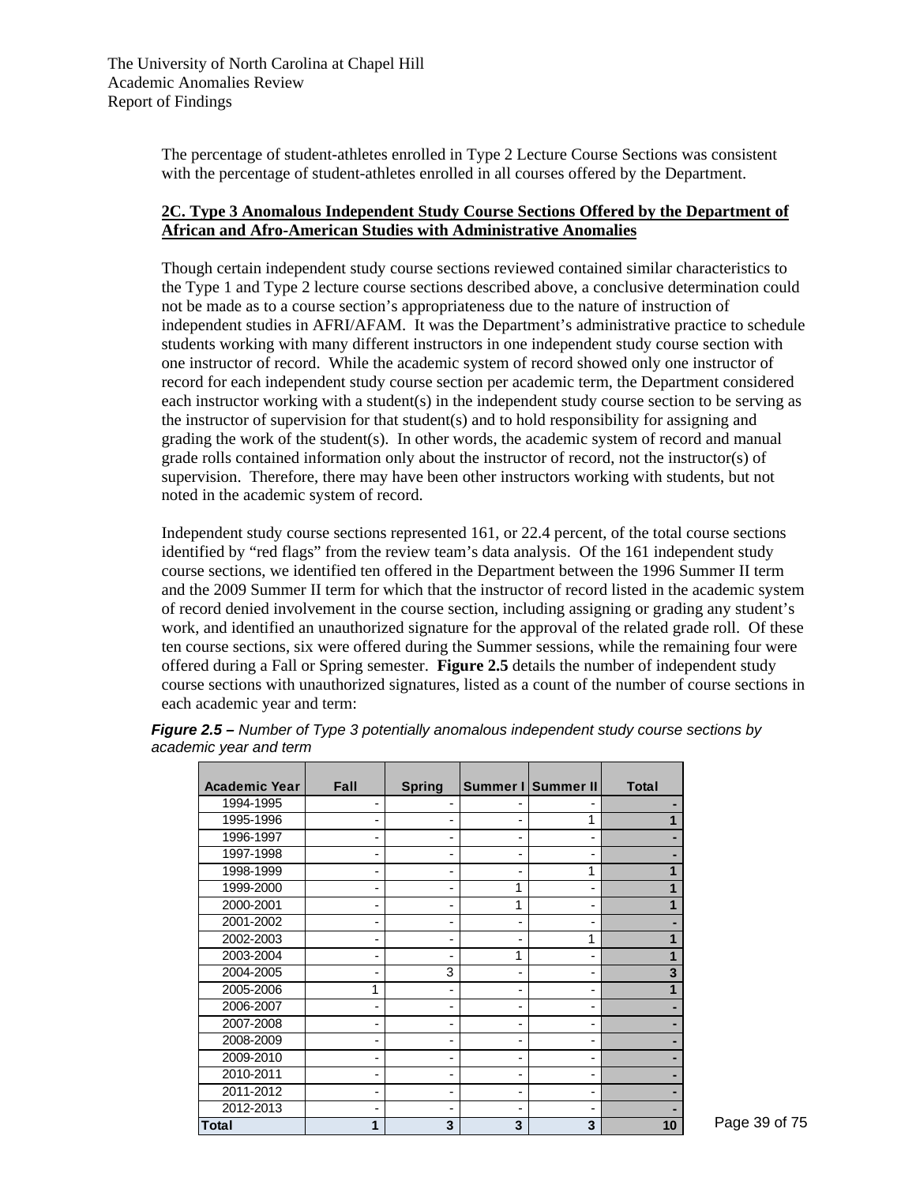The percentage of student-athletes enrolled in Type 2 Lecture Course Sections was consistent with the percentage of student-athletes enrolled in all courses offered by the Department.

## 2C. Type 3 Anomalous Independent Study Course Sections Offered by the Department of African and Afro-American Studies with Administrative Anomalies

Though certain independent study course sections reviewed contained similar characteristics to the Type 1 and Type 2 lecture course sections described above, a conclusive determination could not be made as to a course section's appropriateness due to the nature of instruction of independent studies in AFRI/AFAM. It was the Department's administrative practice to schedule students working with many different instructors in one independent study course section with one instructor of record. While the academic system of record showed only one instructor of record for each independent study course section per academic term, the Department considered each instructor working with a student(s) in the independent study course section to be serving as the instructor of supervision for that student(s) and to hold responsibility for assigning and grading the work of the student(s). In other words, the academic system of record and manual grade rolls contained information only about the instructor of record, not the instructor(s) of supervision. Therefore, there may have been other instructors working with students, but not noted in the academic system of record.

Independent study course sections represented 161, or 22.4 percent, of the total course sections identified by "red flags" from the review team's data analysis. Of the 161 independent study course sections, we identified ten offered in the Department between the 1996 Summer II term and the 2009 Summer II term for which that the instructor of record listed in the academic system of record denied involvement in the course section, including assigning or grading any student's work, and identified an unauthorized signature for the approval of the related grade roll. Of these ten course sections, six were offered during the Summer sessions, while the remaining four were offered during a Fall or Spring semester. **Figure 2.5** details the number of independent study course sections with unauthorized signatures, listed as a count of the number of course sections in each academic year and term:

***Figure 2.5*** *– Number of Type 3 potentially anomalous independent study course sections by academic year and term*

| Academic Year | Fall | Spring | Summer I | Summer II | Total |
|---|---|---|---|---|---|
| 1994-1995 | - | - | - | - | - |
| 1995-1996 | - | - | - | 1 | 1 |
| 1996-1997 | - | - | - | - | - |
| 1997-1998 | - | - | - | - | - |
| 1998-1999 | - | - | - | 1 | 1 |
| 1999-2000 | - | - | 1 | - | 1 |
| 2000-2001 | - | - | 1 | - | 1 |
| 2001-2002 | - | - | - | - | - |
| 2002-2003 | - | - | - | 1 | 1 |
| 2003-2004 | - | - | 1 | - | 1 |
| 2004-2005 | - | 3 | - | - | 3 |
| 2005-2006 | 1 | - | - | - | 1 |
| 2006-2007 | - | - | - | - | - |
| 2007-2008 | - | - | - | - | - |
| 2008-2009 | - | - | - | - | - |
| 2009-2010 | - | - | - | - | - |
| 2010-2011 | - | - | - | - | - |
| 2011-2012 | - | - | - | - | - |
| 2012-2013 | - | - | - | - | - |
| **Total** | **1** | **3** | **3** | **3** | **10** |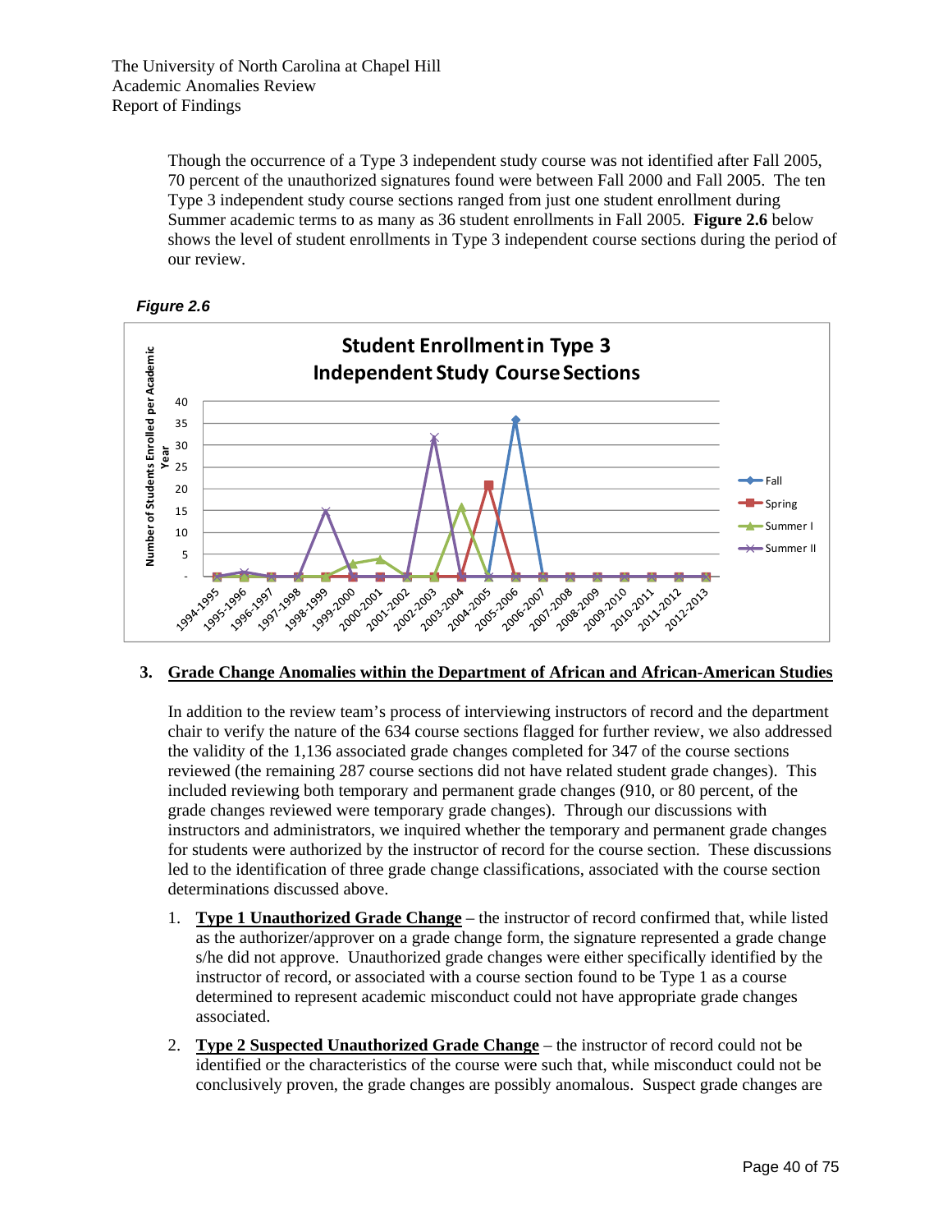Though the occurrence of a Type 3 independent study course was not identified after Fall 2005, 70 percent of the unauthorized signatures found were between Fall 2000 and Fall 2005. The ten Type 3 independent study course sections ranged from just one student enrollment during Summer academic terms to as many as 36 student enrollments in Fall 2005. **Figure 2.6** below shows the level of student enrollments in Type 3 independent course sections during the period of our review.

***Figure 2.6***

**Student Enrollment in Type 3 Independent Study Course Sections**

### 3. Grade Change Anomalies within the Department of African and African-American Studies

In addition to the review team's process of interviewing instructors of record and the department chair to verify the nature of the 634 course sections flagged for further review, we also addressed the validity of the 1,136 associated grade changes completed for 347 of the course sections reviewed (the remaining 287 course sections did not have related student grade changes). This included reviewing both temporary and permanent grade changes (910, or 80 percent, of the grade changes reviewed were temporary grade changes). Through our discussions with instructors and administrators, we inquired whether the temporary and permanent grade changes for students were authorized by the instructor of record for the course section. These discussions led to the identification of three grade change classifications, associated with the course section determinations discussed above.

1. **Type 1 Unauthorized Grade Change** – the instructor of record confirmed that, while listed as the authorizer/approver on a grade change form, the signature represented a grade change s/he did not approve. Unauthorized grade changes were either specifically identified by the instructor of record, or associated with a course section found to be Type 1 as a course determined to represent academic misconduct could not have appropriate grade changes associated.
2. **Type 2 Suspected Unauthorized Grade Change** – the instructor of record could not be identified or the characteristics of the course were such that, while misconduct could not be conclusively proven, the grade changes are possibly anomalous. Suspect grade changes are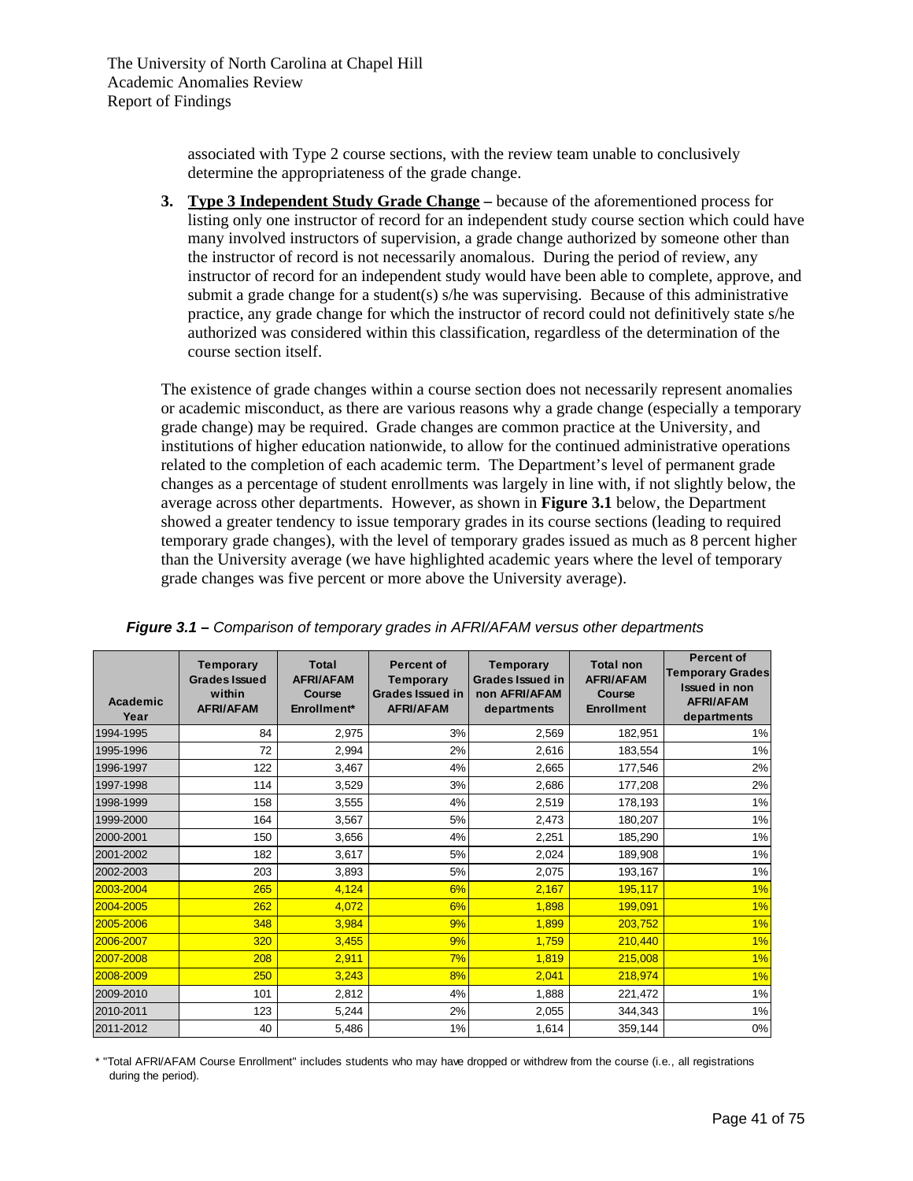associated with Type 2 course sections, with the review team unable to conclusively determine the appropriateness of the grade change.

3. **Type 3 Independent Study Grade Change –** because of the aforementioned process for listing only one instructor of record for an independent study course section which could have many involved instructors of supervision, a grade change authorized by someone other than the instructor of record is not necessarily anomalous. During the period of review, any instructor of record for an independent study would have been able to complete, approve, and submit a grade change for a student(s) s/he was supervising. Because of this administrative practice, any grade change for which the instructor of record could not definitively state s/he authorized was considered within this classification, regardless of the determination of the course section itself.

The existence of grade changes within a course section does not necessarily represent anomalies or academic misconduct, as there are various reasons why a grade change (especially a temporary grade change) may be required. Grade changes are common practice at the University, and institutions of higher education nationwide, to allow for the continued administrative operations related to the completion of each academic term. The Department's level of permanent grade changes as a percentage of student enrollments was largely in line with, if not slightly below, the average across other departments. However, as shown in **Figure 3.1** below, the Department showed a greater tendency to issue temporary grades in its course sections (leading to required temporary grade changes), with the level of temporary grades issued as much as 8 percent higher than the University average (we have highlighted academic years where the level of temporary grade changes was five percent or more above the University average).

***Figure 3.1*** *– Comparison of temporary grades in AFRI/AFAM versus other departments*

| Academic Year | Temporary Grades Issued within AFRI/AFAM | Total AFRI/AFAM Course Enrollment* | Percent of Temporary Grades Issued in AFRI/AFAM | Temporary Grades Issued in non AFRI/AFAM departments | Total non AFRI/AFAM Course Enrollment | Percent of Temporary Grades Issued in non AFRI/AFAM departments |
|---|---|---|---|---|---|---|
| 1994-1995 | 84 | 2,975 | 3% | 2,569 | 182,951 | 1% |
| 1995-1996 | 72 | 2,994 | 2% | 2,616 | 183,554 | 1% |
| 1996-1997 | 122 | 3,467 | 4% | 2,665 | 177,546 | 2% |
| 1997-1998 | 114 | 3,529 | 3% | 2,686 | 177,208 | 2% |
| 1998-1999 | 158 | 3,555 | 4% | 2,519 | 178,193 | 1% |
| 1999-2000 | 164 | 3,567 | 5% | 2,473 | 180,207 | 1% |
| 2000-2001 | 150 | 3,656 | 4% | 2,251 | 185,290 | 1% |
| 2001-2002 | 182 | 3,617 | 5% | 2,024 | 189,908 | 1% |
| 2002-2003 | 203 | 3,893 | 5% | 2,075 | 193,167 | 1% |
| 2003-2004 | 265 | 4,124 | 6% | 2,167 | 195,117 | 1% |
| 2004-2005 | 262 | 4,072 | 6% | 1,898 | 199,091 | 1% |
| 2005-2006 | 348 | 3,984 | 9% | 1,899 | 203,752 | 1% |
| 2006-2007 | 320 | 3,455 | 9% | 1,759 | 210,440 | 1% |
| 2007-2008 | 208 | 2,911 | 7% | 1,819 | 215,008 | 1% |
| 2008-2009 | 250 | 3,243 | 8% | 2,041 | 218,974 | 1% |
| 2009-2010 | 101 | 2,812 | 4% | 1,888 | 221,472 | 1% |
| 2010-2011 | 123 | 5,244 | 2% | 2,055 | 344,343 | 1% |
| 2011-2012 | 40 | 5,486 | 1% | 1,614 | 359,144 | 0% |

\* "Total AFRI/AFAM Course Enrollment" includes students who may have dropped or withdrew from the course (i.e., all registrations during the period).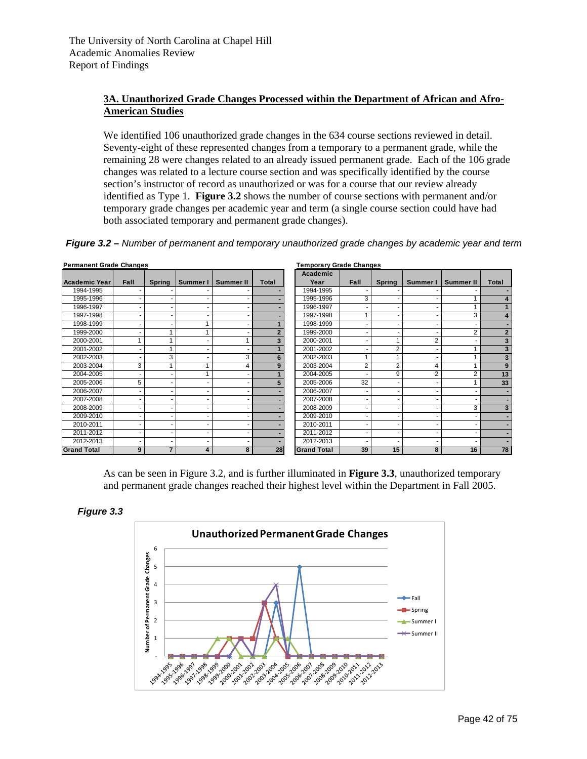### 3A. Unauthorized Grade Changes Processed within the Department of African and Afro-American Studies

We identified 106 unauthorized grade changes in the 634 course sections reviewed in detail. Seventy-eight of these represented changes from a temporary to a permanent grade, while the remaining 28 were changes related to an already issued permanent grade. Each of the 106 grade changes was related to a lecture course section and was specifically identified by the course section's instructor of record as unauthorized or was for a course that our review already identified as Type 1. **Figure 3.2** shows the number of course sections with permanent and/or temporary grade changes per academic year and term (a single course section could have had both associated temporary and permanent grade changes).

***Figure 3.2 –*** *Number of permanent and temporary unauthorized grade changes by academic year and term*

**Permanent Grade Changes**

| Academic Year | Fall | Spring | Summer I | Summer II | Total |
|---|---|---|---|---|---|
| 1994-1995 | - | - | - | - | - |
| 1995-1996 | - | - | - | - | - |
| 1996-1997 | - | - | - | - | - |
| 1997-1998 | - | - | - | - | - |
| 1998-1999 | - | - | 1 | - | 1 |
| 1999-2000 | - | 1 | 1 | - | 2 |
| 2000-2001 | 1 | 1 | - | 1 | 3 |
| 2001-2002 | - | 1 | - | - | 1 |
| 2002-2003 | - | 3 | - | 3 | 6 |
| 2003-2004 | 3 | 1 | 1 | 4 | 9 |
| 2004-2005 | - | - | 1 | - | 1 |
| 2005-2006 | 5 | - | - | - | 5 |
| 2006-2007 | - | - | - | - | - |
| 2007-2008 | - | - | - | - | - |
| 2008-2009 | - | - | - | - | - |
| 2009-2010 | - | - | - | - | - |
| 2010-2011 | - | - | - | - | - |
| 2011-2012 | - | - | - | - | - |
| 2012-2013 | - | - | - | - | - |
| Grand Total | 9 | 7 | 4 | 8 | 28 |

**Temporary Grade Changes**

| Academic Year | Fall | Spring | Summer I | Summer II | Total |
|---|---|---|---|---|---|
| 1994-1995 | - | - | - | - | - |
| 1995-1996 | 3 | - | - | 1 | 4 |
| 1996-1997 | - | - | - | 1 | 1 |
| 1997-1998 | 1 | - | - | 3 | 4 |
| 1998-1999 | - | - | - | - | - |
| 1999-2000 | - | - | - | 2 | 2 |
| 2000-2001 | - | 1 | 2 | - | 3 |
| 2001-2002 | - | 2 | - | 1 | 3 |
| 2002-2003 | 1 | 1 | - | 1 | 3 |
| 2003-2004 | 2 | 2 | 4 | 1 | 9 |
| 2004-2005 | - | 9 | 2 | 2 | 13 |
| 2005-2006 | 32 | - | - | 1 | 33 |
| 2006-2007 | - | - | - | - | - |
| 2007-2008 | - | - | - | - | - |
| 2008-2009 | - | - | - | 3 | 3 |
| 2009-2010 | - | - | - | - | - |
| 2010-2011 | - | - | - | - | - |
| 2011-2012 | - | - | - | - | - |
| 2012-2013 | - | - | - | - | - |
| Grand Total | 39 | 15 | 8 | 16 | 78 |

As can be seen in Figure 3.2, and is further illuminated in **Figure 3.3**, unauthorized temporary and permanent grade changes reached their highest level within the Department in Fall 2005.

***Figure 3.3***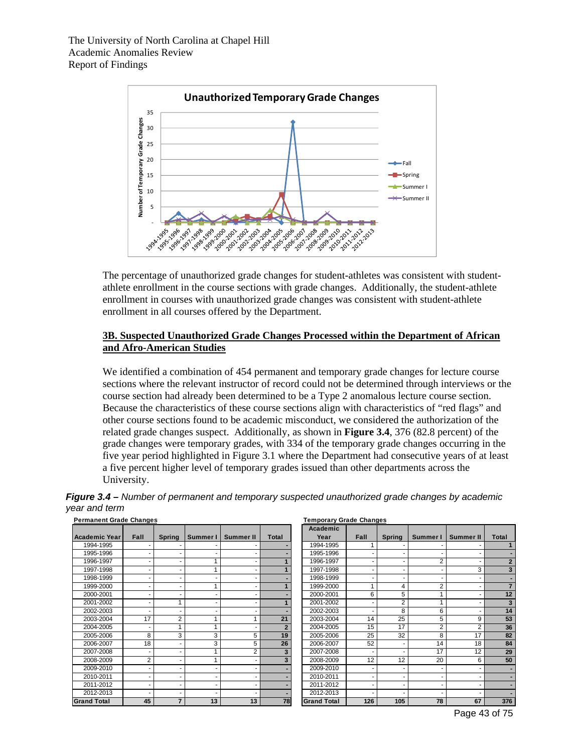The percentage of unauthorized grade changes for student-athletes was consistent with student-athlete enrollment in the course sections with grade changes. Additionally, the student-athlete enrollment in courses with unauthorized grade changes was consistent with student-athlete enrollment in all courses offered by the Department.

## 3B. Suspected Unauthorized Grade Changes Processed within the Department of African and Afro-American Studies

We identified a combination of 454 permanent and temporary grade changes for lecture course sections where the relevant instructor of record could not be determined through interviews or the course section had already been determined to be a Type 2 anomalous lecture course section. Because the characteristics of these course sections align with characteristics of "red flags" and other course sections found to be academic misconduct, we considered the authorization of the related grade changes suspect. Additionally, as shown in **Figure 3.4**, 376 (82.8 percent) of the grade changes were temporary grades, with 334 of the temporary grade changes occurring in the five year period highlighted in Figure 3.1 where the Department had consecutive years of at least a five percent higher level of temporary grades issued than other departments across the University.

***Figure 3.4 –*** *Number of permanent and temporary suspected unauthorized grade changes by academic year and term*

**Permanent Grade Changes**

| Academic Year | Fall | Spring | Summer I | Summer II | Total |
|---|---|---|---|---|---|
| 1994-1995 | - | - | - | - | - |
| 1995-1996 | - | - | - | - | - |
| 1996-1997 | - | - | 1 | - | 1 |
| 1997-1998 | - | - | 1 | - | 1 |
| 1998-1999 | - | - | - | - | - |
| 1999-2000 | - | - | 1 | - | 1 |
| 2000-2001 | - | - | - | - | - |
| 2001-2002 | - | 1 | - | - | 1 |
| 2002-2003 | - | - | - | - | - |
| 2003-2004 | 17 | 2 | 1 | 1 | 21 |
| 2004-2005 | - | 1 | 1 | - | 2 |
| 2005-2006 | 8 | 3 | 3 | 5 | 19 |
| 2006-2007 | 18 | - | 3 | 5 | 26 |
| 2007-2008 | - | - | 1 | 2 | 3 |
| 2008-2009 | 2 | - | 1 | - | 3 |
| 2009-2010 | - | - | - | - | - |
| 2010-2011 | - | - | - | - | - |
| 2011-2012 | - | - | - | - | - |
| 2012-2013 | - | - | - | - | - |
| **Grand Total** | **45** | **7** | **13** | **13** | **78** |

**Temporary Grade Changes**

| Academic Year | Fall | Spring | Summer I | Summer II | Total |
|---|---|---|---|---|---|
| 1994-1995 | 1 | - | - | - | 1 |
| 1995-1996 | - | - | - | - | - |
| 1996-1997 | - | - | 2 | - | 2 |
| 1997-1998 | - | - | - | 3 | 3 |
| 1998-1999 | - | - | - | - | - |
| 1999-2000 | 1 | 4 | 2 | - | 7 |
| 2000-2001 | 6 | 5 | 1 | - | 12 |
| 2001-2002 | - | 2 | 1 | - | 3 |
| 2002-2003 | - | 8 | 6 | - | 14 |
| 2003-2004 | 14 | 25 | 5 | 9 | 53 |
| 2004-2005 | 15 | 17 | 2 | 2 | 36 |
| 2005-2006 | 25 | 32 | 8 | 17 | 82 |
| 2006-2007 | 52 | - | 14 | 18 | 84 |
| 2007-2008 | - | - | 17 | 12 | 29 |
| 2008-2009 | 12 | 12 | 20 | 6 | 50 |
| 2009-2010 | - | - | - | - | - |
| 2010-2011 | - | - | - | - | - |
| 2011-2012 | - | - | - | - | - |
| 2012-2013 | - | - | - | - | - |
| **Grand Total** | **126** | **105** | **78** | **67** | **376** |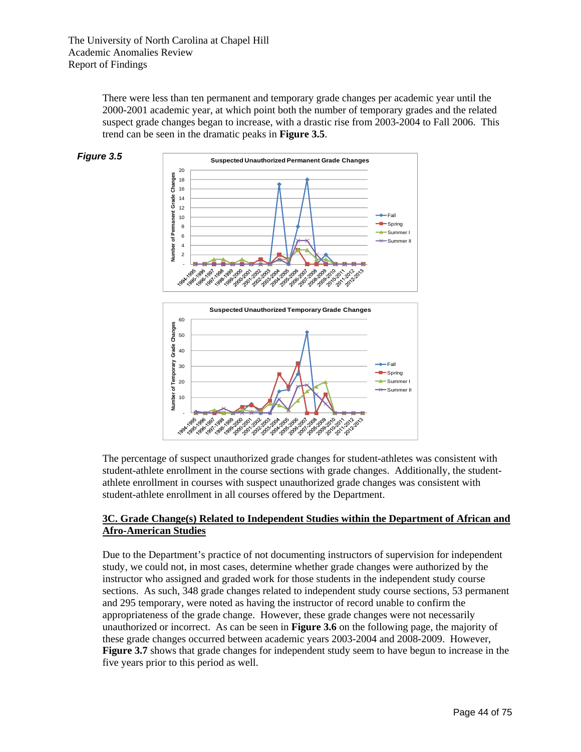There were less than ten permanent and temporary grade changes per academic year until the 2000-2001 academic year, at which point both the number of temporary grades and the related suspect grade changes began to increase, with a drastic rise from 2003-2004 to Fall 2006. This trend can be seen in the dramatic peaks in **Figure 3.5**.

***Figure 3.5***

The percentage of suspect unauthorized grade changes for student-athletes was consistent with student-athlete enrollment in the course sections with grade changes. Additionally, the student-athlete enrollment in courses with suspect unauthorized grade changes was consistent with student-athlete enrollment in all courses offered by the Department.

## 3C. Grade Change(s) Related to Independent Studies within the Department of African and Afro-American Studies

Due to the Department's practice of not documenting instructors of supervision for independent study, we could not, in most cases, determine whether grade changes were authorized by the instructor who assigned and graded work for those students in the independent study course sections. As such, 348 grade changes related to independent study course sections, 53 permanent and 295 temporary, were noted as having the instructor of record unable to confirm the appropriateness of the grade change. However, these grade changes were not necessarily unauthorized or incorrect. As can be seen in **Figure 3.6** on the following page, the majority of these grade changes occurred between academic years 2003-2004 and 2008-2009. However, **Figure 3.7** shows that grade changes for independent study seem to have begun to increase in the five years prior to this period as well.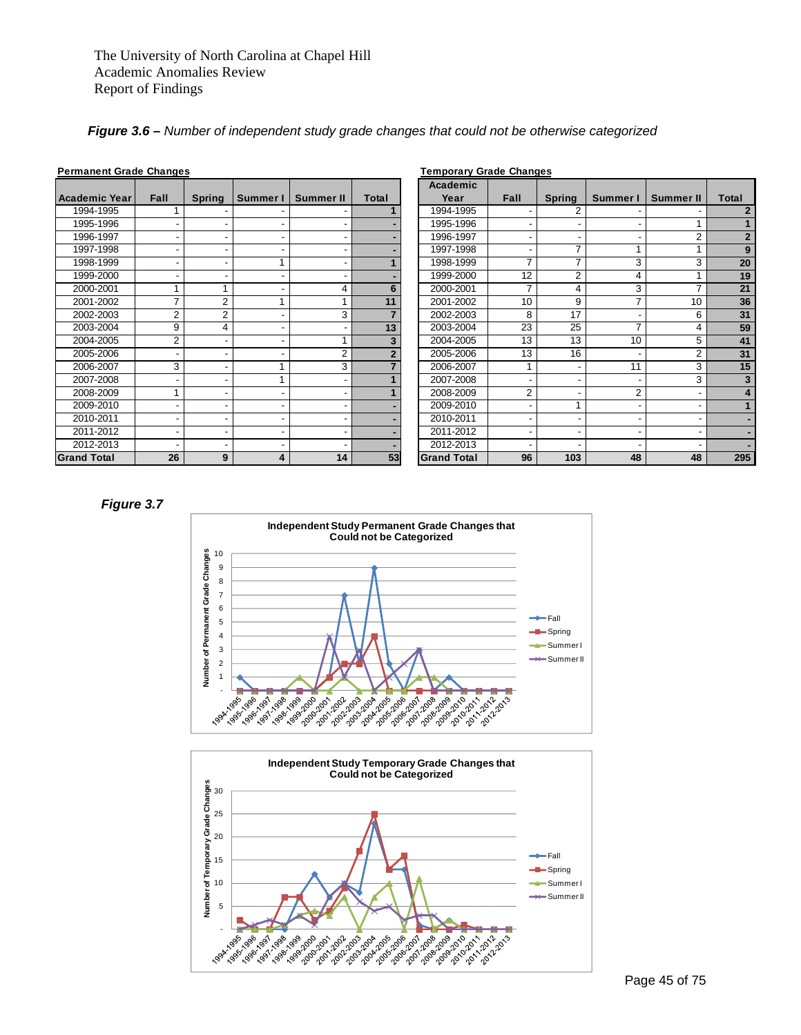*Figure 3.6 – Number of independent study grade changes that could not be otherwise categorized*

**Permanent Grade Changes**

| Academic Year | Fall | Spring | Summer I | Summer II | Total |
|---|---|---|---|---|---|
| 1994-1995 | 1 | - | - | - | **1** |
| 1995-1996 | - | - | - | - | **-** |
| 1996-1997 | - | - | - | - | **-** |
| 1997-1998 | - | - | - | - | **-** |
| 1998-1999 | - | - | 1 | - | **1** |
| 1999-2000 | - | - | - | - | **-** |
| 2000-2001 | 1 | 1 | - | 4 | **6** |
| 2001-2002 | 7 | 2 | 1 | 1 | **11** |
| 2002-2003 | 2 | 2 | - | 3 | **7** |
| 2003-2004 | 9 | 4 | - | - | **13** |
| 2004-2005 | 2 | - | - | 1 | **3** |
| 2005-2006 | - | - | - | 2 | **2** |
| 2006-2007 | 3 | - | 1 | 3 | **7** |
| 2007-2008 | - | - | 1 | - | **1** |
| 2008-2009 | 1 | - | - | - | **1** |
| 2009-2010 | - | - | - | - | **-** |
| 2010-2011 | - | - | - | - | **-** |
| 2011-2012 | - | - | - | - | **-** |
| 2012-2013 | - | - | - | - | **-** |
| **Grand Total** | **26** | **9** | **4** | **14** | **53** |

**Temporary Grade Changes**

| Academic Year | Fall | Spring | Summer I | Summer II | Total |
|---|---|---|---|---|---|
| 1994-1995 | - | 2 | - | - | **2** |
| 1995-1996 | - | - | - | 1 | **1** |
| 1996-1997 | - | - | - | 2 | **2** |
| 1997-1998 | - | 7 | 1 | 1 | **9** |
| 1998-1999 | 7 | 7 | 3 | 3 | **20** |
| 1999-2000 | 12 | 2 | 4 | 1 | **19** |
| 2000-2001 | 7 | 4 | 3 | 7 | **21** |
| 2001-2002 | 10 | 9 | 7 | 10 | **36** |
| 2002-2003 | 8 | 17 | - | 6 | **31** |
| 2003-2004 | 23 | 25 | 7 | 4 | **59** |
| 2004-2005 | 13 | 13 | 10 | 5 | **41** |
| 2005-2006 | 13 | 16 | - | 2 | **31** |
| 2006-2007 | 1 | - | 11 | 3 | **15** |
| 2007-2008 | - | - | - | 3 | **3** |
| 2008-2009 | 2 | - | 2 | - | **4** |
| 2009-2010 | - | 1 | - | - | **1** |
| 2010-2011 | - | - | - | - | **-** |
| 2011-2012 | - | - | - | - | **-** |
| 2012-2013 | - | - | - | - | **-** |
| **Grand Total** | **96** | **103** | **48** | **48** | **295** |

***Figure 3.7***

**Independent Study Permanent Grade Changes that Could not be Categorized**

**Independent Study Temporary Grade Changes that Could not be Categorized**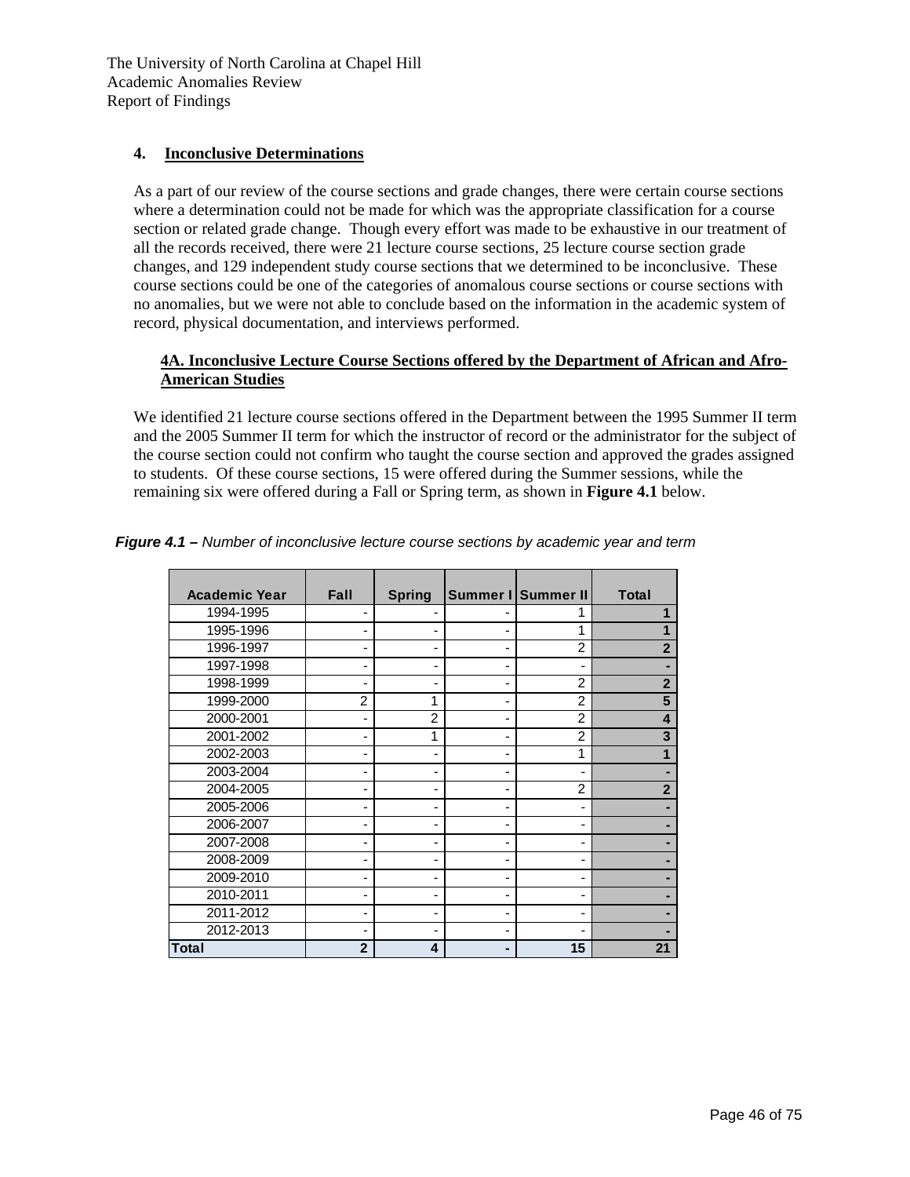## 4. Inconclusive Determinations

As a part of our review of the course sections and grade changes, there were certain course sections where a determination could not be made for which was the appropriate classification for a course section or related grade change. Though every effort was made to be exhaustive in our treatment of all the records received, there were 21 lecture course sections, 25 lecture course section grade changes, and 129 independent study course sections that we determined to be inconclusive. These course sections could be one of the categories of anomalous course sections or course sections with no anomalies, but we were not able to conclude based on the information in the academic system of record, physical documentation, and interviews performed.

### 4A. Inconclusive Lecture Course Sections offered by the Department of African and Afro-American Studies

We identified 21 lecture course sections offered in the Department between the 1995 Summer II term and the 2005 Summer II term for which the instructor of record or the administrator for the subject of the course section could not confirm who taught the course section and approved the grades assigned to students. Of these course sections, 15 were offered during the Summer sessions, while the remaining six were offered during a Fall or Spring term, as shown in **Figure 4.1** below.

***Figure 4.1 –*** *Number of inconclusive lecture course sections by academic year and term*

| Academic Year | Fall | Spring | Summer I | Summer II | Total |
|---|---|---|---|---|---|
| 1994-1995 | - | - | - | 1 | **1** |
| 1995-1996 | - | - | - | 1 | **1** |
| 1996-1997 | - | - | - | 2 | **2** |
| 1997-1998 | - | - | - | - | **-** |
| 1998-1999 | - | - | - | 2 | **2** |
| 1999-2000 | 2 | 1 | - | 2 | **5** |
| 2000-2001 | - | 2 | - | 2 | **4** |
| 2001-2002 | - | 1 | - | 2 | **3** |
| 2002-2003 | - | - | - | 1 | **1** |
| 2003-2004 | - | - | - | - | **-** |
| 2004-2005 | - | - | - | 2 | **2** |
| 2005-2006 | - | - | - | - | **-** |
| 2006-2007 | - | - | - | - | **-** |
| 2007-2008 | - | - | - | - | **-** |
| 2008-2009 | - | - | - | - | **-** |
| 2009-2010 | - | - | - | - | **-** |
| 2010-2011 | - | - | - | - | **-** |
| 2011-2012 | - | - | - | - | **-** |
| 2012-2013 | - | - | - | - | **-** |
| **Total** | **2** | **4** | **-** | **15** | **21** |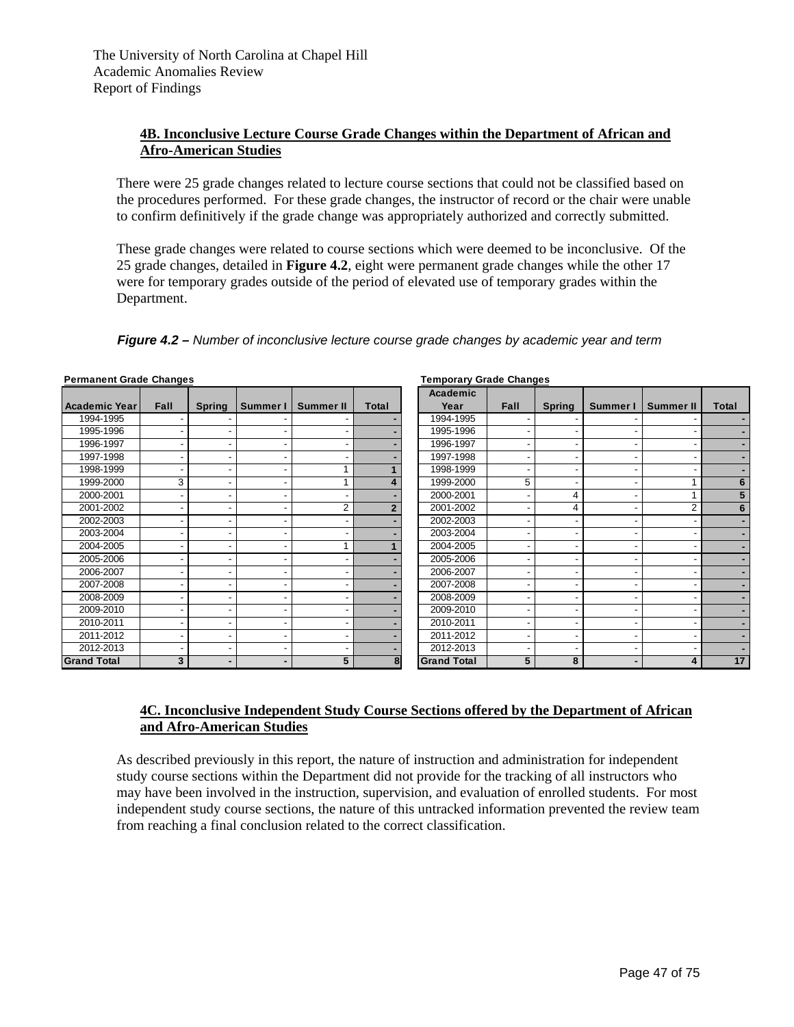### 4B. Inconclusive Lecture Course Grade Changes within the Department of African and Afro-American Studies

There were 25 grade changes related to lecture course sections that could not be classified based on the procedures performed. For these grade changes, the instructor of record or the chair were unable to confirm definitively if the grade change was appropriately authorized and correctly submitted.

These grade changes were related to course sections which were deemed to be inconclusive. Of the 25 grade changes, detailed in **Figure 4.2**, eight were permanent grade changes while the other 17 were for temporary grades outside of the period of elevated use of temporary grades within the Department.

***Figure 4.2*** *– Number of inconclusive lecture course grade changes by academic year and term*

**Permanent Grade Changes**

| Academic Year | Fall | Spring | Summer I | Summer II | Total |
|---|---|---|---|---|---|
| 1994-1995 | - | - | - | - | - |
| 1995-1996 | - | - | - | - | - |
| 1996-1997 | - | - | - | - | - |
| 1997-1998 | - | - | - | - | - |
| 1998-1999 | - | - | - | 1 | 1 |
| 1999-2000 | 3 | - | - | 1 | 4 |
| 2000-2001 | - | - | - | - | - |
| 2001-2002 | - | - | - | 2 | 2 |
| 2002-2003 | - | - | - | - | - |
| 2003-2004 | - | - | - | - | - |
| 2004-2005 | - | - | - | 1 | 1 |
| 2005-2006 | - | - | - | - | - |
| 2006-2007 | - | - | - | - | - |
| 2007-2008 | - | - | - | - | - |
| 2008-2009 | - | - | - | - | - |
| 2009-2010 | - | - | - | - | - |
| 2010-2011 | - | - | - | - | - |
| 2011-2012 | - | - | - | - | - |
| 2012-2013 | - | - | - | - | - |
| **Grand Total** | **3** | **-** | **-** | **5** | **8** |

**Temporary Grade Changes**

| Academic Year | Fall | Spring | Summer I | Summer II | Total |
|---|---|---|---|---|---|
| 1994-1995 | - | - | - | - | - |
| 1995-1996 | - | - | - | - | - |
| 1996-1997 | - | - | - | - | - |
| 1997-1998 | - | - | - | - | - |
| 1998-1999 | - | - | - | - | - |
| 1999-2000 | 5 | - | - | 1 | 6 |
| 2000-2001 | - | 4 | - | 1 | 5 |
| 2001-2002 | - | 4 | - | 2 | 6 |
| 2002-2003 | - | - | - | - | - |
| 2003-2004 | - | - | - | - | - |
| 2004-2005 | - | - | - | - | - |
| 2005-2006 | - | - | - | - | - |
| 2006-2007 | - | - | - | - | - |
| 2007-2008 | - | - | - | - | - |
| 2008-2009 | - | - | - | - | - |
| 2009-2010 | - | - | - | - | - |
| 2010-2011 | - | - | - | - | - |
| 2011-2012 | - | - | - | - | - |
| 2012-2013 | - | - | - | - | - |
| **Grand Total** | **5** | **8** | **-** | **4** | **17** |

### 4C. Inconclusive Independent Study Course Sections offered by the Department of African and Afro-American Studies

As described previously in this report, the nature of instruction and administration for independent study course sections within the Department did not provide for the tracking of all instructors who may have been involved in the instruction, supervision, and evaluation of enrolled students. For most independent study course sections, the nature of this untracked information prevented the review team from reaching a final conclusion related to the correct classification.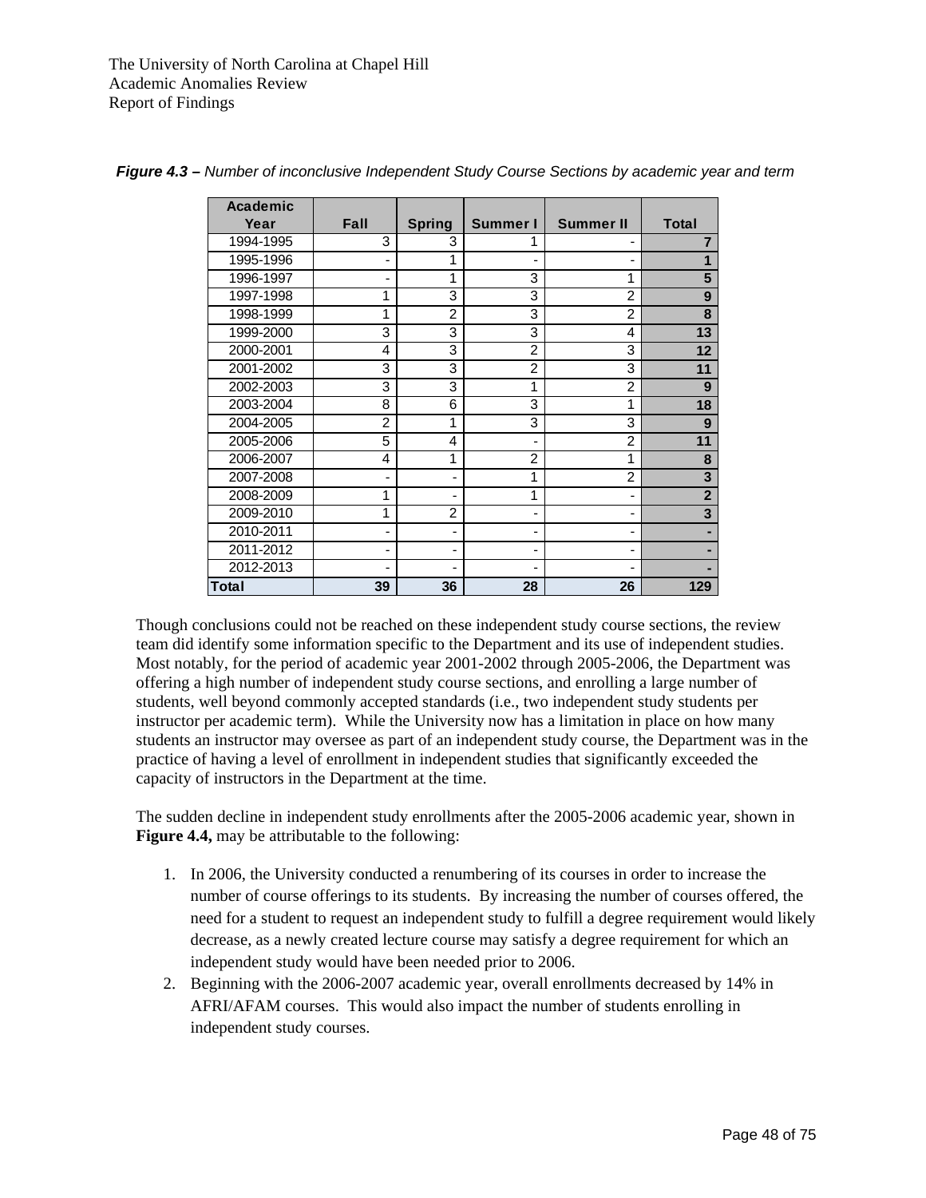***Figure 4.3 –*** *Number of inconclusive Independent Study Course Sections by academic year and term*

| Academic Year | Fall | Spring | Summer I | Summer II | Total |
|---|---|---|---|---|---|
| 1994-1995 | 3 | 3 | 1 | - | **7** |
| 1995-1996 | - | 1 | - | - | **1** |
| 1996-1997 | - | 1 | 3 | 1 | **5** |
| 1997-1998 | 1 | 3 | 3 | 2 | **9** |
| 1998-1999 | 1 | 2 | 3 | 2 | **8** |
| 1999-2000 | 3 | 3 | 3 | 4 | **13** |
| 2000-2001 | 4 | 3 | 2 | 3 | **12** |
| 2001-2002 | 3 | 3 | 2 | 3 | **11** |
| 2002-2003 | 3 | 3 | 1 | 2 | **9** |
| 2003-2004 | 8 | 6 | 3 | 1 | **18** |
| 2004-2005 | 2 | 1 | 3 | 3 | **9** |
| 2005-2006 | 5 | 4 | - | 2 | **11** |
| 2006-2007 | 4 | 1 | 2 | 1 | **8** |
| 2007-2008 | - | - | 1 | 2 | **3** |
| 2008-2009 | 1 | - | 1 | - | **2** |
| 2009-2010 | 1 | 2 | - | - | **3** |
| 2010-2011 | - | - | - | - | **-** |
| 2011-2012 | - | - | - | - | **-** |
| 2012-2013 | - | - | - | - | **-** |
| **Total** | **39** | **36** | **28** | **26** | **129** |

Though conclusions could not be reached on these independent study course sections, the review team did identify some information specific to the Department and its use of independent studies. Most notably, for the period of academic year 2001-2002 through 2005-2006, the Department was offering a high number of independent study course sections, and enrolling a large number of students, well beyond commonly accepted standards (i.e., two independent study students per instructor per academic term). While the University now has a limitation in place on how many students an instructor may oversee as part of an independent study course, the Department was in the practice of having a level of enrollment in independent studies that significantly exceeded the capacity of instructors in the Department at the time.

The sudden decline in independent study enrollments after the 2005-2006 academic year, shown in **Figure 4.4,** may be attributable to the following:

1. In 2006, the University conducted a renumbering of its courses in order to increase the number of course offerings to its students. By increasing the number of courses offered, the need for a student to request an independent study to fulfill a degree requirement would likely decrease, as a newly created lecture course may satisfy a degree requirement for which an independent study would have been needed prior to 2006.
2. Beginning with the 2006-2007 academic year, overall enrollments decreased by 14% in AFRI/AFAM courses. This would also impact the number of students enrolling in independent study courses.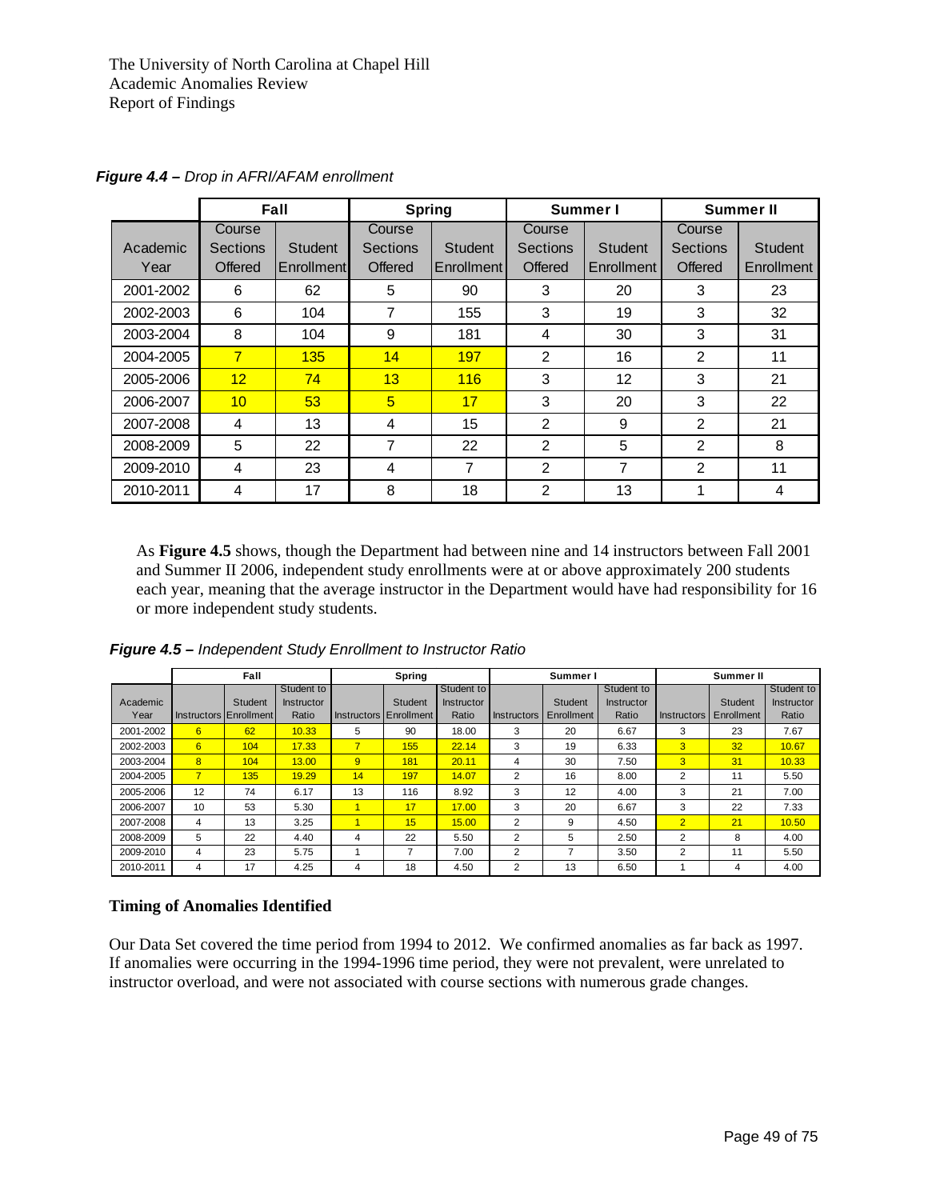*Figure 4.4 – Drop in AFRI/AFAM enrollment*

| | Fall | | Spring | | Summer I | | Summer II | |
|---|---|---|---|---|---|---|---|---|
| Academic Year | Course Sections Offered | Student Enrollment | Course Sections Offered | Student Enrollment | Course Sections Offered | Student Enrollment | Course Sections Offered | Student Enrollment |
| 2001-2002 | 6 | 62 | 5 | 90 | 3 | 20 | 3 | 23 |
| 2002-2003 | 6 | 104 | 7 | 155 | 3 | 19 | 3 | 32 |
| 2003-2004 | 8 | 104 | 9 | 181 | 4 | 30 | 3 | 31 |
| 2004-2005 | 7 | 135 | 14 | 197 | 2 | 16 | 2 | 11 |
| 2005-2006 | 12 | 74 | 13 | 116 | 3 | 12 | 3 | 21 |
| 2006-2007 | 10 | 53 | 5 | 17 | 3 | 20 | 3 | 22 |
| 2007-2008 | 4 | 13 | 4 | 15 | 2 | 9 | 2 | 21 |
| 2008-2009 | 5 | 22 | 7 | 22 | 2 | 5 | 2 | 8 |
| 2009-2010 | 4 | 23 | 4 | 7 | 2 | 7 | 2 | 11 |
| 2010-2011 | 4 | 17 | 8 | 18 | 2 | 13 | 1 | 4 |

As **Figure 4.5** shows, though the Department had between nine and 14 instructors between Fall 2001 and Summer II 2006, independent study enrollments were at or above approximately 200 students each year, meaning that the average instructor in the Department would have had responsibility for 16 or more independent study students.

*Figure 4.5 – Independent Study Enrollment to Instructor Ratio*

| | Fall | | | Spring | | | Summer I | | | Summer II | | |
|---|---|---|---|---|---|---|---|---|---|---|---|---|
| Academic Year | Instructors | Student Enrollment | Student to Instructor Ratio | Instructors | Student Enrollment | Student to Instructor Ratio | Instructors | Student Enrollment | Student to Instructor Ratio | Instructors | Student Enrollment | Student to Instructor Ratio |
| 2001-2002 | 6 | 62 | 10.33 | 5 | 90 | 18.00 | 3 | 20 | 6.67 | 3 | 23 | 7.67 |
| 2002-2003 | 6 | 104 | 17.33 | 7 | 155 | 22.14 | 3 | 19 | 6.33 | 3 | 32 | 10.67 |
| 2003-2004 | 8 | 104 | 13.00 | 9 | 181 | 20.11 | 4 | 30 | 7.50 | 3 | 31 | 10.33 |
| 2004-2005 | 7 | 135 | 19.29 | 14 | 197 | 14.07 | 2 | 16 | 8.00 | 2 | 11 | 5.50 |
| 2005-2006 | 12 | 74 | 6.17 | 13 | 116 | 8.92 | 3 | 12 | 4.00 | 3 | 21 | 7.00 |
| 2006-2007 | 10 | 53 | 5.30 | 1 | 17 | 17.00 | 3 | 20 | 6.67 | 3 | 22 | 7.33 |
| 2007-2008 | 4 | 13 | 3.25 | 1 | 15 | 15.00 | 2 | 9 | 4.50 | 2 | 21 | 10.50 |
| 2008-2009 | 5 | 22 | 4.40 | 4 | 22 | 5.50 | 2 | 5 | 2.50 | 2 | 8 | 4.00 |
| 2009-2010 | 4 | 23 | 5.75 | 1 | 7 | 7.00 | 2 | 7 | 3.50 | 2 | 11 | 5.50 |
| 2010-2011 | 4 | 17 | 4.25 | 4 | 18 | 4.50 | 2 | 13 | 6.50 | 1 | 4 | 4.00 |

## Timing of Anomalies Identified

Our Data Set covered the time period from 1994 to 2012. We confirmed anomalies as far back as 1997. If anomalies were occurring in the 1994-1996 time period, they were not prevalent, were unrelated to instructor overload, and were not associated with course sections with numerous grade changes.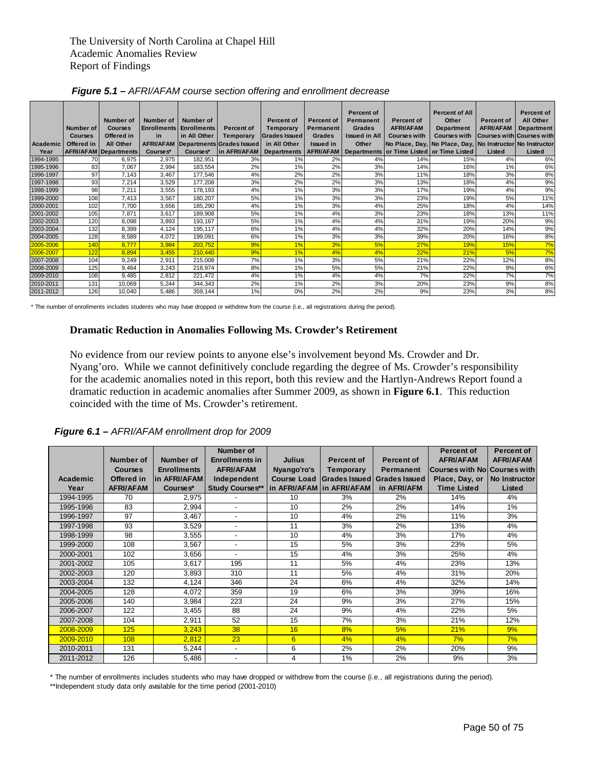The University of North Carolina at Chapel Hill
Academic Anomalies Review
Report of Findings

***Figure 5.1 –*** *AFRI/AFAM course section offering and enrollment decrease*

| Academic Year | Number of Courses Offered in AFRI/AFAM | Number of Courses Offered in All Other Departments | Number of Enrollments in AFRI/AFAM Courses* | Number of Enrollments in All Other Departments Courses* | Percent of Temporary Grades Issued in AFRI/AFAM | Percent of Temporary Grades Issued in All Other Departments | Percent of Permanent Grades Issued in AFRI/AFAM | Percent of Permanent Grades Issued in All Other Departments | Percent of AFRI/AFAM Courses with No Place, Day, or Time Listed | Percent of All Other Department Courses with No Place, Day, or Time Listed | Percent of AFRI/AFAM Courses with No Instructor Listed | Percent of All Other Department Courses with No Instructor Listed |
|---|---|---|---|---|---|---|---|---|---|---|---|---|
| 1994-1995 | 70 | 6,975 | 2,975 | 182,951 | 3% | 1% | 2% | 4% | 14% | 15% | 4% | 6% |
| 1995-1996 | 83 | 7,067 | 2,994 | 183,554 | 2% | 1% | 2% | 3% | 14% | 16% | 1% | 6% |
| 1996-1997 | 97 | 7,143 | 3,467 | 177,546 | 4% | 2% | 2% | 3% | 11% | 18% | 3% | 8% |
| 1997-1998 | 93 | 7,214 | 3,529 | 177,208 | 3% | 2% | 2% | 3% | 13% | 18% | 4% | 9% |
| 1998-1999 | 98 | 7,211 | 3,555 | 178,193 | 4% | 1% | 3% | 3% | 17% | 19% | 4% | 9% |
| 1999-2000 | 108 | 7,413 | 3,567 | 180,207 | 5% | 1% | 3% | 3% | 23% | 19% | 5% | 11% |
| 2000-2001 | 102 | 7,700 | 3,656 | 185,290 | 4% | 1% | 3% | 4% | 25% | 18% | 4% | 14% |
| 2001-2002 | 105 | 7,871 | 3,617 | 189,908 | 5% | 1% | 4% | 3% | 23% | 18% | 13% | 11% |
| 2002-2003 | 120 | 8,098 | 3,893 | 193,167 | 5% | 1% | 4% | 4% | 31% | 19% | 20% | 9% |
| 2003-2004 | 132 | 8,399 | 4,124 | 195,117 | 6% | 1% | 4% | 4% | 32% | 20% | 14% | 9% |
| 2004-2005 | 128 | 8,589 | 4,072 | 199,091 | 6% | 1% | 3% | 3% | 39% | 20% | 16% | 8% |
| 2005-2006 | 140 | 8,777 | 3,984 | 203,752 | 9% | 1% | 3% | 5% | 27% | 19% | 15% | 7% |
| 2006-2007 | 122 | 8,894 | 3,455 | 210,440 | 9% | 1% | 4% | 4% | 22% | 21% | 5% | 7% |
| 2007-2008 | 104 | 9,249 | 2,911 | 215,008 | 7% | 1% | 3% | 5% | 21% | 22% | 12% | 8% |
| 2008-2009 | 125 | 9,464 | 3,243 | 218,974 | 8% | 1% | 5% | 5% | 21% | 22% | 9% | 6% |
| 2009-2010 | 108 | 9,485 | 2,812 | 221,472 | 4% | 1% | 4% | 4% | 7% | 22% | 7% | 7% |
| 2010-2011 | 131 | 10,069 | 5,244 | 344,343 | 2% | 1% | 2% | 3% | 20% | 23% | 9% | 8% |
| 2011-2012 | 126 | 10,040 | 5,486 | 359,144 | 1% | 0% | 2% | 2% | 9% | 23% | 3% | 8% |

\* The number of enrollments includes students who may have dropped or withdrew from the course (i.e., all registrations during the period).

**Dramatic Reduction in Anomalies Following Ms. Crowder's Retirement**

No evidence from our review points to anyone else's involvement beyond Ms. Crowder and Dr. Nyang'oro. While we cannot definitively conclude regarding the degree of Ms. Crowder's responsibility for the academic anomalies noted in this report, both this review and the Hartlyn-Andrews Report found a dramatic reduction in academic anomalies after Summer 2009, as shown in **Figure 6.1**. This reduction coincided with the time of Ms. Crowder's retirement.

***Figure 6.1 –*** *AFRI/AFAM enrollment drop for 2009*

| Academic Year | Number of Courses Offered in AFRI/AFAM | Number of Enrollments in AFRI/AFAM Courses* | Number of Enrollments in AFRI/AFAM Independent Study Courses** | Julius Nyang'oro's Course Load in AFRI/AFAM | Percent of Temporary Grades Issued in AFRI/AFAM | Percent of Permanent Grades Issued in AFRI/AFM | Percent of AFRI/AFAM Courses with No Place, Day, or Time Listed | Percent of AFRI/AFAM Courses with No Instructor Listed |
|---|---|---|---|---|---|---|---|---|
| 1994-1995 | 70 | 2,975 | - | 10 | 3% | 2% | 14% | 4% |
| 1995-1996 | 83 | 2,994 | - | 10 | 2% | 2% | 14% | 1% |
| 1996-1997 | 97 | 3,467 | - | 10 | 4% | 2% | 11% | 3% |
| 1997-1998 | 93 | 3,529 | - | 11 | 3% | 2% | 13% | 4% |
| 1998-1999 | 98 | 3,555 | - | 10 | 4% | 3% | 17% | 4% |
| 1999-2000 | 108 | 3,567 | - | 15 | 5% | 3% | 23% | 5% |
| 2000-2001 | 102 | 3,656 | - | 15 | 4% | 3% | 25% | 4% |
| 2001-2002 | 105 | 3,617 | 195 | 11 | 5% | 4% | 23% | 13% |
| 2002-2003 | 120 | 3,893 | 310 | 11 | 5% | 4% | 31% | 20% |
| 2003-2004 | 132 | 4,124 | 346 | 24 | 6% | 4% | 32% | 14% |
| 2004-2005 | 128 | 4,072 | 359 | 19 | 6% | 3% | 39% | 16% |
| 2005-2006 | 140 | 3,984 | 223 | 24 | 9% | 3% | 27% | 15% |
| 2006-2007 | 122 | 3,455 | 88 | 24 | 9% | 4% | 22% | 5% |
| 2007-2008 | 104 | 2,911 | 52 | 15 | 7% | 3% | 21% | 12% |
| 2008-2009 | 125 | 3,243 | 38 | 16 | 8% | 5% | 21% | 9% |
| 2009-2010 | 108 | 2,812 | 23 | 6 | 4% | 4% | 7% | 7% |
| 2010-2011 | 131 | 5,244 | - | 6 | 2% | 2% | 20% | 9% |
| 2011-2012 | 126 | 5,486 | - | 4 | 1% | 2% | 9% | 3% |

\* The number of enrollments includes students who may have dropped or withdrew from the course (i.e., all registrations during the period).

\*\*Independent study data only available for the time period (2001-2010)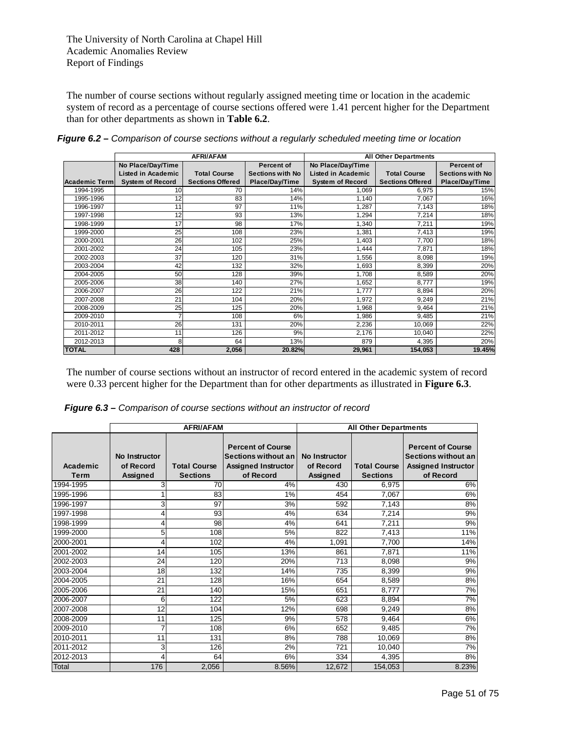The number of course sections without regularly assigned meeting time or location in the academic system of record as a percentage of course sections offered were 1.41 percent higher for the Department than for other departments as shown in **Table 6.2**.

***Figure 6.2 –** Comparison of course sections without a regularly scheduled meeting time or location*

| | AFRI/AFAM | | | All Other Departments | | |
|---|---|---|---|---|---|---|
| **Academic Term** | **No Place/Day/Time Listed in Academic System of Record** | **Total Course Sections Offered** | **Percent of Sections with No Place/Day/Time** | **No Place/Day/Time Listed in Academic System of Record** | **Total Course Sections Offered** | **Percent of Sections with No Place/Day/Time** |
| 1994-1995 | 10 | 70 | 14% | 1,069 | 6,975 | 15% |
| 1995-1996 | 12 | 83 | 14% | 1,140 | 7,067 | 16% |
| 1996-1997 | 11 | 97 | 11% | 1,287 | 7,143 | 18% |
| 1997-1998 | 12 | 93 | 13% | 1,294 | 7,214 | 18% |
| 1998-1999 | 17 | 98 | 17% | 1,340 | 7,211 | 19% |
| 1999-2000 | 25 | 108 | 23% | 1,381 | 7,413 | 19% |
| 2000-2001 | 26 | 102 | 25% | 1,403 | 7,700 | 18% |
| 2001-2002 | 24 | 105 | 23% | 1,444 | 7,871 | 18% |
| 2002-2003 | 37 | 120 | 31% | 1,556 | 8,098 | 19% |
| 2003-2004 | 42 | 132 | 32% | 1,693 | 8,399 | 20% |
| 2004-2005 | 50 | 128 | 39% | 1,708 | 8,589 | 20% |
| 2005-2006 | 38 | 140 | 27% | 1,652 | 8,777 | 19% |
| 2006-2007 | 26 | 122 | 21% | 1,777 | 8,894 | 20% |
| 2007-2008 | 21 | 104 | 20% | 1,972 | 9,249 | 21% |
| 2008-2009 | 25 | 125 | 20% | 1,968 | 9,464 | 21% |
| 2009-2010 | 7 | 108 | 6% | 1,986 | 9,485 | 21% |
| 2010-2011 | 26 | 131 | 20% | 2,236 | 10,069 | 22% |
| 2011-2012 | 11 | 126 | 9% | 2,176 | 10,040 | 22% |
| 2012-2013 | 8 | 64 | 13% | 879 | 4,395 | 20% |
| **TOTAL** | **428** | **2,056** | **20.82%** | **29,961** | **154,053** | **19.45%** |

The number of course sections without an instructor of record entered in the academic system of record were 0.33 percent higher for the Department than for other departments as illustrated in **Figure 6.3**.

***Figure 6.3 –** Comparison of course sections without an instructor of record*

| | AFRI/AFAM | | | All Other Departments | | |
|---|---|---|---|---|---|---|
| **Academic Term** | **No Instructor of Record Assigned** | **Total Course Sections** | **Percent of Course Sections without an Assigned Instructor of Record** | **No Instructor of Record Assigned** | **Total Course Sections** | **Percent of Course Sections without an Assigned Instructor of Record** |
| 1994-1995 | 3 | 70 | 4% | 430 | 6,975 | 6% |
| 1995-1996 | 1 | 83 | 1% | 454 | 7,067 | 6% |
| 1996-1997 | 3 | 97 | 3% | 592 | 7,143 | 8% |
| 1997-1998 | 4 | 93 | 4% | 634 | 7,214 | 9% |
| 1998-1999 | 4 | 98 | 4% | 641 | 7,211 | 9% |
| 1999-2000 | 5 | 108 | 5% | 822 | 7,413 | 11% |
| 2000-2001 | 4 | 102 | 4% | 1,091 | 7,700 | 14% |
| 2001-2002 | 14 | 105 | 13% | 861 | 7,871 | 11% |
| 2002-2003 | 24 | 120 | 20% | 713 | 8,098 | 9% |
| 2003-2004 | 18 | 132 | 14% | 735 | 8,399 | 9% |
| 2004-2005 | 21 | 128 | 16% | 654 | 8,589 | 8% |
| 2005-2006 | 21 | 140 | 15% | 651 | 8,777 | 7% |
| 2006-2007 | 6 | 122 | 5% | 623 | 8,894 | 7% |
| 2007-2008 | 12 | 104 | 12% | 698 | 9,249 | 8% |
| 2008-2009 | 11 | 125 | 9% | 578 | 9,464 | 6% |
| 2009-2010 | 7 | 108 | 6% | 652 | 9,485 | 7% |
| 2010-2011 | 11 | 131 | 8% | 788 | 10,069 | 8% |
| 2011-2012 | 3 | 126 | 2% | 721 | 10,040 | 7% |
| 2012-2013 | 4 | 64 | 6% | 334 | 4,395 | 8% |
| Total | 176 | 2,056 | 8.56% | 12,672 | 154,053 | 8.23% |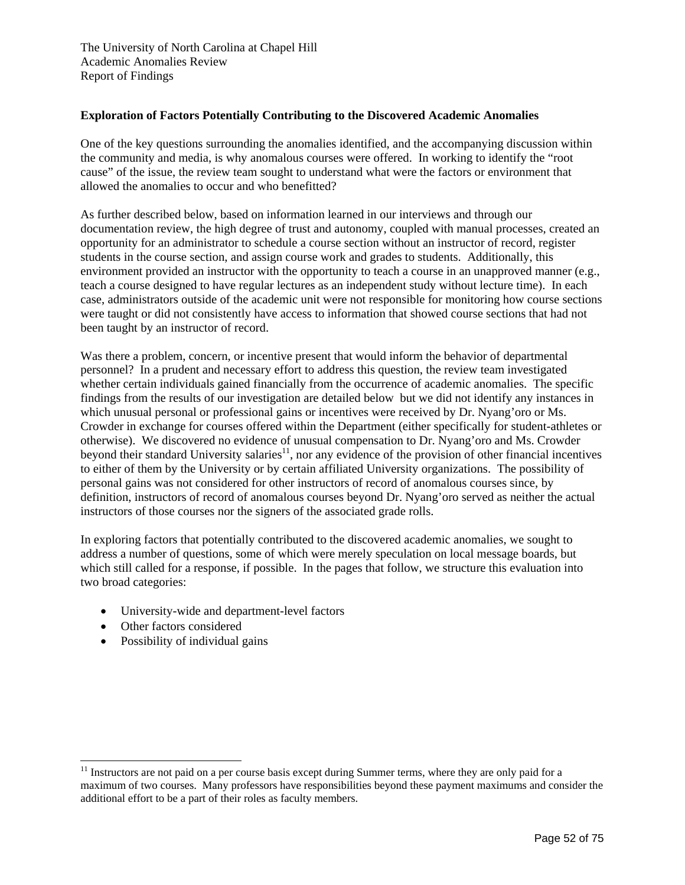**Exploration of Factors Potentially Contributing to the Discovered Academic Anomalies**

One of the key questions surrounding the anomalies identified, and the accompanying discussion within the community and media, is why anomalous courses were offered. In working to identify the "root cause" of the issue, the review team sought to understand what were the factors or environment that allowed the anomalies to occur and who benefitted?

As further described below, based on information learned in our interviews and through our documentation review, the high degree of trust and autonomy, coupled with manual processes, created an opportunity for an administrator to schedule a course section without an instructor of record, register students in the course section, and assign course work and grades to students. Additionally, this environment provided an instructor with the opportunity to teach a course in an unapproved manner (e.g., teach a course designed to have regular lectures as an independent study without lecture time). In each case, administrators outside of the academic unit were not responsible for monitoring how course sections were taught or did not consistently have access to information that showed course sections that had not been taught by an instructor of record.

Was there a problem, concern, or incentive present that would inform the behavior of departmental personnel? In a prudent and necessary effort to address this question, the review team investigated whether certain individuals gained financially from the occurrence of academic anomalies. The specific findings from the results of our investigation are detailed below but we did not identify any instances in which unusual personal or professional gains or incentives were received by Dr. Nyang'oro or Ms. Crowder in exchange for courses offered within the Department (either specifically for student-athletes or otherwise). We discovered no evidence of unusual compensation to Dr. Nyang'oro and Ms. Crowder beyond their standard University salaries[11], nor any evidence of the provision of other financial incentives to either of them by the University or by certain affiliated University organizations. The possibility of personal gains was not considered for other instructors of record of anomalous courses since, by definition, instructors of record of anomalous courses beyond Dr. Nyang'oro served as neither the actual instructors of those courses nor the signers of the associated grade rolls.

In exploring factors that potentially contributed to the discovered academic anomalies, we sought to address a number of questions, some of which were merely speculation on local message boards, but which still called for a response, if possible. In the pages that follow, we structure this evaluation into two broad categories:

- University-wide and department-level factors
- Other factors considered
- Possibility of individual gains

---

[11] Instructors are not paid on a per course basis except during Summer terms, where they are only paid for a maximum of two courses. Many professors have responsibilities beyond these payment maximums and consider the additional effort to be a part of their roles as faculty members.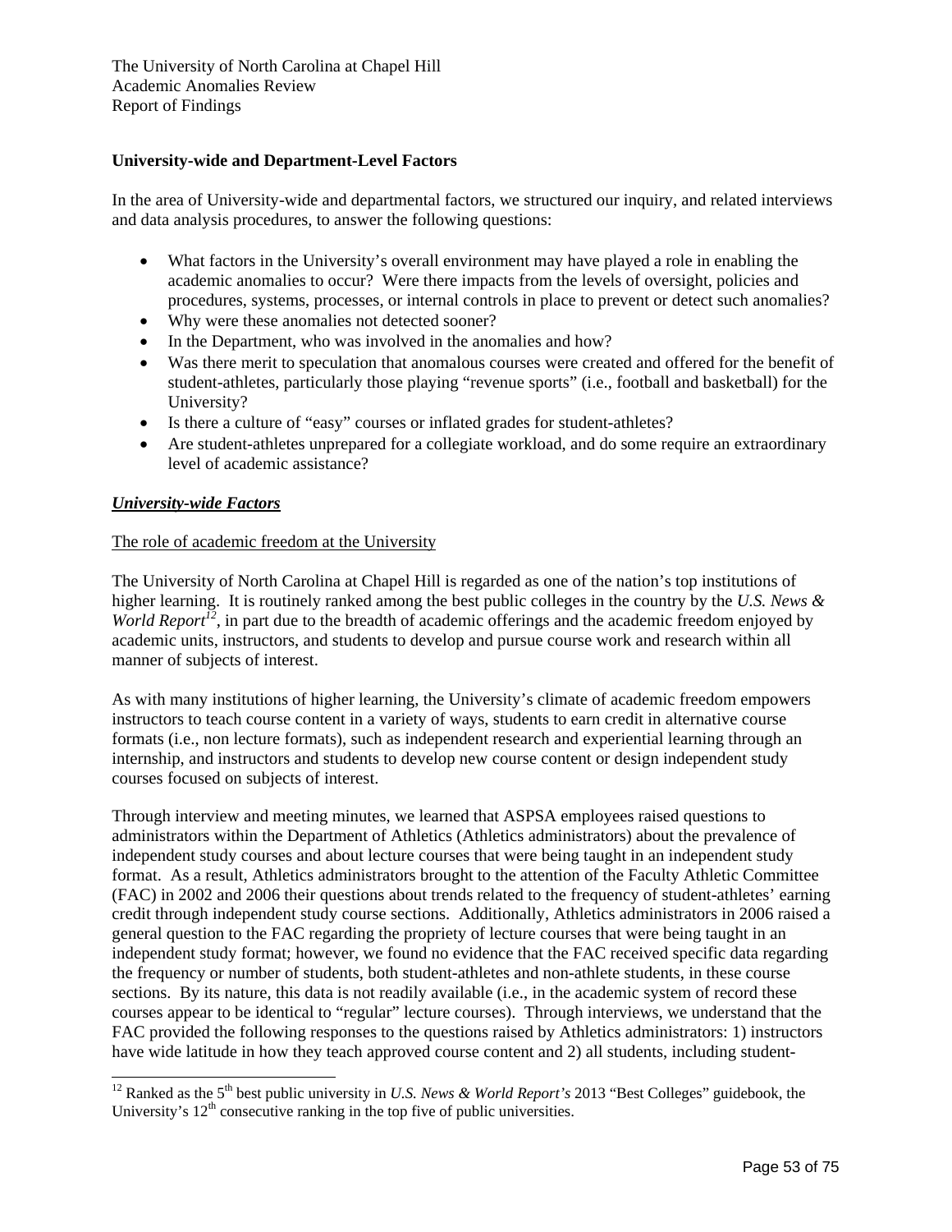**University-wide and Department-Level Factors**

In the area of University-wide and departmental factors, we structured our inquiry, and related interviews and data analysis procedures, to answer the following questions:

- What factors in the University's overall environment may have played a role in enabling the academic anomalies to occur? Were there impacts from the levels of oversight, policies and procedures, systems, processes, or internal controls in place to prevent or detect such anomalies?
- Why were these anomalies not detected sooner?
- In the Department, who was involved in the anomalies and how?
- Was there merit to speculation that anomalous courses were created and offered for the benefit of student-athletes, particularly those playing "revenue sports" (i.e., football and basketball) for the University?
- Is there a culture of "easy" courses or inflated grades for student-athletes?
- Are student-athletes unprepared for a collegiate workload, and do some require an extraordinary level of academic assistance?

***University-wide Factors***

The role of academic freedom at the University

The University of North Carolina at Chapel Hill is regarded as one of the nation's top institutions of higher learning. It is routinely ranked among the best public colleges in the country by the *U.S. News & World Report*[12], in part due to the breadth of academic offerings and the academic freedom enjoyed by academic units, instructors, and students to develop and pursue course work and research within all manner of subjects of interest.

As with many institutions of higher learning, the University's climate of academic freedom empowers instructors to teach course content in a variety of ways, students to earn credit in alternative course formats (i.e., non lecture formats), such as independent research and experiential learning through an internship, and instructors and students to develop new course content or design independent study courses focused on subjects of interest.

Through interview and meeting minutes, we learned that ASPSA employees raised questions to administrators within the Department of Athletics (Athletics administrators) about the prevalence of independent study courses and about lecture courses that were being taught in an independent study format. As a result, Athletics administrators brought to the attention of the Faculty Athletic Committee (FAC) in 2002 and 2006 their questions about trends related to the frequency of student-athletes' earning credit through independent study course sections. Additionally, Athletics administrators in 2006 raised a general question to the FAC regarding the propriety of lecture courses that were being taught in an independent study format; however, we found no evidence that the FAC received specific data regarding the frequency or number of students, both student-athletes and non-athlete students, in these course sections. By its nature, this data is not readily available (i.e., in the academic system of record these courses appear to be identical to "regular" lecture courses). Through interviews, we understand that the FAC provided the following responses to the questions raised by Athletics administrators: 1) instructors have wide latitude in how they teach approved course content and 2) all students, including student-

[12] Ranked as the 5th best public university in *U.S. News & World Report's* 2013 "Best Colleges" guidebook, the University's 12th consecutive ranking in the top five of public universities.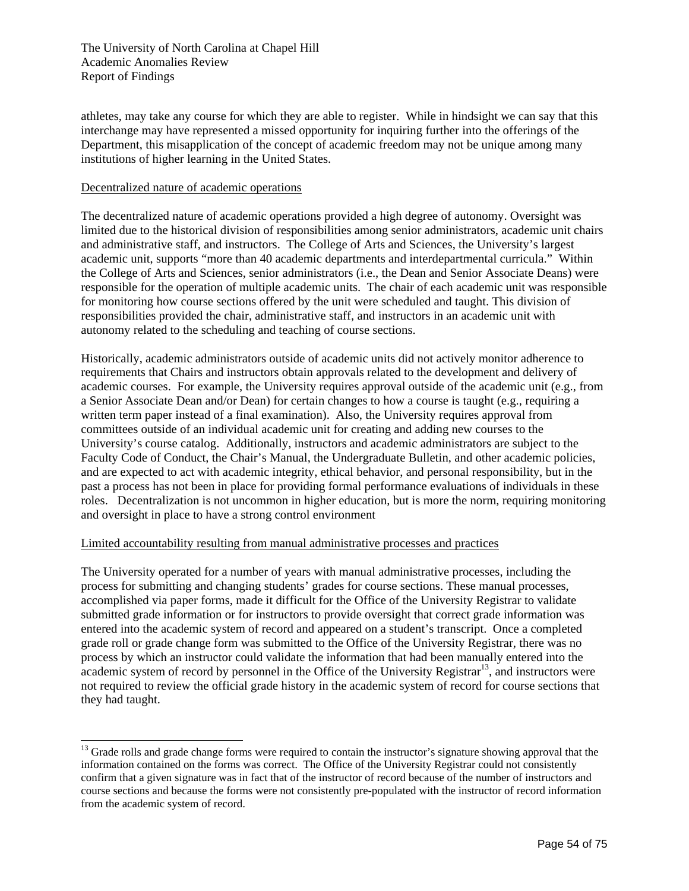athletes, may take any course for which they are able to register. While in hindsight we can say that this interchange may have represented a missed opportunity for inquiring further into the offerings of the Department, this misapplication of the concept of academic freedom may not be unique among many institutions of higher learning in the United States.

Decentralized nature of academic operations

The decentralized nature of academic operations provided a high degree of autonomy. Oversight was limited due to the historical division of responsibilities among senior administrators, academic unit chairs and administrative staff, and instructors. The College of Arts and Sciences, the University's largest academic unit, supports "more than 40 academic departments and interdepartmental curricula." Within the College of Arts and Sciences, senior administrators (i.e., the Dean and Senior Associate Deans) were responsible for the operation of multiple academic units. The chair of each academic unit was responsible for monitoring how course sections offered by the unit were scheduled and taught. This division of responsibilities provided the chair, administrative staff, and instructors in an academic unit with autonomy related to the scheduling and teaching of course sections.

Historically, academic administrators outside of academic units did not actively monitor adherence to requirements that Chairs and instructors obtain approvals related to the development and delivery of academic courses. For example, the University requires approval outside of the academic unit (e.g., from a Senior Associate Dean and/or Dean) for certain changes to how a course is taught (e.g., requiring a written term paper instead of a final examination). Also, the University requires approval from committees outside of an individual academic unit for creating and adding new courses to the University's course catalog. Additionally, instructors and academic administrators are subject to the Faculty Code of Conduct, the Chair's Manual, the Undergraduate Bulletin, and other academic policies, and are expected to act with academic integrity, ethical behavior, and personal responsibility, but in the past a process has not been in place for providing formal performance evaluations of individuals in these roles. Decentralization is not uncommon in higher education, but is more the norm, requiring monitoring and oversight in place to have a strong control environment

Limited accountability resulting from manual administrative processes and practices

The University operated for a number of years with manual administrative processes, including the process for submitting and changing students' grades for course sections. These manual processes, accomplished via paper forms, made it difficult for the Office of the University Registrar to validate submitted grade information or for instructors to provide oversight that correct grade information was entered into the academic system of record and appeared on a student's transcript. Once a completed grade roll or grade change form was submitted to the Office of the University Registrar, there was no process by which an instructor could validate the information that had been manually entered into the academic system of record by personnel in the Office of the University Registrar[13], and instructors were not required to review the official grade history in the academic system of record for course sections that they had taught.

[13] Grade rolls and grade change forms were required to contain the instructor's signature showing approval that the information contained on the forms was correct. The Office of the University Registrar could not consistently confirm that a given signature was in fact that of the instructor of record because of the number of instructors and course sections and because the forms were not consistently pre-populated with the instructor of record information from the academic system of record.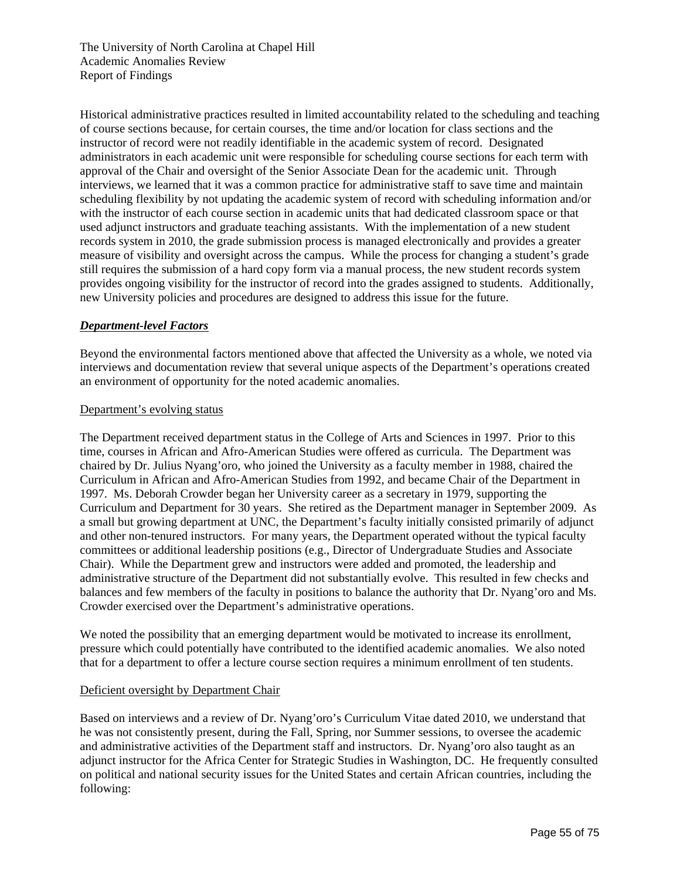Historical administrative practices resulted in limited accountability related to the scheduling and teaching of course sections because, for certain courses, the time and/or location for class sections and the instructor of record were not readily identifiable in the academic system of record. Designated administrators in each academic unit were responsible for scheduling course sections for each term with approval of the Chair and oversight of the Senior Associate Dean for the academic unit. Through interviews, we learned that it was a common practice for administrative staff to save time and maintain scheduling flexibility by not updating the academic system of record with scheduling information and/or with the instructor of each course section in academic units that had dedicated classroom space or that used adjunct instructors and graduate teaching assistants. With the implementation of a new student records system in 2010, the grade submission process is managed electronically and provides a greater measure of visibility and oversight across the campus. While the process for changing a student's grade still requires the submission of a hard copy form via a manual process, the new student records system provides ongoing visibility for the instructor of record into the grades assigned to students. Additionally, new University policies and procedures are designed to address this issue for the future.

***<u>Department-level Factors</u>***

Beyond the environmental factors mentioned above that affected the University as a whole, we noted via interviews and documentation review that several unique aspects of the Department's operations created an environment of opportunity for the noted academic anomalies.

<u>Department's evolving status</u>

The Department received department status in the College of Arts and Sciences in 1997. Prior to this time, courses in African and Afro-American Studies were offered as curricula. The Department was chaired by Dr. Julius Nyang'oro, who joined the University as a faculty member in 1988, chaired the Curriculum in African and Afro-American Studies from 1992, and became Chair of the Department in 1997. Ms. Deborah Crowder began her University career as a secretary in 1979, supporting the Curriculum and Department for 30 years. She retired as the Department manager in September 2009. As a small but growing department at UNC, the Department's faculty initially consisted primarily of adjunct and other non-tenured instructors. For many years, the Department operated without the typical faculty committees or additional leadership positions (e.g., Director of Undergraduate Studies and Associate Chair). While the Department grew and instructors were added and promoted, the leadership and administrative structure of the Department did not substantially evolve. This resulted in few checks and balances and few members of the faculty in positions to balance the authority that Dr. Nyang'oro and Ms. Crowder exercised over the Department's administrative operations.

We noted the possibility that an emerging department would be motivated to increase its enrollment, pressure which could potentially have contributed to the identified academic anomalies. We also noted that for a department to offer a lecture course section requires a minimum enrollment of ten students.

<u>Deficient oversight by Department Chair</u>

Based on interviews and a review of Dr. Nyang'oro's Curriculum Vitae dated 2010, we understand that he was not consistently present, during the Fall, Spring, nor Summer sessions, to oversee the academic and administrative activities of the Department staff and instructors. Dr. Nyang'oro also taught as an adjunct instructor for the Africa Center for Strategic Studies in Washington, DC. He frequently consulted on political and national security issues for the United States and certain African countries, including the following: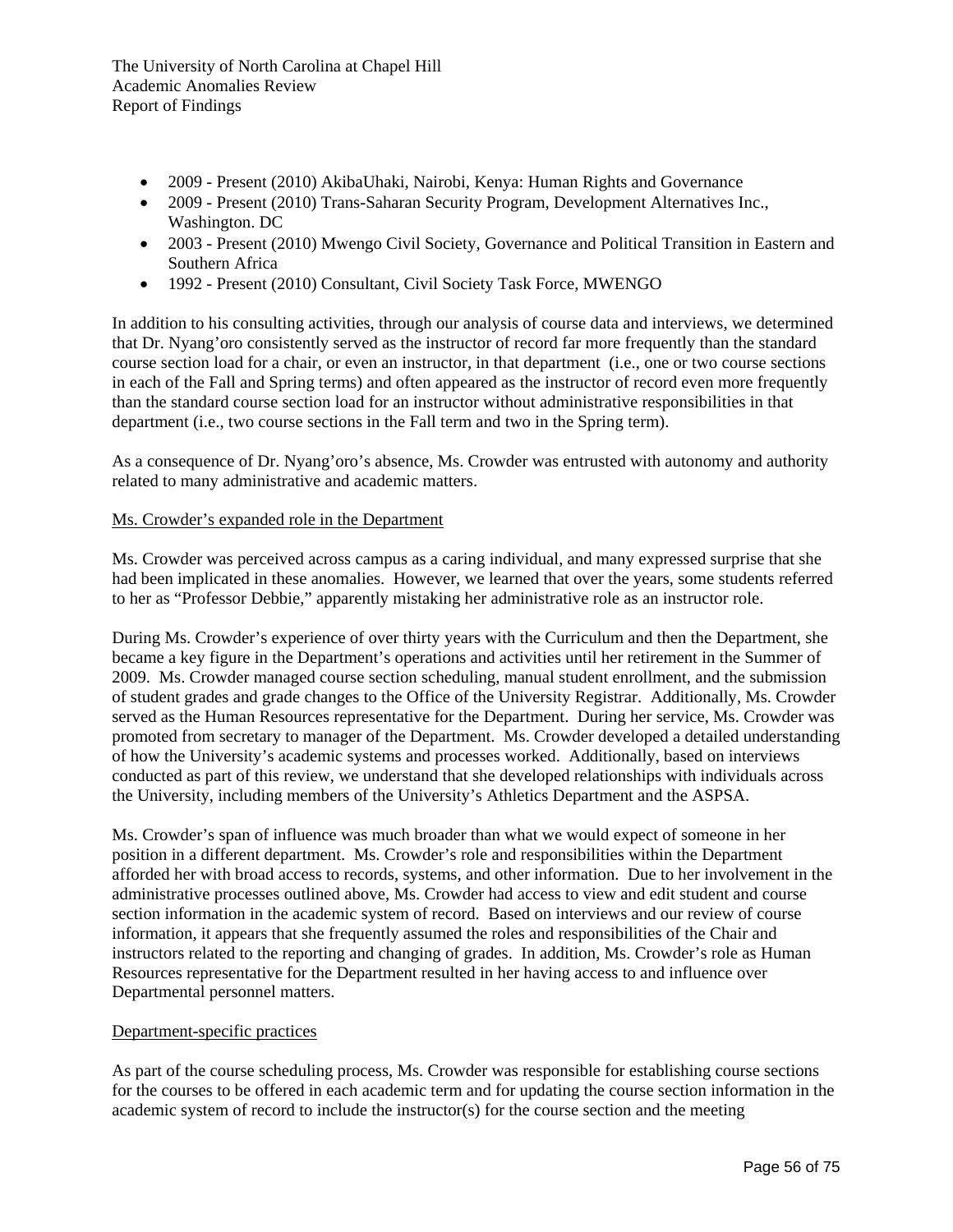- 2009 - Present (2010) AkibaUhaki, Nairobi, Kenya: Human Rights and Governance
- 2009 - Present (2010) Trans-Saharan Security Program, Development Alternatives Inc., Washington. DC
- 2003 - Present (2010) Mwengo Civil Society, Governance and Political Transition in Eastern and Southern Africa
- 1992 - Present (2010) Consultant, Civil Society Task Force, MWENGO

In addition to his consulting activities, through our analysis of course data and interviews, we determined that Dr. Nyang'oro consistently served as the instructor of record far more frequently than the standard course section load for a chair, or even an instructor, in that department (i.e., one or two course sections in each of the Fall and Spring terms) and often appeared as the instructor of record even more frequently than the standard course section load for an instructor without administrative responsibilities in that department (i.e., two course sections in the Fall term and two in the Spring term).

As a consequence of Dr. Nyang'oro's absence, Ms. Crowder was entrusted with autonomy and authority related to many administrative and academic matters.

Ms. Crowder's expanded role in the Department

Ms. Crowder was perceived across campus as a caring individual, and many expressed surprise that she had been implicated in these anomalies. However, we learned that over the years, some students referred to her as "Professor Debbie," apparently mistaking her administrative role as an instructor role.

During Ms. Crowder's experience of over thirty years with the Curriculum and then the Department, she became a key figure in the Department's operations and activities until her retirement in the Summer of 2009. Ms. Crowder managed course section scheduling, manual student enrollment, and the submission of student grades and grade changes to the Office of the University Registrar. Additionally, Ms. Crowder served as the Human Resources representative for the Department. During her service, Ms. Crowder was promoted from secretary to manager of the Department. Ms. Crowder developed a detailed understanding of how the University's academic systems and processes worked. Additionally, based on interviews conducted as part of this review, we understand that she developed relationships with individuals across the University, including members of the University's Athletics Department and the ASPSA.

Ms. Crowder's span of influence was much broader than what we would expect of someone in her position in a different department. Ms. Crowder's role and responsibilities within the Department afforded her with broad access to records, systems, and other information. Due to her involvement in the administrative processes outlined above, Ms. Crowder had access to view and edit student and course section information in the academic system of record. Based on interviews and our review of course information, it appears that she frequently assumed the roles and responsibilities of the Chair and instructors related to the reporting and changing of grades. In addition, Ms. Crowder's role as Human Resources representative for the Department resulted in her having access to and influence over Departmental personnel matters.

Department-specific practices

As part of the course scheduling process, Ms. Crowder was responsible for establishing course sections for the courses to be offered in each academic term and for updating the course section information in the academic system of record to include the instructor(s) for the course section and the meeting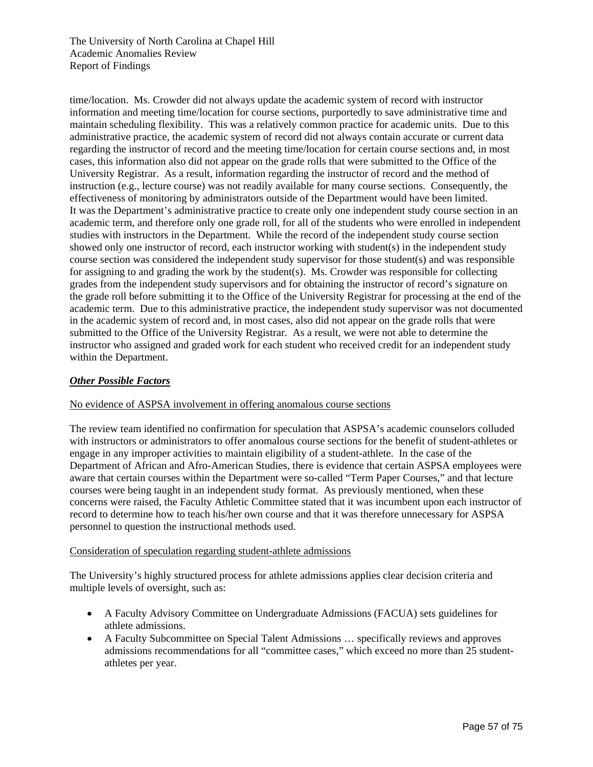time/location. Ms. Crowder did not always update the academic system of record with instructor information and meeting time/location for course sections, purportedly to save administrative time and maintain scheduling flexibility. This was a relatively common practice for academic units. Due to this administrative practice, the academic system of record did not always contain accurate or current data regarding the instructor of record and the meeting time/location for certain course sections and, in most cases, this information also did not appear on the grade rolls that were submitted to the Office of the University Registrar. As a result, information regarding the instructor of record and the method of instruction (e.g., lecture course) was not readily available for many course sections. Consequently, the effectiveness of monitoring by administrators outside of the Department would have been limited. It was the Department's administrative practice to create only one independent study course section in an academic term, and therefore only one grade roll, for all of the students who were enrolled in independent studies with instructors in the Department. While the record of the independent study course section showed only one instructor of record, each instructor working with student(s) in the independent study course section was considered the independent study supervisor for those student(s) and was responsible for assigning to and grading the work by the student(s). Ms. Crowder was responsible for collecting grades from the independent study supervisors and for obtaining the instructor of record's signature on the grade roll before submitting it to the Office of the University Registrar for processing at the end of the academic term. Due to this administrative practice, the independent study supervisor was not documented in the academic system of record and, in most cases, also did not appear on the grade rolls that were submitted to the Office of the University Registrar. As a result, we were not able to determine the instructor who assigned and graded work for each student who received credit for an independent study within the Department.

***Other Possible Factors***

No evidence of ASPSA involvement in offering anomalous course sections

The review team identified no confirmation for speculation that ASPSA's academic counselors colluded with instructors or administrators to offer anomalous course sections for the benefit of student-athletes or engage in any improper activities to maintain eligibility of a student-athlete. In the case of the Department of African and Afro-American Studies, there is evidence that certain ASPSA employees were aware that certain courses within the Department were so-called "Term Paper Courses," and that lecture courses were being taught in an independent study format. As previously mentioned, when these concerns were raised, the Faculty Athletic Committee stated that it was incumbent upon each instructor of record to determine how to teach his/her own course and that it was therefore unnecessary for ASPSA personnel to question the instructional methods used.

Consideration of speculation regarding student-athlete admissions

The University's highly structured process for athlete admissions applies clear decision criteria and multiple levels of oversight, such as:

- A Faculty Advisory Committee on Undergraduate Admissions (FACUA) sets guidelines for athlete admissions.
- A Faculty Subcommittee on Special Talent Admissions … specifically reviews and approves admissions recommendations for all "committee cases," which exceed no more than 25 student-athletes per year.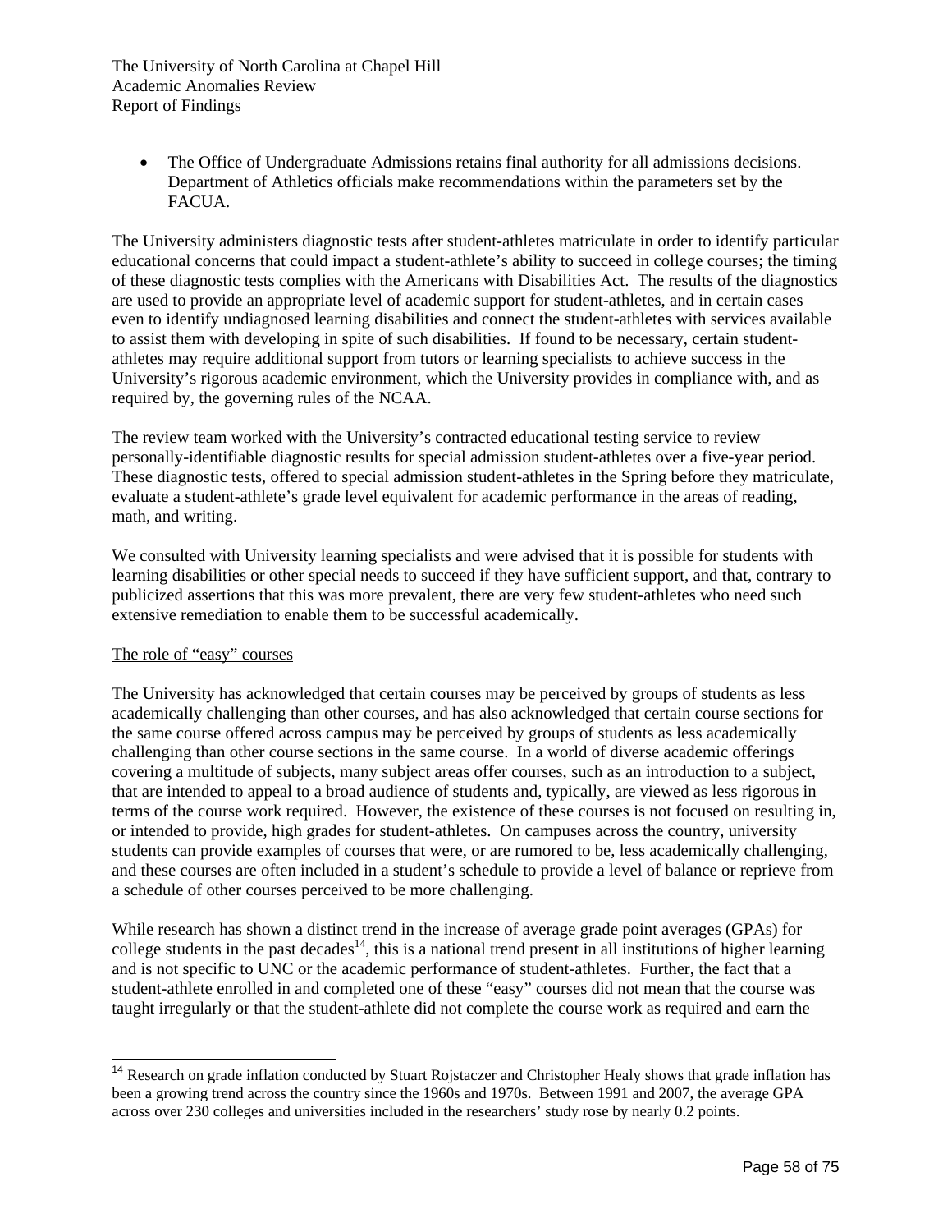- The Office of Undergraduate Admissions retains final authority for all admissions decisions. Department of Athletics officials make recommendations within the parameters set by the FACUA.

The University administers diagnostic tests after student-athletes matriculate in order to identify particular educational concerns that could impact a student-athlete's ability to succeed in college courses; the timing of these diagnostic tests complies with the Americans with Disabilities Act. The results of the diagnostics are used to provide an appropriate level of academic support for student-athletes, and in certain cases even to identify undiagnosed learning disabilities and connect the student-athletes with services available to assist them with developing in spite of such disabilities. If found to be necessary, certain student-athletes may require additional support from tutors or learning specialists to achieve success in the University's rigorous academic environment, which the University provides in compliance with, and as required by, the governing rules of the NCAA.

The review team worked with the University's contracted educational testing service to review personally-identifiable diagnostic results for special admission student-athletes over a five-year period. These diagnostic tests, offered to special admission student-athletes in the Spring before they matriculate, evaluate a student-athlete's grade level equivalent for academic performance in the areas of reading, math, and writing.

We consulted with University learning specialists and were advised that it is possible for students with learning disabilities or other special needs to succeed if they have sufficient support, and that, contrary to publicized assertions that this was more prevalent, there are very few student-athletes who need such extensive remediation to enable them to be successful academically.

<u>The role of "easy" courses</u>

The University has acknowledged that certain courses may be perceived by groups of students as less academically challenging than other courses, and has also acknowledged that certain course sections for the same course offered across campus may be perceived by groups of students as less academically challenging than other course sections in the same course. In a world of diverse academic offerings covering a multitude of subjects, many subject areas offer courses, such as an introduction to a subject, that are intended to appeal to a broad audience of students and, typically, are viewed as less rigorous in terms of the course work required. However, the existence of these courses is not focused on resulting in, or intended to provide, high grades for student-athletes. On campuses across the country, university students can provide examples of courses that were, or are rumored to be, less academically challenging, and these courses are often included in a student's schedule to provide a level of balance or reprieve from a schedule of other courses perceived to be more challenging.

While research has shown a distinct trend in the increase of average grade point averages (GPAs) for college students in the past decades[14], this is a national trend present in all institutions of higher learning and is not specific to UNC or the academic performance of student-athletes. Further, the fact that a student-athlete enrolled in and completed one of these "easy" courses did not mean that the course was taught irregularly or that the student-athlete did not complete the course work as required and earn the

[14] Research on grade inflation conducted by Stuart Rojstaczer and Christopher Healy shows that grade inflation has been a growing trend across the country since the 1960s and 1970s. Between 1991 and 2007, the average GPA across over 230 colleges and universities included in the researchers' study rose by nearly 0.2 points.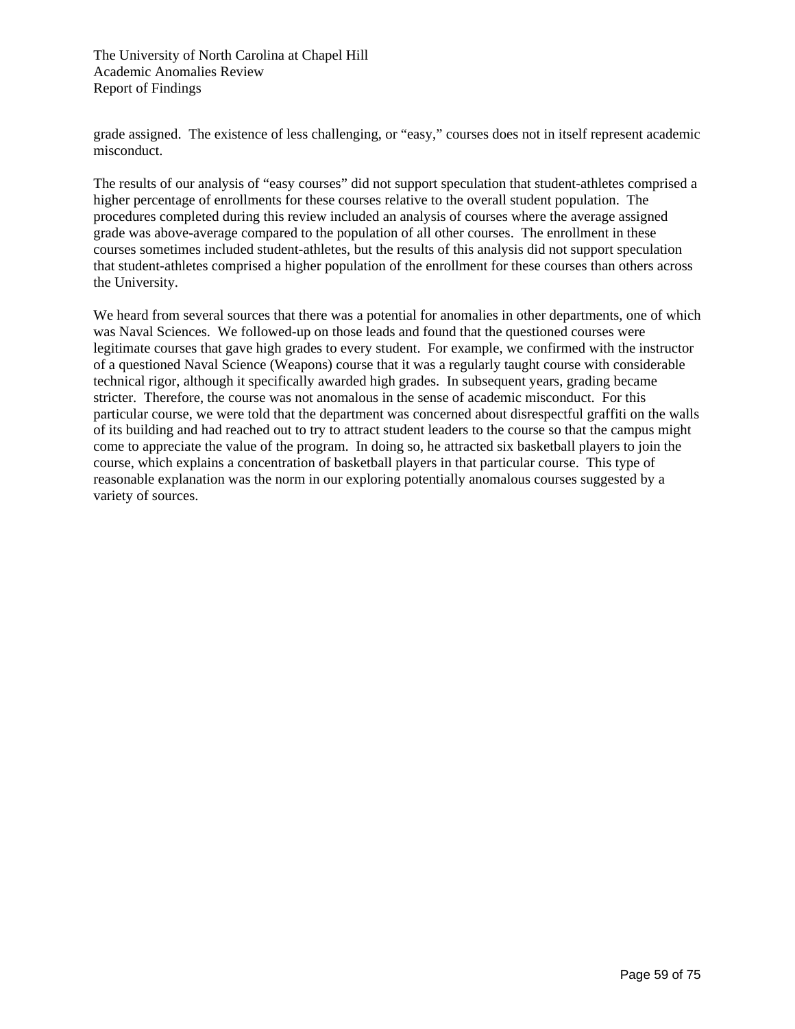grade assigned. The existence of less challenging, or "easy," courses does not in itself represent academic misconduct.

The results of our analysis of "easy courses" did not support speculation that student-athletes comprised a higher percentage of enrollments for these courses relative to the overall student population. The procedures completed during this review included an analysis of courses where the average assigned grade was above-average compared to the population of all other courses. The enrollment in these courses sometimes included student-athletes, but the results of this analysis did not support speculation that student-athletes comprised a higher population of the enrollment for these courses than others across the University.

We heard from several sources that there was a potential for anomalies in other departments, one of which was Naval Sciences. We followed-up on those leads and found that the questioned courses were legitimate courses that gave high grades to every student. For example, we confirmed with the instructor of a questioned Naval Science (Weapons) course that it was a regularly taught course with considerable technical rigor, although it specifically awarded high grades. In subsequent years, grading became stricter. Therefore, the course was not anomalous in the sense of academic misconduct. For this particular course, we were told that the department was concerned about disrespectful graffiti on the walls of its building and had reached out to try to attract student leaders to the course so that the campus might come to appreciate the value of the program. In doing so, he attracted six basketball players to join the course, which explains a concentration of basketball players in that particular course. This type of reasonable explanation was the norm in our exploring potentially anomalous courses suggested by a variety of sources.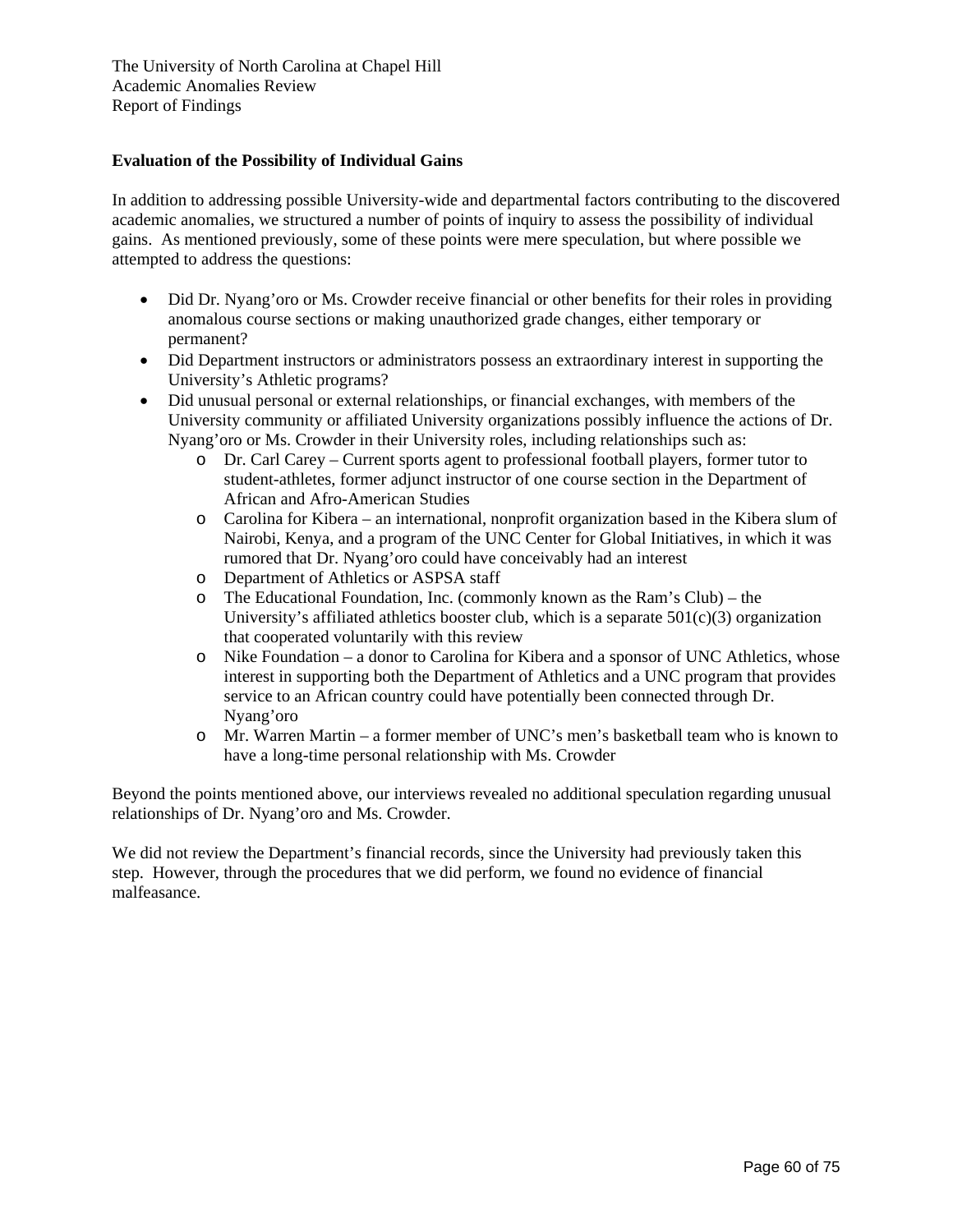### Evaluation of the Possibility of Individual Gains

In addition to addressing possible University-wide and departmental factors contributing to the discovered academic anomalies, we structured a number of points of inquiry to assess the possibility of individual gains. As mentioned previously, some of these points were mere speculation, but where possible we attempted to address the questions:

- Did Dr. Nyang'oro or Ms. Crowder receive financial or other benefits for their roles in providing anomalous course sections or making unauthorized grade changes, either temporary or permanent?
- Did Department instructors or administrators possess an extraordinary interest in supporting the University's Athletic programs?
- Did unusual personal or external relationships, or financial exchanges, with members of the University community or affiliated University organizations possibly influence the actions of Dr. Nyang'oro or Ms. Crowder in their University roles, including relationships such as:
  - Dr. Carl Carey – Current sports agent to professional football players, former tutor to student-athletes, former adjunct instructor of one course section in the Department of African and Afro-American Studies
  - Carolina for Kibera – an international, nonprofit organization based in the Kibera slum of Nairobi, Kenya, and a program of the UNC Center for Global Initiatives, in which it was rumored that Dr. Nyang'oro could have conceivably had an interest
  - Department of Athletics or ASPSA staff
  - The Educational Foundation, Inc. (commonly known as the Ram's Club) – the University's affiliated athletics booster club, which is a separate 501(c)(3) organization that cooperated voluntarily with this review
  - Nike Foundation – a donor to Carolina for Kibera and a sponsor of UNC Athletics, whose interest in supporting both the Department of Athletics and a UNC program that provides service to an African country could have potentially been connected through Dr. Nyang'oro
  - Mr. Warren Martin – a former member of UNC's men's basketball team who is known to have a long-time personal relationship with Ms. Crowder

Beyond the points mentioned above, our interviews revealed no additional speculation regarding unusual relationships of Dr. Nyang'oro and Ms. Crowder.

We did not review the Department's financial records, since the University had previously taken this step. However, through the procedures that we did perform, we found no evidence of financial malfeasance.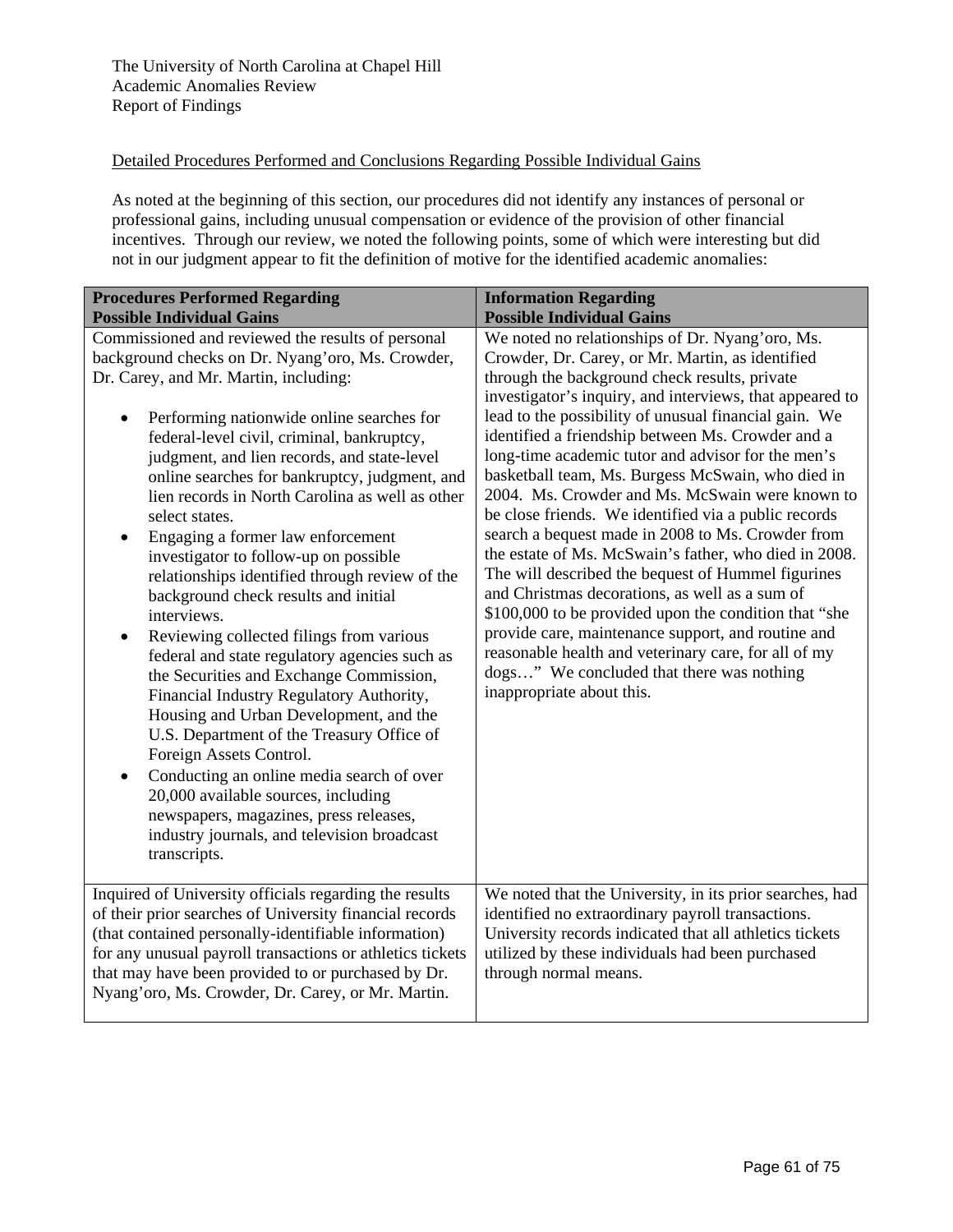## Detailed Procedures Performed and Conclusions Regarding Possible Individual Gains

As noted at the beginning of this section, our procedures did not identify any instances of personal or professional gains, including unusual compensation or evidence of the provision of other financial incentives. Through our review, we noted the following points, some of which were interesting but did not in our judgment appear to fit the definition of motive for the identified academic anomalies:

| Procedures Performed Regarding Possible Individual Gains | Information Regarding Possible Individual Gains |
|---|---|
| Commissioned and reviewed the results of personal background checks on Dr. Nyang'oro, Ms. Crowder, Dr. Carey, and Mr. Martin, including:<br><br>• Performing nationwide online searches for federal-level civil, criminal, bankruptcy, judgment, and lien records, and state-level online searches for bankruptcy, judgment, and lien records in North Carolina as well as other select states.<br>• Engaging a former law enforcement investigator to follow-up on possible relationships identified through review of the background check results and initial interviews.<br>• Reviewing collected filings from various federal and state regulatory agencies such as the Securities and Exchange Commission, Financial Industry Regulatory Authority, Housing and Urban Development, and the U.S. Department of the Treasury Office of Foreign Assets Control.<br>• Conducting an online media search of over 20,000 available sources, including newspapers, magazines, press releases, industry journals, and television broadcast transcripts. | We noted no relationships of Dr. Nyang'oro, Ms. Crowder, Dr. Carey, or Mr. Martin, as identified through the background check results, private investigator's inquiry, and interviews, that appeared to lead to the possibility of unusual financial gain. We identified a friendship between Ms. Crowder and a long-time academic tutor and advisor for the men's basketball team, Ms. Burgess McSwain, who died in 2004. Ms. Crowder and Ms. McSwain were known to be close friends. We identified via a public records search a bequest made in 2008 to Ms. Crowder from the estate of Ms. McSwain's father, who died in 2008. The will described the bequest of Hummel figurines and Christmas decorations, as well as a sum of $100,000 to be provided upon the condition that "she provide care, maintenance support, and routine and reasonable health and veterinary care, for all of my dogs…" We concluded that there was nothing inappropriate about this. |
| Inquired of University officials regarding the results of their prior searches of University financial records (that contained personally-identifiable information) for any unusual payroll transactions or athletics tickets that may have been provided to or purchased by Dr. Nyang'oro, Ms. Crowder, Dr. Carey, or Mr. Martin. | We noted that the University, in its prior searches, had identified no extraordinary payroll transactions. University records indicated that all athletics tickets utilized by these individuals had been purchased through normal means. |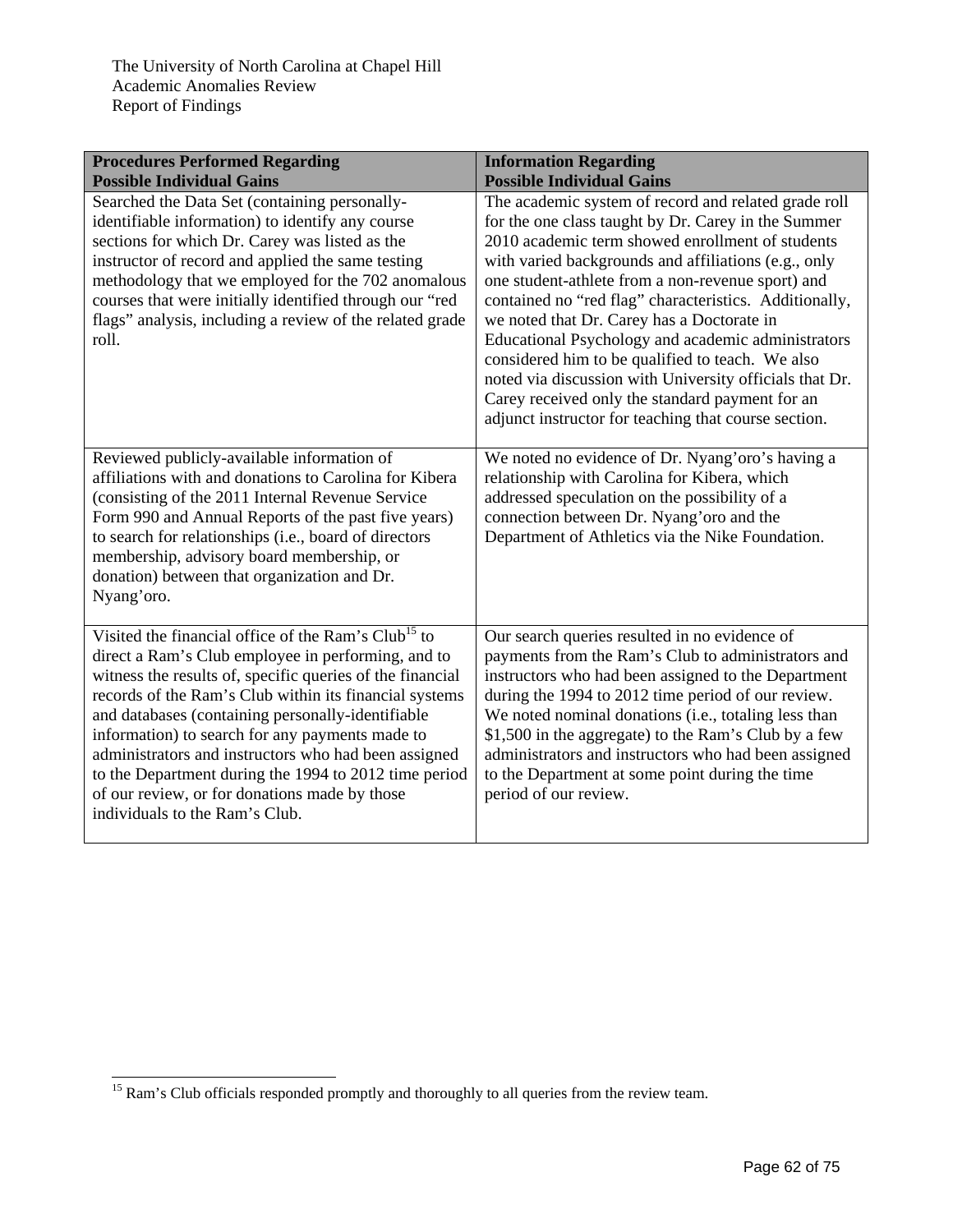| Procedures Performed Regarding Possible Individual Gains | Information Regarding Possible Individual Gains |
|---|---|
| Searched the Data Set (containing personally-identifiable information) to identify any course sections for which Dr. Carey was listed as the instructor of record and applied the same testing methodology that we employed for the 702 anomalous courses that were initially identified through our "red flags" analysis, including a review of the related grade roll. | The academic system of record and related grade roll for the one class taught by Dr. Carey in the Summer 2010 academic term showed enrollment of students with varied backgrounds and affiliations (e.g., only one student-athlete from a non-revenue sport) and contained no "red flag" characteristics. Additionally, we noted that Dr. Carey has a Doctorate in Educational Psychology and academic administrators considered him to be qualified to teach. We also noted via discussion with University officials that Dr. Carey received only the standard payment for an adjunct instructor for teaching that course section. |
| Reviewed publicly-available information of affiliations with and donations to Carolina for Kibera (consisting of the 2011 Internal Revenue Service Form 990 and Annual Reports of the past five years) to search for relationships (i.e., board of directors membership, advisory board membership, or donation) between that organization and Dr. Nyang'oro. | We noted no evidence of Dr. Nyang'oro's having a relationship with Carolina for Kibera, which addressed speculation on the possibility of a connection between Dr. Nyang'oro and the Department of Athletics via the Nike Foundation. |
| Visited the financial office of the Ram's Club[15] to direct a Ram's Club employee in performing, and to witness the results of, specific queries of the financial records of the Ram's Club within its financial systems and databases (containing personally-identifiable information) to search for any payments made to administrators and instructors who had been assigned to the Department during the 1994 to 2012 time period of our review, or for donations made by those individuals to the Ram's Club. | Our search queries resulted in no evidence of payments from the Ram's Club to administrators and instructors who had been assigned to the Department during the 1994 to 2012 time period of our review. We noted nominal donations (i.e., totaling less than $1,500 in the aggregate) to the Ram's Club by a few administrators and instructors who had been assigned to the Department at some point during the time period of our review. |

[15] Ram's Club officials responded promptly and thoroughly to all queries from the review team.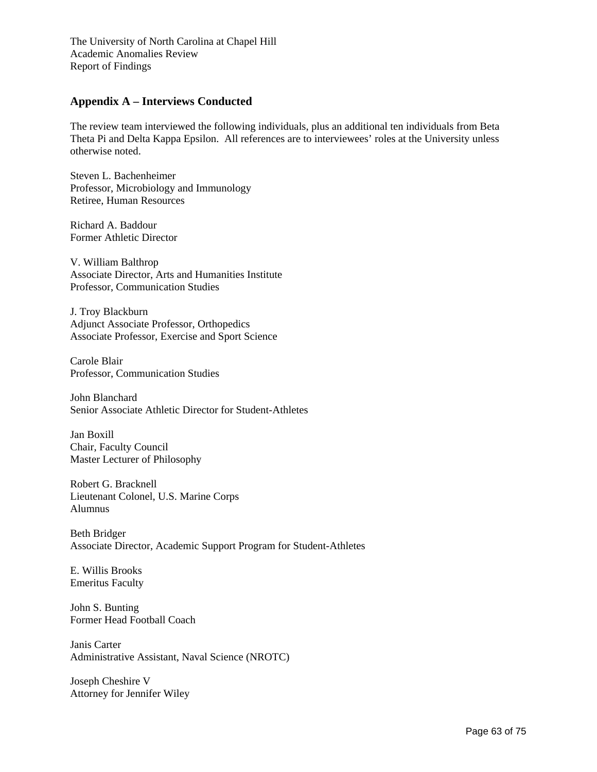## Appendix A – Interviews Conducted

The review team interviewed the following individuals, plus an additional ten individuals from Beta Theta Pi and Delta Kappa Epsilon. All references are to interviewees' roles at the University unless otherwise noted.

Steven L. Bachenheimer
Professor, Microbiology and Immunology
Retiree, Human Resources

Richard A. Baddour
Former Athletic Director

V. William Balthrop
Associate Director, Arts and Humanities Institute
Professor, Communication Studies

J. Troy Blackburn
Adjunct Associate Professor, Orthopedics
Associate Professor, Exercise and Sport Science

Carole Blair
Professor, Communication Studies

John Blanchard
Senior Associate Athletic Director for Student-Athletes

Jan Boxill
Chair, Faculty Council
Master Lecturer of Philosophy

Robert G. Bracknell
Lieutenant Colonel, U.S. Marine Corps
Alumnus

Beth Bridger
Associate Director, Academic Support Program for Student-Athletes

E. Willis Brooks
Emeritus Faculty

John S. Bunting
Former Head Football Coach

Janis Carter
Administrative Assistant, Naval Science (NROTC)

Joseph Cheshire V
Attorney for Jennifer Wiley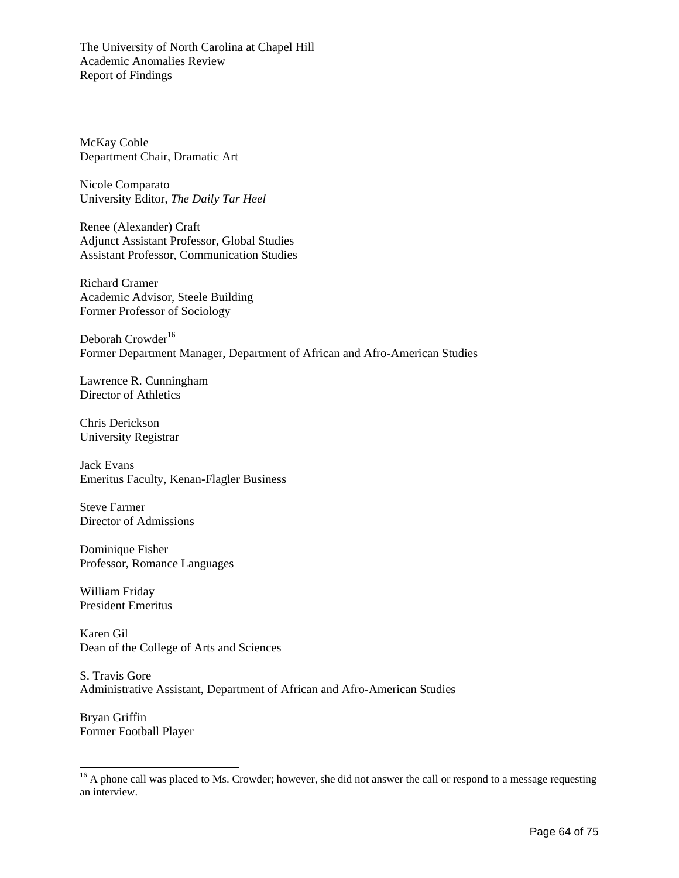McKay Coble
Department Chair, Dramatic Art

Nicole Comparato
University Editor, *The Daily Tar Heel*

Renee (Alexander) Craft
Adjunct Assistant Professor, Global Studies
Assistant Professor, Communication Studies

Richard Cramer
Academic Advisor, Steele Building
Former Professor of Sociology

Deborah Crowder[16]
Former Department Manager, Department of African and Afro-American Studies

Lawrence R. Cunningham
Director of Athletics

Chris Derickson
University Registrar

Jack Evans
Emeritus Faculty, Kenan-Flagler Business

Steve Farmer
Director of Admissions

Dominique Fisher
Professor, Romance Languages

William Friday
President Emeritus

Karen Gil
Dean of the College of Arts and Sciences

S. Travis Gore
Administrative Assistant, Department of African and Afro-American Studies

Bryan Griffin
Former Football Player

---

[16] A phone call was placed to Ms. Crowder; however, she did not answer the call or respond to a message requesting an interview.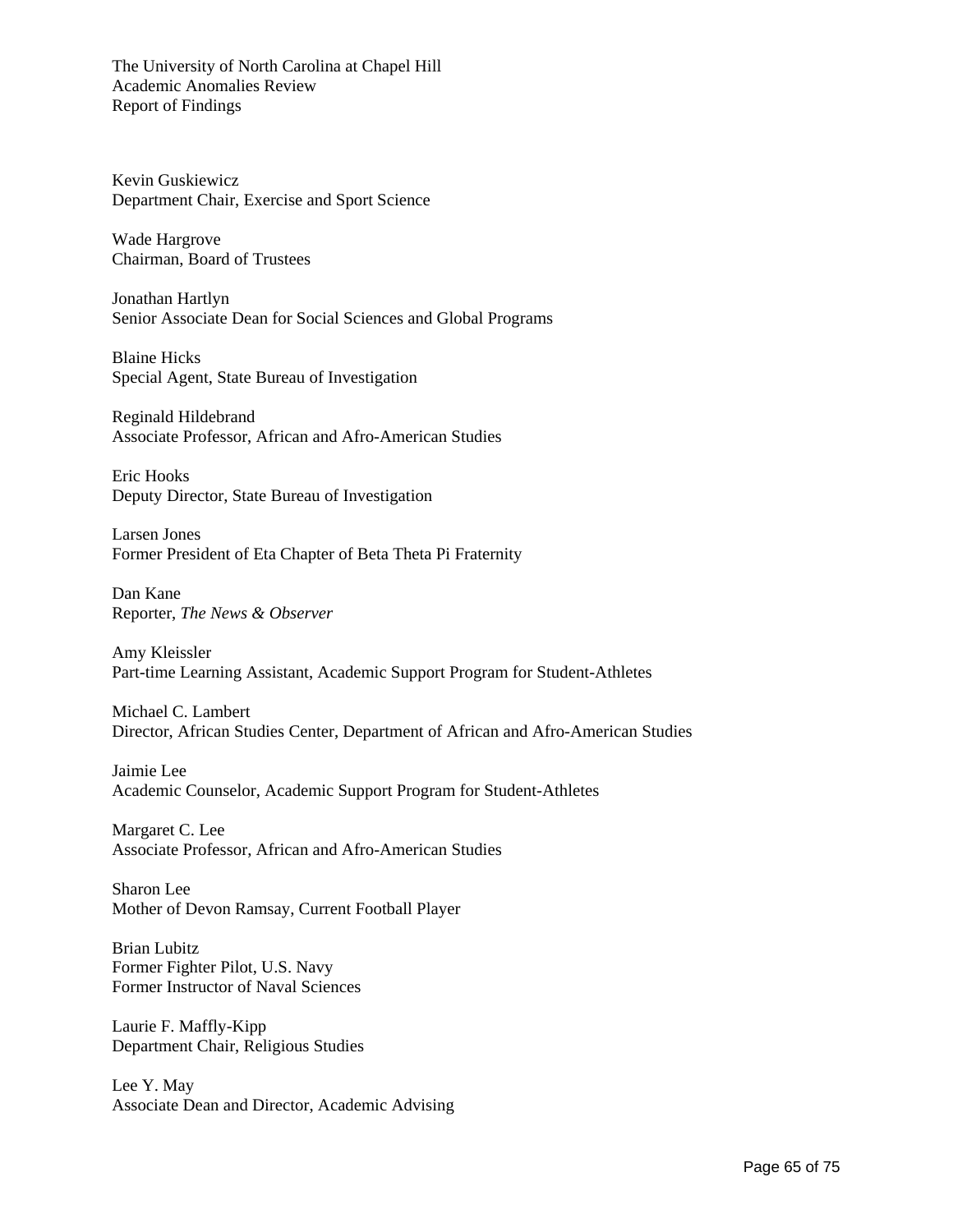Kevin Guskiewicz
Department Chair, Exercise and Sport Science

Wade Hargrove
Chairman, Board of Trustees

Jonathan Hartlyn
Senior Associate Dean for Social Sciences and Global Programs

Blaine Hicks
Special Agent, State Bureau of Investigation

Reginald Hildebrand
Associate Professor, African and Afro-American Studies

Eric Hooks
Deputy Director, State Bureau of Investigation

Larsen Jones
Former President of Eta Chapter of Beta Theta Pi Fraternity

Dan Kane
Reporter, *The News & Observer*

Amy Kleissler
Part-time Learning Assistant, Academic Support Program for Student-Athletes

Michael C. Lambert
Director, African Studies Center, Department of African and Afro-American Studies

Jaimie Lee
Academic Counselor, Academic Support Program for Student-Athletes

Margaret C. Lee
Associate Professor, African and Afro-American Studies

Sharon Lee
Mother of Devon Ramsay, Current Football Player

Brian Lubitz
Former Fighter Pilot, U.S. Navy
Former Instructor of Naval Sciences

Laurie F. Maffly-Kipp
Department Chair, Religious Studies

Lee Y. May
Associate Dean and Director, Academic Advising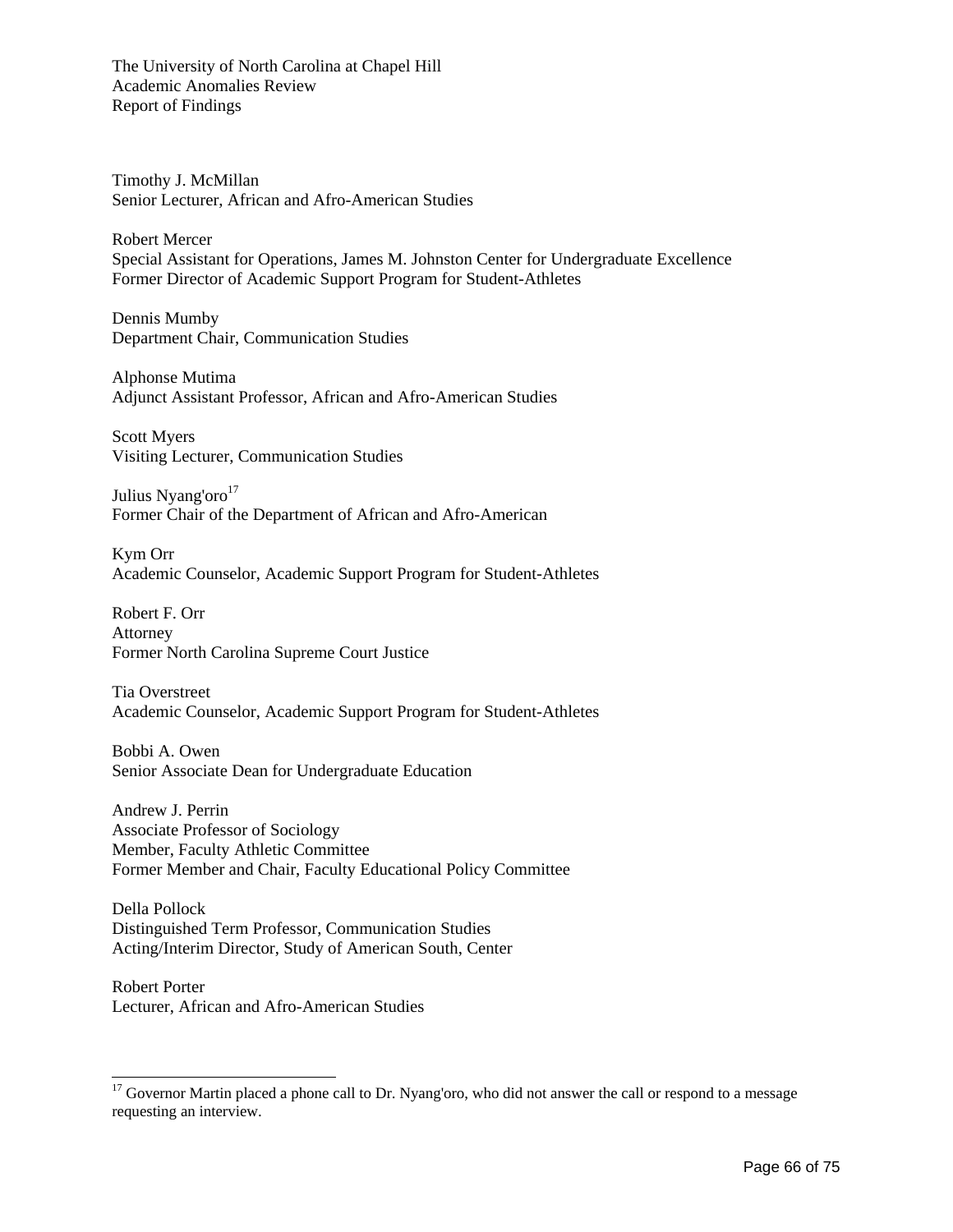Timothy J. McMillan
Senior Lecturer, African and Afro-American Studies

Robert Mercer
Special Assistant for Operations, James M. Johnston Center for Undergraduate Excellence
Former Director of Academic Support Program for Student-Athletes

Dennis Mumby
Department Chair, Communication Studies

Alphonse Mutima
Adjunct Assistant Professor, African and Afro-American Studies

Scott Myers
Visiting Lecturer, Communication Studies

Julius Nyang'oro[17]
Former Chair of the Department of African and Afro-American

Kym Orr
Academic Counselor, Academic Support Program for Student-Athletes

Robert F. Orr
Attorney
Former North Carolina Supreme Court Justice

Tia Overstreet
Academic Counselor, Academic Support Program for Student-Athletes

Bobbi A. Owen
Senior Associate Dean for Undergraduate Education

Andrew J. Perrin
Associate Professor of Sociology
Member, Faculty Athletic Committee
Former Member and Chair, Faculty Educational Policy Committee

Della Pollock
Distinguished Term Professor, Communication Studies
Acting/Interim Director, Study of American South, Center

Robert Porter
Lecturer, African and Afro-American Studies

---

[17] Governor Martin placed a phone call to Dr. Nyang'oro, who did not answer the call or respond to a message requesting an interview.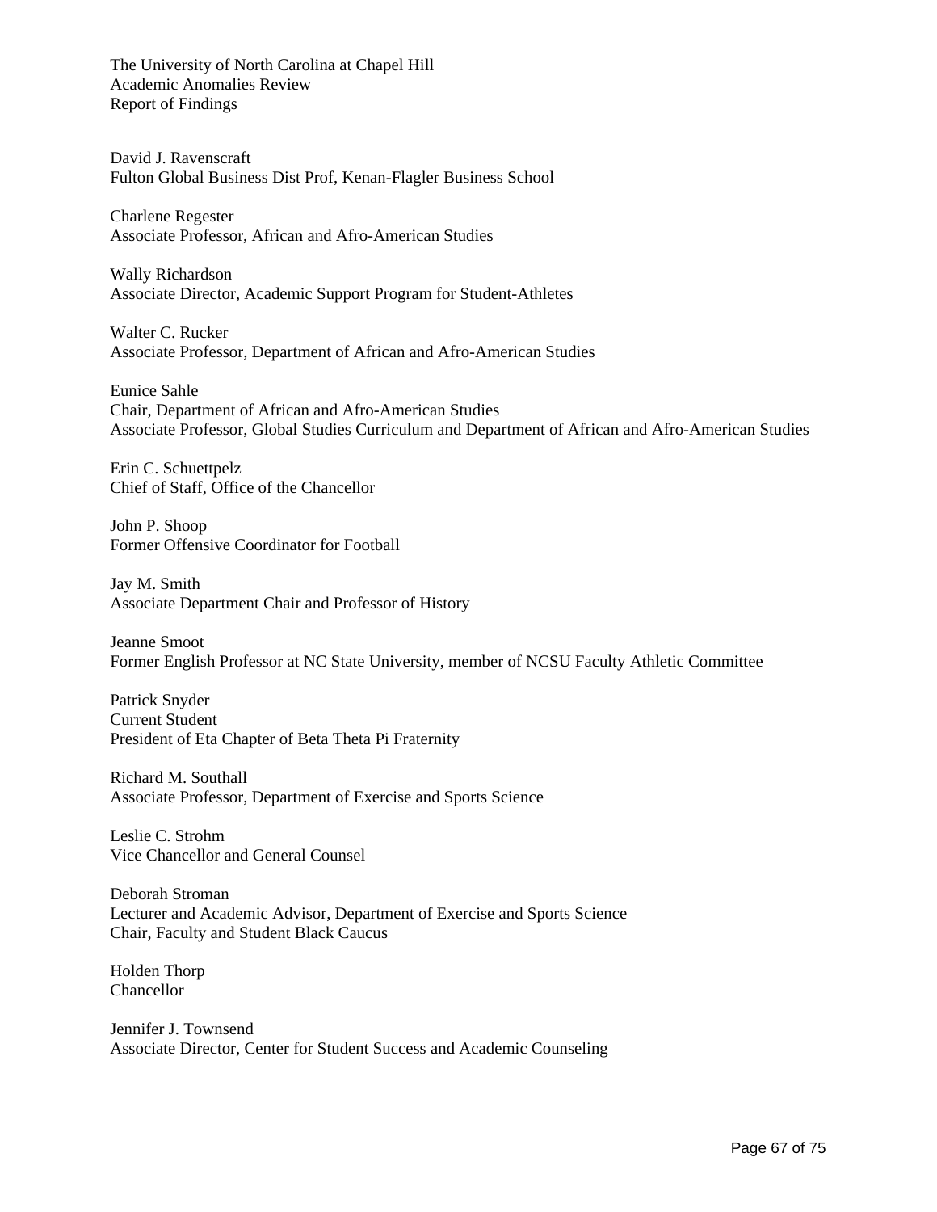David J. Ravenscraft
Fulton Global Business Dist Prof, Kenan-Flagler Business School

Charlene Regester
Associate Professor, African and Afro-American Studies

Wally Richardson
Associate Director, Academic Support Program for Student-Athletes

Walter C. Rucker
Associate Professor, Department of African and Afro-American Studies

Eunice Sahle
Chair, Department of African and Afro-American Studies
Associate Professor, Global Studies Curriculum and Department of African and Afro-American Studies

Erin C. Schuettpelz
Chief of Staff, Office of the Chancellor

John P. Shoop
Former Offensive Coordinator for Football

Jay M. Smith
Associate Department Chair and Professor of History

Jeanne Smoot
Former English Professor at NC State University, member of NCSU Faculty Athletic Committee

Patrick Snyder
Current Student
President of Eta Chapter of Beta Theta Pi Fraternity

Richard M. Southall
Associate Professor, Department of Exercise and Sports Science

Leslie C. Strohm
Vice Chancellor and General Counsel

Deborah Stroman
Lecturer and Academic Advisor, Department of Exercise and Sports Science
Chair, Faculty and Student Black Caucus

Holden Thorp
Chancellor

Jennifer J. Townsend
Associate Director, Center for Student Success and Academic Counseling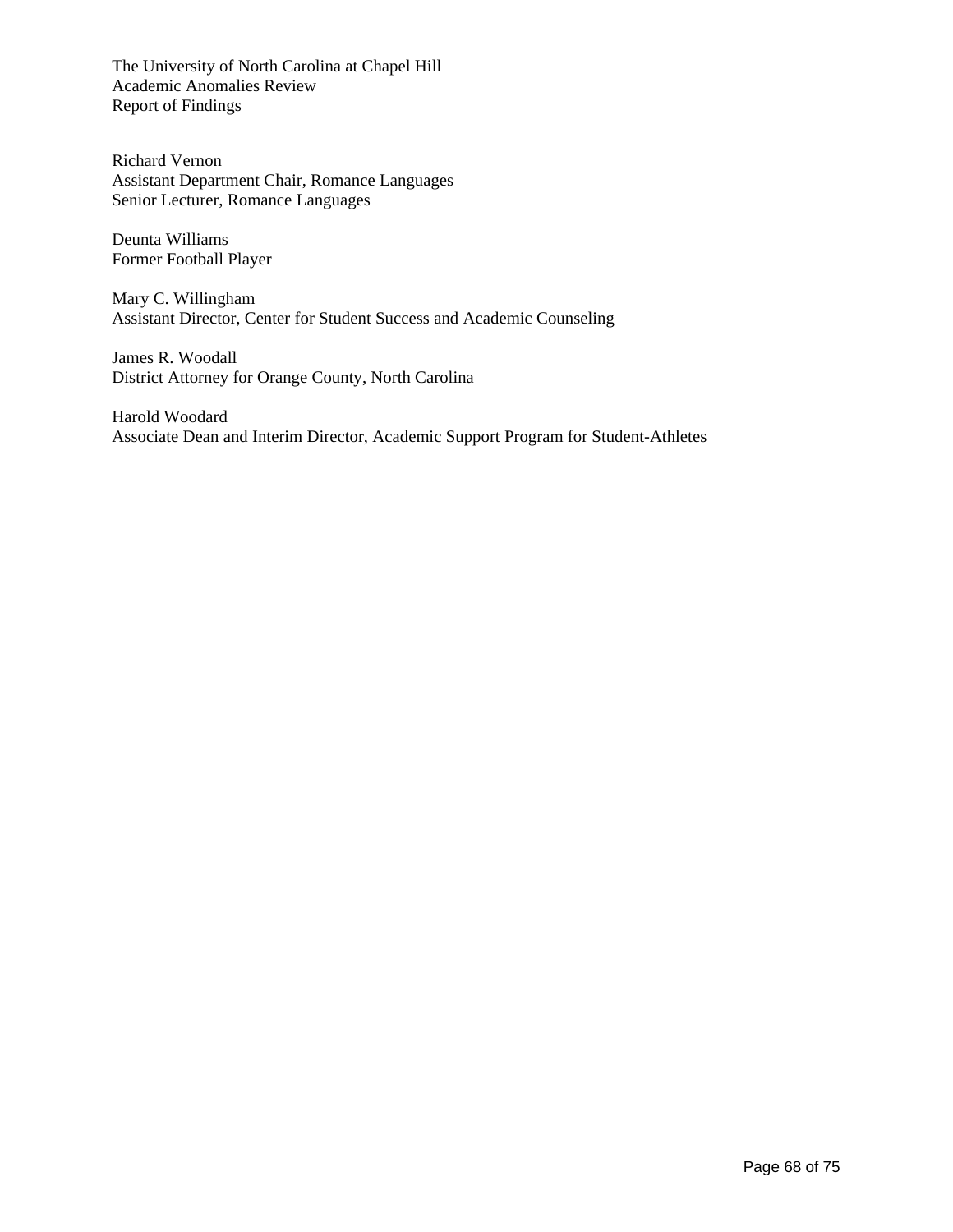Richard Vernon
Assistant Department Chair, Romance Languages
Senior Lecturer, Romance Languages

Deunta Williams
Former Football Player

Mary C. Willingham
Assistant Director, Center for Student Success and Academic Counseling

James R. Woodall
District Attorney for Orange County, North Carolina

Harold Woodard
Associate Dean and Interim Director, Academic Support Program for Student-Athletes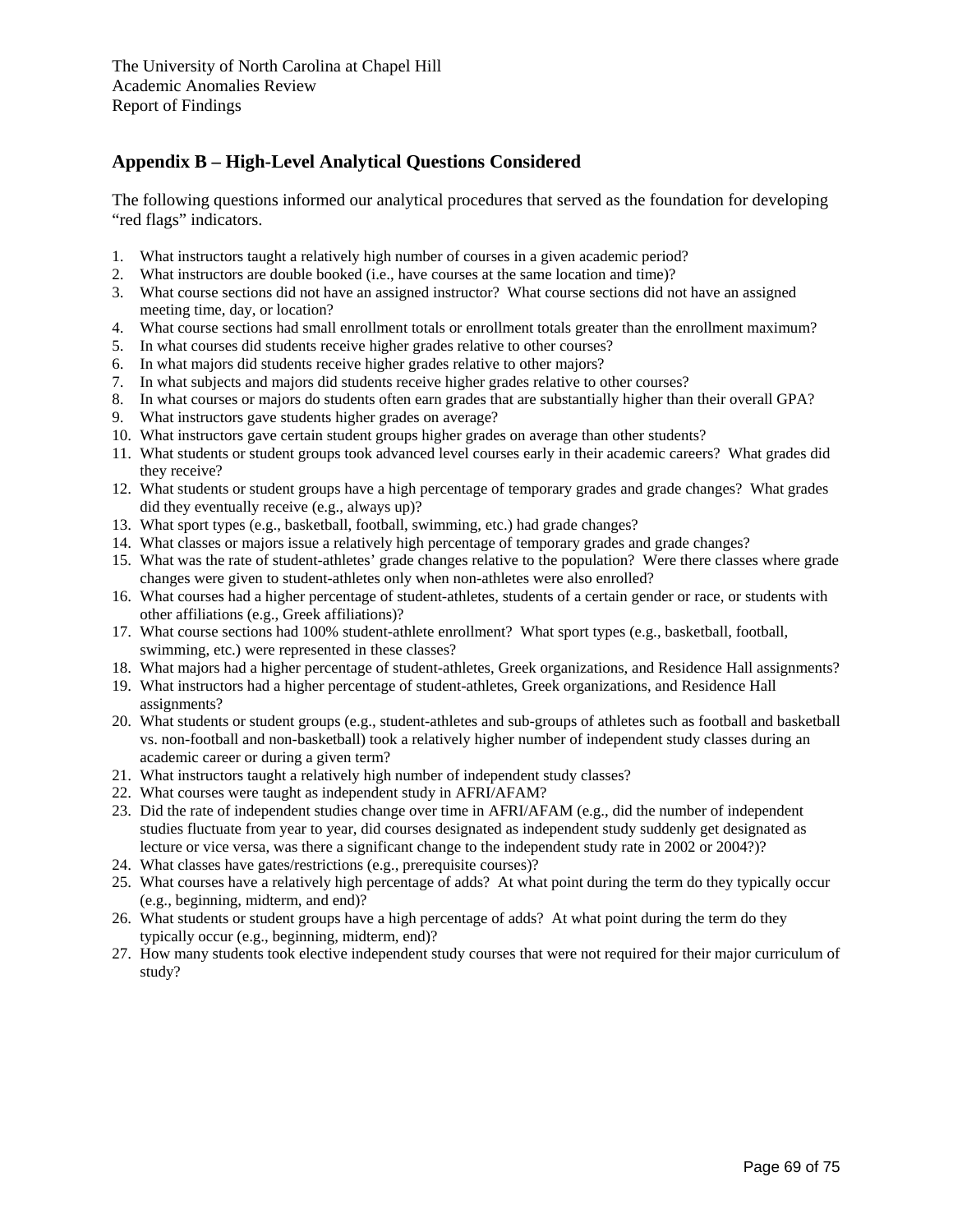## Appendix B – High-Level Analytical Questions Considered

The following questions informed our analytical procedures that served as the foundation for developing "red flags" indicators.

1. What instructors taught a relatively high number of courses in a given academic period?
2. What instructors are double booked (i.e., have courses at the same location and time)?
3. What course sections did not have an assigned instructor? What course sections did not have an assigned meeting time, day, or location?
4. What course sections had small enrollment totals or enrollment totals greater than the enrollment maximum?
5. In what courses did students receive higher grades relative to other courses?
6. In what majors did students receive higher grades relative to other majors?
7. In what subjects and majors did students receive higher grades relative to other courses?
8. In what courses or majors do students often earn grades that are substantially higher than their overall GPA?
9. What instructors gave students higher grades on average?
10. What instructors gave certain student groups higher grades on average than other students?
11. What students or student groups took advanced level courses early in their academic careers? What grades did they receive?
12. What students or student groups have a high percentage of temporary grades and grade changes? What grades did they eventually receive (e.g., always up)?
13. What sport types (e.g., basketball, football, swimming, etc.) had grade changes?
14. What classes or majors issue a relatively high percentage of temporary grades and grade changes?
15. What was the rate of student-athletes' grade changes relative to the population? Were there classes where grade changes were given to student-athletes only when non-athletes were also enrolled?
16. What courses had a higher percentage of student-athletes, students of a certain gender or race, or students with other affiliations (e.g., Greek affiliations)?
17. What course sections had 100% student-athlete enrollment? What sport types (e.g., basketball, football, swimming, etc.) were represented in these classes?
18. What majors had a higher percentage of student-athletes, Greek organizations, and Residence Hall assignments?
19. What instructors had a higher percentage of student-athletes, Greek organizations, and Residence Hall assignments?
20. What students or student groups (e.g., student-athletes and sub-groups of athletes such as football and basketball vs. non-football and non-basketball) took a relatively higher number of independent study classes during an academic career or during a given term?
21. What instructors taught a relatively high number of independent study classes?
22. What courses were taught as independent study in AFRI/AFAM?
23. Did the rate of independent studies change over time in AFRI/AFAM (e.g., did the number of independent studies fluctuate from year to year, did courses designated as independent study suddenly get designated as lecture or vice versa, was there a significant change to the independent study rate in 2002 or 2004?)?
24. What classes have gates/restrictions (e.g., prerequisite courses)?
25. What courses have a relatively high percentage of adds? At what point during the term do they typically occur (e.g., beginning, midterm, and end)?
26. What students or student groups have a high percentage of adds? At what point during the term do they typically occur (e.g., beginning, midterm, end)?
27. How many students took elective independent study courses that were not required for their major curriculum of study?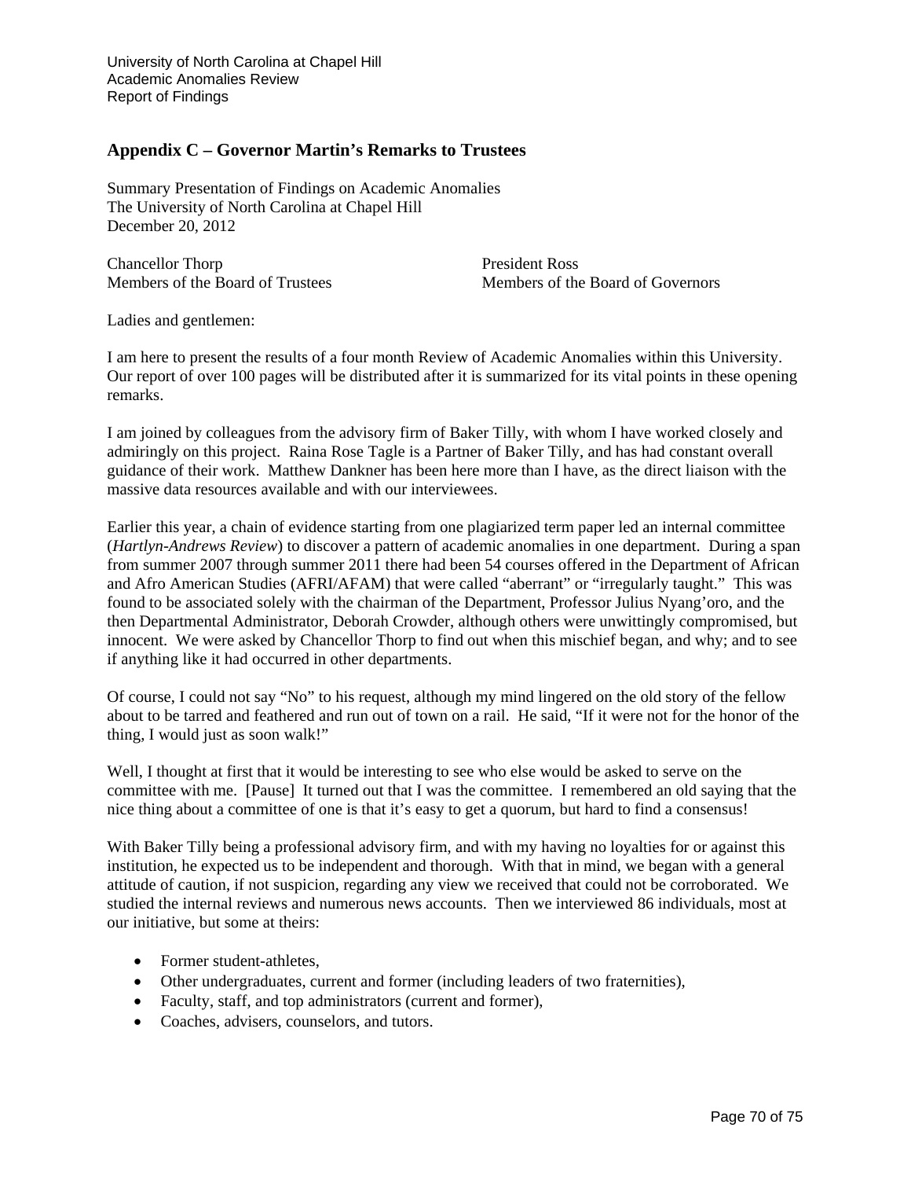## Appendix C – Governor Martin's Remarks to Trustees

Summary Presentation of Findings on Academic Anomalies
The University of North Carolina at Chapel Hill
December 20, 2012

Chancellor Thorp
Members of the Board of Trustees

President Ross
Members of the Board of Governors

Ladies and gentlemen:

I am here to present the results of a four month Review of Academic Anomalies within this University. Our report of over 100 pages will be distributed after it is summarized for its vital points in these opening remarks.

I am joined by colleagues from the advisory firm of Baker Tilly, with whom I have worked closely and admiringly on this project. Raina Rose Tagle is a Partner of Baker Tilly, and has had constant overall guidance of their work. Matthew Dankner has been here more than I have, as the direct liaison with the massive data resources available and with our interviewees.

Earlier this year, a chain of evidence starting from one plagiarized term paper led an internal committee (*Hartlyn-Andrews Review*) to discover a pattern of academic anomalies in one department. During a span from summer 2007 through summer 2011 there had been 54 courses offered in the Department of African and Afro American Studies (AFRI/AFAM) that were called "aberrant" or "irregularly taught." This was found to be associated solely with the chairman of the Department, Professor Julius Nyang'oro, and the then Departmental Administrator, Deborah Crowder, although others were unwittingly compromised, but innocent. We were asked by Chancellor Thorp to find out when this mischief began, and why; and to see if anything like it had occurred in other departments.

Of course, I could not say "No" to his request, although my mind lingered on the old story of the fellow about to be tarred and feathered and run out of town on a rail. He said, "If it were not for the honor of the thing, I would just as soon walk!"

Well, I thought at first that it would be interesting to see who else would be asked to serve on the committee with me. [Pause] It turned out that I was the committee. I remembered an old saying that the nice thing about a committee of one is that it's easy to get a quorum, but hard to find a consensus!

With Baker Tilly being a professional advisory firm, and with my having no loyalties for or against this institution, he expected us to be independent and thorough. With that in mind, we began with a general attitude of caution, if not suspicion, regarding any view we received that could not be corroborated. We studied the internal reviews and numerous news accounts. Then we interviewed 86 individuals, most at our initiative, but some at theirs:

- Former student-athletes,
- Other undergraduates, current and former (including leaders of two fraternities),
- Faculty, staff, and top administrators (current and former),
- Coaches, advisers, counselors, and tutors.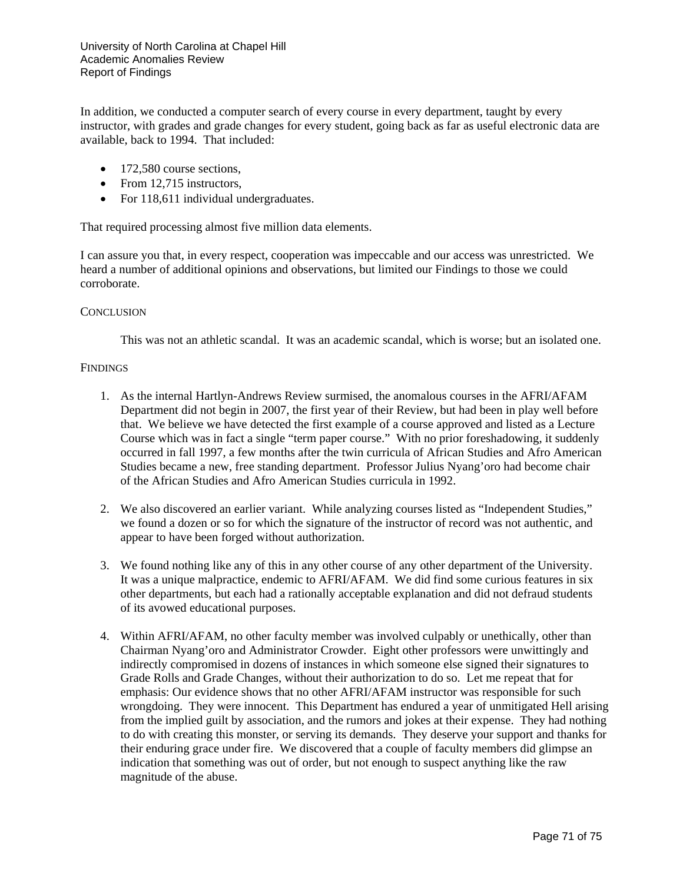In addition, we conducted a computer search of every course in every department, taught by every instructor, with grades and grade changes for every student, going back as far as useful electronic data are available, back to 1994. That included:

- 172,580 course sections,
- From 12,715 instructors,
- For 118,611 individual undergraduates.

That required processing almost five million data elements.

I can assure you that, in every respect, cooperation was impeccable and our access was unrestricted. We heard a number of additional opinions and observations, but limited our Findings to those we could corroborate.

## CONCLUSION

This was not an athletic scandal. It was an academic scandal, which is worse; but an isolated one.

## FINDINGS

1. As the internal Hartlyn-Andrews Review surmised, the anomalous courses in the AFRI/AFAM Department did not begin in 2007, the first year of their Review, but had been in play well before that. We believe we have detected the first example of a course approved and listed as a Lecture Course which was in fact a single "term paper course." With no prior foreshadowing, it suddenly occurred in fall 1997, a few months after the twin curricula of African Studies and Afro American Studies became a new, free standing department. Professor Julius Nyang'oro had become chair of the African Studies and Afro American Studies curricula in 1992.

2. We also discovered an earlier variant. While analyzing courses listed as "Independent Studies," we found a dozen or so for which the signature of the instructor of record was not authentic, and appear to have been forged without authorization.

3. We found nothing like any of this in any other course of any other department of the University. It was a unique malpractice, endemic to AFRI/AFAM. We did find some curious features in six other departments, but each had a rationally acceptable explanation and did not defraud students of its avowed educational purposes.

4. Within AFRI/AFAM, no other faculty member was involved culpably or unethically, other than Chairman Nyang'oro and Administrator Crowder. Eight other professors were unwittingly and indirectly compromised in dozens of instances in which someone else signed their signatures to Grade Rolls and Grade Changes, without their authorization to do so. Let me repeat that for emphasis: Our evidence shows that no other AFRI/AFAM instructor was responsible for such wrongdoing. They were innocent. This Department has endured a year of unmitigated Hell arising from the implied guilt by association, and the rumors and jokes at their expense. They had nothing to do with creating this monster, or serving its demands. They deserve your support and thanks for their enduring grace under fire. We discovered that a couple of faculty members did glimpse an indication that something was out of order, but not enough to suspect anything like the raw magnitude of the abuse.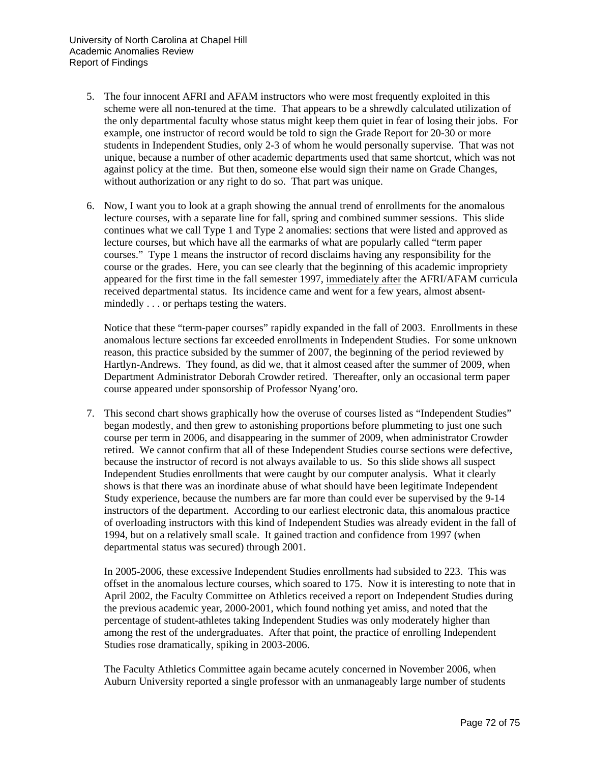5. The four innocent AFRI and AFAM instructors who were most frequently exploited in this scheme were all non-tenured at the time. That appears to be a shrewdly calculated utilization of the only departmental faculty whose status might keep them quiet in fear of losing their jobs. For example, one instructor of record would be told to sign the Grade Report for 20-30 or more students in Independent Studies, only 2-3 of whom he would personally supervise. That was not unique, because a number of other academic departments used that same shortcut, which was not against policy at the time. But then, someone else would sign their name on Grade Changes, without authorization or any right to do so. That part was unique.

6. Now, I want you to look at a graph showing the annual trend of enrollments for the anomalous lecture courses, with a separate line for fall, spring and combined summer sessions. This slide continues what we call Type 1 and Type 2 anomalies: sections that were listed and approved as lecture courses, but which have all the earmarks of what are popularly called "term paper courses." Type 1 means the instructor of record disclaims having any responsibility for the course or the grades. Here, you can see clearly that the beginning of this academic impropriety appeared for the first time in the fall semester 1997, <u>immediately after</u> the AFRI/AFAM curricula received departmental status. Its incidence came and went for a few years, almost absent-mindedly . . . or perhaps testing the waters.

   Notice that these "term-paper courses" rapidly expanded in the fall of 2003. Enrollments in these anomalous lecture sections far exceeded enrollments in Independent Studies. For some unknown reason, this practice subsided by the summer of 2007, the beginning of the period reviewed by Hartlyn-Andrews. They found, as did we, that it almost ceased after the summer of 2009, when Department Administrator Deborah Crowder retired. Thereafter, only an occasional term paper course appeared under sponsorship of Professor Nyang'oro.

7. This second chart shows graphically how the overuse of courses listed as "Independent Studies" began modestly, and then grew to astonishing proportions before plummeting to just one such course per term in 2006, and disappearing in the summer of 2009, when administrator Crowder retired. We cannot confirm that all of these Independent Studies course sections were defective, because the instructor of record is not always available to us. So this slide shows all suspect Independent Studies enrollments that were caught by our computer analysis. What it clearly shows is that there was an inordinate abuse of what should have been legitimate Independent Study experience, because the numbers are far more than could ever be supervised by the 9-14 instructors of the department. According to our earliest electronic data, this anomalous practice of overloading instructors with this kind of Independent Studies was already evident in the fall of 1994, but on a relatively small scale. It gained traction and confidence from 1997 (when departmental status was secured) through 2001.

   In 2005-2006, these excessive Independent Studies enrollments had subsided to 223. This was offset in the anomalous lecture courses, which soared to 175. Now it is interesting to note that in April 2002, the Faculty Committee on Athletics received a report on Independent Studies during the previous academic year, 2000-2001, which found nothing yet amiss, and noted that the percentage of student-athletes taking Independent Studies was only moderately higher than among the rest of the undergraduates. After that point, the practice of enrolling Independent Studies rose dramatically, spiking in 2003-2006.

   The Faculty Athletics Committee again became acutely concerned in November 2006, when Auburn University reported a single professor with an unmanageably large number of students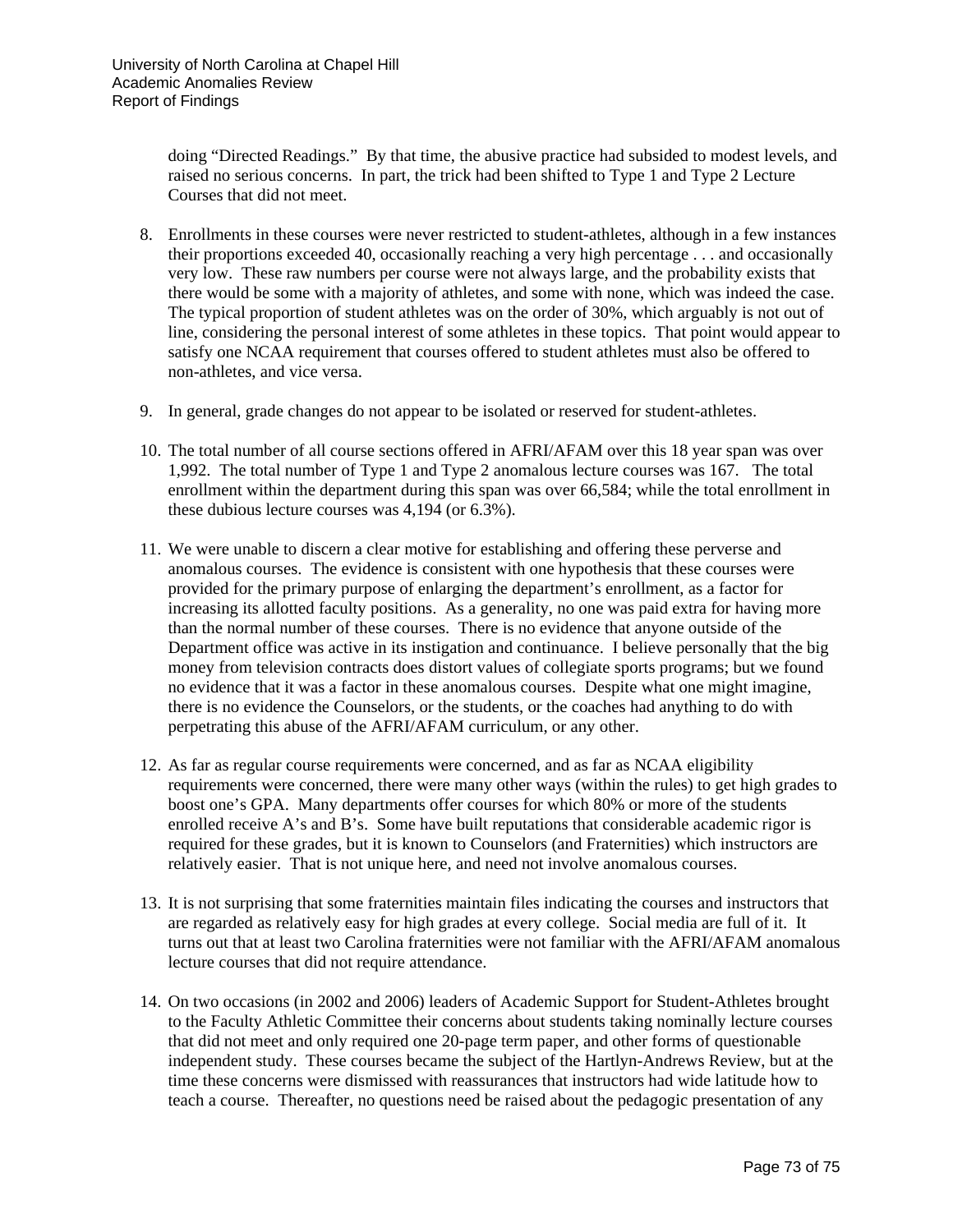doing "Directed Readings." By that time, the abusive practice had subsided to modest levels, and raised no serious concerns. In part, the trick had been shifted to Type 1 and Type 2 Lecture Courses that did not meet.

8. Enrollments in these courses were never restricted to student-athletes, although in a few instances their proportions exceeded 40, occasionally reaching a very high percentage . . . and occasionally very low. These raw numbers per course were not always large, and the probability exists that there would be some with a majority of athletes, and some with none, which was indeed the case. The typical proportion of student athletes was on the order of 30%, which arguably is not out of line, considering the personal interest of some athletes in these topics. That point would appear to satisfy one NCAA requirement that courses offered to student athletes must also be offered to non-athletes, and vice versa.

9. In general, grade changes do not appear to be isolated or reserved for student-athletes.

10. The total number of all course sections offered in AFRI/AFAM over this 18 year span was over 1,992. The total number of Type 1 and Type 2 anomalous lecture courses was 167. The total enrollment within the department during this span was over 66,584; while the total enrollment in these dubious lecture courses was 4,194 (or 6.3%).

11. We were unable to discern a clear motive for establishing and offering these perverse and anomalous courses. The evidence is consistent with one hypothesis that these courses were provided for the primary purpose of enlarging the department's enrollment, as a factor for increasing its allotted faculty positions. As a generality, no one was paid extra for having more than the normal number of these courses. There is no evidence that anyone outside of the Department office was active in its instigation and continuance. I believe personally that the big money from television contracts does distort values of collegiate sports programs; but we found no evidence that it was a factor in these anomalous courses. Despite what one might imagine, there is no evidence the Counselors, or the students, or the coaches had anything to do with perpetrating this abuse of the AFRI/AFAM curriculum, or any other.

12. As far as regular course requirements were concerned, and as far as NCAA eligibility requirements were concerned, there were many other ways (within the rules) to get high grades to boost one's GPA. Many departments offer courses for which 80% or more of the students enrolled receive A's and B's. Some have built reputations that considerable academic rigor is required for these grades, but it is known to Counselors (and Fraternities) which instructors are relatively easier. That is not unique here, and need not involve anomalous courses.

13. It is not surprising that some fraternities maintain files indicating the courses and instructors that are regarded as relatively easy for high grades at every college. Social media are full of it. It turns out that at least two Carolina fraternities were not familiar with the AFRI/AFAM anomalous lecture courses that did not require attendance.

14. On two occasions (in 2002 and 2006) leaders of Academic Support for Student-Athletes brought to the Faculty Athletic Committee their concerns about students taking nominally lecture courses that did not meet and only required one 20-page term paper, and other forms of questionable independent study. These courses became the subject of the Hartlyn-Andrews Review, but at the time these concerns were dismissed with reassurances that instructors had wide latitude how to teach a course. Thereafter, no questions need be raised about the pedagogic presentation of any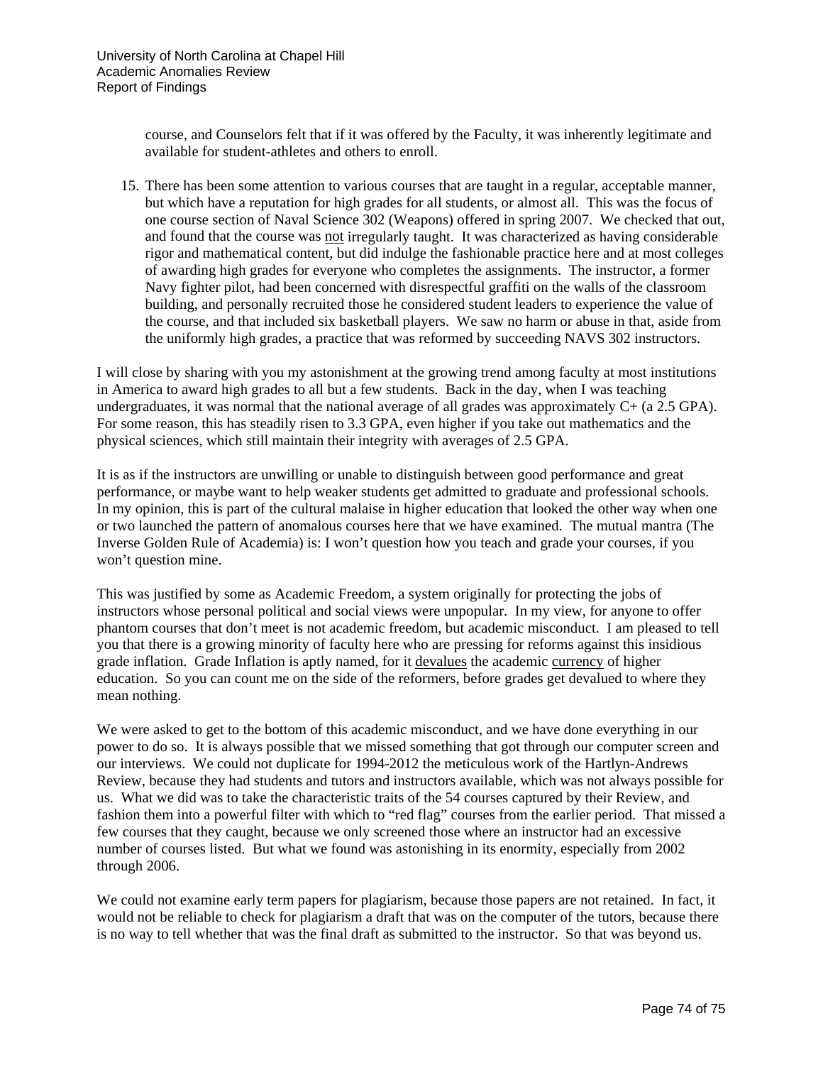course, and Counselors felt that if it was offered by the Faculty, it was inherently legitimate and available for student-athletes and others to enroll.

15. There has been some attention to various courses that are taught in a regular, acceptable manner, but which have a reputation for high grades for all students, or almost all. This was the focus of one course section of Naval Science 302 (Weapons) offered in spring 2007. We checked that out, and found that the course was <u>not</u> irregularly taught. It was characterized as having considerable rigor and mathematical content, but did indulge the fashionable practice here and at most colleges of awarding high grades for everyone who completes the assignments. The instructor, a former Navy fighter pilot, had been concerned with disrespectful graffiti on the walls of the classroom building, and personally recruited those he considered student leaders to experience the value of the course, and that included six basketball players. We saw no harm or abuse in that, aside from the uniformly high grades, a practice that was reformed by succeeding NAVS 302 instructors.

I will close by sharing with you my astonishment at the growing trend among faculty at most institutions in America to award high grades to all but a few students. Back in the day, when I was teaching undergraduates, it was normal that the national average of all grades was approximately C+ (a 2.5 GPA). For some reason, this has steadily risen to 3.3 GPA, even higher if you take out mathematics and the physical sciences, which still maintain their integrity with averages of 2.5 GPA.

It is as if the instructors are unwilling or unable to distinguish between good performance and great performance, or maybe want to help weaker students get admitted to graduate and professional schools. In my opinion, this is part of the cultural malaise in higher education that looked the other way when one or two launched the pattern of anomalous courses here that we have examined. The mutual mantra (The Inverse Golden Rule of Academia) is: I won't question how you teach and grade your courses, if you won't question mine.

This was justified by some as Academic Freedom, a system originally for protecting the jobs of instructors whose personal political and social views were unpopular. In my view, for anyone to offer phantom courses that don't meet is not academic freedom, but academic misconduct. I am pleased to tell you that there is a growing minority of faculty here who are pressing for reforms against this insidious grade inflation. Grade Inflation is aptly named, for it <u>devalues</u> the academic <u>currency</u> of higher education. So you can count me on the side of the reformers, before grades get devalued to where they mean nothing.

We were asked to get to the bottom of this academic misconduct, and we have done everything in our power to do so. It is always possible that we missed something that got through our computer screen and our interviews. We could not duplicate for 1994-2012 the meticulous work of the Hartlyn-Andrews Review, because they had students and tutors and instructors available, which was not always possible for us. What we did was to take the characteristic traits of the 54 courses captured by their Review, and fashion them into a powerful filter with which to "red flag" courses from the earlier period. That missed a few courses that they caught, because we only screened those where an instructor had an excessive number of courses listed. But what we found was astonishing in its enormity, especially from 2002 through 2006.

We could not examine early term papers for plagiarism, because those papers are not retained. In fact, it would not be reliable to check for plagiarism a draft that was on the computer of the tutors, because there is no way to tell whether that was the final draft as submitted to the instructor. So that was beyond us.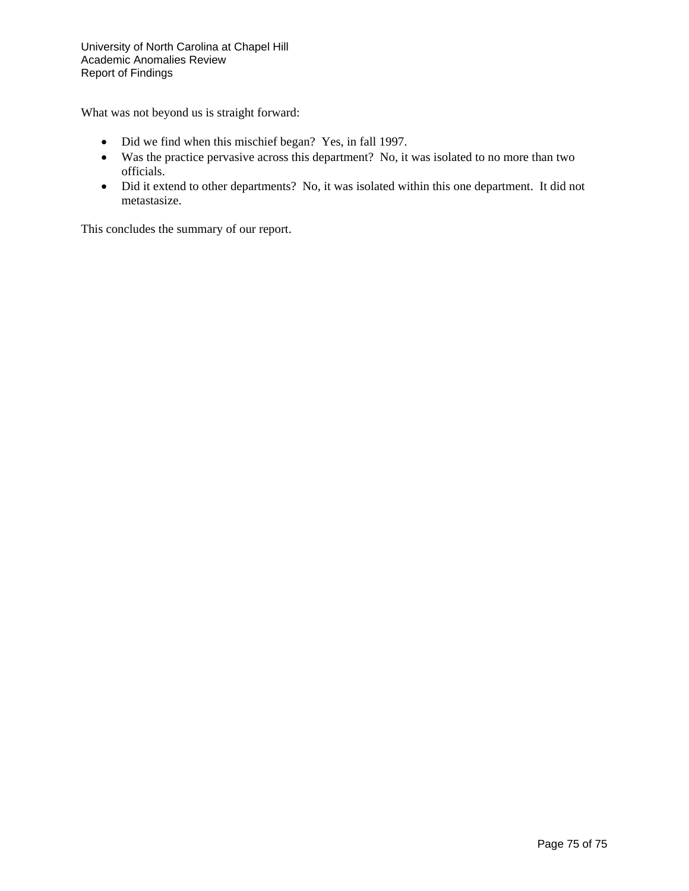What was not beyond us is straight forward:

- Did we find when this mischief began? Yes, in fall 1997.
- Was the practice pervasive across this department? No, it was isolated to no more than two officials.
- Did it extend to other departments? No, it was isolated within this one department. It did not metastasize.

This concludes the summary of our report.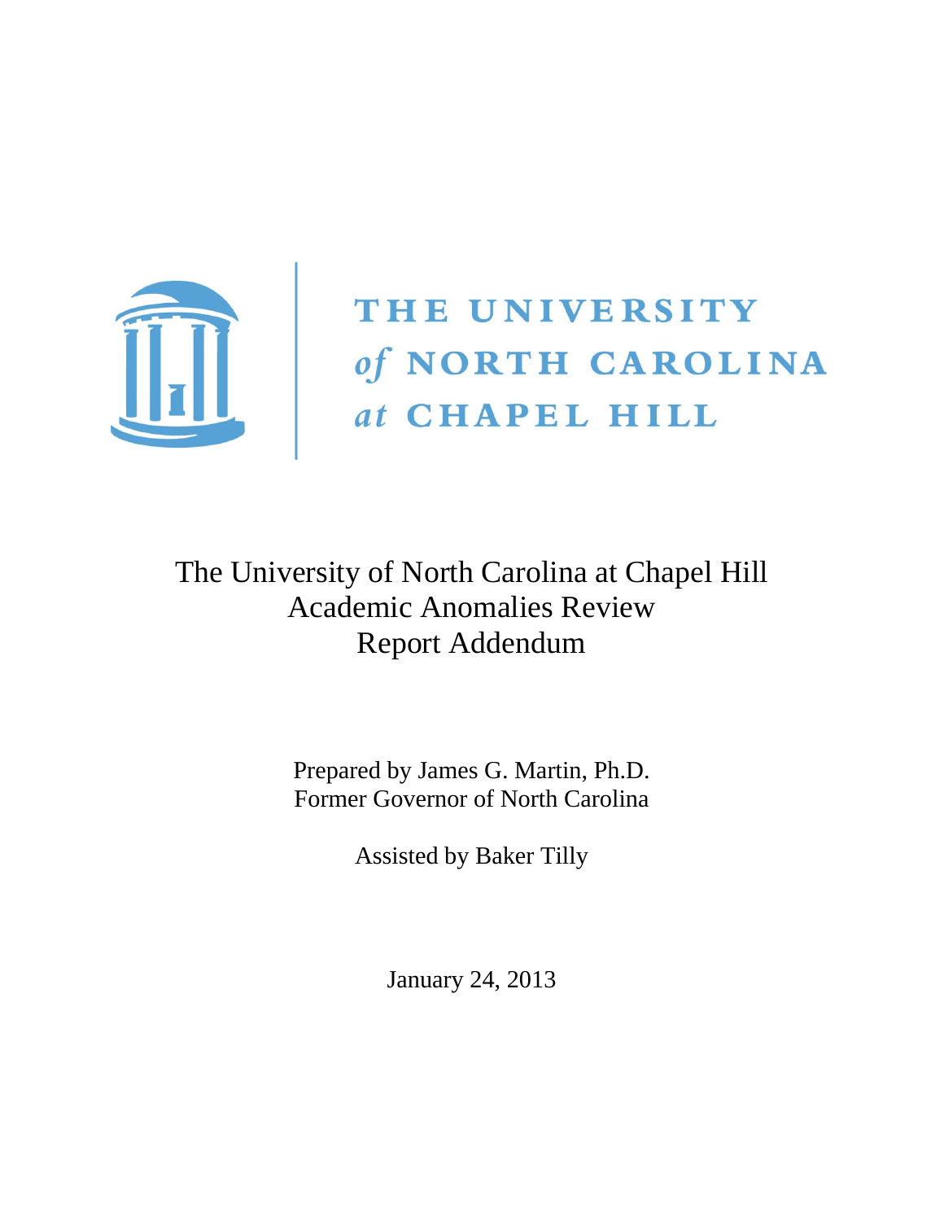THE UNIVERSITY *of* NORTH CAROLINA *at* CHAPEL HILL

# The University of North Carolina at Chapel Hill Academic Anomalies Review Report Addendum

Prepared by James G. Martin, Ph.D.
Former Governor of North Carolina

Assisted by Baker Tilly

January 24, 2013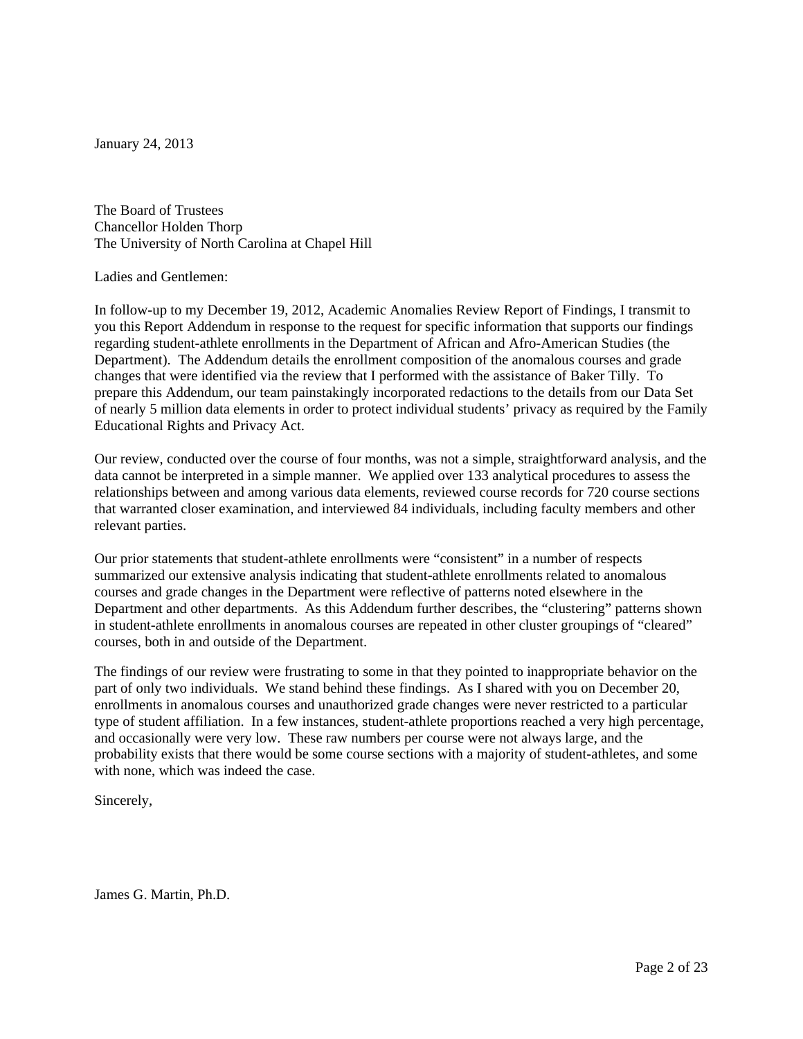January 24, 2013

The Board of Trustees
Chancellor Holden Thorp
The University of North Carolina at Chapel Hill

Ladies and Gentlemen:

In follow-up to my December 19, 2012, Academic Anomalies Review Report of Findings, I transmit to you this Report Addendum in response to the request for specific information that supports our findings regarding student-athlete enrollments in the Department of African and Afro-American Studies (the Department). The Addendum details the enrollment composition of the anomalous courses and grade changes that were identified via the review that I performed with the assistance of Baker Tilly. To prepare this Addendum, our team painstakingly incorporated redactions to the details from our Data Set of nearly 5 million data elements in order to protect individual students' privacy as required by the Family Educational Rights and Privacy Act.

Our review, conducted over the course of four months, was not a simple, straightforward analysis, and the data cannot be interpreted in a simple manner. We applied over 133 analytical procedures to assess the relationships between and among various data elements, reviewed course records for 720 course sections that warranted closer examination, and interviewed 84 individuals, including faculty members and other relevant parties.

Our prior statements that student-athlete enrollments were "consistent" in a number of respects summarized our extensive analysis indicating that student-athlete enrollments related to anomalous courses and grade changes in the Department were reflective of patterns noted elsewhere in the Department and other departments. As this Addendum further describes, the "clustering" patterns shown in student-athlete enrollments in anomalous courses are repeated in other cluster groupings of "cleared" courses, both in and outside of the Department.

The findings of our review were frustrating to some in that they pointed to inappropriate behavior on the part of only two individuals. We stand behind these findings. As I shared with you on December 20, enrollments in anomalous courses and unauthorized grade changes were never restricted to a particular type of student affiliation. In a few instances, student-athlete proportions reached a very high percentage, and occasionally were very low. These raw numbers per course were not always large, and the probability exists that there would be some course sections with a majority of student-athletes, and some with none, which was indeed the case.

Sincerely,

James G. Martin, Ph.D.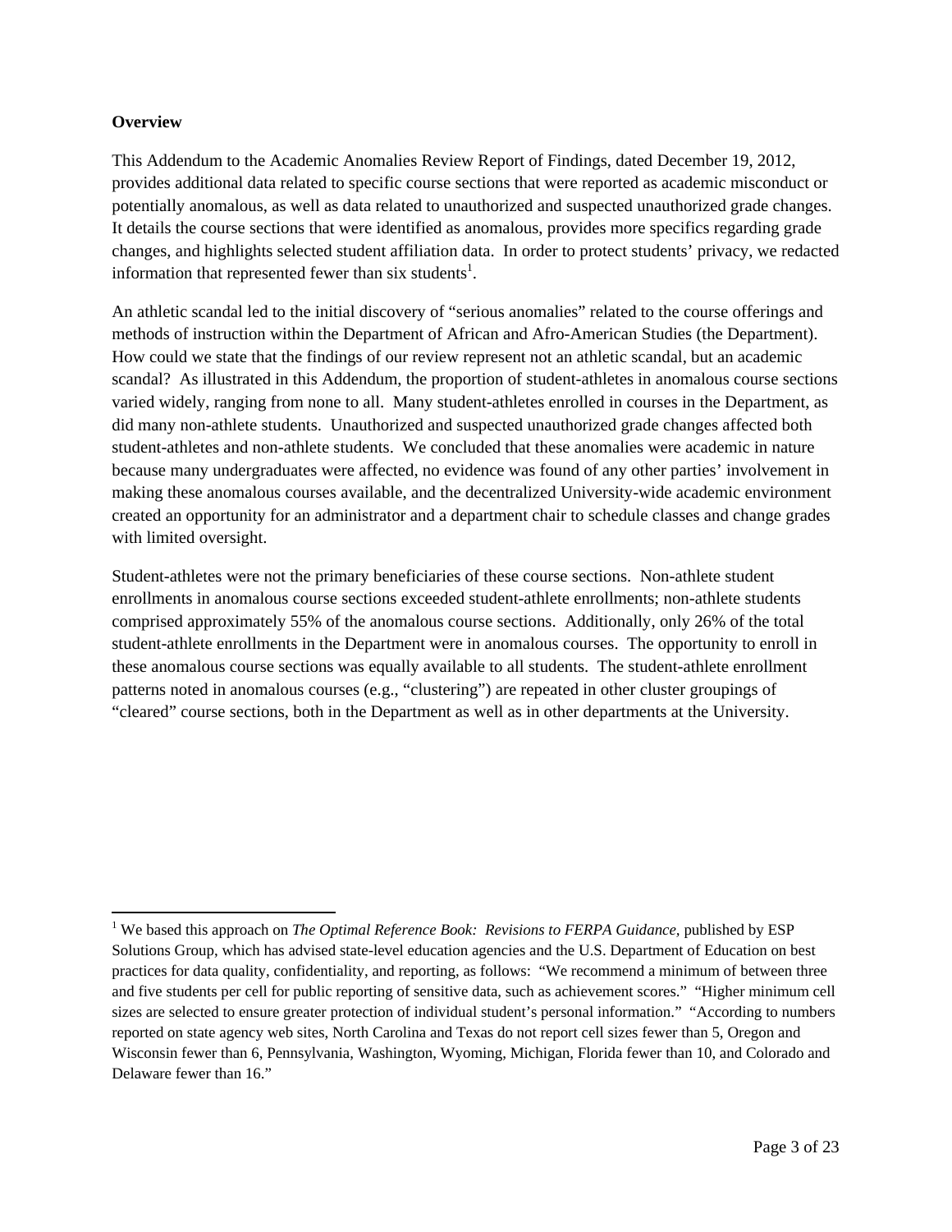**Overview**

This Addendum to the Academic Anomalies Review Report of Findings, dated December 19, 2012, provides additional data related to specific course sections that were reported as academic misconduct or potentially anomalous, as well as data related to unauthorized and suspected unauthorized grade changes. It details the course sections that were identified as anomalous, provides more specifics regarding grade changes, and highlights selected student affiliation data. In order to protect students' privacy, we redacted information that represented fewer than six students[1].

An athletic scandal led to the initial discovery of "serious anomalies" related to the course offerings and methods of instruction within the Department of African and Afro-American Studies (the Department). How could we state that the findings of our review represent not an athletic scandal, but an academic scandal? As illustrated in this Addendum, the proportion of student-athletes in anomalous course sections varied widely, ranging from none to all. Many student-athletes enrolled in courses in the Department, as did many non-athlete students. Unauthorized and suspected unauthorized grade changes affected both student-athletes and non-athlete students. We concluded that these anomalies were academic in nature because many undergraduates were affected, no evidence was found of any other parties' involvement in making these anomalous courses available, and the decentralized University-wide academic environment created an opportunity for an administrator and a department chair to schedule classes and change grades with limited oversight.

Student-athletes were not the primary beneficiaries of these course sections. Non-athlete student enrollments in anomalous course sections exceeded student-athlete enrollments; non-athlete students comprised approximately 55% of the anomalous course sections. Additionally, only 26% of the total student-athlete enrollments in the Department were in anomalous courses. The opportunity to enroll in these anomalous course sections was equally available to all students. The student-athlete enrollment patterns noted in anomalous courses (e.g., "clustering") are repeated in other cluster groupings of "cleared" course sections, both in the Department as well as in other departments at the University.

---

[1] We based this approach on *The Optimal Reference Book: Revisions to FERPA Guidance,* published by ESP Solutions Group, which has advised state-level education agencies and the U.S. Department of Education on best practices for data quality, confidentiality, and reporting, as follows: "We recommend a minimum of between three and five students per cell for public reporting of sensitive data, such as achievement scores." "Higher minimum cell sizes are selected to ensure greater protection of individual student's personal information." "According to numbers reported on state agency web sites, North Carolina and Texas do not report cell sizes fewer than 5, Oregon and Wisconsin fewer than 6, Pennsylvania, Washington, Wyoming, Michigan, Florida fewer than 10, and Colorado and Delaware fewer than 16."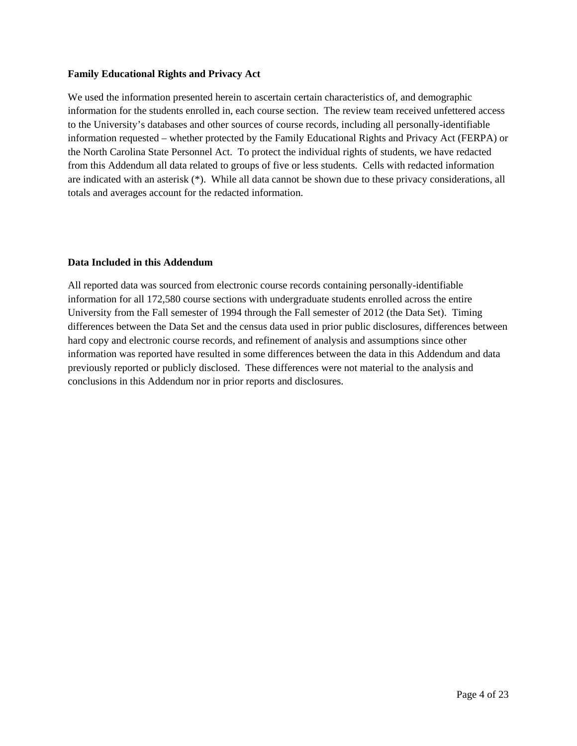### Family Educational Rights and Privacy Act

We used the information presented herein to ascertain certain characteristics of, and demographic information for the students enrolled in, each course section. The review team received unfettered access to the University's databases and other sources of course records, including all personally-identifiable information requested – whether protected by the Family Educational Rights and Privacy Act (FERPA) or the North Carolina State Personnel Act. To protect the individual rights of students, we have redacted from this Addendum all data related to groups of five or less students. Cells with redacted information are indicated with an asterisk (*). While all data cannot be shown due to these privacy considerations, all totals and averages account for the redacted information.

### Data Included in this Addendum

All reported data was sourced from electronic course records containing personally-identifiable information for all 172,580 course sections with undergraduate students enrolled across the entire University from the Fall semester of 1994 through the Fall semester of 2012 (the Data Set). Timing differences between the Data Set and the census data used in prior public disclosures, differences between hard copy and electronic course records, and refinement of analysis and assumptions since other information was reported have resulted in some differences between the data in this Addendum and data previously reported or publicly disclosed. These differences were not material to the analysis and conclusions in this Addendum nor in prior reports and disclosures.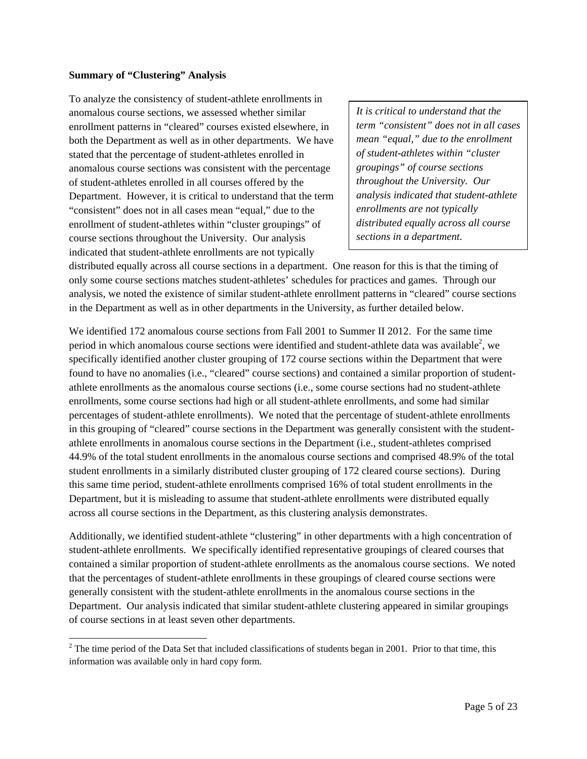**Summary of "Clustering" Analysis**

To analyze the consistency of student-athlete enrollments in anomalous course sections, we assessed whether similar enrollment patterns in "cleared" courses existed elsewhere, in both the Department as well as in other departments. We have stated that the percentage of student-athletes enrolled in anomalous course sections was consistent with the percentage of student-athletes enrolled in all courses offered by the Department. However, it is critical to understand that the term "consistent" does not in all cases mean "equal," due to the enrollment of student-athletes within "cluster groupings" of course sections throughout the University. Our analysis indicated that student-athlete enrollments are not typically distributed equally across all course sections in a department. One reason for this is that the timing of only some course sections matches student-athletes' schedules for practices and games. Through our analysis, we noted the existence of similar student-athlete enrollment patterns in "cleared" course sections in the Department as well as in other departments in the University, as further detailed below.

> *It is critical to understand that the term "consistent" does not in all cases mean "equal," due to the enrollment of student-athletes within "cluster groupings" of course sections throughout the University. Our analysis indicated that student-athlete enrollments are not typically distributed equally across all course sections in a department.*

We identified 172 anomalous course sections from Fall 2001 to Summer II 2012. For the same time period in which anomalous course sections were identified and student-athlete data was available[2], we specifically identified another cluster grouping of 172 course sections within the Department that were found to have no anomalies (i.e., "cleared" course sections) and contained a similar proportion of student-athlete enrollments as the anomalous course sections (i.e., some course sections had no student-athlete enrollments, some course sections had high or all student-athlete enrollments, and some had similar percentages of student-athlete enrollments). We noted that the percentage of student-athlete enrollments in this grouping of "cleared" course sections in the Department was generally consistent with the student-athlete enrollments in anomalous course sections in the Department (i.e., student-athletes comprised 44.9% of the total student enrollments in the anomalous course sections and comprised 48.9% of the total student enrollments in a similarly distributed cluster grouping of 172 cleared course sections). During this same time period, student-athlete enrollments comprised 16% of total student enrollments in the Department, but it is misleading to assume that student-athlete enrollments were distributed equally across all course sections in the Department, as this clustering analysis demonstrates.

Additionally, we identified student-athlete "clustering" in other departments with a high concentration of student-athlete enrollments. We specifically identified representative groupings of cleared courses that contained a similar proportion of student-athlete enrollments as the anomalous course sections. We noted that the percentages of student-athlete enrollments in these groupings of cleared course sections were generally consistent with the student-athlete enrollments in the anomalous course sections in the Department. Our analysis indicated that similar student-athlete clustering appeared in similar groupings of course sections in at least seven other departments.

[2] The time period of the Data Set that included classifications of students began in 2001. Prior to that time, this information was available only in hard copy form.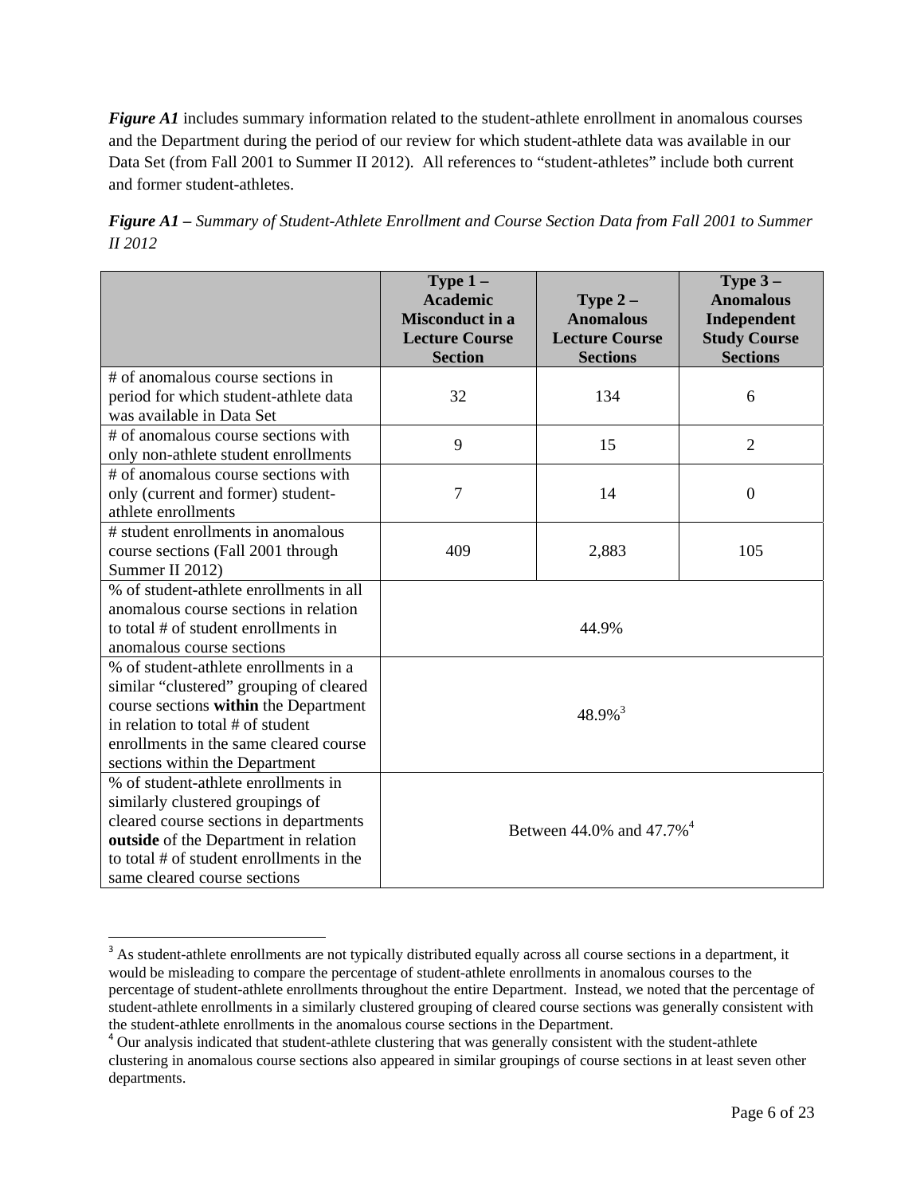***Figure A1*** includes summary information related to the student-athlete enrollment in anomalous courses and the Department during the period of our review for which student-athlete data was available in our Data Set (from Fall 2001 to Summer II 2012). All references to "student-athletes" include both current and former student-athletes.

***Figure A1*** *– Summary of Student-Athlete Enrollment and Course Section Data from Fall 2001 to Summer II 2012*

| | **Type 1 – Academic Misconduct in a Lecture Course Section** | **Type 2 – Anomalous Lecture Course Sections** | **Type 3 – Anomalous Independent Study Course Sections** |
|---|---|---|---|
| # of anomalous course sections in period for which student-athlete data was available in Data Set | 32 | 134 | 6 |
| # of anomalous course sections with only non-athlete student enrollments | 9 | 15 | 2 |
| # of anomalous course sections with only (current and former) student-athlete enrollments | 7 | 14 | 0 |
| # student enrollments in anomalous course sections (Fall 2001 through Summer II 2012) | 409 | 2,883 | 105 |
| % of student-athlete enrollments in all anomalous course sections in relation to total # of student enrollments in anomalous course sections | 44.9% | | |
| % of student-athlete enrollments in a similar "clustered" grouping of cleared course sections **within** the Department in relation to total # of student enrollments in the same cleared course sections within the Department | 48.9%[3] | | |
| % of student-athlete enrollments in similarly clustered groupings of cleared course sections in departments **outside** of the Department in relation to total # of student enrollments in the same cleared course sections | Between 44.0% and 47.7%[4] | | |

[3] As student-athlete enrollments are not typically distributed equally across all course sections in a department, it would be misleading to compare the percentage of student-athlete enrollments in anomalous courses to the percentage of student-athlete enrollments throughout the entire Department. Instead, we noted that the percentage of student-athlete enrollments in a similarly clustered grouping of cleared course sections was generally consistent with the student-athlete enrollments in the anomalous course sections in the Department.

[4] Our analysis indicated that student-athlete clustering that was generally consistent with the student-athlete clustering in anomalous course sections also appeared in similar groupings of course sections in at least seven other departments.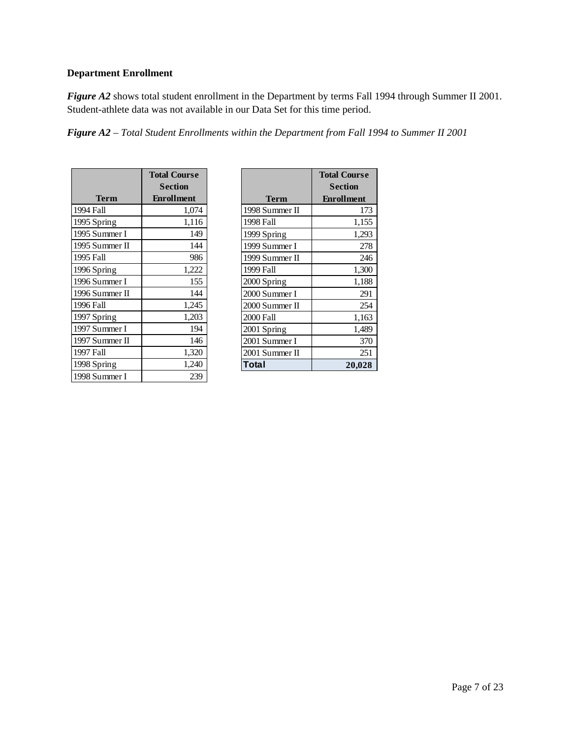**Department Enrollment**

***Figure A2*** shows total student enrollment in the Department by terms Fall 1994 through Summer II 2001. Student-athlete data was not available in our Data Set for this time period.

***Figure A2*** *– Total Student Enrollments within the Department from Fall 1994 to Summer II 2001*

| Term | Total Course Section Enrollment |
|---|---|
| 1994 Fall | 1,074 |
| 1995 Spring | 1,116 |
| 1995 Summer I | 149 |
| 1995 Summer II | 144 |
| 1995 Fall | 986 |
| 1996 Spring | 1,222 |
| 1996 Summer I | 155 |
| 1996 Summer II | 144 |
| 1996 Fall | 1,245 |
| 1997 Spring | 1,203 |
| 1997 Summer I | 194 |
| 1997 Summer II | 146 |
| 1997 Fall | 1,320 |
| 1998 Spring | 1,240 |
| 1998 Summer I | 239 |

| Term | Total Course Section Enrollment |
|---|---|
| 1998 Summer II | 173 |
| 1998 Fall | 1,155 |
| 1999 Spring | 1,293 |
| 1999 Summer I | 278 |
| 1999 Summer II | 246 |
| 1999 Fall | 1,300 |
| 2000 Spring | 1,188 |
| 2000 Summer I | 291 |
| 2000 Summer II | 254 |
| 2000 Fall | 1,163 |
| 2001 Spring | 1,489 |
| 2001 Summer I | 370 |
| 2001 Summer II | 251 |
| **Total** | **20,028** |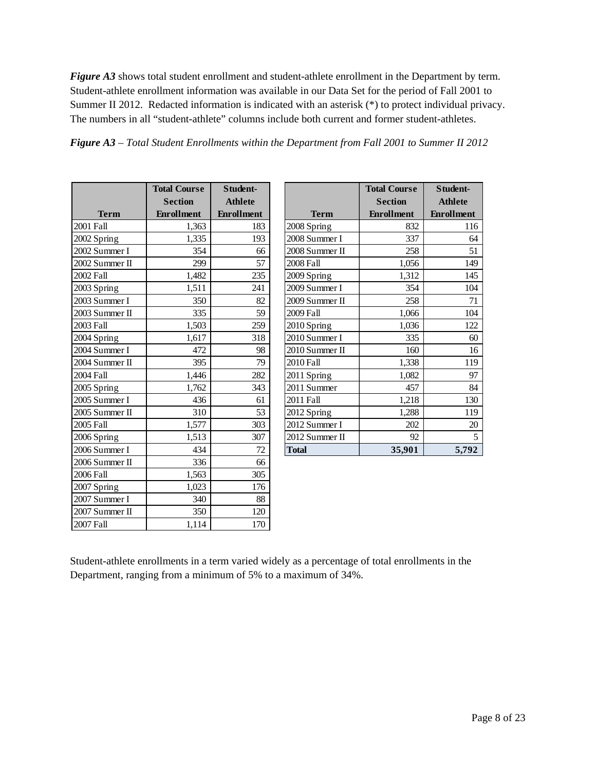***Figure A3*** shows total student enrollment and student-athlete enrollment in the Department by term. Student-athlete enrollment information was available in our Data Set for the period of Fall 2001 to Summer II 2012. Redacted information is indicated with an asterisk (*) to protect individual privacy. The numbers in all "student-athlete" columns include both current and former student-athletes.

***Figure A3*** *– Total Student Enrollments within the Department from Fall 2001 to Summer II 2012*

| Term | Total Course Section Enrollment | Student-Athlete Enrollment |
|---|---|---|
| 2001 Fall | 1,363 | 183 |
| 2002 Spring | 1,335 | 193 |
| 2002 Summer I | 354 | 66 |
| 2002 Summer II | 299 | 57 |
| 2002 Fall | 1,482 | 235 |
| 2003 Spring | 1,511 | 241 |
| 2003 Summer I | 350 | 82 |
| 2003 Summer II | 335 | 59 |
| 2003 Fall | 1,503 | 259 |
| 2004 Spring | 1,617 | 318 |
| 2004 Summer I | 472 | 98 |
| 2004 Summer II | 395 | 79 |
| 2004 Fall | 1,446 | 282 |
| 2005 Spring | 1,762 | 343 |
| 2005 Summer I | 436 | 61 |
| 2005 Summer II | 310 | 53 |
| 2005 Fall | 1,577 | 303 |
| 2006 Spring | 1,513 | 307 |
| 2006 Summer I | 434 | 72 |
| 2006 Summer II | 336 | 66 |
| 2006 Fall | 1,563 | 305 |
| 2007 Spring | 1,023 | 176 |
| 2007 Summer I | 340 | 88 |
| 2007 Summer II | 350 | 120 |
| 2007 Fall | 1,114 | 170 |
| 2008 Spring | 832 | 116 |
| 2008 Summer I | 337 | 64 |
| 2008 Summer II | 258 | 51 |
| 2008 Fall | 1,056 | 149 |
| 2009 Spring | 1,312 | 145 |
| 2009 Summer I | 354 | 104 |
| 2009 Summer II | 258 | 71 |
| 2009 Fall | 1,066 | 104 |
| 2010 Spring | 1,036 | 122 |
| 2010 Summer I | 335 | 60 |
| 2010 Summer II | 160 | 16 |
| 2010 Fall | 1,338 | 119 |
| 2011 Spring | 1,082 | 97 |
| 2011 Summer | 457 | 84 |
| 2011 Fall | 1,218 | 130 |
| 2012 Spring | 1,288 | 119 |
| 2012 Summer I | 202 | 20 |
| 2012 Summer II | 92 | 5 |
| **Total** | **35,901** | **5,792** |

Student-athlete enrollments in a term varied widely as a percentage of total enrollments in the Department, ranging from a minimum of 5% to a maximum of 34%.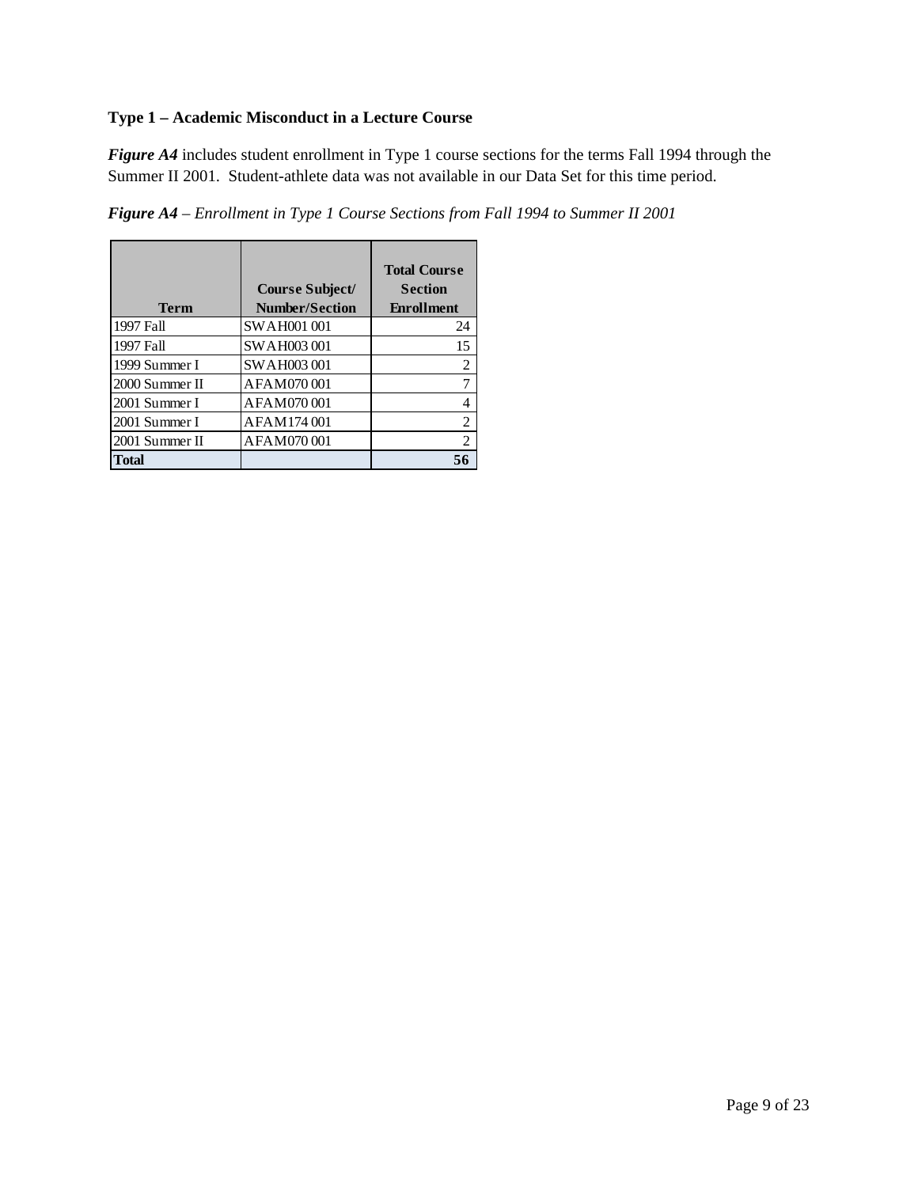**Type 1 – Academic Misconduct in a Lecture Course**

***Figure A4*** includes student enrollment in Type 1 course sections for the terms Fall 1994 through the Summer II 2001. Student-athlete data was not available in our Data Set for this time period.

***Figure A4*** *– Enrollment in Type 1 Course Sections from Fall 1994 to Summer II 2001*

| Term | Course Subject/ Number/Section | Total Course Section Enrollment |
|---|---|---|
| 1997 Fall | SWAH001 001 | 24 |
| 1997 Fall | SWAH003 001 | 15 |
| 1999 Summer I | SWAH003 001 | 2 |
| 2000 Summer II | AFAM070 001 | 7 |
| 2001 Summer I | AFAM070 001 | 4 |
| 2001 Summer I | AFAM174 001 | 2 |
| 2001 Summer II | AFAM070 001 | 2 |
| **Total** | | **56** |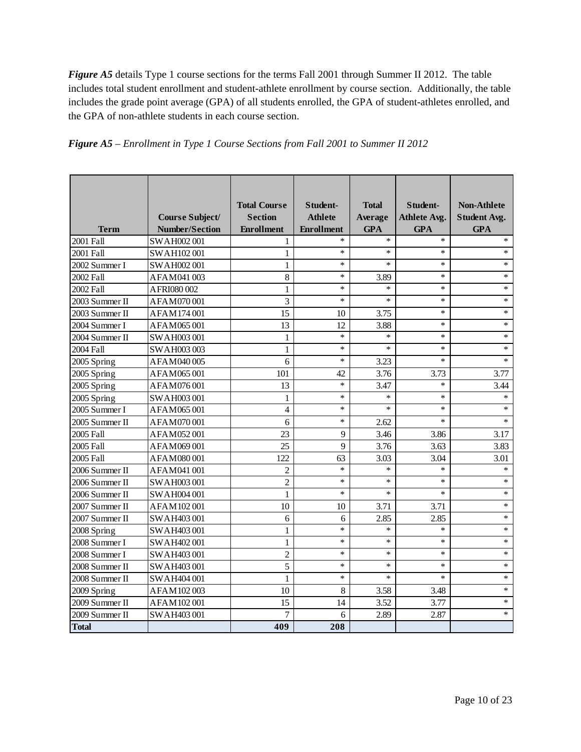***Figure A5*** details Type 1 course sections for the terms Fall 2001 through Summer II 2012. The table includes total student enrollment and student-athlete enrollment by course section. Additionally, the table includes the grade point average (GPA) of all students enrolled, the GPA of student-athletes enrolled, and the GPA of non-athlete students in each course section.

***Figure A5*** *– Enrollment in Type 1 Course Sections from Fall 2001 to Summer II 2012*

| Term | Course Subject/ Number/Section | Total Course Section Enrollment | Student-Athlete Enrollment | Total Average GPA | Student-Athlete Avg. GPA | Non-Athlete Student Avg. GPA |
|---|---|---|---|---|---|---|
| 2001 Fall | SWAH002 001 | 1 | * | * | * | * |
| 2001 Fall | SWAH102 001 | 1 | * | * | * | * |
| 2002 Summer I | SWAH002 001 | 1 | * | * | * | * |
| 2002 Fall | AFAM041 003 | 8 | * | 3.89 | * | * |
| 2002 Fall | AFRI080 002 | 1 | * | * | * | * |
| 2003 Summer II | AFAM070 001 | 3 | * | * | * | * |
| 2003 Summer II | AFAM174 001 | 15 | 10 | 3.75 | * | * |
| 2004 Summer I | AFAM065 001 | 13 | 12 | 3.88 | * | * |
| 2004 Summer II | SWAH003 001 | 1 | * | * | * | * |
| 2004 Fall | SWAH003 003 | 1 | * | * | * | * |
| 2005 Spring | AFAM040 005 | 6 | * | 3.23 | * | * |
| 2005 Spring | AFAM065 001 | 101 | 42 | 3.76 | 3.73 | 3.77 |
| 2005 Spring | AFAM076 001 | 13 | * | 3.47 | * | 3.44 |
| 2005 Spring | SWAH003 001 | 1 | * | * | * | * |
| 2005 Summer I | AFAM065 001 | 4 | * | * | * | * |
| 2005 Summer II | AFAM070 001 | 6 | * | 2.62 | * | * |
| 2005 Fall | AFAM052 001 | 23 | 9 | 3.46 | 3.86 | 3.17 |
| 2005 Fall | AFAM069 001 | 25 | 9 | 3.76 | 3.63 | 3.83 |
| 2005 Fall | AFAM080 001 | 122 | 63 | 3.03 | 3.04 | 3.01 |
| 2006 Summer II | AFAM041 001 | 2 | * | * | * | * |
| 2006 Summer II | SWAH003 001 | 2 | * | * | * | * |
| 2006 Summer II | SWAH004 001 | 1 | * | * | * | * |
| 2007 Summer II | AFAM102 001 | 10 | 10 | 3.71 | 3.71 | * |
| 2007 Summer II | SWAH403 001 | 6 | 6 | 2.85 | 2.85 | * |
| 2008 Spring | SWAH403 001 | 1 | * | * | * | * |
| 2008 Summer I | SWAH402 001 | 1 | * | * | * | * |
| 2008 Summer I | SWAH403 001 | 2 | * | * | * | * |
| 2008 Summer II | SWAH403 001 | 5 | * | * | * | * |
| 2008 Summer II | SWAH404 001 | 1 | * | * | * | * |
| 2009 Spring | AFAM102 003 | 10 | 8 | 3.58 | 3.48 | * |
| 2009 Summer II | AFAM102 001 | 15 | 14 | 3.52 | 3.77 | * |
| 2009 Summer II | SWAH403 001 | 7 | 6 | 2.89 | 2.87 | * |
| **Total** | | **409** | **208** | | | |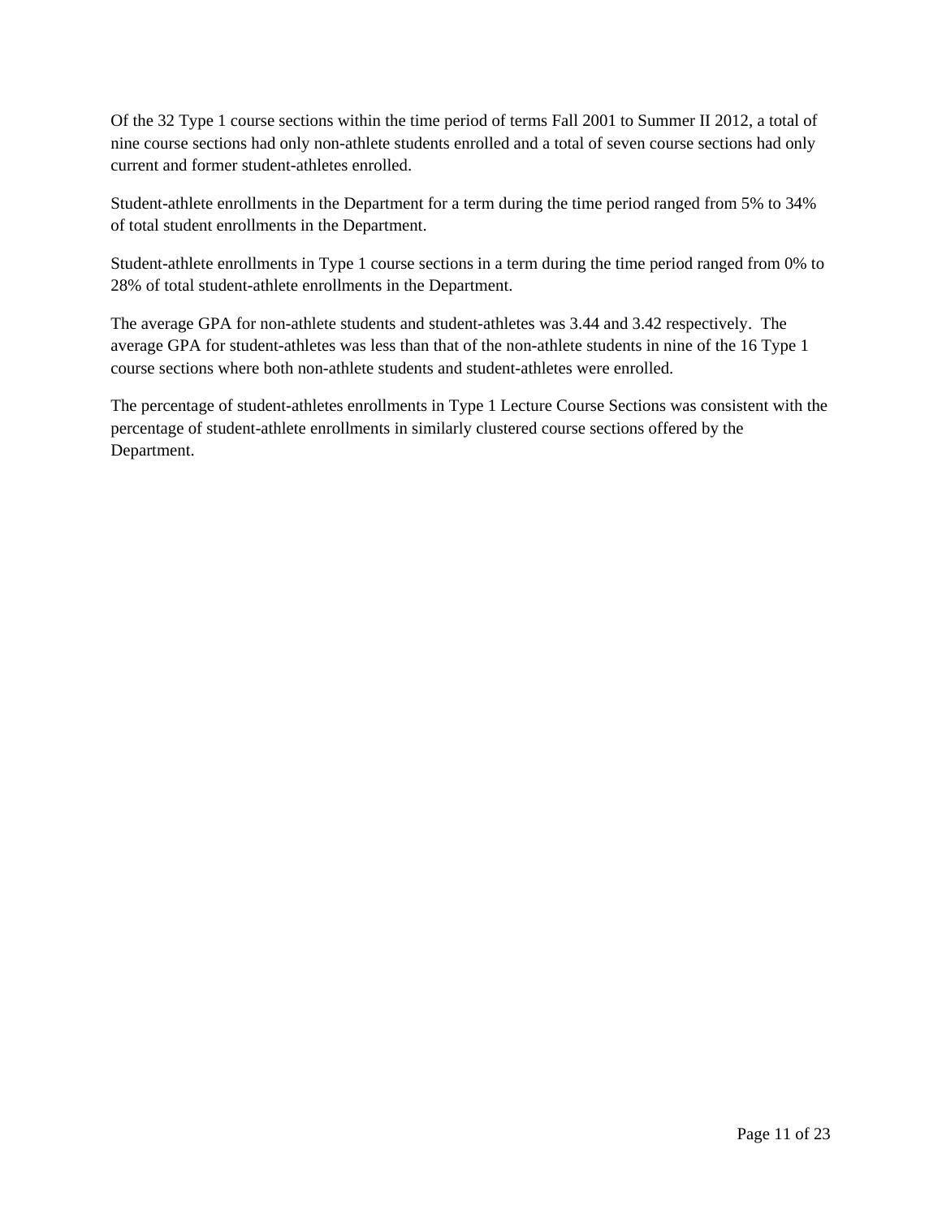Of the 32 Type 1 course sections within the time period of terms Fall 2001 to Summer II 2012, a total of nine course sections had only non-athlete students enrolled and a total of seven course sections had only current and former student-athletes enrolled.

Student-athlete enrollments in the Department for a term during the time period ranged from 5% to 34% of total student enrollments in the Department.

Student-athlete enrollments in Type 1 course sections in a term during the time period ranged from 0% to 28% of total student-athlete enrollments in the Department.

The average GPA for non-athlete students and student-athletes was 3.44 and 3.42 respectively. The average GPA for student-athletes was less than that of the non-athlete students in nine of the 16 Type 1 course sections where both non-athlete students and student-athletes were enrolled.

The percentage of student-athletes enrollments in Type 1 Lecture Course Sections was consistent with the percentage of student-athlete enrollments in similarly clustered course sections offered by the Department.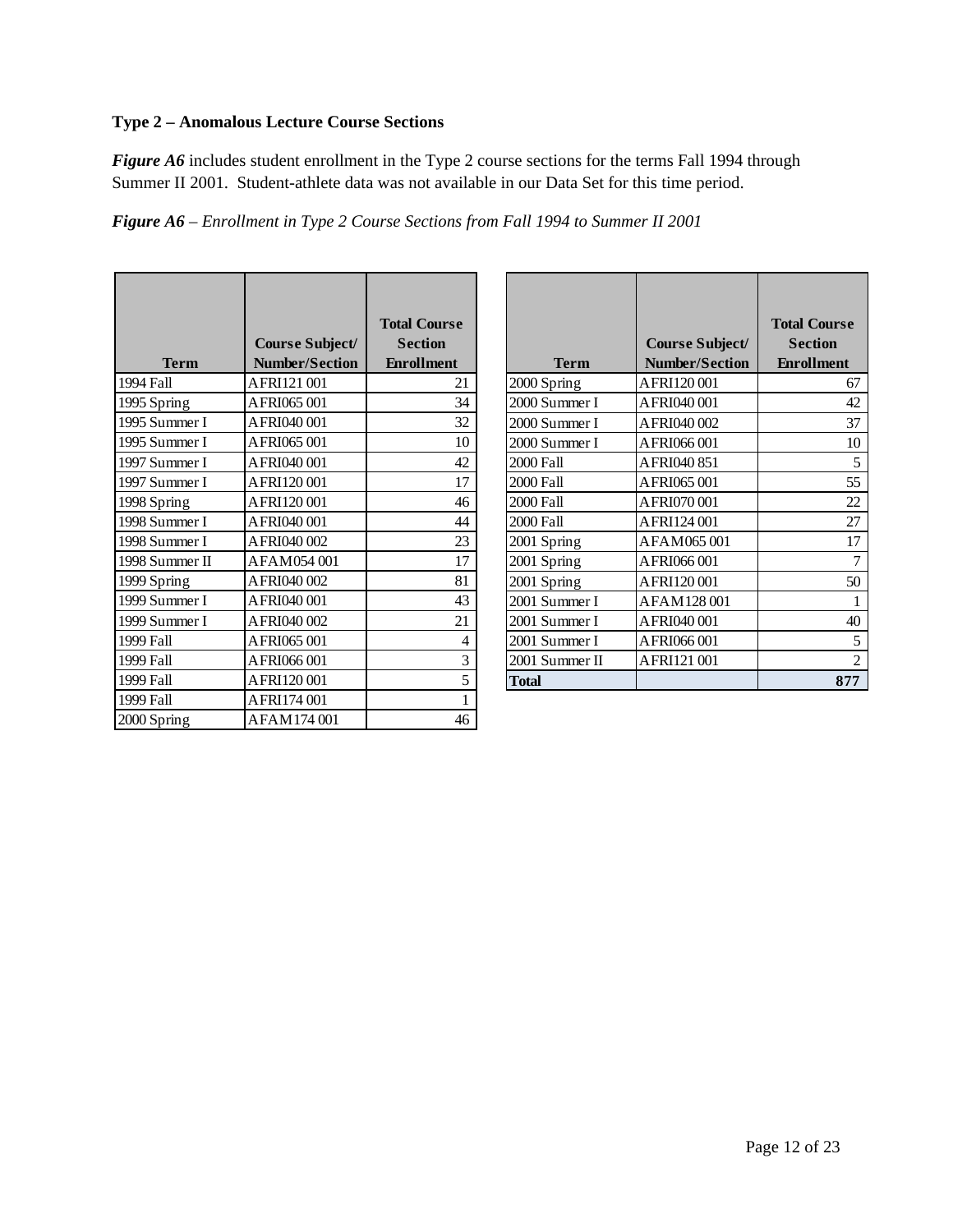**Type 2 – Anomalous Lecture Course Sections**

***Figure A6*** includes student enrollment in the Type 2 course sections for the terms Fall 1994 through Summer II 2001. Student-athlete data was not available in our Data Set for this time period.

***Figure A6*** *– Enrollment in Type 2 Course Sections from Fall 1994 to Summer II 2001*

| Term | Course Subject/ Number/Section | Total Course Section Enrollment |
|---|---|---|
| 1994 Fall | AFRI121 001 | 21 |
| 1995 Spring | AFRI065 001 | 34 |
| 1995 Summer I | AFRI040 001 | 32 |
| 1995 Summer I | AFRI065 001 | 10 |
| 1997 Summer I | AFRI040 001 | 42 |
| 1997 Summer I | AFRI120 001 | 17 |
| 1998 Spring | AFRI120 001 | 46 |
| 1998 Summer I | AFRI040 001 | 44 |
| 1998 Summer I | AFRI040 002 | 23 |
| 1998 Summer II | AFAM054 001 | 17 |
| 1999 Spring | AFRI040 002 | 81 |
| 1999 Summer I | AFRI040 001 | 43 |
| 1999 Summer I | AFRI040 002 | 21 |
| 1999 Fall | AFRI065 001 | 4 |
| 1999 Fall | AFRI066 001 | 3 |
| 1999 Fall | AFRI120 001 | 5 |
| 1999 Fall | AFRI174 001 | 1 |
| 2000 Spring | AFAM174 001 | 46 |
| 2000 Spring | AFRI120 001 | 67 |
| 2000 Summer I | AFRI040 001 | 42 |
| 2000 Summer I | AFRI040 002 | 37 |
| 2000 Summer I | AFRI066 001 | 10 |
| 2000 Fall | AFRI040 851 | 5 |
| 2000 Fall | AFRI065 001 | 55 |
| 2000 Fall | AFRI070 001 | 22 |
| 2000 Fall | AFRI124 001 | 27 |
| 2001 Spring | AFAM065 001 | 17 |
| 2001 Spring | AFRI066 001 | 7 |
| 2001 Spring | AFRI120 001 | 50 |
| 2001 Summer I | AFAM128 001 | 1 |
| 2001 Summer I | AFRI040 001 | 40 |
| 2001 Summer I | AFRI066 001 | 5 |
| 2001 Summer II | AFRI121 001 | 2 |
| **Total** | | **877** |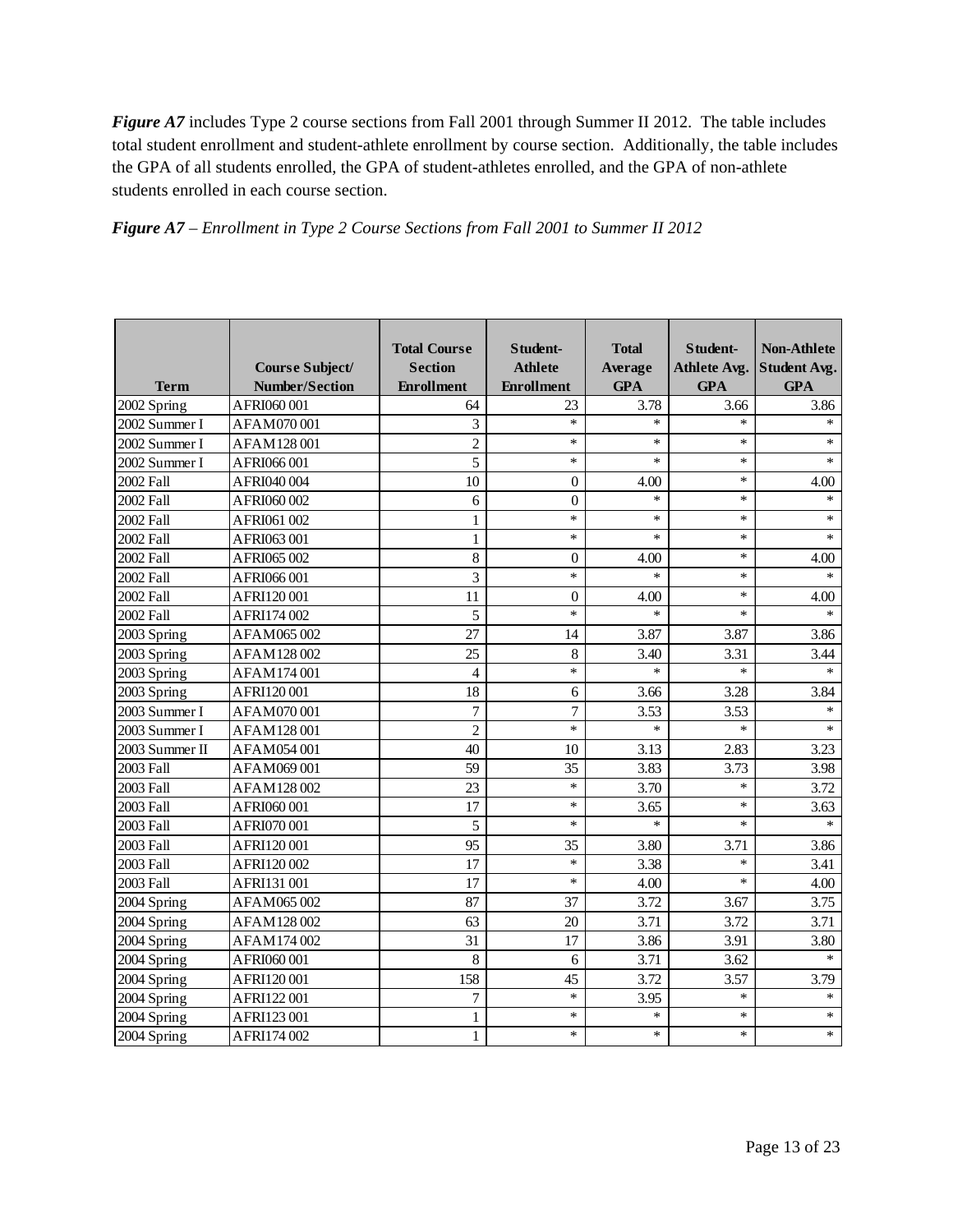***Figure A7*** includes Type 2 course sections from Fall 2001 through Summer II 2012. The table includes total student enrollment and student-athlete enrollment by course section. Additionally, the table includes the GPA of all students enrolled, the GPA of student-athletes enrolled, and the GPA of non-athlete students enrolled in each course section.

***Figure A7*** *– Enrollment in Type 2 Course Sections from Fall 2001 to Summer II 2012*

| Term | Course Subject/ Number/Section | Total Course Section Enrollment | Student-Athlete Enrollment | Total Average GPA | Student-Athlete Avg. GPA | Non-Athlete Student Avg. GPA |
|---|---|---|---|---|---|---|
| 2002 Spring | AFRI060 001 | 64 | 23 | 3.78 | 3.66 | 3.86 |
| 2002 Summer I | AFAM070 001 | 3 | * | * | * | * |
| 2002 Summer I | AFAM128 001 | 2 | * | * | * | * |
| 2002 Summer I | AFRI066 001 | 5 | * | * | * | * |
| 2002 Fall | AFRI040 004 | 10 | 0 | 4.00 | * | 4.00 |
| 2002 Fall | AFRI060 002 | 6 | 0 | * | * | * |
| 2002 Fall | AFRI061 002 | 1 | * | * | * | * |
| 2002 Fall | AFRI063 001 | 1 | * | * | * | * |
| 2002 Fall | AFRI065 002 | 8 | 0 | 4.00 | * | 4.00 |
| 2002 Fall | AFRI066 001 | 3 | * | * | * | * |
| 2002 Fall | AFRI120 001 | 11 | 0 | 4.00 | * | 4.00 |
| 2002 Fall | AFRI174 002 | 5 | * | * | * | * |
| 2003 Spring | AFAM065 002 | 27 | 14 | 3.87 | 3.87 | 3.86 |
| 2003 Spring | AFAM128 002 | 25 | 8 | 3.40 | 3.31 | 3.44 |
| 2003 Spring | AFAM174 001 | 4 | * | * | * | * |
| 2003 Spring | AFRI120 001 | 18 | 6 | 3.66 | 3.28 | 3.84 |
| 2003 Summer I | AFAM070 001 | 7 | 7 | 3.53 | 3.53 | * |
| 2003 Summer I | AFAM128 001 | 2 | * | * | * | * |
| 2003 Summer II | AFAM054 001 | 40 | 10 | 3.13 | 2.83 | 3.23 |
| 2003 Fall | AFAM069 001 | 59 | 35 | 3.83 | 3.73 | 3.98 |
| 2003 Fall | AFAM128 002 | 23 | * | 3.70 | * | 3.72 |
| 2003 Fall | AFRI060 001 | 17 | * | 3.65 | * | 3.63 |
| 2003 Fall | AFRI070 001 | 5 | * | * | * | * |
| 2003 Fall | AFRI120 001 | 95 | 35 | 3.80 | 3.71 | 3.86 |
| 2003 Fall | AFRI120 002 | 17 | * | 3.38 | * | 3.41 |
| 2003 Fall | AFRI131 001 | 17 | * | 4.00 | * | 4.00 |
| 2004 Spring | AFAM065 002 | 87 | 37 | 3.72 | 3.67 | 3.75 |
| 2004 Spring | AFAM128 002 | 63 | 20 | 3.71 | 3.72 | 3.71 |
| 2004 Spring | AFAM174 002 | 31 | 17 | 3.86 | 3.91 | 3.80 |
| 2004 Spring | AFRI060 001 | 8 | 6 | 3.71 | 3.62 | * |
| 2004 Spring | AFRI120 001 | 158 | 45 | 3.72 | 3.57 | 3.79 |
| 2004 Spring | AFRI122 001 | 7 | * | 3.95 | * | * |
| 2004 Spring | AFRI123 001 | 1 | * | * | * | * |
| 2004 Spring | AFRI174 002 | 1 | * | * | * | * |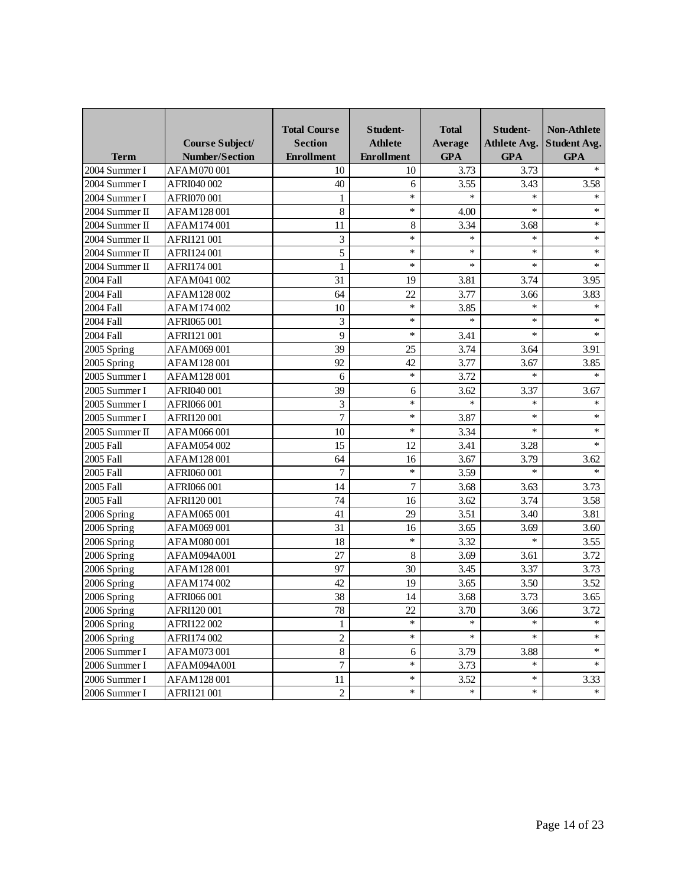| Term | Course Subject/ Number/Section | Total Course Section Enrollment | Student-Athlete Enrollment | Total Average GPA | Student-Athlete Avg. GPA | Non-Athlete Student Avg. GPA |
|---|---|---|---|---|---|---|
| 2004 Summer I | AFAM070 001 | 10 | 10 | 3.73 | 3.73 | * |
| 2004 Summer I | AFRI040 002 | 40 | 6 | 3.55 | 3.43 | 3.58 |
| 2004 Summer I | AFRI070 001 | 1 | * | * | * | * |
| 2004 Summer II | AFAM128 001 | 8 | * | 4.00 | * | * |
| 2004 Summer II | AFAM174 001 | 11 | 8 | 3.34 | 3.68 | * |
| 2004 Summer II | AFRI121 001 | 3 | * | * | * | * |
| 2004 Summer II | AFRI124 001 | 5 | * | * | * | * |
| 2004 Summer II | AFRI174 001 | 1 | * | * | * | * |
| 2004 Fall | AFAM041 002 | 31 | 19 | 3.81 | 3.74 | 3.95 |
| 2004 Fall | AFAM128 002 | 64 | 22 | 3.77 | 3.66 | 3.83 |
| 2004 Fall | AFAM174 002 | 10 | * | 3.85 | * | * |
| 2004 Fall | AFRI065 001 | 3 | * | * | * | * |
| 2004 Fall | AFRI121 001 | 9 | * | 3.41 | * | * |
| 2005 Spring | AFAM069 001 | 39 | 25 | 3.74 | 3.64 | 3.91 |
| 2005 Spring | AFAM128 001 | 92 | 42 | 3.77 | 3.67 | 3.85 |
| 2005 Summer I | AFAM128 001 | 6 | * | 3.72 | * | * |
| 2005 Summer I | AFRI040 001 | 39 | 6 | 3.62 | 3.37 | 3.67 |
| 2005 Summer I | AFRI066 001 | 3 | * | * | * | * |
| 2005 Summer I | AFRI120 001 | 7 | * | 3.87 | * | * |
| 2005 Summer II | AFAM066 001 | 10 | * | 3.34 | * | * |
| 2005 Fall | AFAM054 002 | 15 | 12 | 3.41 | 3.28 | * |
| 2005 Fall | AFAM128 001 | 64 | 16 | 3.67 | 3.79 | 3.62 |
| 2005 Fall | AFRI060 001 | 7 | * | 3.59 | * | * |
| 2005 Fall | AFRI066 001 | 14 | 7 | 3.68 | 3.63 | 3.73 |
| 2005 Fall | AFRI120 001 | 74 | 16 | 3.62 | 3.74 | 3.58 |
| 2006 Spring | AFAM065 001 | 41 | 29 | 3.51 | 3.40 | 3.81 |
| 2006 Spring | AFAM069 001 | 31 | 16 | 3.65 | 3.69 | 3.60 |
| 2006 Spring | AFAM080 001 | 18 | * | 3.32 | * | 3.55 |
| 2006 Spring | AFAM094A001 | 27 | 8 | 3.69 | 3.61 | 3.72 |
| 2006 Spring | AFAM128 001 | 97 | 30 | 3.45 | 3.37 | 3.73 |
| 2006 Spring | AFAM174 002 | 42 | 19 | 3.65 | 3.50 | 3.52 |
| 2006 Spring | AFRI066 001 | 38 | 14 | 3.68 | 3.73 | 3.65 |
| 2006 Spring | AFRI120 001 | 78 | 22 | 3.70 | 3.66 | 3.72 |
| 2006 Spring | AFRI122 002 | 1 | * | * | * | * |
| 2006 Spring | AFRI174 002 | 2 | * | * | * | * |
| 2006 Summer I | AFAM073 001 | 8 | 6 | 3.79 | 3.88 | * |
| 2006 Summer I | AFAM094A001 | 7 | * | 3.73 | * | * |
| 2006 Summer I | AFAM128 001 | 11 | * | 3.52 | * | 3.33 |
| 2006 Summer I | AFRI121 001 | 2 | * | * | * | * |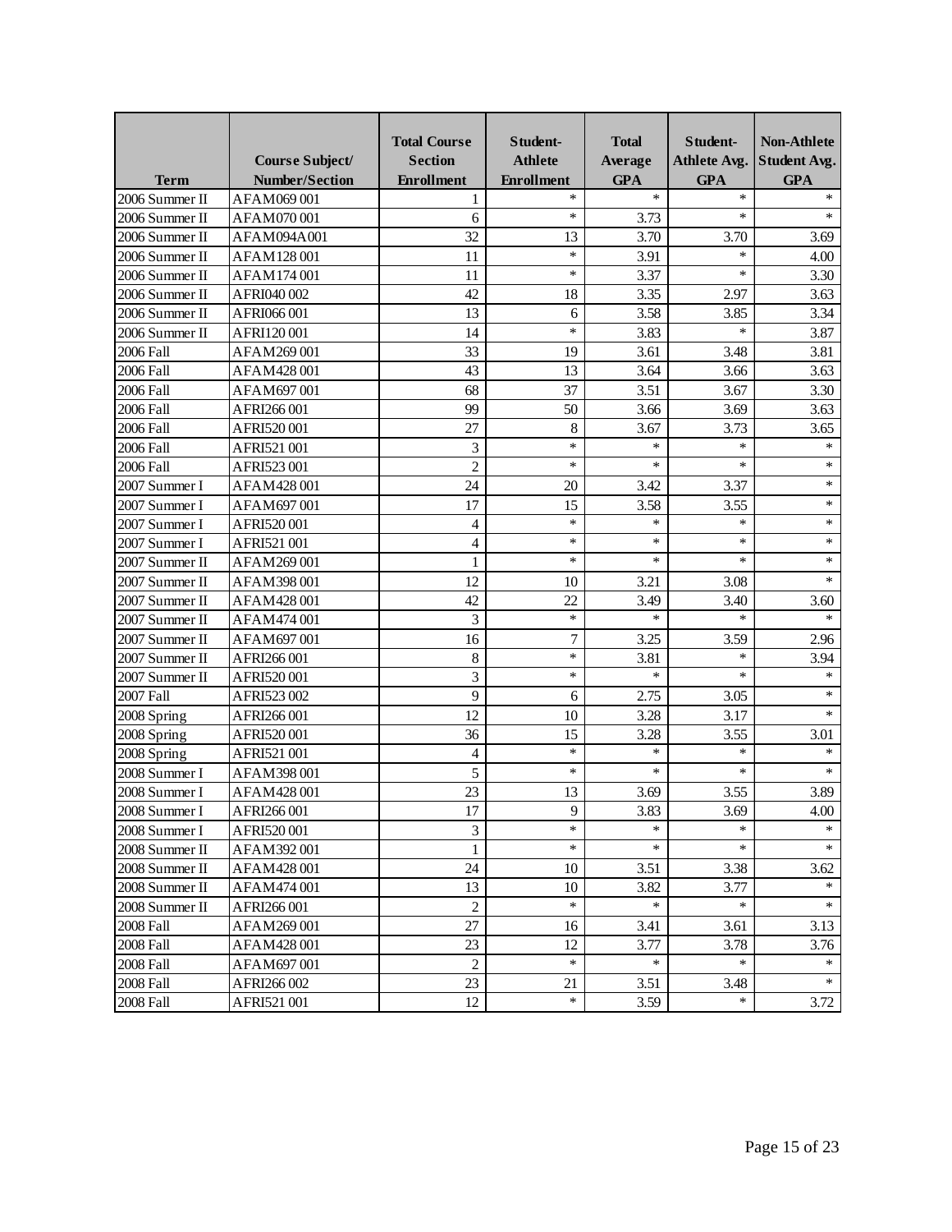| Term | Course Subject/ Number/Section | Total Course Section Enrollment | Student-Athlete Enrollment | Total Average GPA | Student-Athlete Avg. GPA | Non-Athlete Student Avg. GPA |
|---|---|---|---|---|---|---|
| 2006 Summer II | AFAM069 001 | 1 | * | * | * | * |
| 2006 Summer II | AFAM070 001 | 6 | * | 3.73 | * | * |
| 2006 Summer II | AFAM094A001 | 32 | 13 | 3.70 | 3.70 | 3.69 |
| 2006 Summer II | AFAM128 001 | 11 | * | 3.91 | * | 4.00 |
| 2006 Summer II | AFAM174 001 | 11 | * | 3.37 | * | 3.30 |
| 2006 Summer II | AFRI040 002 | 42 | 18 | 3.35 | 2.97 | 3.63 |
| 2006 Summer II | AFRI066 001 | 13 | 6 | 3.58 | 3.85 | 3.34 |
| 2006 Summer II | AFRI120 001 | 14 | * | 3.83 | * | 3.87 |
| 2006 Fall | AFAM269 001 | 33 | 19 | 3.61 | 3.48 | 3.81 |
| 2006 Fall | AFAM428 001 | 43 | 13 | 3.64 | 3.66 | 3.63 |
| 2006 Fall | AFAM697 001 | 68 | 37 | 3.51 | 3.67 | 3.30 |
| 2006 Fall | AFRI266 001 | 99 | 50 | 3.66 | 3.69 | 3.63 |
| 2006 Fall | AFRI520 001 | 27 | 8 | 3.67 | 3.73 | 3.65 |
| 2006 Fall | AFRI521 001 | 3 | * | * | * | * |
| 2006 Fall | AFRI523 001 | 2 | * | * | * | * |
| 2007 Summer I | AFAM428 001 | 24 | 20 | 3.42 | 3.37 | * |
| 2007 Summer I | AFAM697 001 | 17 | 15 | 3.58 | 3.55 | * |
| 2007 Summer I | AFRI520 001 | 4 | * | * | * | * |
| 2007 Summer I | AFRI521 001 | 4 | * | * | * | * |
| 2007 Summer II | AFAM269 001 | 1 | * | * | * | * |
| 2007 Summer II | AFAM398 001 | 12 | 10 | 3.21 | 3.08 | * |
| 2007 Summer II | AFAM428 001 | 42 | 22 | 3.49 | 3.40 | 3.60 |
| 2007 Summer II | AFAM474 001 | 3 | * | * | * | * |
| 2007 Summer II | AFAM697 001 | 16 | 7 | 3.25 | 3.59 | 2.96 |
| 2007 Summer II | AFRI266 001 | 8 | * | 3.81 | * | 3.94 |
| 2007 Summer II | AFRI520 001 | 3 | * | * | * | * |
| 2007 Fall | AFRI523 002 | 9 | 6 | 2.75 | 3.05 | * |
| 2008 Spring | AFRI266 001 | 12 | 10 | 3.28 | 3.17 | * |
| 2008 Spring | AFRI520 001 | 36 | 15 | 3.28 | 3.55 | 3.01 |
| 2008 Spring | AFRI521 001 | 4 | * | * | * | * |
| 2008 Summer I | AFAM398 001 | 5 | * | * | * | * |
| 2008 Summer I | AFAM428 001 | 23 | 13 | 3.69 | 3.55 | 3.89 |
| 2008 Summer I | AFRI266 001 | 17 | 9 | 3.83 | 3.69 | 4.00 |
| 2008 Summer I | AFRI520 001 | 3 | * | * | * | * |
| 2008 Summer II | AFAM392 001 | 1 | * | * | * | * |
| 2008 Summer II | AFAM428 001 | 24 | 10 | 3.51 | 3.38 | 3.62 |
| 2008 Summer II | AFAM474 001 | 13 | 10 | 3.82 | 3.77 | * |
| 2008 Summer II | AFRI266 001 | 2 | * | * | * | * |
| 2008 Fall | AFAM269 001 | 27 | 16 | 3.41 | 3.61 | 3.13 |
| 2008 Fall | AFAM428 001 | 23 | 12 | 3.77 | 3.78 | 3.76 |
| 2008 Fall | AFAM697 001 | 2 | * | * | * | * |
| 2008 Fall | AFRI266 002 | 23 | 21 | 3.51 | 3.48 | * |
| 2008 Fall | AFRI521 001 | 12 | * | 3.59 | * | 3.72 |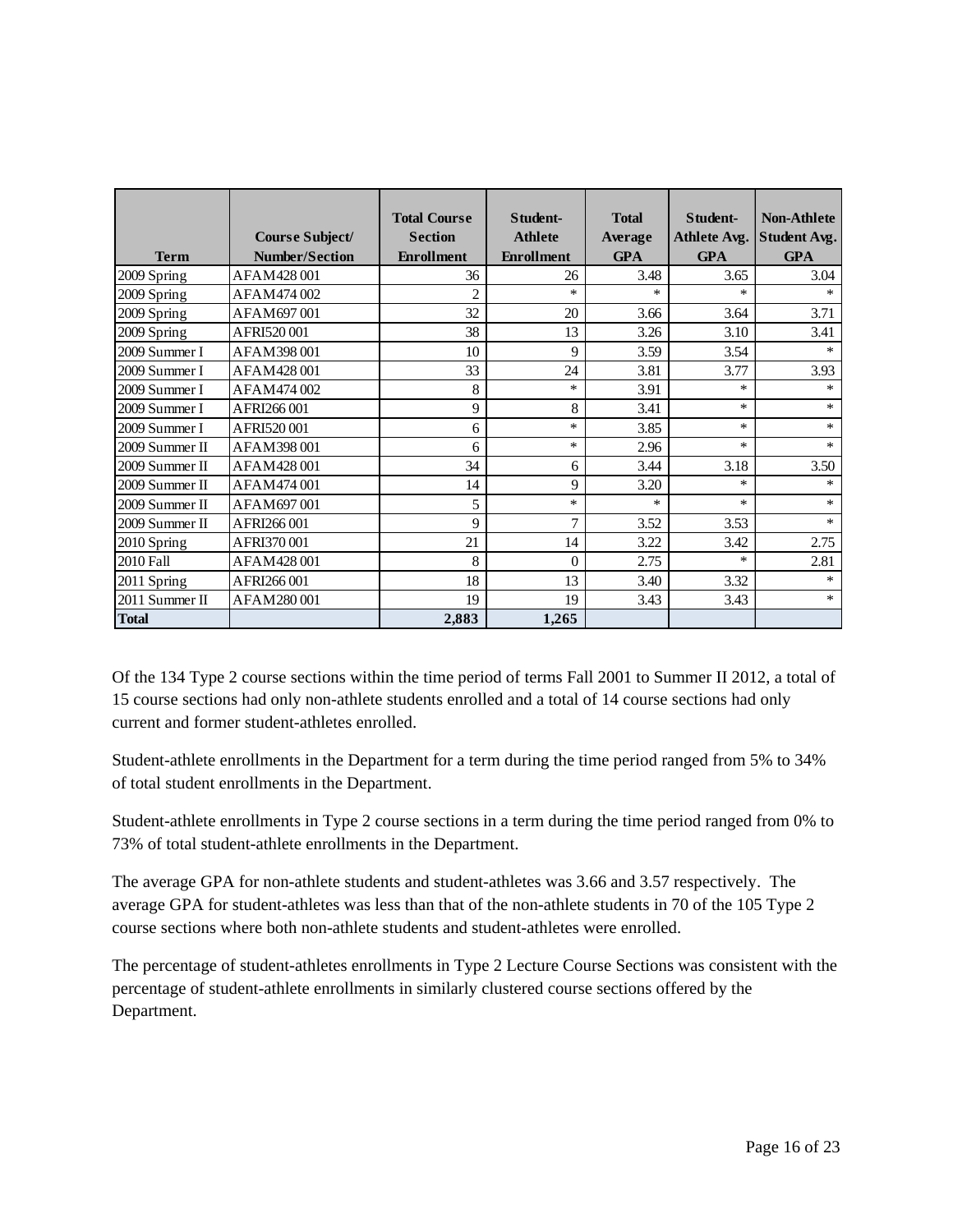| Term | Course Subject/ Number/Section | Total Course Section Enrollment | Student-Athlete Enrollment | Total Average GPA | Student-Athlete Avg. GPA | Non-Athlete Student Avg. GPA |
|---|---|---|---|---|---|---|
| 2009 Spring | AFAM428 001 | 36 | 26 | 3.48 | 3.65 | 3.04 |
| 2009 Spring | AFAM474 002 | 2 | * | * | * | * |
| 2009 Spring | AFAM697 001 | 32 | 20 | 3.66 | 3.64 | 3.71 |
| 2009 Spring | AFRI520 001 | 38 | 13 | 3.26 | 3.10 | 3.41 |
| 2009 Summer I | AFAM398 001 | 10 | 9 | 3.59 | 3.54 | * |
| 2009 Summer I | AFAM428 001 | 33 | 24 | 3.81 | 3.77 | 3.93 |
| 2009 Summer I | AFAM474 002 | 8 | * | 3.91 | * | * |
| 2009 Summer I | AFRI266 001 | 9 | 8 | 3.41 | * | * |
| 2009 Summer I | AFRI520 001 | 6 | * | 3.85 | * | * |
| 2009 Summer II | AFAM398 001 | 6 | * | 2.96 | * | * |
| 2009 Summer II | AFAM428 001 | 34 | 6 | 3.44 | 3.18 | 3.50 |
| 2009 Summer II | AFAM474 001 | 14 | 9 | 3.20 | * | * |
| 2009 Summer II | AFAM697 001 | 5 | * | * | * | * |
| 2009 Summer II | AFRI266 001 | 9 | 7 | 3.52 | 3.53 | * |
| 2010 Spring | AFRI370 001 | 21 | 14 | 3.22 | 3.42 | 2.75 |
| 2010 Fall | AFAM428 001 | 8 | 0 | 2.75 | * | 2.81 |
| 2011 Spring | AFRI266 001 | 18 | 13 | 3.40 | 3.32 | * |
| 2011 Summer II | AFAM280 001 | 19 | 19 | 3.43 | 3.43 | * |
| **Total** | | **2,883** | **1,265** | | | |

Of the 134 Type 2 course sections within the time period of terms Fall 2001 to Summer II 2012, a total of 15 course sections had only non-athlete students enrolled and a total of 14 course sections had only current and former student-athletes enrolled.

Student-athlete enrollments in the Department for a term during the time period ranged from 5% to 34% of total student enrollments in the Department.

Student-athlete enrollments in Type 2 course sections in a term during the time period ranged from 0% to 73% of total student-athlete enrollments in the Department.

The average GPA for non-athlete students and student-athletes was 3.66 and 3.57 respectively. The average GPA for student-athletes was less than that of the non-athlete students in 70 of the 105 Type 2 course sections where both non-athlete students and student-athletes were enrolled.

The percentage of student-athletes enrollments in Type 2 Lecture Course Sections was consistent with the percentage of student-athlete enrollments in similarly clustered course sections offered by the Department.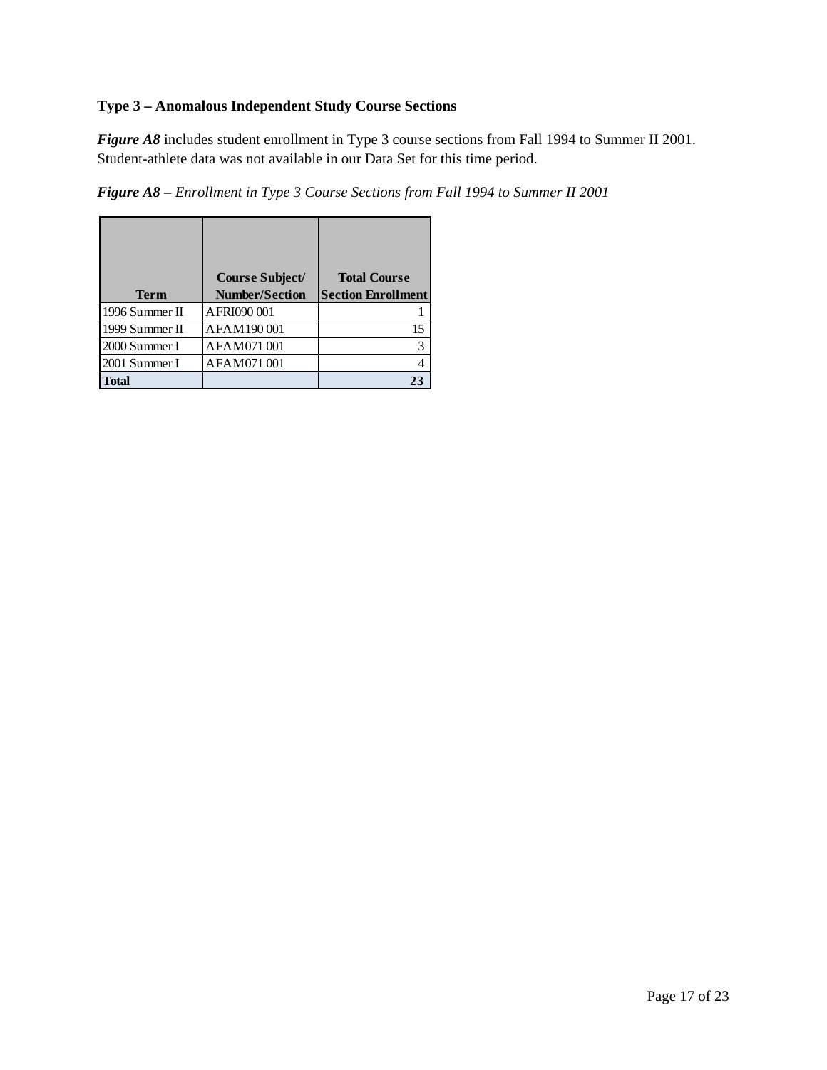**Type 3 – Anomalous Independent Study Course Sections**

***Figure A8*** includes student enrollment in Type 3 course sections from Fall 1994 to Summer II 2001. Student-athlete data was not available in our Data Set for this time period.

***Figure A8*** *– Enrollment in Type 3 Course Sections from Fall 1994 to Summer II 2001*

| Term | Course Subject/ Number/Section | Total Course Section Enrollment |
|---|---|---|
| 1996 Summer II | AFRI090 001 | 1 |
| 1999 Summer II | AFAM190 001 | 15 |
| 2000 Summer I | AFAM071 001 | 3 |
| 2001 Summer I | AFAM071 001 | 4 |
| **Total** | | **23** |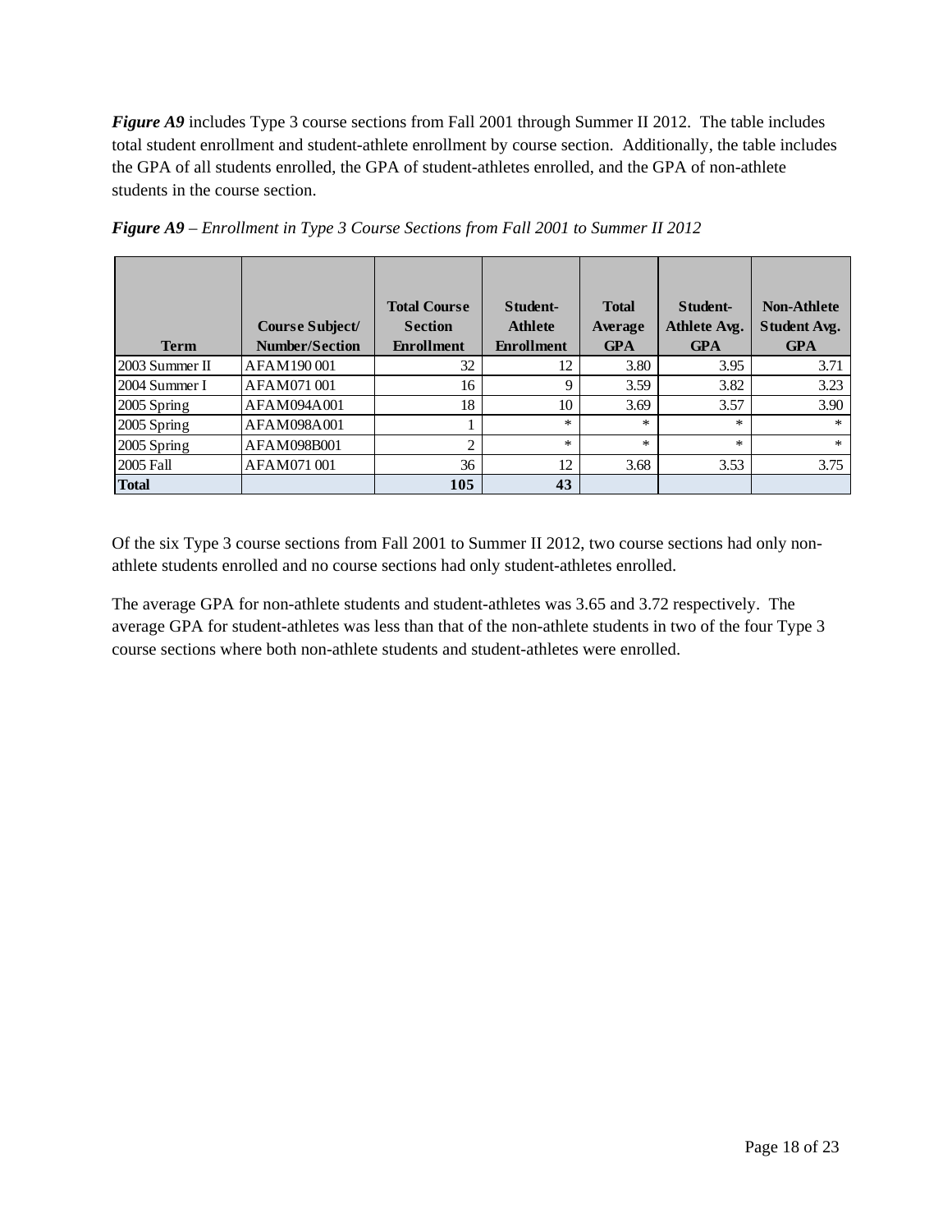***Figure A9*** includes Type 3 course sections from Fall 2001 through Summer II 2012. The table includes total student enrollment and student-athlete enrollment by course section. Additionally, the table includes the GPA of all students enrolled, the GPA of student-athletes enrolled, and the GPA of non-athlete students in the course section.

***Figure A9*** *– Enrollment in Type 3 Course Sections from Fall 2001 to Summer II 2012*

| Term | Course Subject/ Number/Section | Total Course Section Enrollment | Student-Athlete Enrollment | Total Average GPA | Student-Athlete Avg. GPA | Non-Athlete Student Avg. GPA |
|---|---|---|---|---|---|---|
| 2003 Summer II | AFAM190 001 | 32 | 12 | 3.80 | 3.95 | 3.71 |
| 2004 Summer I | AFAM071 001 | 16 | 9 | 3.59 | 3.82 | 3.23 |
| 2005 Spring | AFAM094A001 | 18 | 10 | 3.69 | 3.57 | 3.90 |
| 2005 Spring | AFAM098A001 | 1 | * | * | * | * |
| 2005 Spring | AFAM098B001 | 2 | * | * | * | * |
| 2005 Fall | AFAM071 001 | 36 | 12 | 3.68 | 3.53 | 3.75 |
| **Total** | | **105** | **43** | | | |

Of the six Type 3 course sections from Fall 2001 to Summer II 2012, two course sections had only non-athlete students enrolled and no course sections had only student-athletes enrolled.

The average GPA for non-athlete students and student-athletes was 3.65 and 3.72 respectively. The average GPA for student-athletes was less than that of the non-athlete students in two of the four Type 3 course sections where both non-athlete students and student-athletes were enrolled.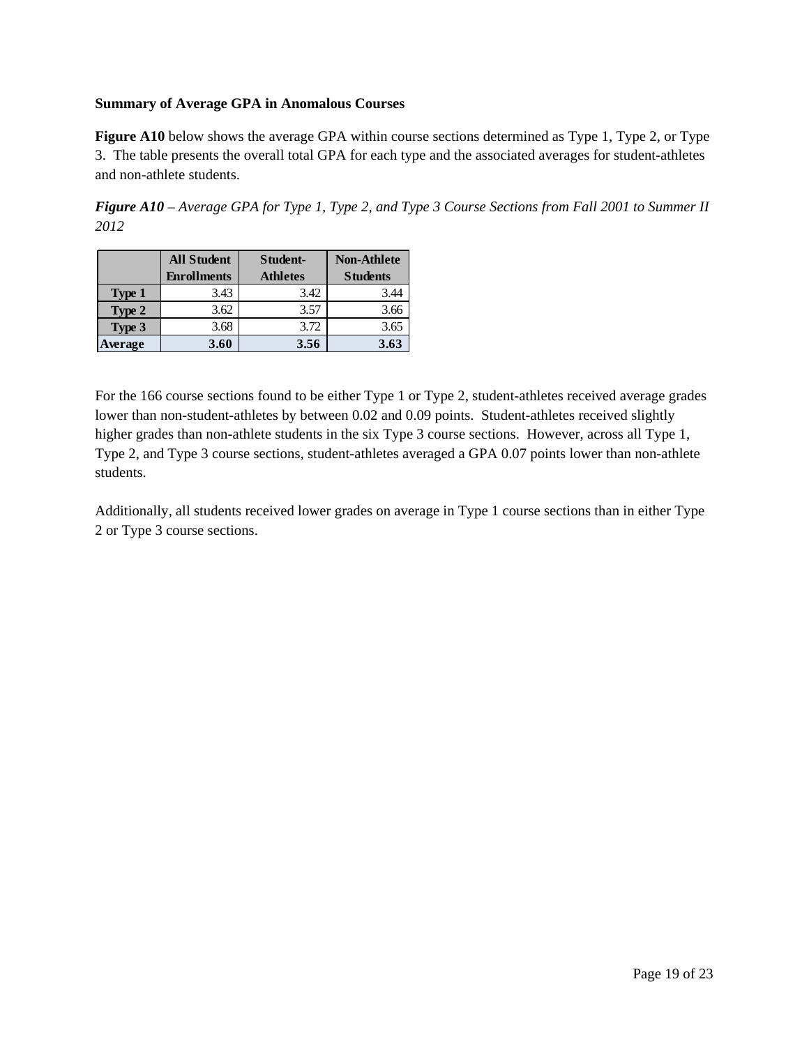**Summary of Average GPA in Anomalous Courses**

**Figure A10** below shows the average GPA within course sections determined as Type 1, Type 2, or Type 3. The table presents the overall total GPA for each type and the associated averages for student-athletes and non-athlete students.

***Figure A10*** *– Average GPA for Type 1, Type 2, and Type 3 Course Sections from Fall 2001 to Summer II 2012*

| | All Student Enrollments | Student-Athletes | Non-Athlete Students |
|---|---|---|---|
| **Type 1** | 3.43 | 3.42 | 3.44 |
| **Type 2** | 3.62 | 3.57 | 3.66 |
| **Type 3** | 3.68 | 3.72 | 3.65 |
| **Average** | **3.60** | **3.56** | **3.63** |

For the 166 course sections found to be either Type 1 or Type 2, student-athletes received average grades lower than non-student-athletes by between 0.02 and 0.09 points. Student-athletes received slightly higher grades than non-athlete students in the six Type 3 course sections. However, across all Type 1, Type 2, and Type 3 course sections, student-athletes averaged a GPA 0.07 points lower than non-athlete students.

Additionally, all students received lower grades on average in Type 1 course sections than in either Type 2 or Type 3 course sections.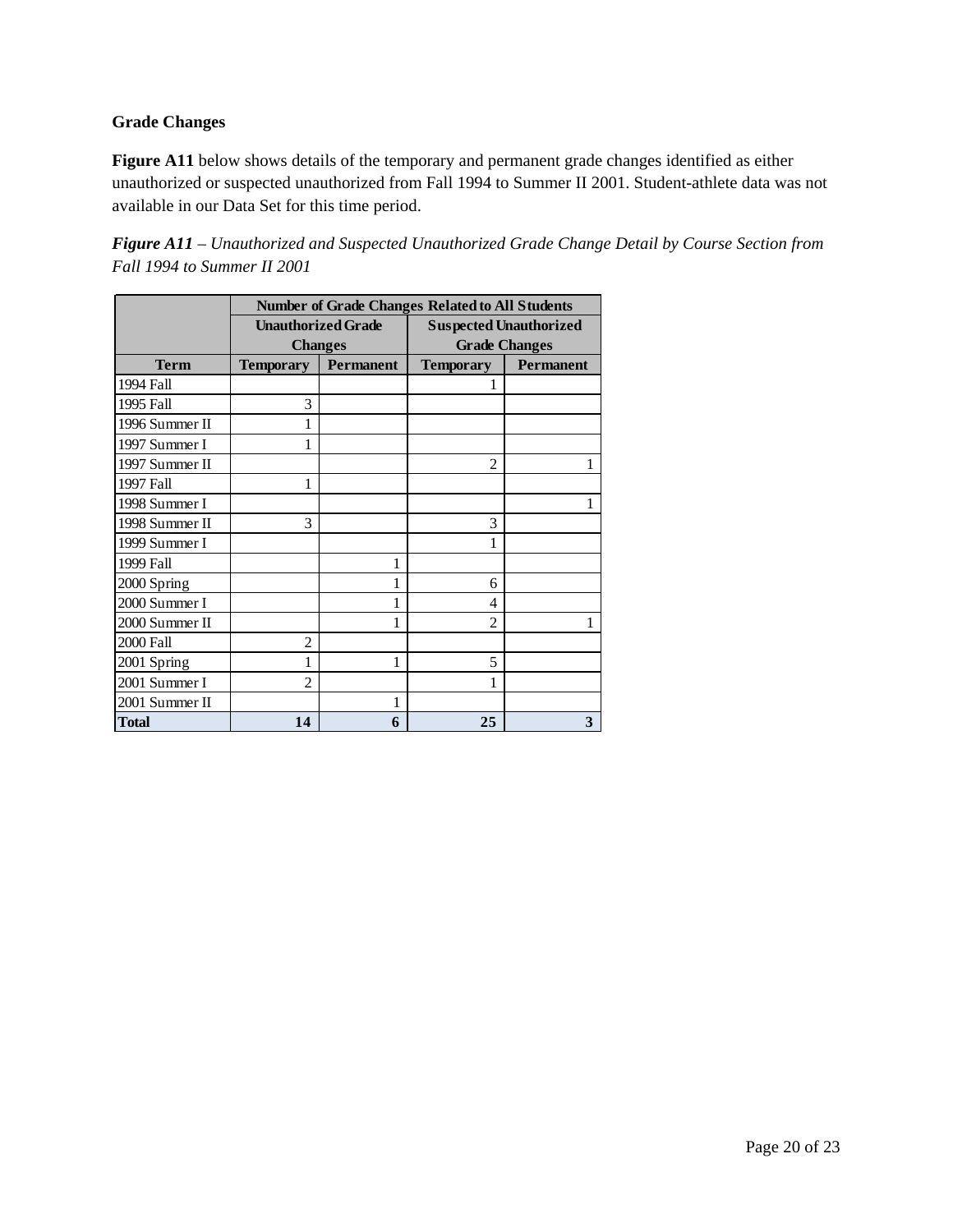**Grade Changes**

**Figure A11** below shows details of the temporary and permanent grade changes identified as either unauthorized or suspected unauthorized from Fall 1994 to Summer II 2001. Student-athlete data was not available in our Data Set for this time period.

***Figure A11** – Unauthorized and Suspected Unauthorized Grade Change Detail by Course Section from Fall 1994 to Summer II 2001*

| | **Number of Grade Changes Related to All Students** | | | |
|---|---|---|---|---|
| | **Unauthorized Grade Changes** | | **Suspected Unauthorized Grade Changes** | |
| **Term** | **Temporary** | **Permanent** | **Temporary** | **Permanent** |
| 1994 Fall | | | 1 | |
| 1995 Fall | 3 | | | |
| 1996 Summer II | 1 | | | |
| 1997 Summer I | 1 | | | |
| 1997 Summer II | | | 2 | 1 |
| 1997 Fall | 1 | | | |
| 1998 Summer I | | | | 1 |
| 1998 Summer II | 3 | | 3 | |
| 1999 Summer I | | | 1 | |
| 1999 Fall | | 1 | | |
| 2000 Spring | | 1 | 6 | |
| 2000 Summer I | | 1 | 4 | |
| 2000 Summer II | | 1 | 2 | 1 |
| 2000 Fall | 2 | | | |
| 2001 Spring | 1 | 1 | 5 | |
| 2001 Summer I | 2 | | 1 | |
| 2001 Summer II | | 1 | | |
| **Total** | **14** | **6** | **25** | **3** |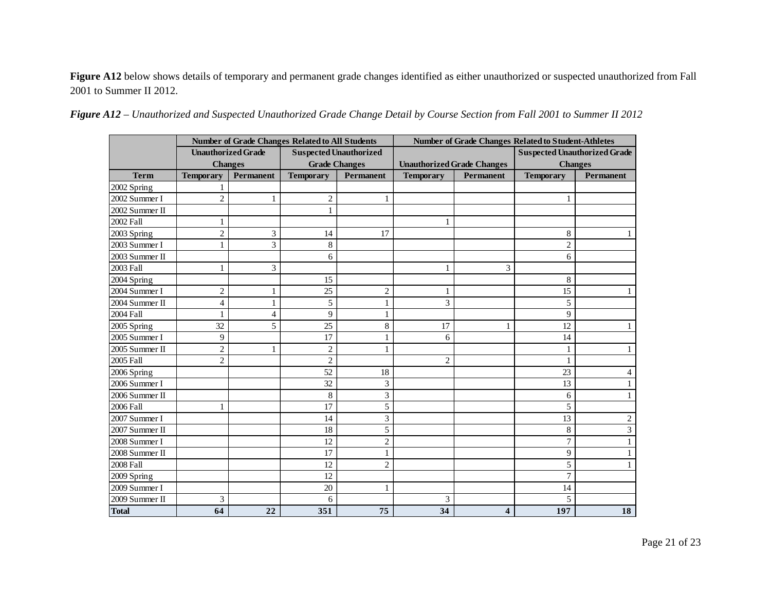**Figure A12** below shows details of temporary and permanent grade changes identified as either unauthorized or suspected unauthorized from Fall 2001 to Summer II 2012.

***Figure A12** – Unauthorized and Suspected Unauthorized Grade Change Detail by Course Section from Fall 2001 to Summer II 2012*

| | Number of Grade Changes Related to All Students | | | | Number of Grade Changes Related to Student-Athletes | | | |
|---|---|---|---|---|---|---|---|---|
| | Unauthorized Grade Changes | | Suspected Unauthorized Grade Changes | | Unauthorized Grade Changes | | Suspected Unauthorized Grade Changes | |
| **Term** | **Temporary** | **Permanent** | **Temporary** | **Permanent** | **Temporary** | **Permanent** | **Temporary** | **Permanent** |
| 2002 Spring | 1 | | | | | | | |
| 2002 Summer I | 2 | 1 | 2 | 1 | | | 1 | |
| 2002 Summer II | | | 1 | | | | | |
| 2002 Fall | 1 | | | | 1 | | | |
| 2003 Spring | 2 | 3 | 14 | 17 | | | 8 | 1 |
| 2003 Summer I | 1 | 3 | 8 | | | | 2 | |
| 2003 Summer II | | | 6 | | | | 6 | |
| 2003 Fall | 1 | 3 | | | 1 | 3 | | |
| 2004 Spring | | | 15 | | | | 8 | |
| 2004 Summer I | 2 | 1 | 25 | 2 | 1 | | 15 | 1 |
| 2004 Summer II | 4 | 1 | 5 | 1 | 3 | | 5 | |
| 2004 Fall | 1 | 4 | 9 | 1 | | | 9 | |
| 2005 Spring | 32 | 5 | 25 | 8 | 17 | 1 | 12 | 1 |
| 2005 Summer I | 9 | | 17 | 1 | 6 | | 14 | |
| 2005 Summer II | 2 | 1 | 2 | 1 | | | 1 | 1 |
| 2005 Fall | 2 | | 2 | | 2 | | 1 | |
| 2006 Spring | | | 52 | 18 | | | 23 | 4 |
| 2006 Summer I | | | 32 | 3 | | | 13 | 1 |
| 2006 Summer II | | | 8 | 3 | | | 6 | 1 |
| 2006 Fall | 1 | | 17 | 5 | | | 5 | |
| 2007 Summer I | | | 14 | 3 | | | 13 | 2 |
| 2007 Summer II | | | 18 | 5 | | | 8 | 3 |
| 2008 Summer I | | | 12 | 2 | | | 7 | 1 |
| 2008 Summer II | | | 17 | 1 | | | 9 | 1 |
| 2008 Fall | | | 12 | 2 | | | 5 | 1 |
| 2009 Spring | | | 12 | | | | 7 | |
| 2009 Summer I | | | 20 | 1 | | | 14 | |
| 2009 Summer II | 3 | | 6 | | 3 | | 5 | |
| **Total** | **64** | **22** | **351** | **75** | **34** | **4** | **197** | **18** |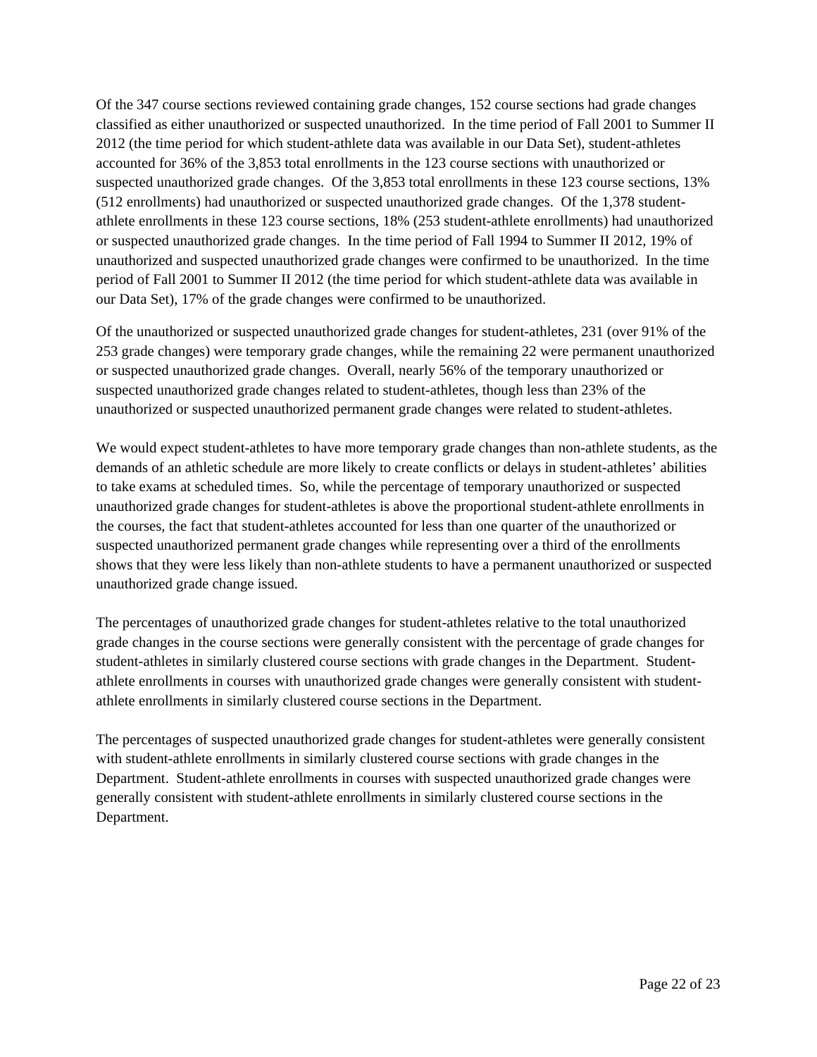Of the 347 course sections reviewed containing grade changes, 152 course sections had grade changes classified as either unauthorized or suspected unauthorized. In the time period of Fall 2001 to Summer II 2012 (the time period for which student-athlete data was available in our Data Set), student-athletes accounted for 36% of the 3,853 total enrollments in the 123 course sections with unauthorized or suspected unauthorized grade changes. Of the 3,853 total enrollments in these 123 course sections, 13% (512 enrollments) had unauthorized or suspected unauthorized grade changes. Of the 1,378 student-athlete enrollments in these 123 course sections, 18% (253 student-athlete enrollments) had unauthorized or suspected unauthorized grade changes. In the time period of Fall 1994 to Summer II 2012, 19% of unauthorized and suspected unauthorized grade changes were confirmed to be unauthorized. In the time period of Fall 2001 to Summer II 2012 (the time period for which student-athlete data was available in our Data Set), 17% of the grade changes were confirmed to be unauthorized.

Of the unauthorized or suspected unauthorized grade changes for student-athletes, 231 (over 91% of the 253 grade changes) were temporary grade changes, while the remaining 22 were permanent unauthorized or suspected unauthorized grade changes. Overall, nearly 56% of the temporary unauthorized or suspected unauthorized grade changes related to student-athletes, though less than 23% of the unauthorized or suspected unauthorized permanent grade changes were related to student-athletes.

We would expect student-athletes to have more temporary grade changes than non-athlete students, as the demands of an athletic schedule are more likely to create conflicts or delays in student-athletes' abilities to take exams at scheduled times. So, while the percentage of temporary unauthorized or suspected unauthorized grade changes for student-athletes is above the proportional student-athlete enrollments in the courses, the fact that student-athletes accounted for less than one quarter of the unauthorized or suspected unauthorized permanent grade changes while representing over a third of the enrollments shows that they were less likely than non-athlete students to have a permanent unauthorized or suspected unauthorized grade change issued.

The percentages of unauthorized grade changes for student-athletes relative to the total unauthorized grade changes in the course sections were generally consistent with the percentage of grade changes for student-athletes in similarly clustered course sections with grade changes in the Department. Student-athlete enrollments in courses with unauthorized grade changes were generally consistent with student-athlete enrollments in similarly clustered course sections in the Department.

The percentages of suspected unauthorized grade changes for student-athletes were generally consistent with student-athlete enrollments in similarly clustered course sections with grade changes in the Department. Student-athlete enrollments in courses with suspected unauthorized grade changes were generally consistent with student-athlete enrollments in similarly clustered course sections in the Department.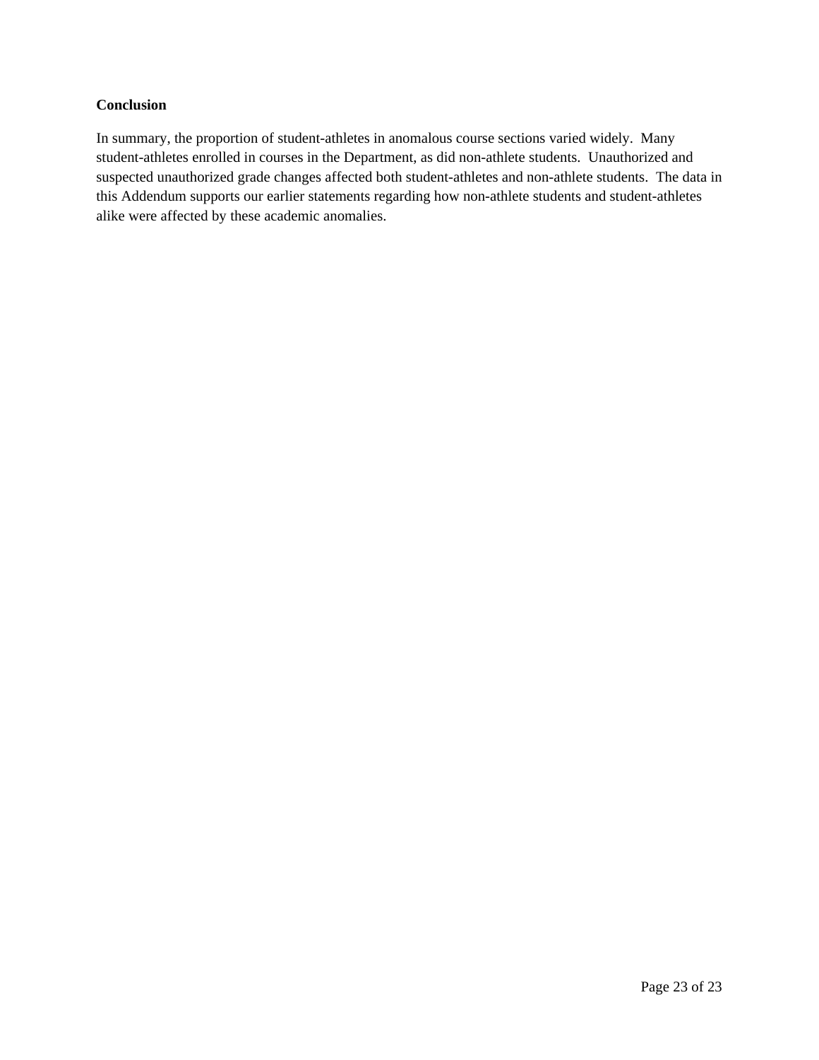**Conclusion**

In summary, the proportion of student-athletes in anomalous course sections varied widely. Many student-athletes enrolled in courses in the Department, as did non-athlete students. Unauthorized and suspected unauthorized grade changes affected both student-athletes and non-athlete students. The data in this Addendum supports our earlier statements regarding how non-athlete students and student-athletes alike were affected by these academic anomalies.